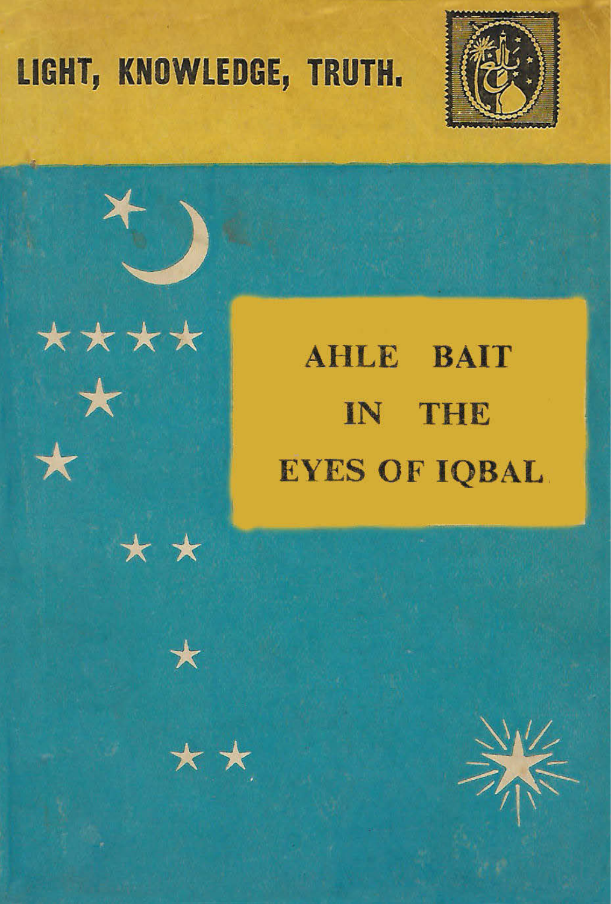LIGHT, KNOWLEDGE, TRUTH.

# AHLE BAIT IN THE EYES OF IQBAL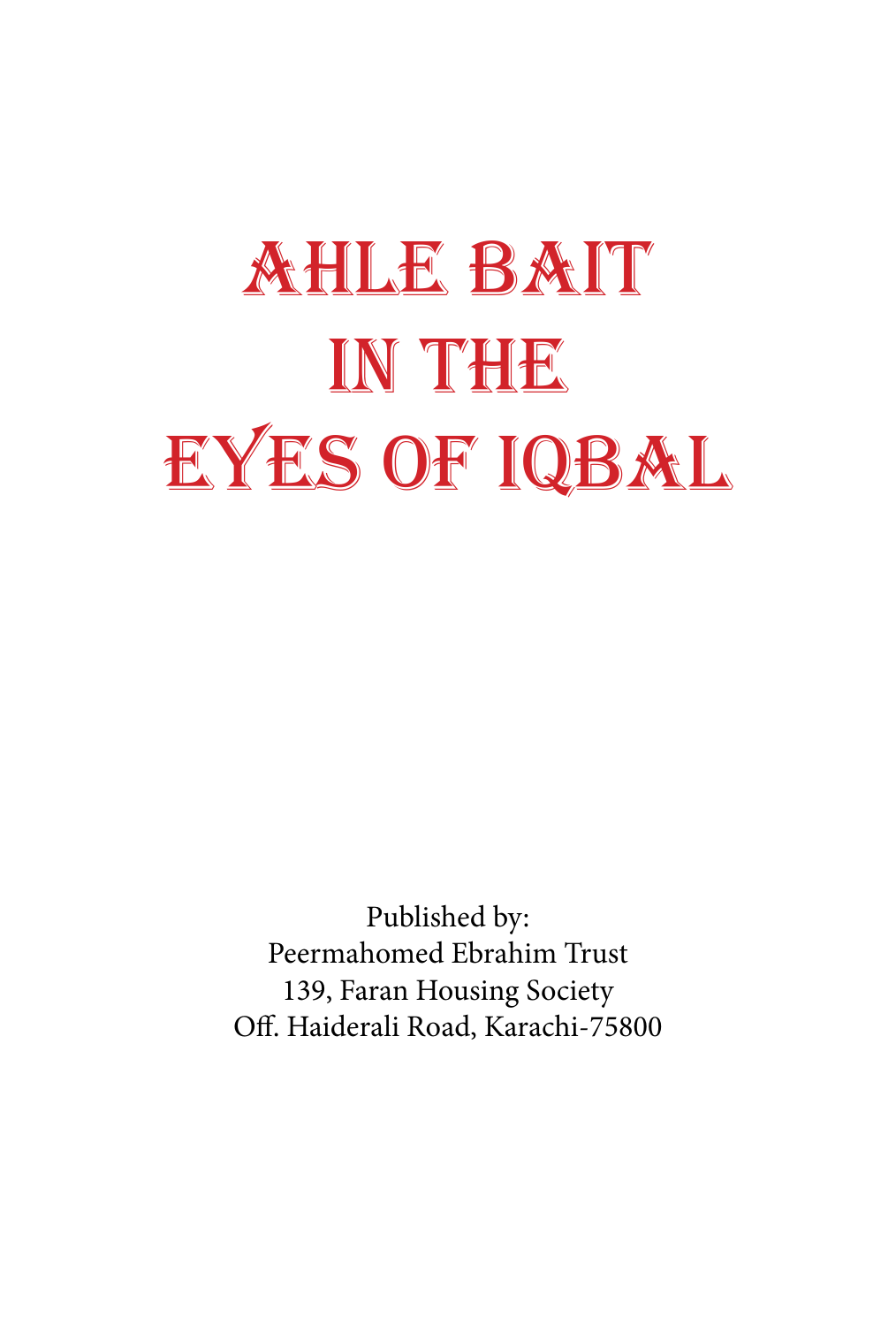# Ahle Bait in the Eyes of Iqbal

Published by:
Peermahomed Ebrahim Trust
139, Faran Housing Society
Off. Haiderali Road, Karachi-75800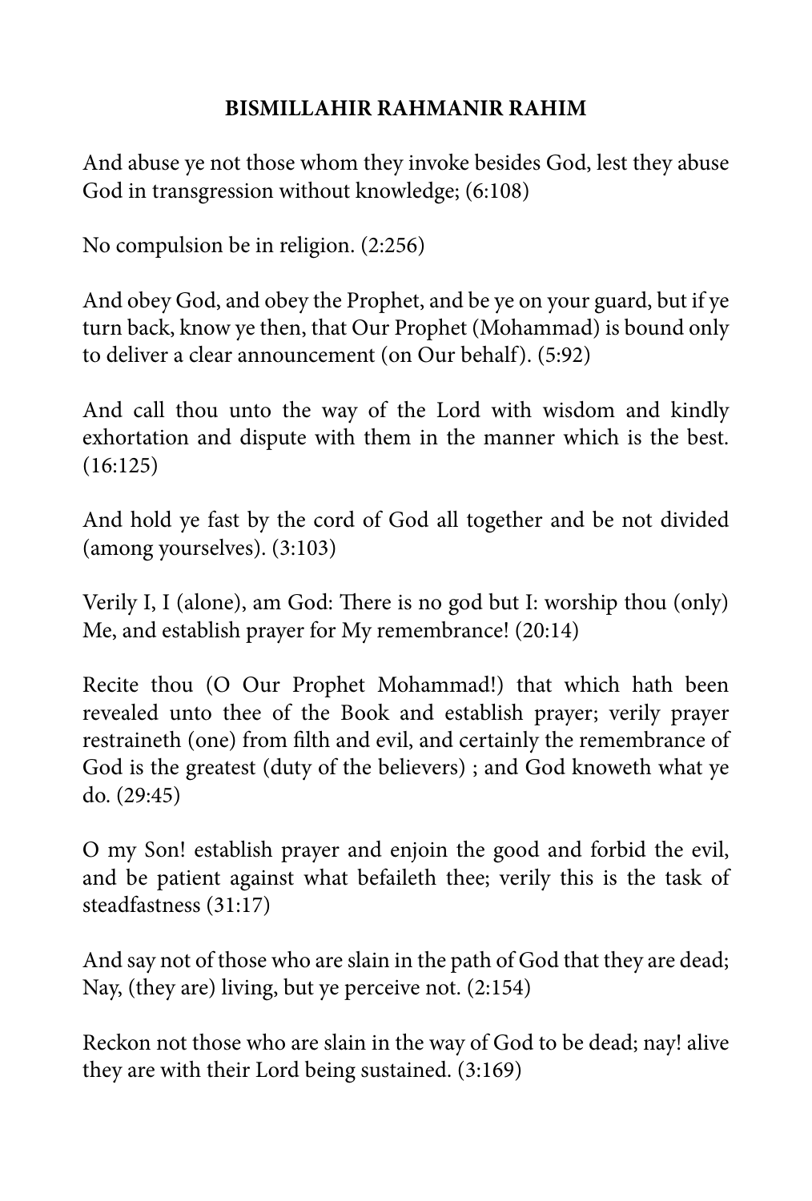**BISMILLAHIR RAHMANIR RAHIM**

And abuse ye not those whom they invoke besides God, lest they abuse God in transgression without knowledge; (6:108)

No compulsion be in religion. (2:256)

And obey God, and obey the Prophet, and be ye on your guard, but if ye turn back, know ye then, that Our Prophet (Mohammad) is bound only to deliver a clear announcement (on Our behalf). (5:92)

And call thou unto the way of the Lord with wisdom and kindly exhortation and dispute with them in the manner which is the best. (16:125)

And hold ye fast by the cord of God all together and be not divided (among yourselves). (3:103)

Verily I, I (alone), am God: There is no god but I: worship thou (only) Me, and establish prayer for My remembrance! (20:14)

Recite thou (O Our Prophet Mohammad!) that which hath been revealed unto thee of the Book and establish prayer; verily prayer restraineth (one) from filth and evil, and certainly the remembrance of God is the greatest (duty of the believers) ; and God knoweth what ye do. (29:45)

O my Son! establish prayer and enjoin the good and forbid the evil, and be patient against what befaileth thee; verily this is the task of steadfastness (31:17)

And say not of those who are slain in the path of God that they are dead; Nay, (they are) living, but ye perceive not. (2:154)

Reckon not those who are slain in the way of God to be dead; nay! alive they are with their Lord being sustained. (3:169)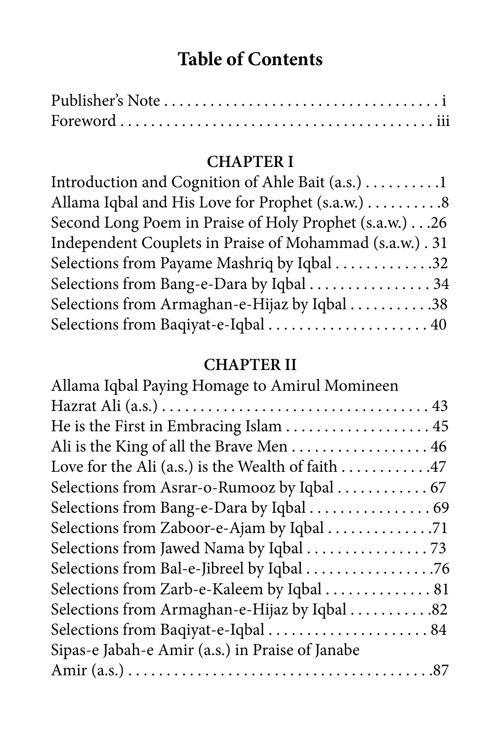# Table of Contents

Publisher's Note . . . . . . . . . . . . . . . . . . . . . . . . . . . . . . . . . . . . i
Foreword . . . . . . . . . . . . . . . . . . . . . . . . . . . . . . . . . . . . . . . . . iii

## CHAPTER I

Introduction and Cognition of Ahle Bait (a.s.) . . . . . . . . . .1
Allama Iqbal and His Love for Prophet (s.a.w.) . . . . . . . . . .8
Second Long Poem in Praise of Holy Prophet (s.a.w.) . . .26
Independent Couplets in Praise of Mohammad (s.a.w.) . 31
Selections from Payame Mashriq by Iqbal . . . . . . . . . . . . .32
Selections from Bang-e-Dara by Iqbal . . . . . . . . . . . . . . . . 34
Selections from Armaghan-e-Hijaz by Iqbal . . . . . . . . . . .38
Selections from Baqiyat-e-Iqbal . . . . . . . . . . . . . . . . . . . . . 40

## CHAPTER II

Allama Iqbal Paying Homage to Amirul Momineen Hazrat Ali (a.s.) . . . . . . . . . . . . . . . . . . . . . . . . . . . . . . . . . . . 43
He is the First in Embracing Islam . . . . . . . . . . . . . . . . . . . 45
Ali is the King of all the Brave Men . . . . . . . . . . . . . . . . . . 46
Love for the Ali (a.s.) is the Wealth of faith . . . . . . . . . . . .47
Selections from Asrar-o-Rumooz by Iqbal . . . . . . . . . . . . 67
Selections from Bang-e-Dara by Iqbal . . . . . . . . . . . . . . . . 69
Selections from Zaboor-e-Ajam by Iqbal . . . . . . . . . . . . . .71
Selections from Jawed Nama by Iqbal . . . . . . . . . . . . . . . . 73
Selections from Bal-e-Jibreel by Iqbal . . . . . . . . . . . . . . . . .76
Selections from Zarb-e-Kaleem by Iqbal . . . . . . . . . . . . . . 81
Selections from Armaghan-e-Hijaz by Iqbal . . . . . . . . . . .82
Selections from Baqiyat-e-Iqbal . . . . . . . . . . . . . . . . . . . . . 84
Sipas-e Jabah-e Amir (a.s.) in Praise of Janabe Amir (a.s.) . . . . . . . . . . . . . . . . . . . . . . . . . . . . . . . . . . . . . . . .87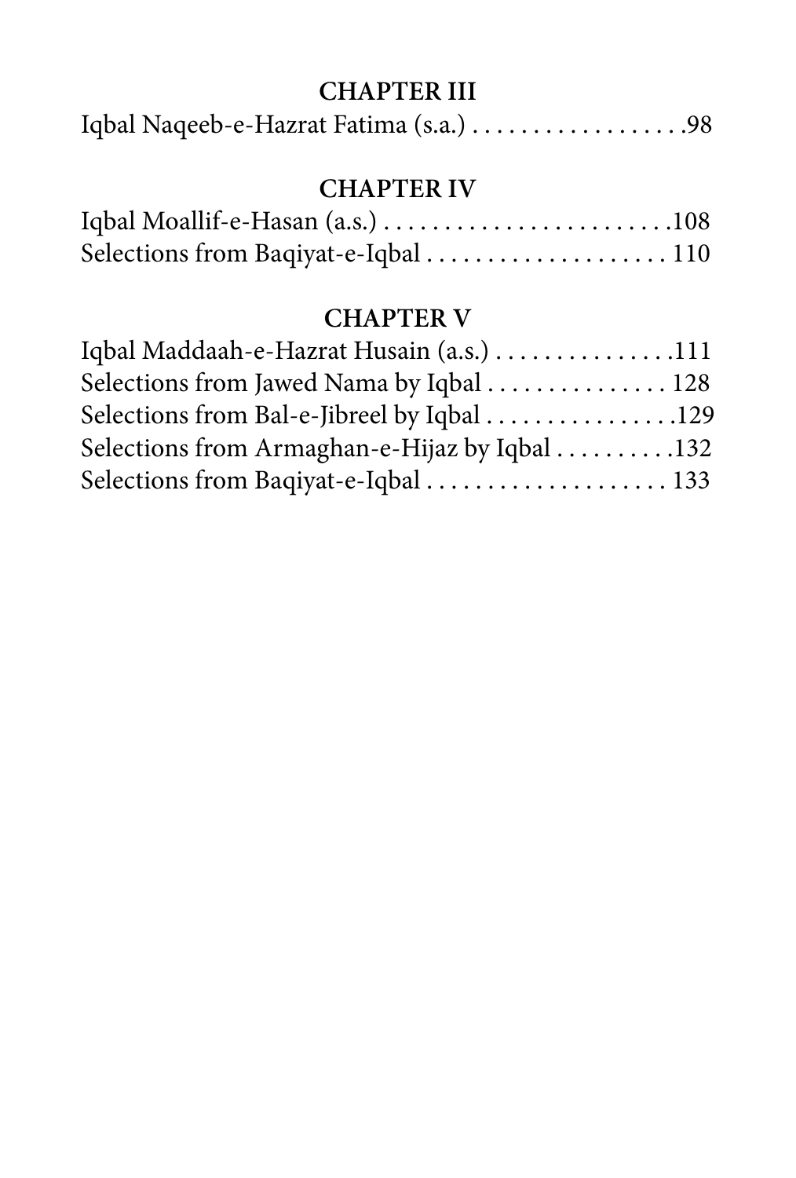## CHAPTER III

Iqbal Naqeeb-e-Hazrat Fatima (s.a.) . . . . . . . . . . . . . . . . . .98

## CHAPTER IV

Iqbal Moallif-e-Hasan (a.s.) . . . . . . . . . . . . . . . . . . . . . . . .108

Selections from Baqiyat-e-Iqbal . . . . . . . . . . . . . . . . . . . . 110

## CHAPTER V

Iqbal Maddaah-e-Hazrat Husain (a.s.) . . . . . . . . . . . . . . .111

Selections from Jawed Nama by Iqbal . . . . . . . . . . . . . . . 128

Selections from Bal-e-Jibreel by Iqbal . . . . . . . . . . . . . . . .129

Selections from Armaghan-e-Hijaz by Iqbal . . . . . . . . . .132

Selections from Baqiyat-e-Iqbal . . . . . . . . . . . . . . . . . . . . 133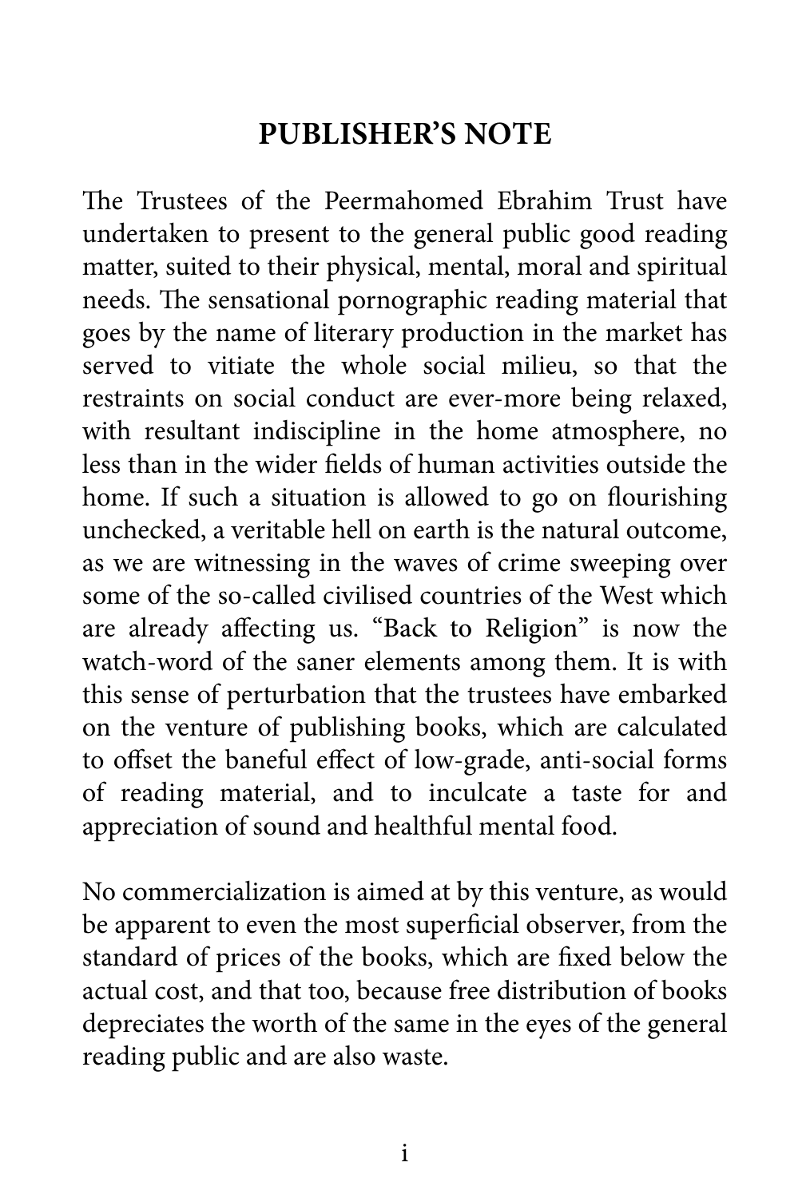## PUBLISHER'S NOTE

The Trustees of the Peermahomed Ebrahim Trust have undertaken to present to the general public good reading matter, suited to their physical, mental, moral and spiritual needs. The sensational pornographic reading material that goes by the name of literary production in the market has served to vitiate the whole social milieu, so that the restraints on social conduct are ever-more being relaxed, with resultant indiscipline in the home atmosphere, no less than in the wider fields of human activities outside the home. If such a situation is allowed to go on flourishing unchecked, a veritable hell on earth is the natural outcome, as we are witnessing in the waves of crime sweeping over some of the so-called civilised countries of the West which are already affecting us. "Back to Religion" is now the watch-word of the saner elements among them. It is with this sense of perturbation that the trustees have embarked on the venture of publishing books, which are calculated to offset the baneful effect of low-grade, anti-social forms of reading material, and to inculcate a taste for and appreciation of sound and healthful mental food.

No commercialization is aimed at by this venture, as would be apparent to even the most superficial observer, from the standard of prices of the books, which are fixed below the actual cost, and that too, because free distribution of books depreciates the worth of the same in the eyes of the general reading public and are also waste.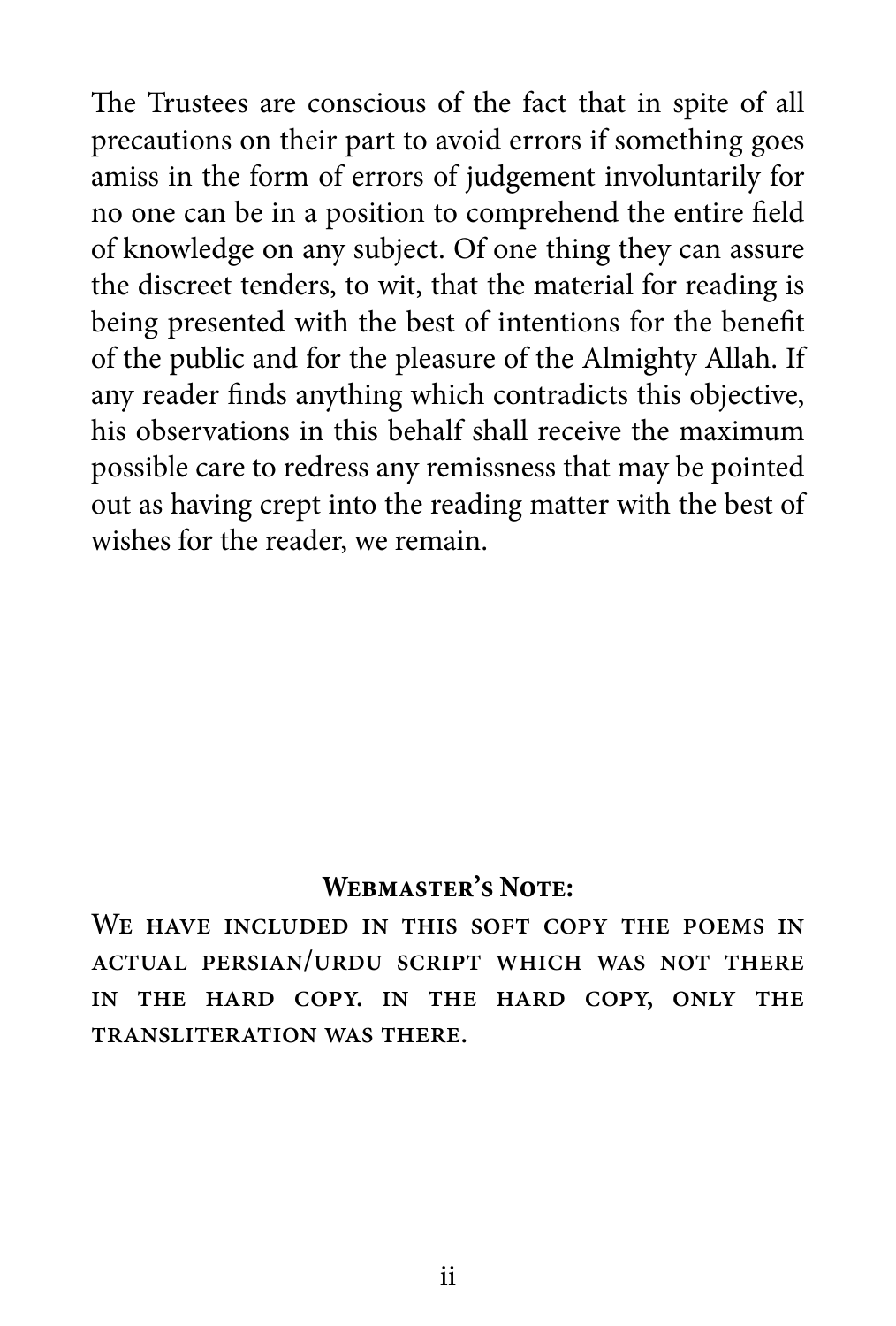The Trustees are conscious of the fact that in spite of all precautions on their part to avoid errors if something goes amiss in the form of errors of judgement involuntarily for no one can be in a position to comprehend the entire field of knowledge on any subject. Of one thing they can assure the discreet tenders, to wit, that the material for reading is being presented with the best of intentions for the benefit of the public and for the pleasure of the Almighty Allah. If any reader finds anything which contradicts this objective, his observations in this behalf shall receive the maximum possible care to redress any remissness that may be pointed out as having crept into the reading matter with the best of wishes for the reader, we remain.

**Webmaster's Note:**

We have included in this soft copy the poems in actual persian/urdu script which was not there in the hard copy. in the hard copy, only the transliteration was there.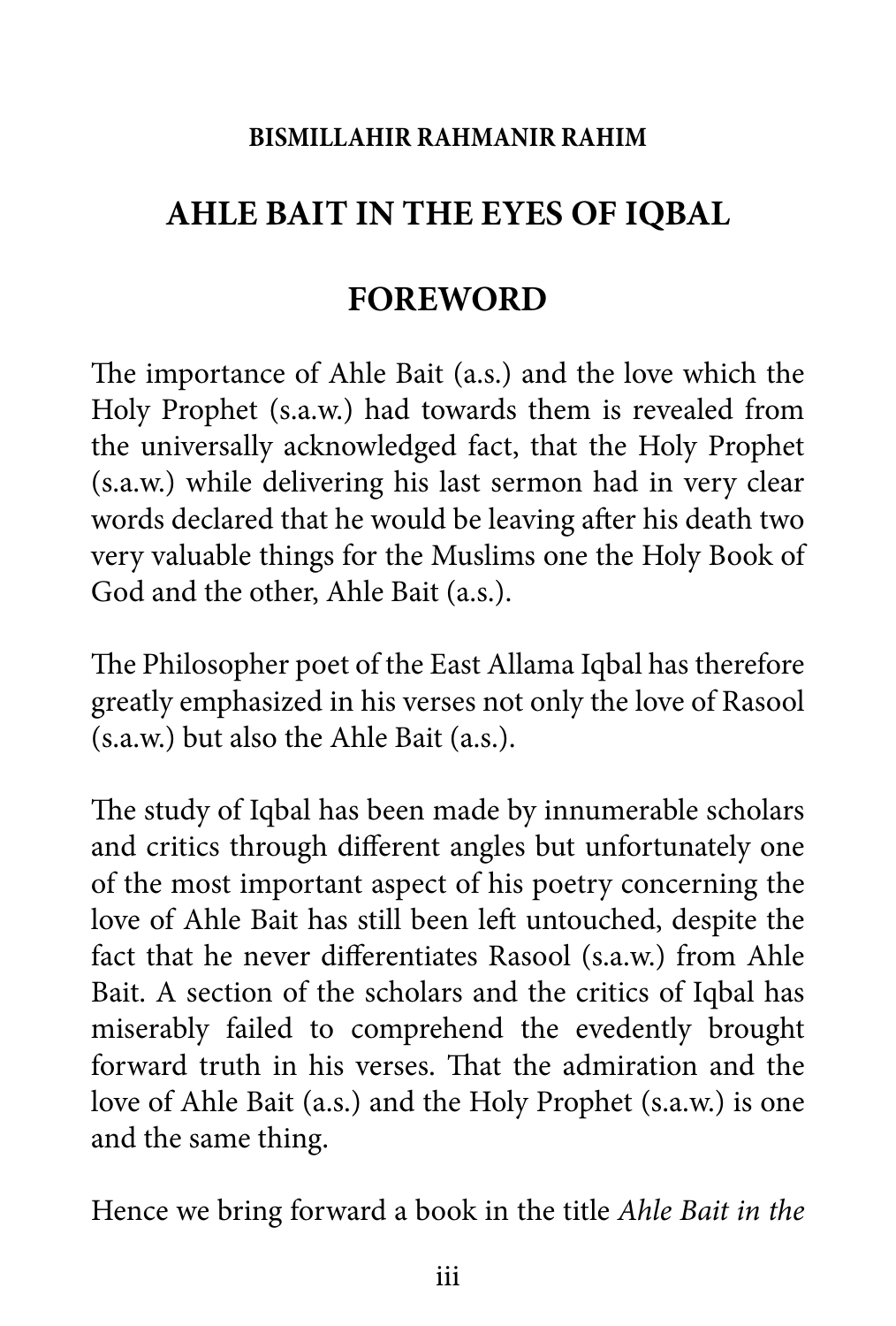**BISMILLAHIR RAHMANIR RAHIM**

# AHLE BAIT IN THE EYES OF IQBAL

## FOREWORD

The importance of Ahle Bait (a.s.) and the love which the Holy Prophet (s.a.w.) had towards them is revealed from the universally acknowledged fact, that the Holy Prophet (s.a.w.) while delivering his last sermon had in very clear words declared that he would be leaving after his death two very valuable things for the Muslims one the Holy Book of God and the other, Ahle Bait (a.s.).

The Philosopher poet of the East Allama Iqbal has therefore greatly emphasized in his verses not only the love of Rasool (s.a.w.) but also the Ahle Bait (a.s.).

The study of Iqbal has been made by innumerable scholars and critics through different angles but unfortunately one of the most important aspect of his poetry concerning the love of Ahle Bait has still been left untouched, despite the fact that he never differentiates Rasool (s.a.w.) from Ahle Bait. A section of the scholars and the critics of Iqbal has miserably failed to comprehend the evedently brought forward truth in his verses. That the admiration and the love of Ahle Bait (a.s.) and the Holy Prophet (s.a.w.) is one and the same thing.

Hence we bring forward a book in the title *Ahle Bait in the*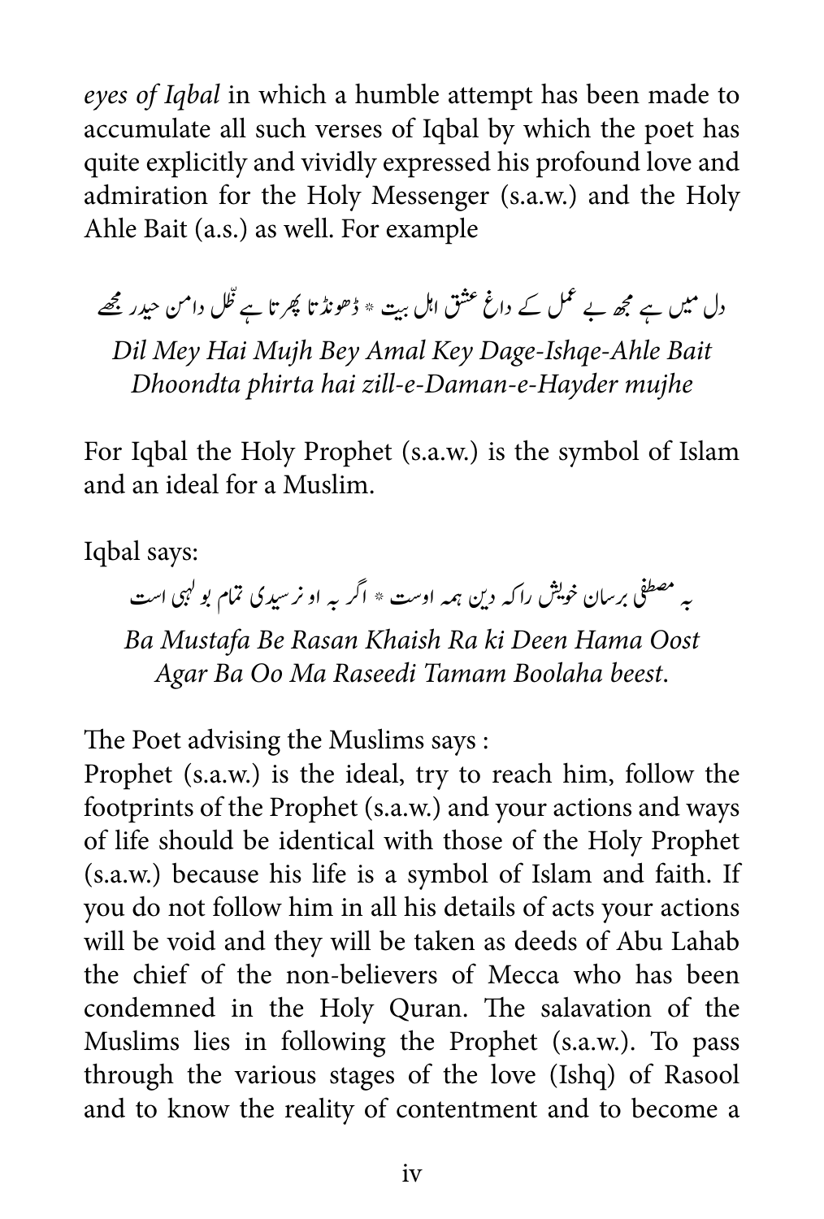*eyes of Iqbal* in which a humble attempt has been made to accumulate all such verses of Iqbal by which the poet has quite explicitly and vividly expressed his profound love and admiration for the Holy Messenger (s.a.w.) and the Holy Ahle Bait (a.s.) as well. For example

دل میں ہے مجھ بے عمل کے داغ عشق اہل بیت * ڈھونڈتا پھرتا ہے ظّل دامن حیدر مجھے

*Dil Mey Hai Mujh Bey Amal Key Dage-Ishqe-Ahle Bait*
*Dhoondta phirta hai zill-e-Daman-e-Hayder mujhe*

For Iqbal the Holy Prophet (s.a.w.) is the symbol of Islam and an ideal for a Muslim.

Iqbal says:

بہ مصطفی برسان خویش راکہ دین ہمہ اوست * اگر بہ او نرسیدی تمام بولہبی است

*Ba Mustafa Be Rasan Khaish Ra ki Deen Hama Oost*
*Agar Ba Oo Ma Raseedi Tamam Boolaha beest.*

The Poet advising the Muslims says :
Prophet (s.a.w.) is the ideal, try to reach him, follow the footprints of the Prophet (s.a.w.) and your actions and ways of life should be identical with those of the Holy Prophet (s.a.w.) because his life is a symbol of Islam and faith. If you do not follow him in all his details of acts your actions will be void and they will be taken as deeds of Abu Lahab the chief of the non-believers of Mecca who has been condemned in the Holy Quran. The salavation of the Muslims lies in following the Prophet (s.a.w.). To pass through the various stages of the love (Ishq) of Rasool and to know the reality of contentment and to become a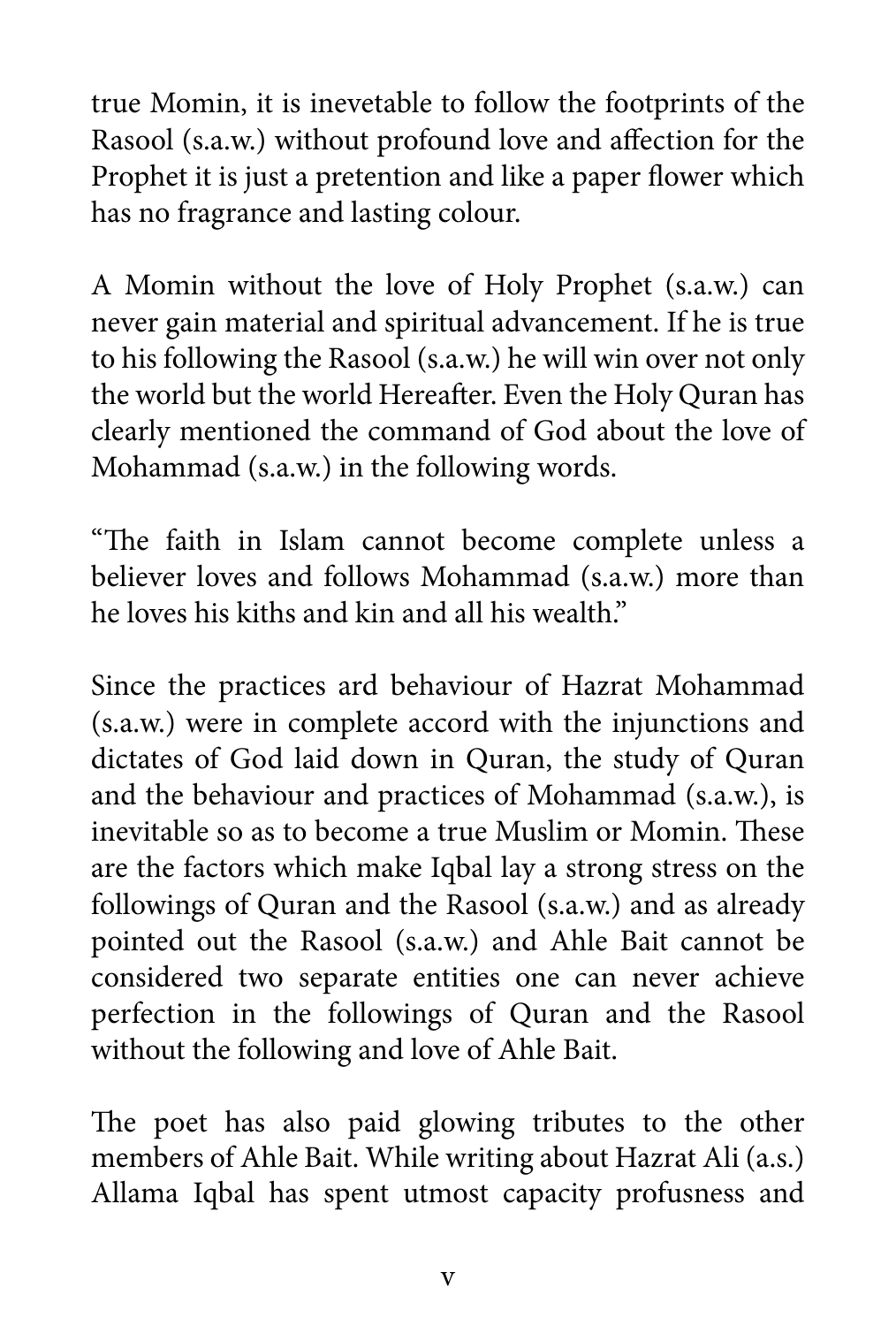true Momin, it is inevetable to follow the footprints of the Rasool (s.a.w.) without profound love and affection for the Prophet it is just a pretention and like a paper flower which has no fragrance and lasting colour.

A Momin without the love of Holy Prophet (s.a.w.) can never gain material and spiritual advancement. If he is true to his following the Rasool (s.a.w.) he will win over not only the world but the world Hereafter. Even the Holy Quran has clearly mentioned the command of God about the love of Mohammad (s.a.w.) in the following words.

"The faith in Islam cannot become complete unless a believer loves and follows Mohammad (s.a.w.) more than he loves his kiths and kin and all his wealth."

Since the practices ard behaviour of Hazrat Mohammad (s.a.w.) were in complete accord with the injunctions and dictates of God laid down in Quran, the study of Quran and the behaviour and practices of Mohammad (s.a.w.), is inevitable so as to become a true Muslim or Momin. These are the factors which make Iqbal lay a strong stress on the followings of Quran and the Rasool (s.a.w.) and as already pointed out the Rasool (s.a.w.) and Ahle Bait cannot be considered two separate entities one can never achieve perfection in the followings of Quran and the Rasool without the following and love of Ahle Bait.

The poet has also paid glowing tributes to the other members of Ahle Bait. While writing about Hazrat Ali (a.s.) Allama Iqbal has spent utmost capacity profusness and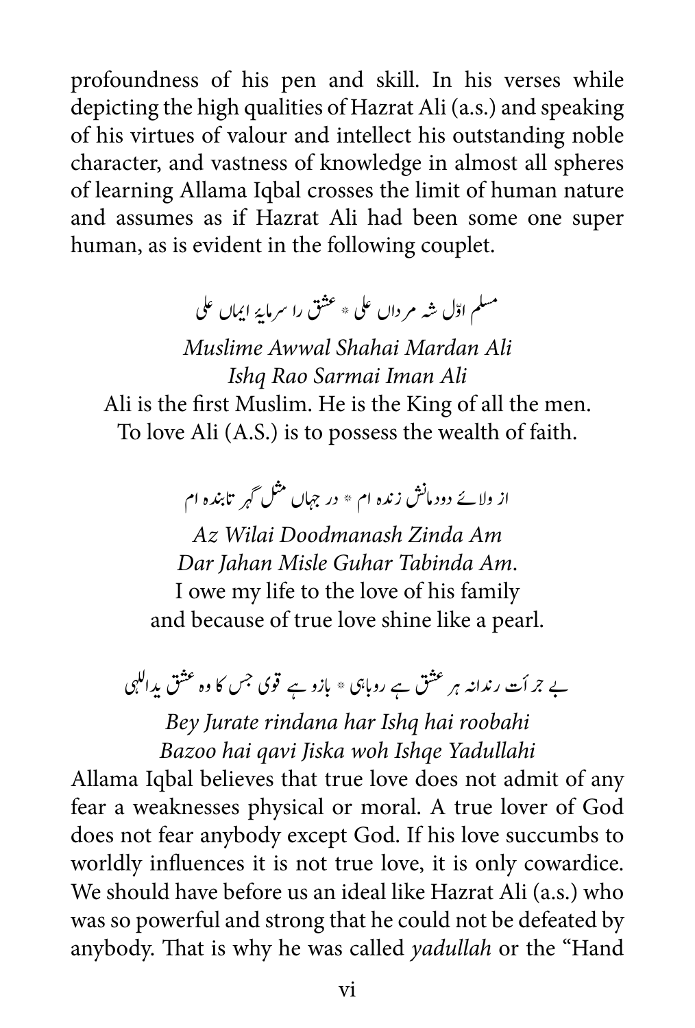profoundness of his pen and skill. In his verses while depicting the high qualities of Hazrat Ali (a.s.) and speaking of his virtues of valour and intellect his outstanding noble character, and vastness of knowledge in almost all spheres of learning Allama Iqbal crosses the limit of human nature and assumes as if Hazrat Ali had been some one super human, as is evident in the following couplet.

مسلم اوّل شہ مرداں علی * عشق را سرمایۂ ایماں علی

*Muslime Awwal Shahai Mardan Ali*
*Ishq Rao Sarmai Iman Ali*
Ali is the first Muslim. He is the King of all the men.
To love Ali (A.S.) is to possess the wealth of faith.

از ولائے دودمانش زندہ ام * در جہاں مثل گہر تابندہ ام

*Az Wilai Doodmanash Zinda Am*
*Dar Jahan Misle Guhar Tabinda Am.*
I owe my life to the love of his family
and because of true love shine like a pearl.

بے جرأت رندانہ ہر عشق ہے روباہی * بازو ہے قوی جس کا وہ عشق یداللہی

*Bey Jurate rindana har Ishq hai roobahi*
*Bazoo hai qavi Jiska woh Ishqe Yadullahi*
Allama Iqbal believes that true love does not admit of any fear a weaknesses physical or moral. A true lover of God does not fear anybody except God. If his love succumbs to worldly influences it is not true love, it is only cowardice. We should have before us an ideal like Hazrat Ali (a.s.) who was so powerful and strong that he could not be defeated by anybody. That is why he was called *yadullah* or the "Hand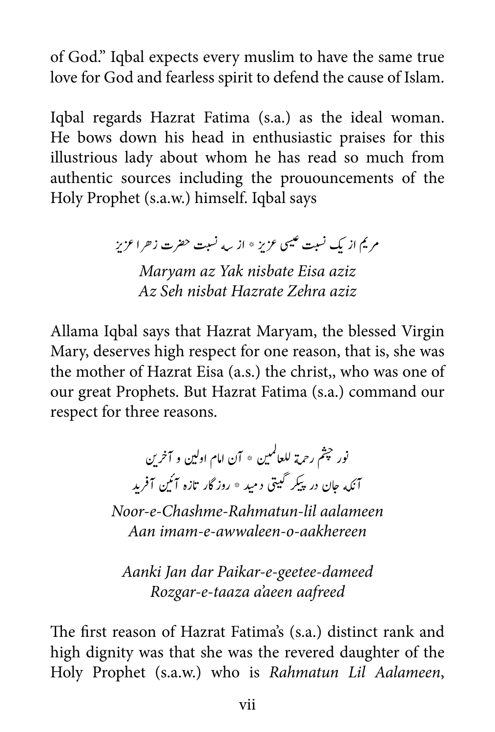of God." Iqbal expects every muslim to have the same true love for God and fearless spirit to defend the cause of Islam.

Iqbal regards Hazrat Fatima (s.a.) as the ideal woman. He bows down his head in enthusiastic praises for this illustrious lady about whom he has read so much from authentic sources including the prououncements of the Holy Prophet (s.a.w.) himself. Iqbal says

مریم از یک نسبت عیسی عزیز * از سہ نسبت حضرت زہرا عزیز

*Maryam az Yak nisbate Eisa aziz*  
*Az Seh nisbat Hazrate Zehra aziz*

Allama Iqbal says that Hazrat Maryam, the blessed Virgin Mary, deserves high respect for one reason, that is, she was the mother of Hazrat Eisa (a.s.) the christ,, who was one of our great Prophets. But Hazrat Fatima (s.a.) command our respect for three reasons.

نور چشم رحمۃ للعالمین * آن امام اولین و آخرین  
آنکہ جان در پیکر گیتی دمید * روزگار تازہ آئین آفرید

*Noor-e-Chashme-Rahmatun-lil aalameen*  
*Aan imam-e-awwaleen-o-aakhereen*

*Aanki Jan dar Paikar-e-geetee-dameed*  
*Rozgar-e-taaza a'aeen aafreed*

The first reason of Hazrat Fatima's (s.a.) distinct rank and high dignity was that she was the revered daughter of the Holy Prophet (s.a.w.) who is *Rahmatun Lil Aalameen*,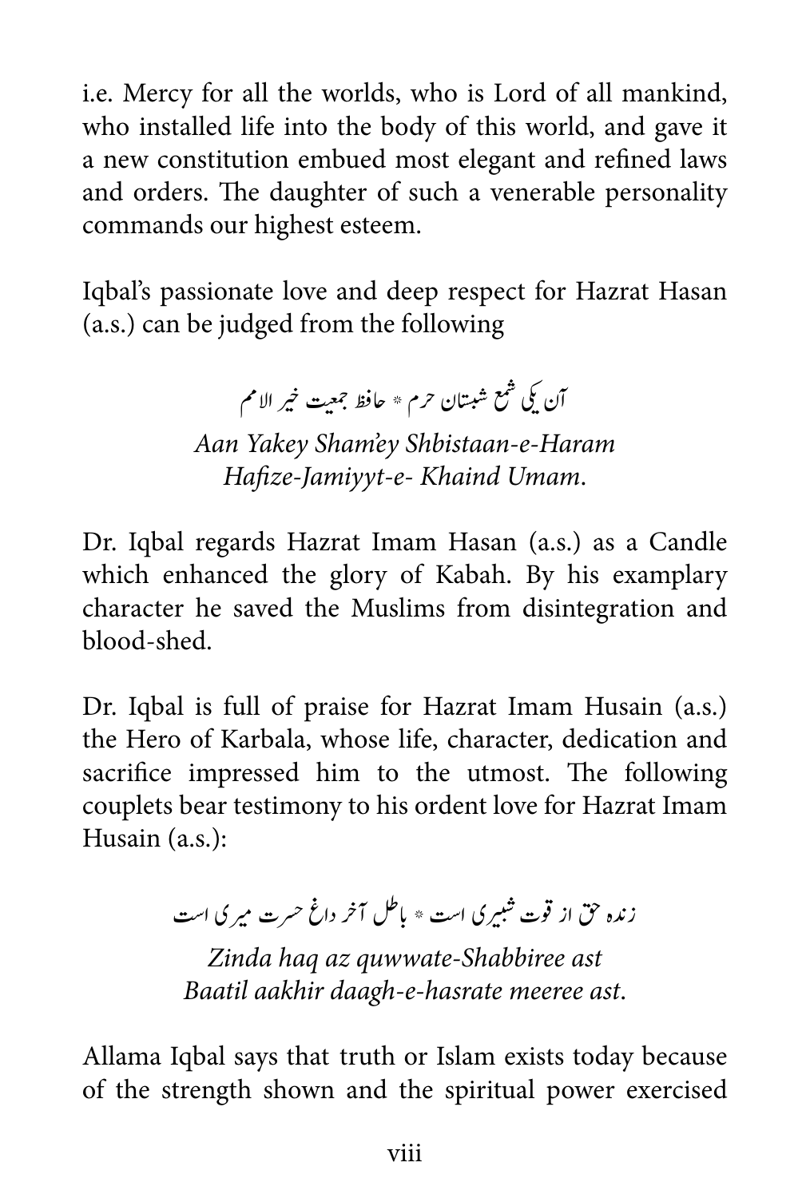i.e. Mercy for all the worlds, who is Lord of all mankind, who installed life into the body of this world, and gave it a new constitution embued most elegant and refined laws and orders. The daughter of such a venerable personality commands our highest esteem.

Iqbal's passionate love and deep respect for Hazrat Hasan (a.s.) can be judged from the following

آن یکی شمع شبستان حرم * حافظ جمعیت خیر الامم

*Aan Yakey Sham'ey Shbistaan-e-Haram*
*Hafize-Jamiyyt-e- Khaind Umam.*

Dr. Iqbal regards Hazrat Imam Hasan (a.s.) as a Candle which enhanced the glory of Kabah. By his examplary character he saved the Muslims from disintegration and blood-shed.

Dr. Iqbal is full of praise for Hazrat Imam Husain (a.s.) the Hero of Karbala, whose life, character, dedication and sacrifice impressed him to the utmost. The following couplets bear testimony to his ordent love for Hazrat Imam Husain (a.s.):

زندہ حق از قوت شبیری است * باطل آخر داغ حسرت میری است

*Zinda haq az quwwate-Shabbiree ast*
*Baatil aakhir daagh-e-hasrate meeree ast.*

Allama Iqbal says that truth or Islam exists today because of the strength shown and the spiritual power exercised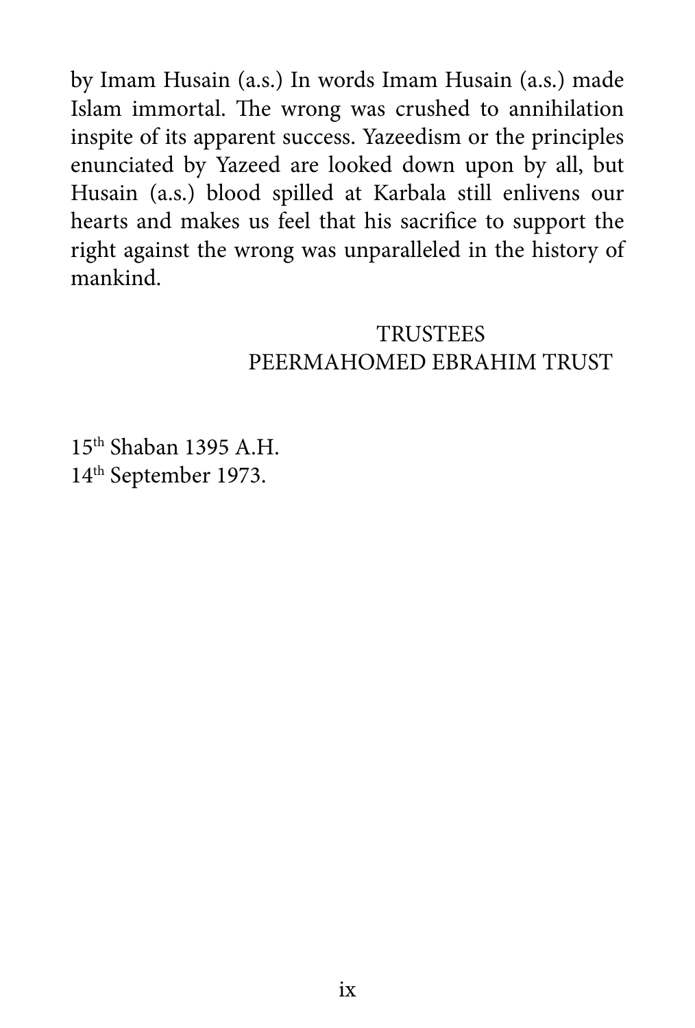by Imam Husain (a.s.) In words Imam Husain (a.s.) made Islam immortal. The wrong was crushed to annihilation inspite of its apparent success. Yazeedism or the principles enunciated by Yazeed are looked down upon by all, but Husain (a.s.) blood spilled at Karbala still enlivens our hearts and makes us feel that his sacrifice to support the right against the wrong was unparalleled in the history of mankind.

TRUSTEES
PEERMAHOMED EBRAHIM TRUST

15th Shaban 1395 A.H.
14th September 1973.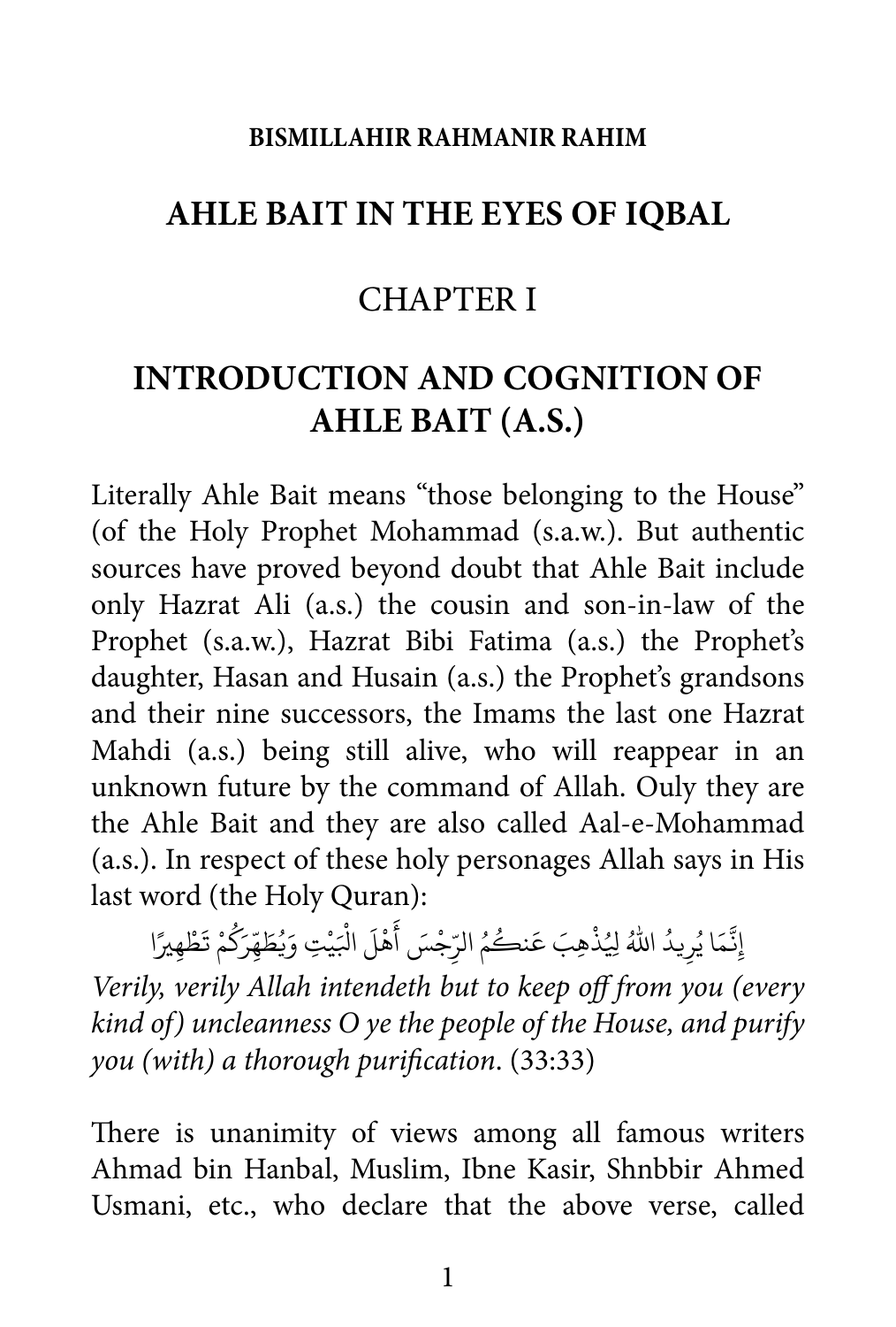**BISMILLAHIR RAHMANIR RAHIM**

# AHLE BAIT IN THE EYES OF IQBAL

## CHAPTER I

## INTRODUCTION AND COGNITION OF AHLE BAIT (A.S.)

Literally Ahle Bait means "those belonging to the House" (of the Holy Prophet Mohammad (s.a.w.). But authentic sources have proved beyond doubt that Ahle Bait include only Hazrat Ali (a.s.) the cousin and son-in-law of the Prophet (s.a.w.), Hazrat Bibi Fatima (a.s.) the Prophet's daughter, Hasan and Husain (a.s.) the Prophet's grandsons and their nine successors, the Imams the last one Hazrat Mahdi (a.s.) being still alive, who will reappear in an unknown future by the command of Allah. Ouly they are the Ahle Bait and they are also called Aal-e-Mohammad (a.s.). In respect of these holy personages Allah says in His last word (the Holy Quran):

إِنَّمَا يُرِيدُ اللّٰهُ لِيُذْهِبَ عَنكُمُ الرِّجْسَ أَهْلَ الْبَيْتِ وَيُطَهِّرَكُمْ تَطْهِيرًا

*Verily, verily Allah intendeth but to keep off from you (every kind of) uncleanness O ye the people of the House, and purify you (with) a thorough purification*. (33:33)

There is unanimity of views among all famous writers Ahmad bin Hanbal, Muslim, Ibne Kasir, Shnbbir Ahmed Usmani, etc., who declare that the above verse, called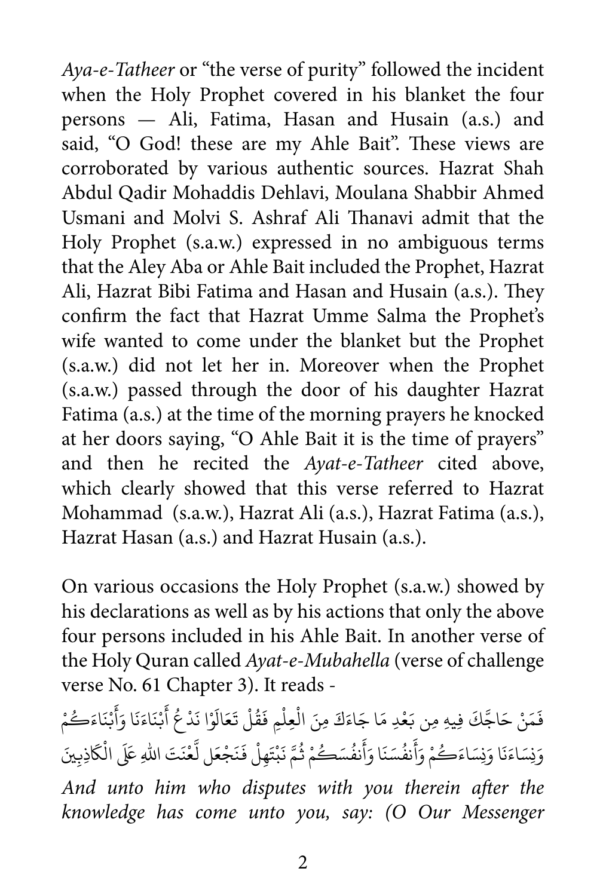*Aya-e-Tatheer* or "the verse of purity" followed the incident when the Holy Prophet covered in his blanket the four persons — Ali, Fatima, Hasan and Husain (a.s.) and said, "O God! these are my Ahle Bait". These views are corroborated by various authentic sources. Hazrat Shah Abdul Qadir Mohaddis Dehlavi, Moulana Shabbir Ahmed Usmani and Molvi S. Ashraf Ali Thanavi admit that the Holy Prophet (s.a.w.) expressed in no ambiguous terms that the Aley Aba or Ahle Bait included the Prophet, Hazrat Ali, Hazrat Bibi Fatima and Hasan and Husain (a.s.). They confirm the fact that Hazrat Umme Salma the Prophet's wife wanted to come under the blanket but the Prophet (s.a.w.) did not let her in. Moreover when the Prophet (s.a.w.) passed through the door of his daughter Hazrat Fatima (a.s.) at the time of the morning prayers he knocked at her doors saying, "O Ahle Bait it is the time of prayers" and then he recited the *Ayat-e-Tatheer* cited above, which clearly showed that this verse referred to Hazrat Mohammad (s.a.w.), Hazrat Ali (a.s.), Hazrat Fatima (a.s.), Hazrat Hasan (a.s.) and Hazrat Husain (a.s.).

On various occasions the Holy Prophet (s.a.w.) showed by his declarations as well as by his actions that only the above four persons included in his Ahle Bait. In another verse of the Holy Quran called *Ayat-e-Mubahella* (verse of challenge verse No. 61 Chapter 3). It reads -

فَمَنْ حَاجَّكَ فِيهِ مِن بَعْدِ مَا جَاءَكَ مِنَ الْعِلْمِ فَقُلْ تَعَالَوْا نَدْعُ أَبْنَاءَنَا وَأَبْنَاءَكُمْ وَنِسَاءَنَا وَنِسَاءَكُمْ وَأَنفُسَنَا وَأَنفُسَكُمْ ثُمَّ نَبْتَهِلْ فَنَجْعَل لَّعْنَتَ اللهِ عَلَى الْكَاذِبِينَ

*And unto him who disputes with you therein after the knowledge has come unto you, say: (O Our Messenger*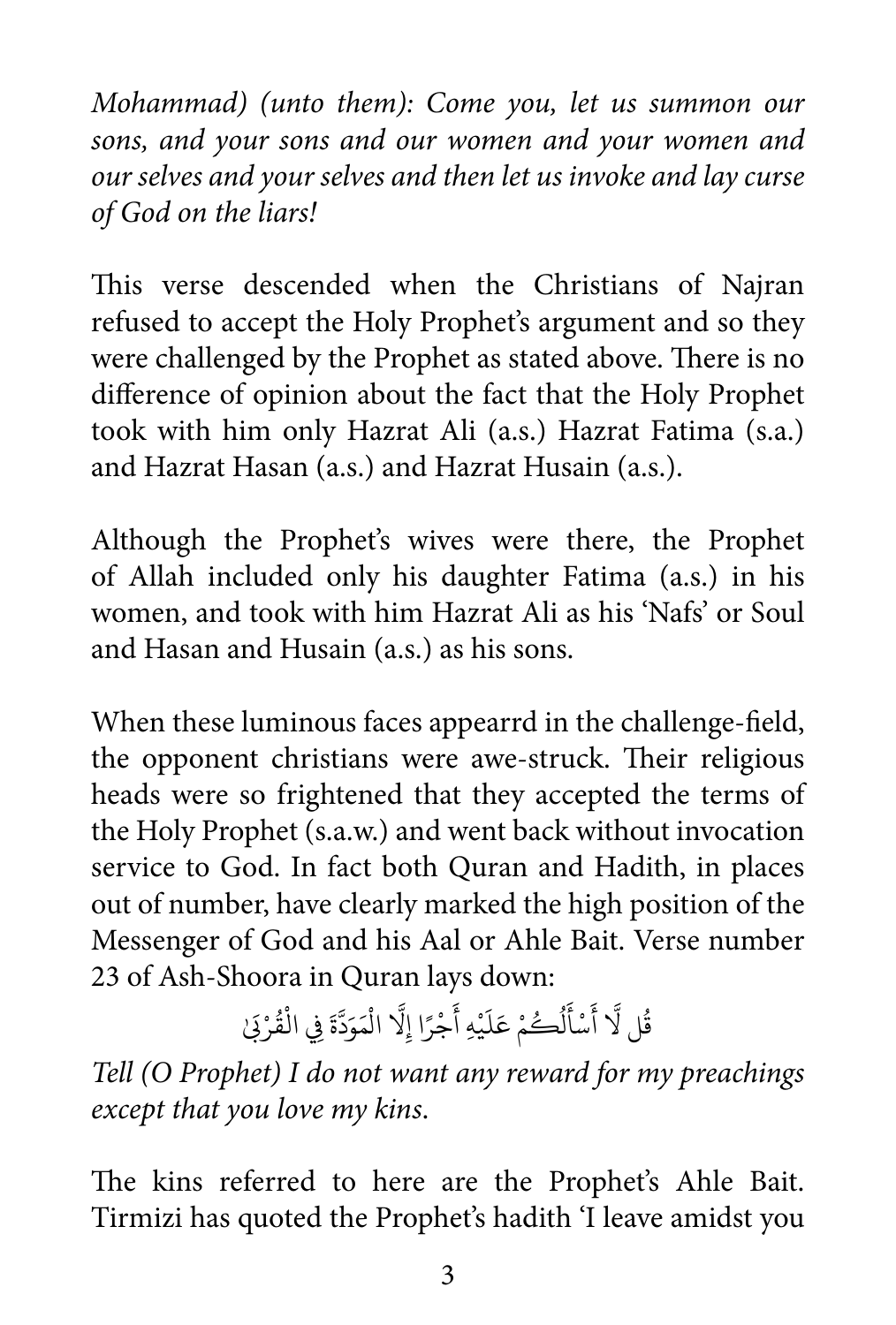*Mohammad) (unto them): Come you, let us summon our sons, and your sons and our women and your women and our selves and your selves and then let us invoke and lay curse of God on the liars!*

This verse descended when the Christians of Najran refused to accept the Holy Prophet's argument and so they were challenged by the Prophet as stated above. There is no difference of opinion about the fact that the Holy Prophet took with him only Hazrat Ali (a.s.) Hazrat Fatima (s.a.) and Hazrat Hasan (a.s.) and Hazrat Husain (a.s.).

Although the Prophet's wives were there, the Prophet of Allah included only his daughter Fatima (a.s.) in his women, and took with him Hazrat Ali as his 'Nafs' or Soul and Hasan and Husain (a.s.) as his sons.

When these luminous faces appearrd in the challenge-field, the opponent christians were awe-struck. Their religious heads were so frightened that they accepted the terms of the Holy Prophet (s.a.w.) and went back without invocation service to God. In fact both Quran and Hadith, in places out of number, have clearly marked the high position of the Messenger of God and his Aal or Ahle Bait. Verse number 23 of Ash-Shoora in Quran lays down:

قُل لَّا أَسْأَلُكُمْ عَلَيْهِ أَجْرًا إِلَّا الْمَوَدَّةَ فِي الْقُرْبَىٰ

*Tell (O Prophet) I do not want any reward for my preachings except that you love my kins.*

The kins referred to here are the Prophet's Ahle Bait. Tirmizi has quoted the Prophet's hadith 'I leave amidst you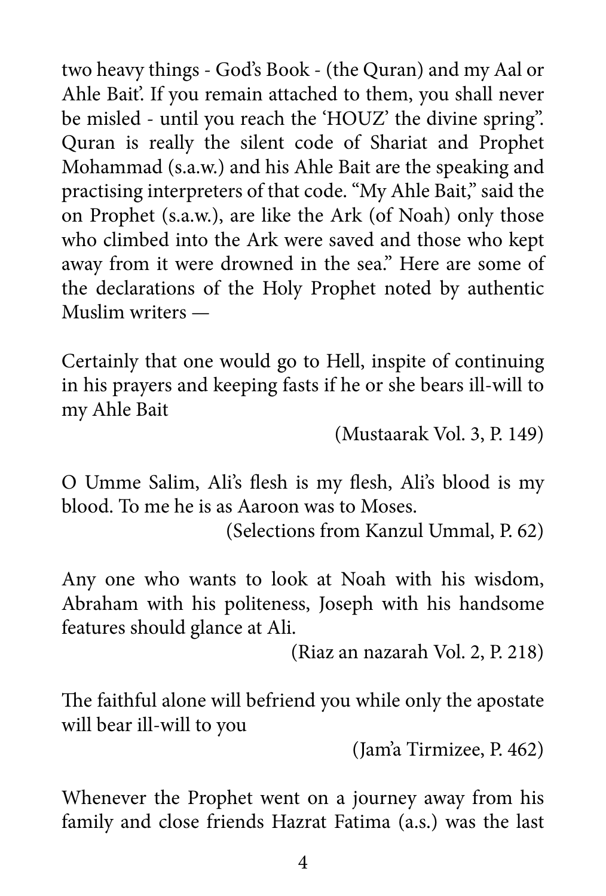two heavy things - God's Book - (the Quran) and my Aal or Ahle Bait'. If you remain attached to them, you shall never be misled - until you reach the 'HOUZ' the divine spring". Quran is really the silent code of Shariat and Prophet Mohammad (s.a.w.) and his Ahle Bait are the speaking and practising interpreters of that code. "My Ahle Bait," said the on Prophet (s.a.w.), are like the Ark (of Noah) only those who climbed into the Ark were saved and those who kept away from it were drowned in the sea." Here are some of the declarations of the Holy Prophet noted by authentic Muslim writers —

Certainly that one would go to Hell, inspite of continuing in his prayers and keeping fasts if he or she bears ill-will to my Ahle Bait

(Mustaarak Vol. 3, P. 149)

O Umme Salim, Ali's flesh is my flesh, Ali's blood is my blood. To me he is as Aaroon was to Moses.

(Selections from Kanzul Ummal, P. 62)

Any one who wants to look at Noah with his wisdom, Abraham with his politeness, Joseph with his handsome features should glance at Ali.

(Riaz an nazarah Vol. 2, P. 218)

The faithful alone will befriend you while only the apostate will bear ill-will to you

(Jam'a Tirmizee, P. 462)

Whenever the Prophet went on a journey away from his family and close friends Hazrat Fatima (a.s.) was the last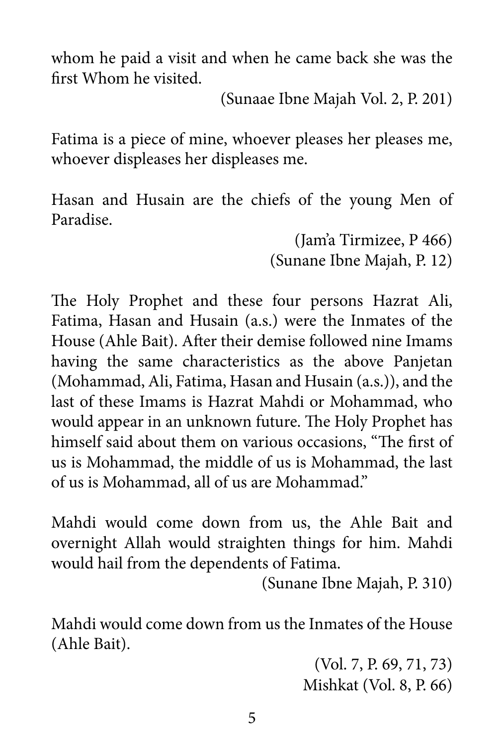whom he paid a visit and when he came back she was the first Whom he visited.

(Sunaae Ibne Majah Vol. 2, P. 201)

Fatima is a piece of mine, whoever pleases her pleases me, whoever displeases her displeases me.

Hasan and Husain are the chiefs of the young Men of Paradise.

(Jam'a Tirmizee, P 466)
(Sunane Ibne Majah, P. 12)

The Holy Prophet and these four persons Hazrat Ali, Fatima, Hasan and Husain (a.s.) were the Inmates of the House (Ahle Bait). After their demise followed nine Imams having the same characteristics as the above Panjetan (Mohammad, Ali, Fatima, Hasan and Husain (a.s.)), and the last of these Imams is Hazrat Mahdi or Mohammad, who would appear in an unknown future. The Holy Prophet has himself said about them on various occasions, "The first of us is Mohammad, the middle of us is Mohammad, the last of us is Mohammad, all of us are Mohammad."

Mahdi would come down from us, the Ahle Bait and overnight Allah would straighten things for him. Mahdi would hail from the dependents of Fatima.

(Sunane Ibne Majah, P. 310)

Mahdi would come down from us the Inmates of the House (Ahle Bait).

(Vol. 7, P. 69, 71, 73)
Mishkat (Vol. 8, P. 66)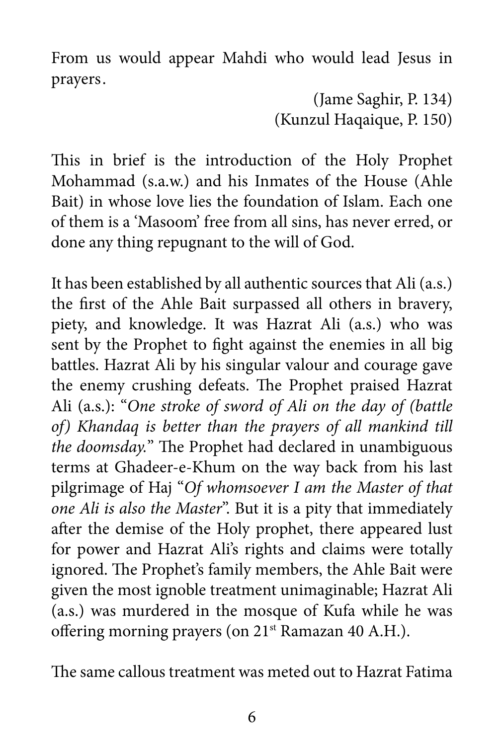From us would appear Mahdi who would lead Jesus in prayers.

(Jame Saghir, P. 134)
(Kunzul Haqaique, P. 150)

This in brief is the introduction of the Holy Prophet Mohammad (s.a.w.) and his Inmates of the House (Ahle Bait) in whose love lies the foundation of Islam. Each one of them is a 'Masoom' free from all sins, has never erred, or done any thing repugnant to the will of God.

It has been established by all authentic sources that Ali (a.s.) the first of the Ahle Bait surpassed all others in bravery, piety, and knowledge. It was Hazrat Ali (a.s.) who was sent by the Prophet to fight against the enemies in all big battles. Hazrat Ali by his singular valour and courage gave the enemy crushing defeats. The Prophet praised Hazrat Ali (a.s.): "*One stroke of sword of Ali on the day of (battle of) Khandaq is better than the prayers of all mankind till the doomsday.*" The Prophet had declared in unambiguous terms at Ghadeer-e-Khum on the way back from his last pilgrimage of Haj "*Of whomsoever I am the Master of that one Ali is also the Master*". But it is a pity that immediately after the demise of the Holy prophet, there appeared lust for power and Hazrat Ali's rights and claims were totally ignored. The Prophet's family members, the Ahle Bait were given the most ignoble treatment unimaginable; Hazrat Ali (a.s.) was murdered in the mosque of Kufa while he was offering morning prayers (on 21st Ramazan 40 A.H.).

The same callous treatment was meted out to Hazrat Fatima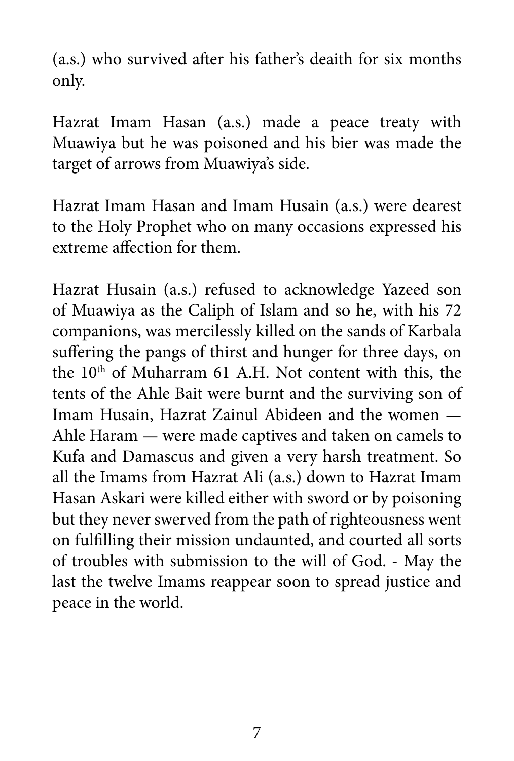(a.s.) who survived after his father's deaith for six months only.

Hazrat Imam Hasan (a.s.) made a peace treaty with Muawiya but he was poisoned and his bier was made the target of arrows from Muawiya's side.

Hazrat Imam Hasan and Imam Husain (a.s.) were dearest to the Holy Prophet who on many occasions expressed his extreme affection for them.

Hazrat Husain (a.s.) refused to acknowledge Yazeed son of Muawiya as the Caliph of Islam and so he, with his 72 companions, was mercilessly killed on the sands of Karbala suffering the pangs of thirst and hunger for three days, on the 10th of Muharram 61 A.H. Not content with this, the tents of the Ahle Bait were burnt and the surviving son of Imam Husain, Hazrat Zainul Abideen and the women — Ahle Haram — were made captives and taken on camels to Kufa and Damascus and given a very harsh treatment. So all the Imams from Hazrat Ali (a.s.) down to Hazrat Imam Hasan Askari were killed either with sword or by poisoning but they never swerved from the path of righteousness went on fulfilling their mission undaunted, and courted all sorts of troubles with submission to the will of God. - May the last the twelve Imams reappear soon to spread justice and peace in the world.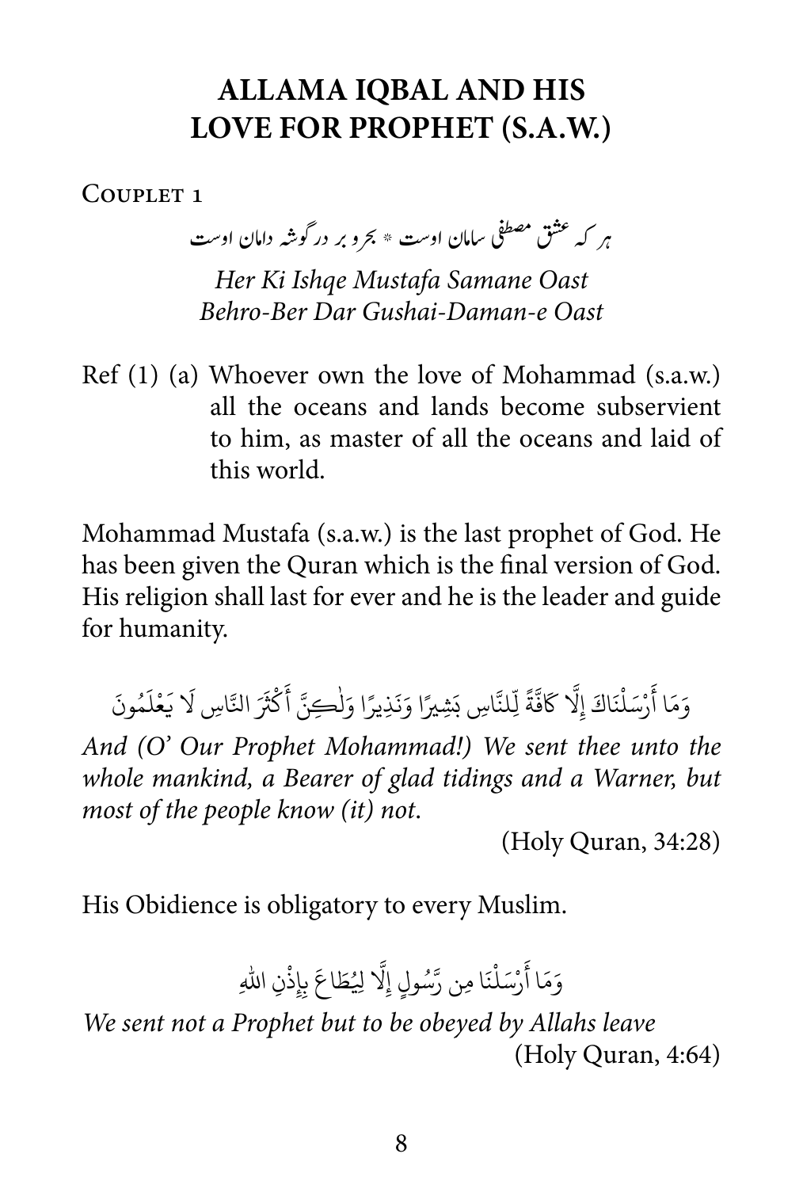# ALLAMA IQBAL AND HIS LOVE FOR PROPHET (S.A.W.)

Couplet 1

هر که عشق مصطفی سامان اوست * بحر و بر در گوشه دامان اوست

*Her Ki Ishqe Mustafa Samane Oast*
*Behro-Ber Dar Gushai-Daman-e Oast*

Ref (1) (a) Whoever own the love of Mohammad (s.a.w.) all the oceans and lands become subservient to him, as master of all the oceans and laid of this world.

Mohammad Mustafa (s.a.w.) is the last prophet of God. He has been given the Quran which is the final version of God. His religion shall last for ever and he is the leader and guide for humanity.

وَمَا أَرْسَلْنَاكَ إِلَّا كَافَّةً لِّلنَّاسِ بَشِيرًا وَنَذِيرًا وَلَٰكِنَّ أَكْثَرَ النَّاسِ لَا يَعْلَمُونَ

*And (O' Our Prophet Mohammad!) We sent thee unto the whole mankind, a Bearer of glad tidings and a Warner, but most of the people know (it) not.*

(Holy Quran, 34:28)

His Obidience is obligatory to every Muslim.

وَمَا أَرْسَلْنَا مِن رَّسُولٍ إِلَّا لِيُطَاعَ بِإِذْنِ اللهِ

*We sent not a Prophet but to be obeyed by Allahs leave*

(Holy Quran, 4:64)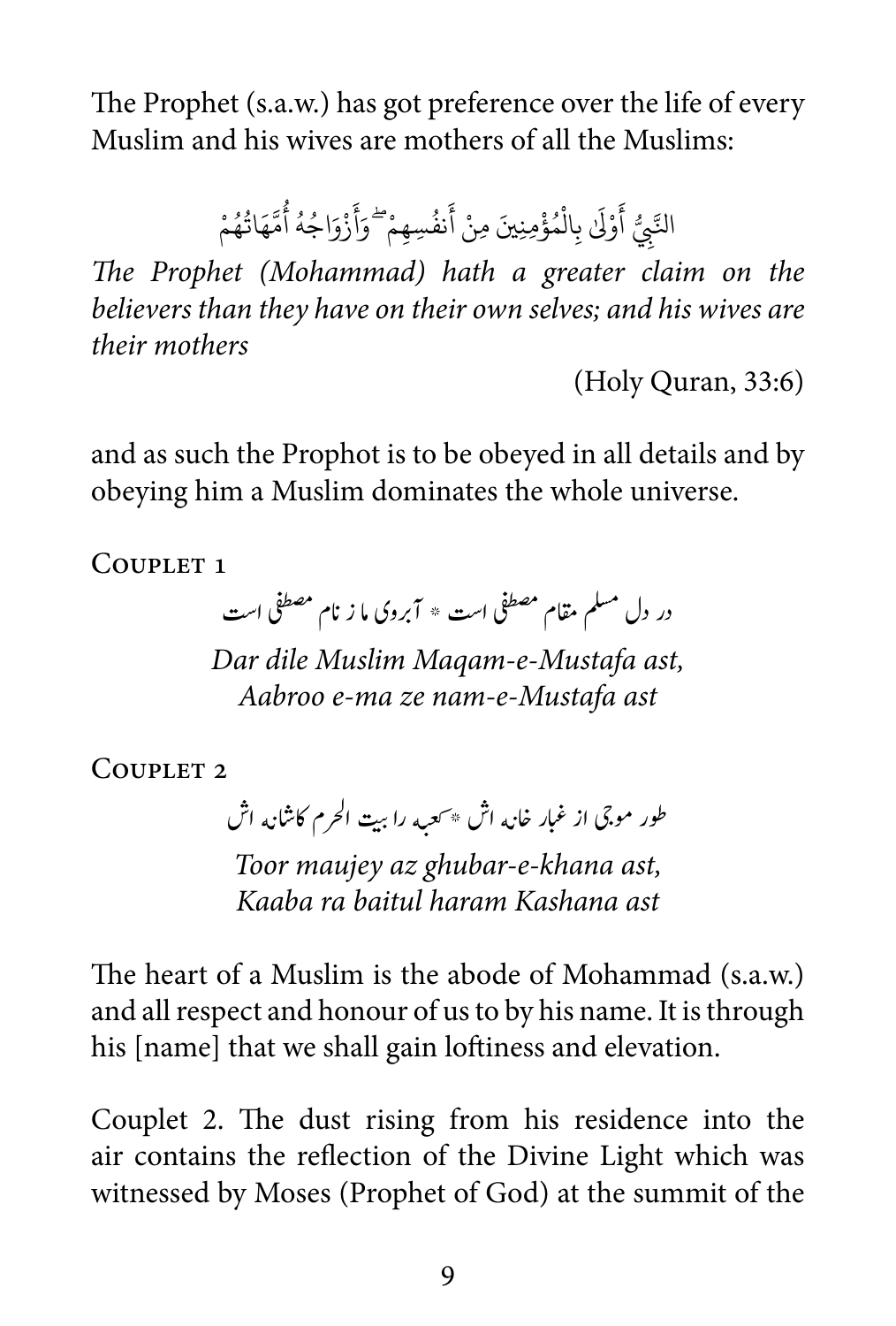The Prophet (s.a.w.) has got preference over the life of every Muslim and his wives are mothers of all the Muslims:

النَّبِيُّ أَوْلَىٰ بِالْمُؤْمِنِينَ مِنْ أَنفُسِهِمْ ۖ وَأَزْوَاجُهُ أُمَّهَاتُهُمْ

*The Prophet (Mohammad) hath a greater claim on the believers than they have on their own selves; and his wives are their mothers*

(Holy Quran, 33:6)

and as such the Prophot is to be obeyed in all details and by obeying him a Muslim dominates the whole universe.

Couplet 1

در دل مسلم مقام مصطفی است * آبروی ما ز نام مصطفی است

*Dar dile Muslim Maqam-e-Mustafa ast,*
*Aabroo e-ma ze nam-e-Mustafa ast*

Couplet 2

طور موجی از غبار خانه اش * کعبه را بیت الحرم کاشانه اش

*Toor maujey az ghubar-e-khana ast,*
*Kaaba ra baitul haram Kashana ast*

The heart of a Muslim is the abode of Mohammad (s.a.w.) and all respect and honour of us to by his name. It is through his [name] that we shall gain loftiness and elevation.

Couplet 2. The dust rising from his residence into the air contains the reflection of the Divine Light which was witnessed by Moses (Prophet of God) at the summit of the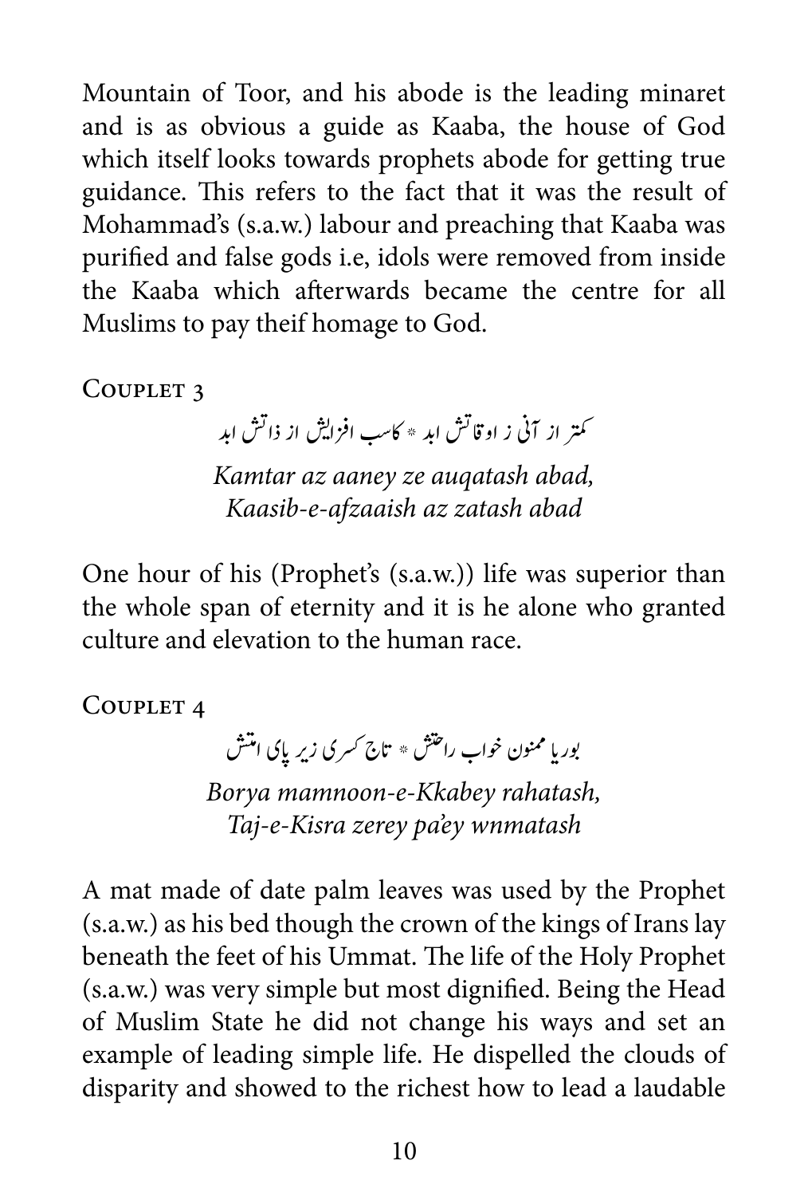Mountain of Toor, and his abode is the leading minaret and is as obvious a guide as Kaaba, the house of God which itself looks towards prophets abode for getting true guidance. This refers to the fact that it was the result of Mohammad's (s.a.w.) labour and preaching that Kaaba was purified and false gods i.e, idols were removed from inside the Kaaba which afterwards became the centre for all Muslims to pay theif homage to God.

### Couplet 3

کمتر از آنی ز اوقاتش ابد * کاسب افزایش از ذاتش ابد

*Kamtar az aaney ze auqatash abad,*
*Kaasib-e-afzaaish az zatash abad*

One hour of his (Prophet's (s.a.w.)) life was superior than the whole span of eternity and it is he alone who granted culture and elevation to the human race.

### Couplet 4

بوریا ممنون خواب راحتش * تاج کسری زیر پای امتش

*Borya mamnoon-e-Kkabey rahatash,*
*Taj-e-Kisra zerey pa'ey wnmatash*

A mat made of date palm leaves was used by the Prophet (s.a.w.) as his bed though the crown of the kings of Irans lay beneath the feet of his Ummat. The life of the Holy Prophet (s.a.w.) was very simple but most dignified. Being the Head of Muslim State he did not change his ways and set an example of leading simple life. He dispelled the clouds of disparity and showed to the richest how to lead a laudable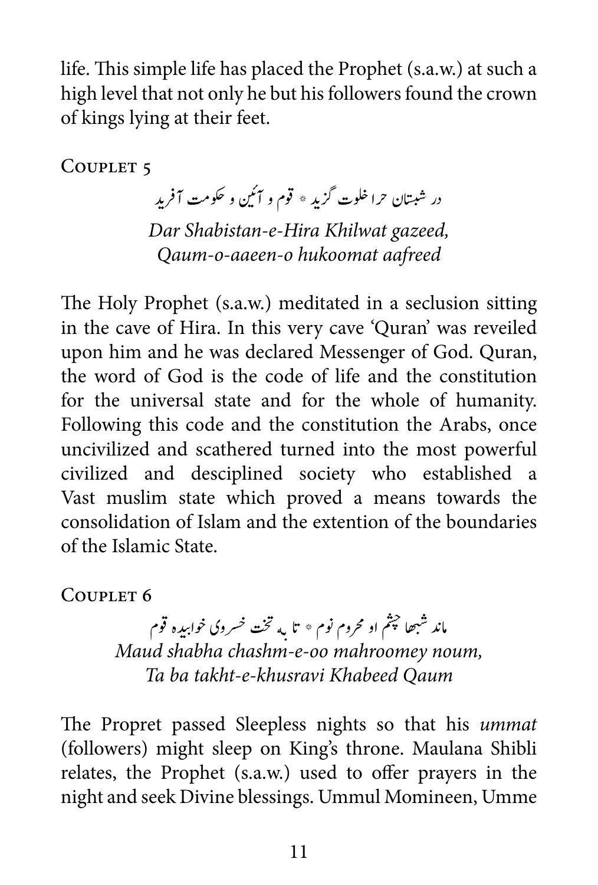life. This simple life has placed the Prophet (s.a.w.) at such a high level that not only he but his followers found the crown of kings lying at their feet.

### Couplet 5

در شبستان حرا خلوت گزید * قوم و آئین و حکومت آفرید

*Dar Shabistan-e-Hira Khilwat gazeed,*
*Qaum-o-aaeen-o hukoomat aafreed*

The Holy Prophet (s.a.w.) meditated in a seclusion sitting in the cave of Hira. In this very cave 'Quran' was reveiled upon him and he was declared Messenger of God. Quran, the word of God is the code of life and the constitution for the universal state and for the whole of humanity. Following this code and the constitution the Arabs, once uncivilized and scathered turned into the most powerful civilized and desciplined society who established a Vast muslim state which proved a means towards the consolidation of Islam and the extention of the boundaries of the Islamic State.

### Couplet 6

ماند شبها چشم او محروم نوم * تا به تخت خسروی خوابیده قوم

*Maud shabha chashm-e-oo mahroomey noum,*
*Ta ba takht-e-khusravi Khabeed Qaum*

The Propret passed Sleepless nights so that his *ummat* (followers) might sleep on King's throne. Maulana Shibli relates, the Prophet (s.a.w.) used to offer prayers in the night and seek Divine blessings. Ummul Momineen, Umme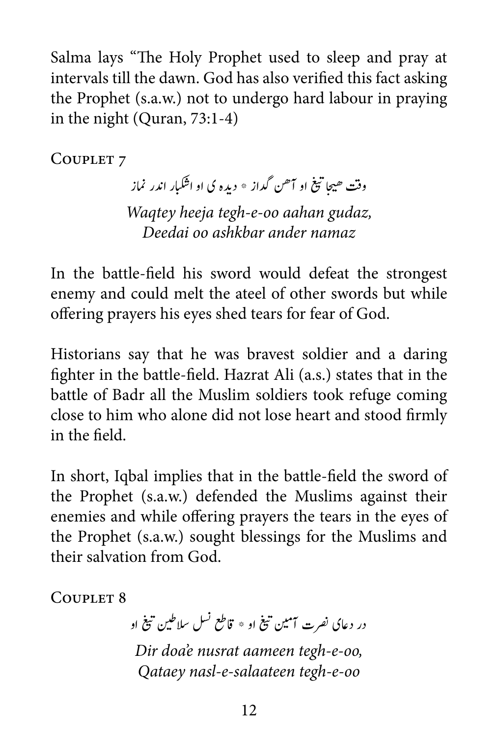Salma lays "The Holy Prophet used to sleep and pray at intervals till the dawn. God has also verified this fact asking the Prophet (s.a.w.) not to undergo hard labour in praying in the night (Quran, 73:1-4)

### Couplet 7

وقت ھیجا تیغ او آھن گداز * دیدہ ی او اشکبار اندر نماز

*Waqtey heeja tegh-e-oo aahan gudaz,*
*Deedai oo ashkbar ander namaz*

In the battle-field his sword would defeat the strongest enemy and could melt the ateel of other swords but while offering prayers his eyes shed tears for fear of God.

Historians say that he was bravest soldier and a daring fighter in the battle-field. Hazrat Ali (a.s.) states that in the battle of Badr all the Muslim soldiers took refuge coming close to him who alone did not lose heart and stood firmly in the field.

In short, Iqbal implies that in the battle-field the sword of the Prophet (s.a.w.) defended the Muslims against their enemies and while offering prayers the tears in the eyes of the Prophet (s.a.w.) sought blessings for the Muslims and their salvation from God.

### Couplet 8

در دعای نصرت آمین تیغ او * قاطع نسل سلاطین تیغ او

*Dir doa'e nusrat aameen tegh-e-oo,*
*Qataey nasl-e-salaateen tegh-e-oo*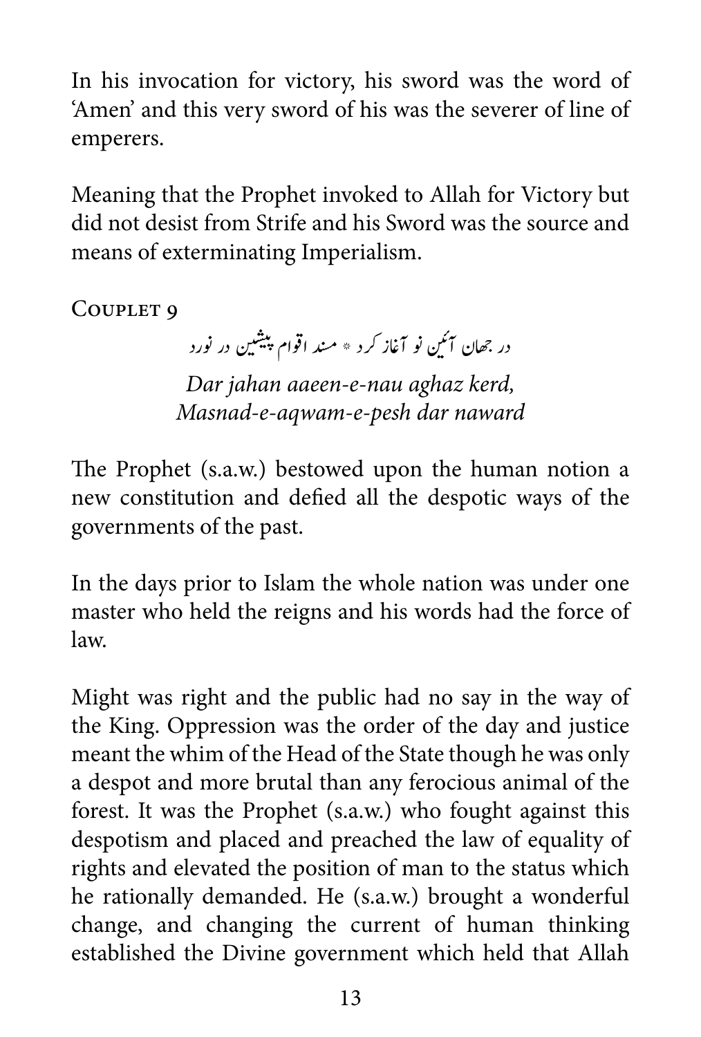In his invocation for victory, his sword was the word of 'Amen' and this very sword of his was the severer of line of emperers.

Meaning that the Prophet invoked to Allah for Victory but did not desist from Strife and his Sword was the source and means of exterminating Imperialism.

### Couplet 9

در جهان آئین نو آغاز کرد * مسند اقوام پیشین در نورد

*Dar jahan aaeen-e-nau aghaz kerd,*
*Masnad-e-aqwam-e-pesh dar naward*

The Prophet (s.a.w.) bestowed upon the human notion a new constitution and defied all the despotic ways of the governments of the past.

In the days prior to Islam the whole nation was under one master who held the reigns and his words had the force of law.

Might was right and the public had no say in the way of the King. Oppression was the order of the day and justice meant the whim of the Head of the State though he was only a despot and more brutal than any ferocious animal of the forest. It was the Prophet (s.a.w.) who fought against this despotism and placed and preached the law of equality of rights and elevated the position of man to the status which he rationally demanded. He (s.a.w.) brought a wonderful change, and changing the current of human thinking established the Divine government which held that Allah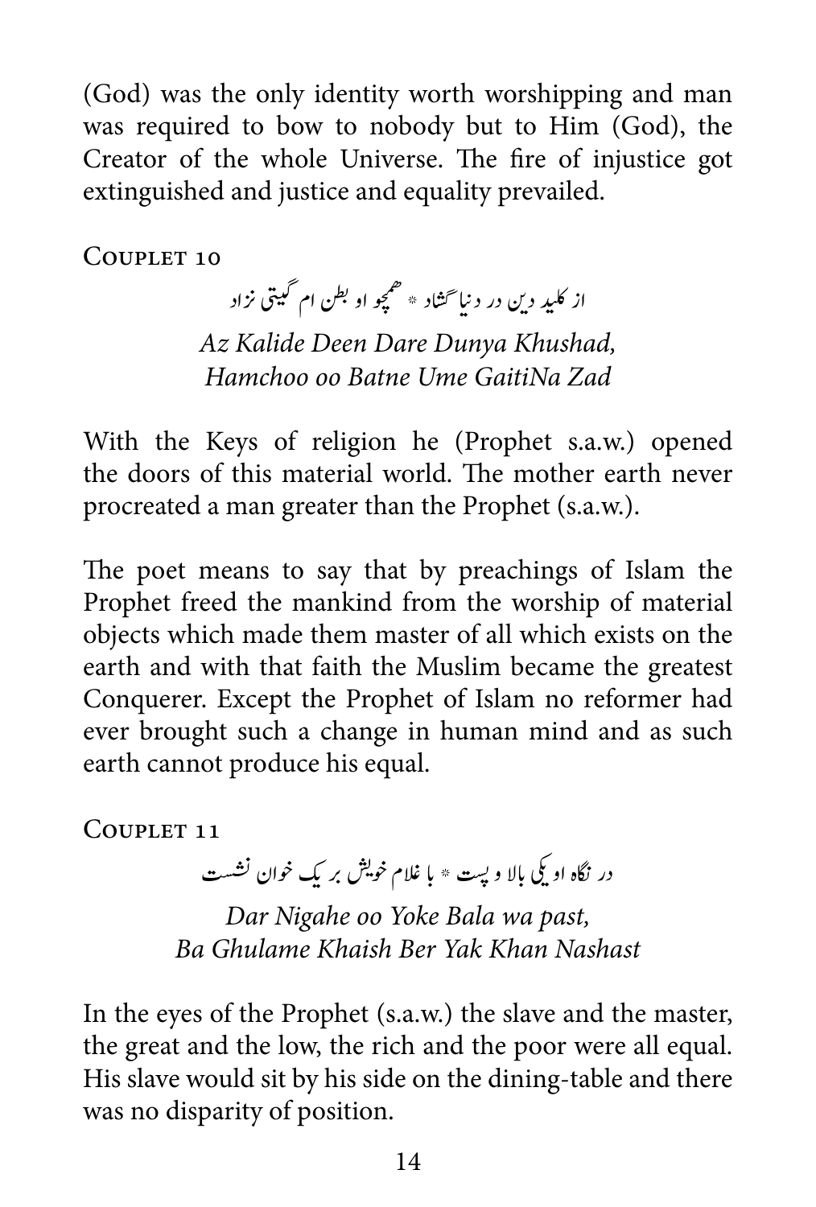(God) was the only identity worth worshipping and man was required to bow to nobody but to Him (God), the Creator of the whole Universe. The fire of injustice got extinguished and justice and equality prevailed.

### Couplet 10

از کلید دین در دنیا گشاد * همچو او بطن ام گیتی نزاد

*Az Kalide Deen Dare Dunya Khushad,*
*Hamchoo oo Batne Ume GaitiNa Zad*

With the Keys of religion he (Prophet s.a.w.) opened the doors of this material world. The mother earth never procreated a man greater than the Prophet (s.a.w.).

The poet means to say that by preachings of Islam the Prophet freed the mankind from the worship of material objects which made them master of all which exists on the earth and with that faith the Muslim became the greatest Conquerer. Except the Prophet of Islam no reformer had ever brought such a change in human mind and as such earth cannot produce his equal.

### Couplet 11

در نگاه او یکی بالا و پست * با غلام خویش بر یک خوان نشست

*Dar Nigahe oo Yoke Bala wa past,*
*Ba Ghulame Khaish Ber Yak Khan Nashast*

In the eyes of the Prophet (s.a.w.) the slave and the master, the great and the low, the rich and the poor were all equal. His slave would sit by his side on the dining-table and there was no disparity of position.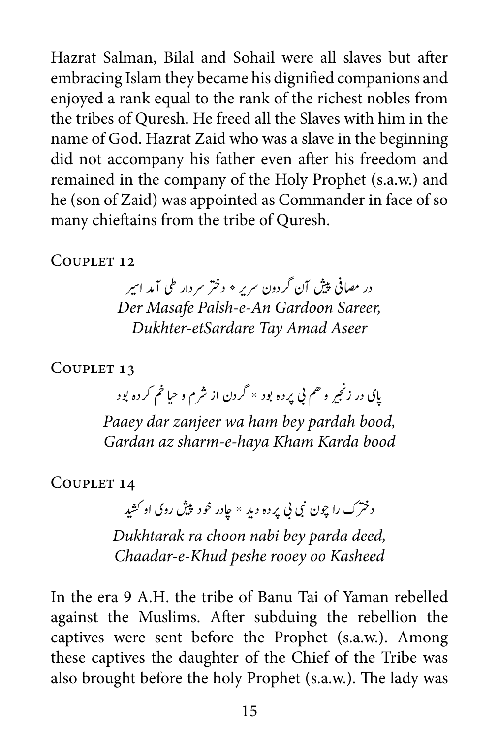Hazrat Salman, Bilal and Sohail were all slaves but after embracing Islam they became his dignified companions and enjoyed a rank equal to the rank of the richest nobles from the tribes of Quresh. He freed all the Slaves with him in the name of God. Hazrat Zaid who was a slave in the beginning did not accompany his father even after his freedom and remained in the company of the Holy Prophet (s.a.w.) and he (son of Zaid) was appointed as Commander in face of so many chieftains from the tribe of Quresh.

### Couplet 12

در مصافی پیش آن گردون سریر * دختر سردار طی آمد اسیر

*Der Masafe Palsh-e-An Gardoon Sareer,*
*Dukhter-etSardare Tay Amad Aseer*

### Couplet 13

پای در زنجیر و هم بی پرده بود * گردن از شرم و حیا خم کرده بود

*Paaey dar zanjeer wa ham bey pardah bood,*
*Gardan az sharm-e-haya Kham Karda bood*

### Couplet 14

دخترک را چون نبی بی پرده دید * چادر خود پیش روی او کشید

*Dukhtarak ra choon nabi bey parda deed,*
*Chaadar-e-Khud peshe rooey oo Kasheed*

In the era 9 A.H. the tribe of Banu Tai of Yaman rebelled against the Muslims. After subduing the rebellion the captives were sent before the Prophet (s.a.w.). Among these captives the daughter of the Chief of the Tribe was also brought before the holy Prophet (s.a.w.). The lady was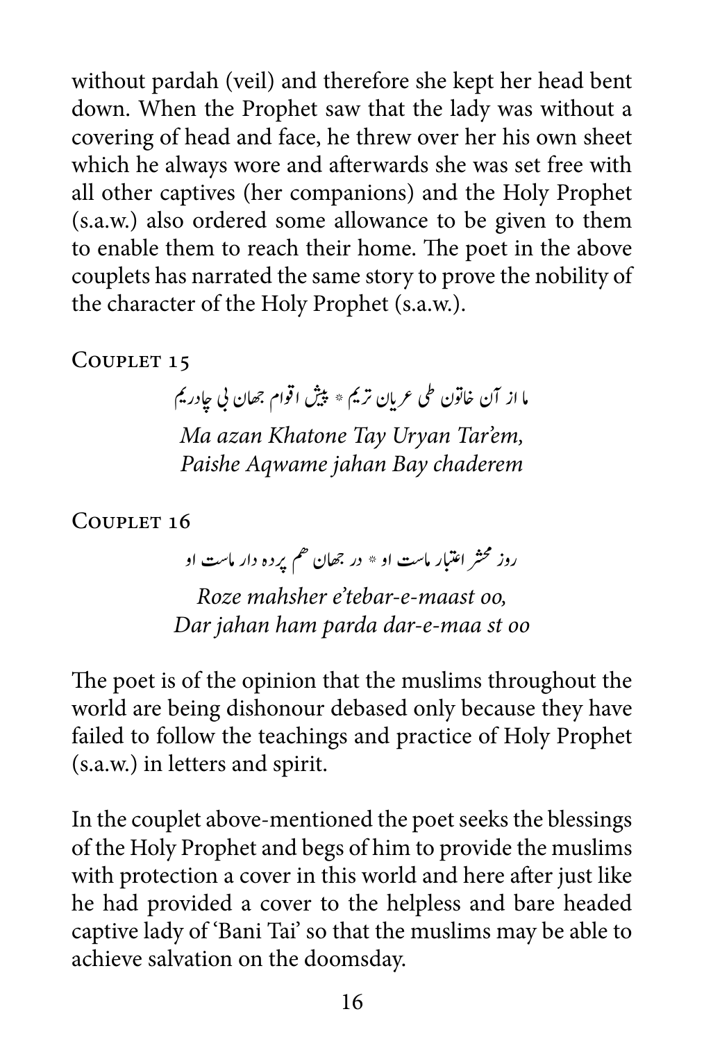without pardah (veil) and therefore she kept her head bent down. When the Prophet saw that the lady was without a covering of head and face, he threw over her his own sheet which he always wore and afterwards she was set free with all other captives (her companions) and the Holy Prophet (s.a.w.) also ordered some allowance to be given to them to enable them to reach their home. The poet in the above couplets has narrated the same story to prove the nobility of the character of the Holy Prophet (s.a.w.).

### Couplet 15

ما از آن خاتون طی عریان تریم * پیش اقوام جهان بی چادریم

*Ma azan Khatone Tay Uryan Tar'em,*
*Paishe Aqwame jahan Bay chaderem*

### Couplet 16

روز محشر اعتبار ماست او * در جهان هم پرده دار ماست او

*Roze mahsher e'tebar-e-maast oo,*
*Dar jahan ham parda dar-e-maa st oo*

The poet is of the opinion that the muslims throughout the world are being dishonour debased only because they have failed to follow the teachings and practice of Holy Prophet (s.a.w.) in letters and spirit.

In the couplet above-mentioned the poet seeks the blessings of the Holy Prophet and begs of him to provide the muslims with protection a cover in this world and here after just like he had provided a cover to the helpless and bare headed captive lady of 'Bani Tai' so that the muslims may be able to achieve salvation on the doomsday.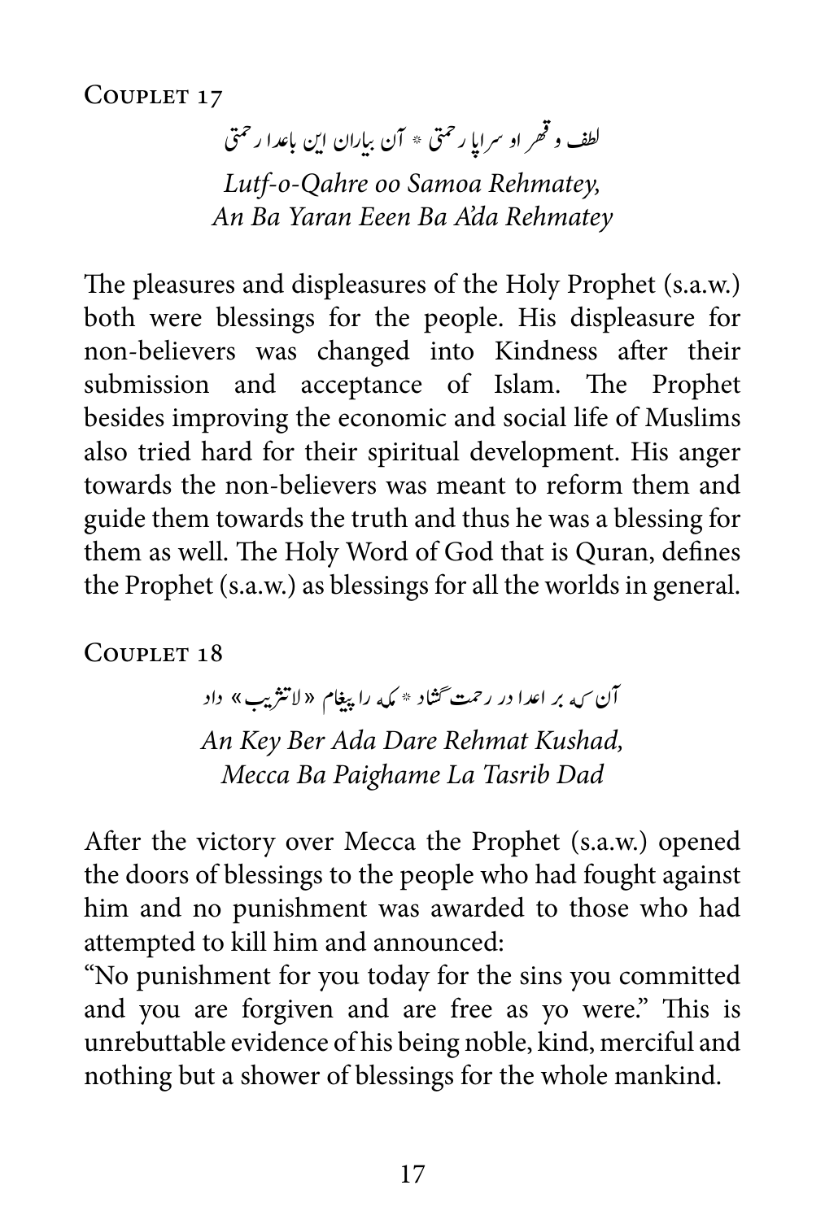## Couplet 17

لطف و قہر او سراپا رحمتی * آن بیاران این باعدا رحمتی

*Lutf-o-Qahre oo Samoa Rehmatey,*
*An Ba Yaran Eeen Ba A'da Rehmatey*

The pleasures and displeasures of the Holy Prophet (s.a.w.) both were blessings for the people. His displeasure for non-believers was changed into Kindness after their submission and acceptance of Islam. The Prophet besides improving the economic and social life of Muslims also tried hard for their spiritual development. His anger towards the non-believers was meant to reform them and guide them towards the truth and thus he was a blessing for them as well. The Holy Word of God that is Quran, defines the Prophet (s.a.w.) as blessings for all the worlds in general.

## Couplet 18

آن کہ بر اعدا در رحمت گشاد * مکہ را پیغام «لاتثریب» داد

*An Key Ber Ada Dare Rehmat Kushad,*
*Mecca Ba Paighame La Tasrib Dad*

After the victory over Mecca the Prophet (s.a.w.) opened the doors of blessings to the people who had fought against him and no punishment was awarded to those who had attempted to kill him and announced:

"No punishment for you today for the sins you committed and you are forgiven and are free as yo were." This is unrebuttable evidence of his being noble, kind, merciful and nothing but a shower of blessings for the whole mankind.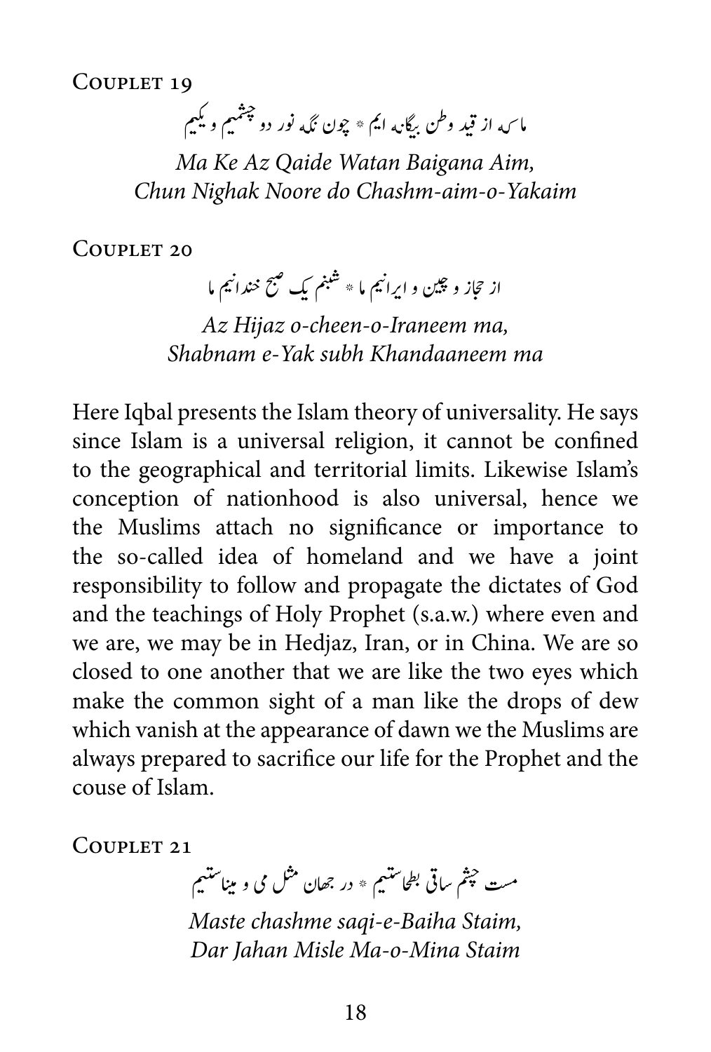## Couplet 19

ما کہ از قید وطن بیگانہ ایم * چون نگہ نور دو چشمیم و یکیم

*Ma Ke Az Qaide Watan Baigana Aim,*
*Chun Nighak Noore do Chashm-aim-o-Yakaim*

## Couplet 20

از حجاز و چین و ایرانیم ما * شبنم یک صبح خندانیم ما

*Az Hijaz o-cheen-o-Iraneem ma,*
*Shabnam e-Yak subh Khandaaneem ma*

Here Iqbal presents the Islam theory of universality. He says since Islam is a universal religion, it cannot be confined to the geographical and territorial limits. Likewise Islam's conception of nationhood is also universal, hence we the Muslims attach no significance or importance to the so-called idea of homeland and we have a joint responsibility to follow and propagate the dictates of God and the teachings of Holy Prophet (s.a.w.) where even and we are, we may be in Hedjaz, Iran, or in China. We are so closed to one another that we are like the two eyes which make the common sight of a man like the drops of dew which vanish at the appearance of dawn we the Muslims are always prepared to sacrifice our life for the Prophet and the couse of Islam.

## Couplet 21

مست چشم ساقی بطحاستیم * در جهان مثل می و میناستیم

*Maste chashme saqi-e-Baiha Staim,*
*Dar Jahan Misle Ma-o-Mina Staim*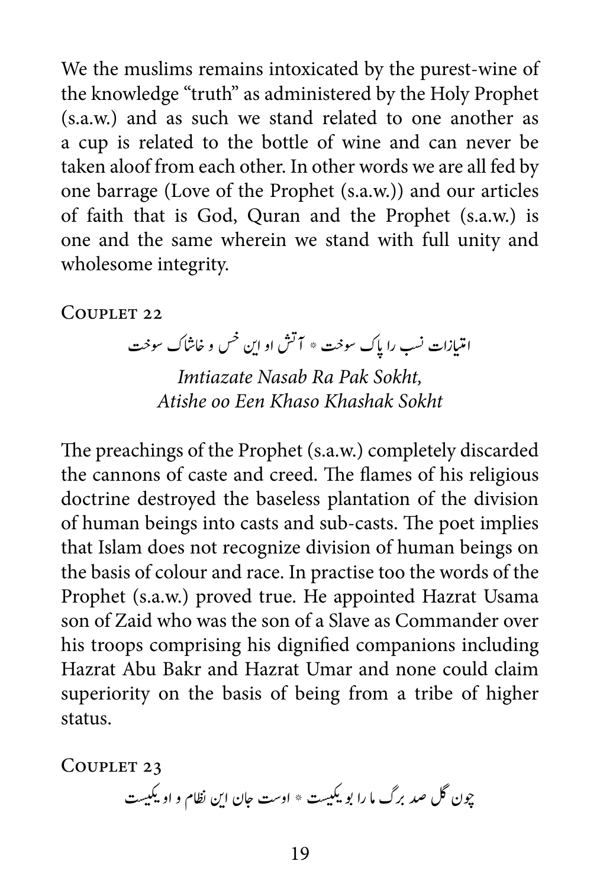We the muslims remains intoxicated by the purest-wine of the knowledge "truth" as administered by the Holy Prophet (s.a.w.) and as such we stand related to one another as a cup is related to the bottle of wine and can never be taken aloof from each other. In other words we are all fed by one barrage (Love of the Prophet (s.a.w.)) and our articles of faith that is God, Quran and the Prophet (s.a.w.) is one and the same wherein we stand with full unity and wholesome integrity.

## Couplet 22

امتیازات نسب را پاک سوخت * آتش او این خس و خاشاک سوخت

*Imtiazate Nasab Ra Pak Sokht,*
*Atishe oo Een Khaso Khashak Sokht*

The preachings of the Prophet (s.a.w.) completely discarded the cannons of caste and creed. The flames of his religious doctrine destroyed the baseless plantation of the division of human beings into casts and sub-casts. The poet implies that Islam does not recognize division of human beings on the basis of colour and race. In practise too the words of the Prophet (s.a.w.) proved true. He appointed Hazrat Usama son of Zaid who was the son of a Slave as Commander over his troops comprising his dignified companions including Hazrat Abu Bakr and Hazrat Umar and none could claim superiority on the basis of being from a tribe of higher status.

## Couplet 23

چون گل صد برگ ما را بو یکیست * اوست جان این نظام و او یکیست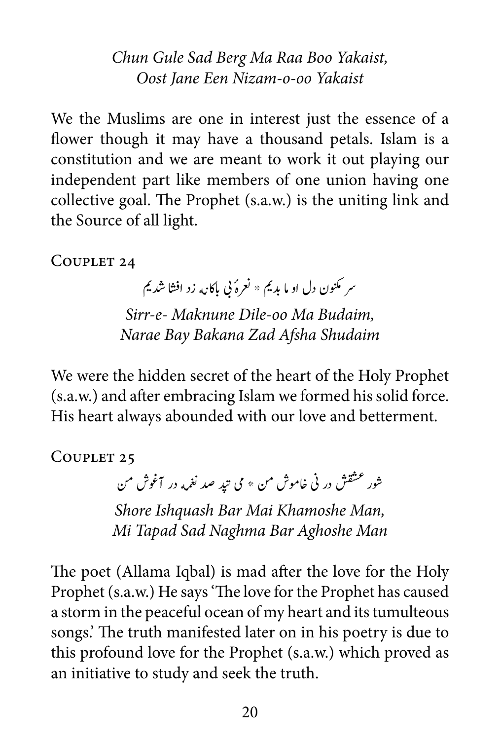*Chun Gule Sad Berg Ma Raa Boo Yakaist,*
*Oost Jane Een Nizam-o-oo Yakaist*

We the Muslims are one in interest just the essence of a flower though it may have a thousand petals. Islam is a constitution and we are meant to work it out playing our independent part like members of one union having one collective goal. The Prophet (s.a.w.) is the uniting link and the Source of all light.

COUPLET 24

سر مکنون دل او ما بدیم * نعرۂ بی باکانہ زد افشا شدیم

*Sirr-e- Maknune Dile-oo Ma Budaim,*
*Narae Bay Bakana Zad Afsha Shudaim*

We were the hidden secret of the heart of the Holy Prophet (s.a.w.) and after embracing Islam we formed his solid force. His heart always abounded with our love and betterment.

COUPLET 25

شور عشقش در نی خاموش من * می تپد صد نغمہ در آغوش من

*Shore Ishquash Bar Mai Khamoshe Man,*
*Mi Tapad Sad Naghma Bar Aghoshe Man*

The poet (Allama Iqbal) is mad after the love for the Holy Prophet (s.a.w.) He says 'The love for the Prophet has caused a storm in the peaceful ocean of my heart and its tumulteous songs.' The truth manifested later on in his poetry is due to this profound love for the Prophet (s.a.w.) which proved as an initiative to study and seek the truth.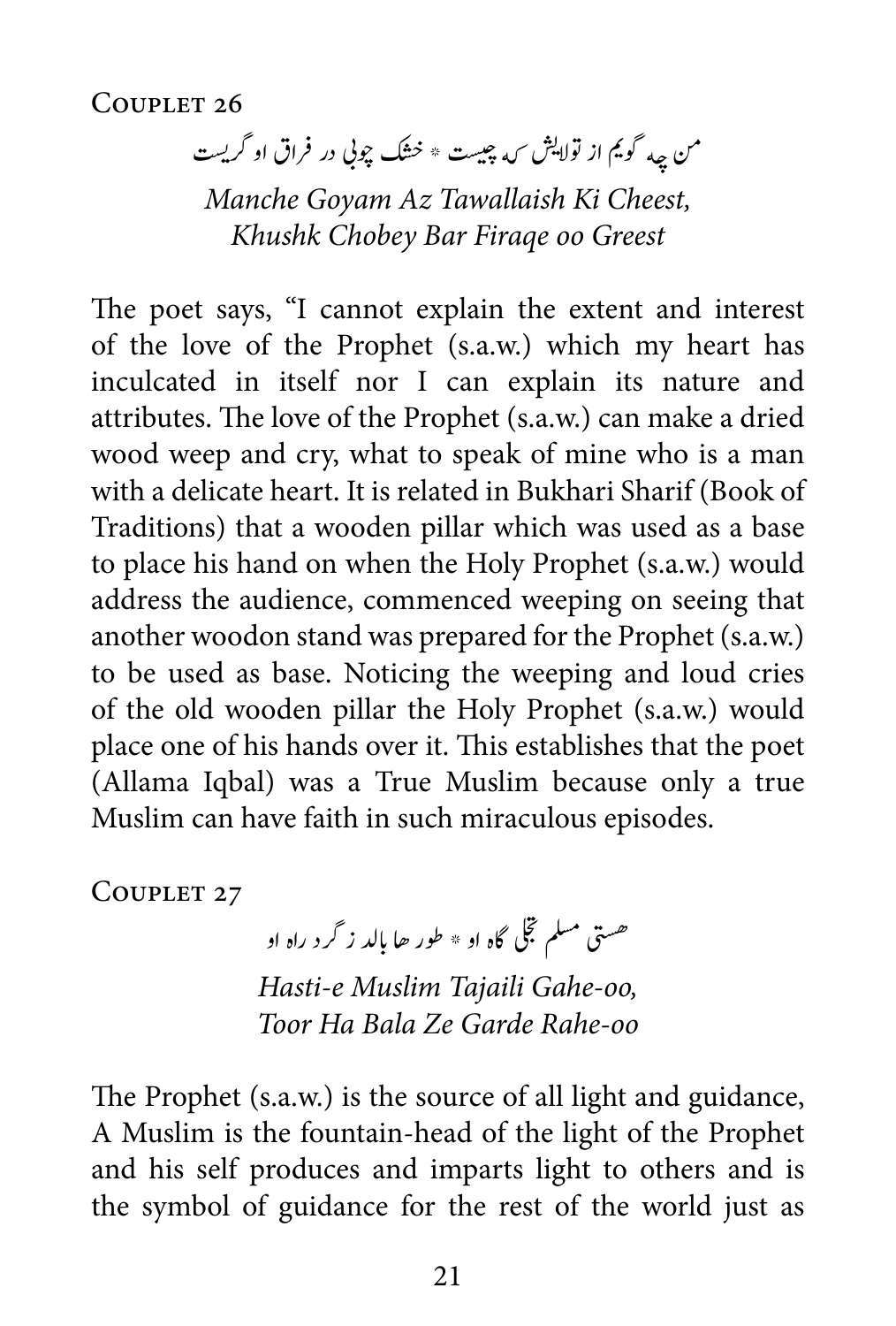## Couplet 26

من چه گویم از تولایش که چیست * خشک چوبی در فراق او گریست

*Manche Goyam Az Tawallaish Ki Cheest,*
*Khushk Chobey Bar Firaqe oo Greest*

The poet says, "I cannot explain the extent and interest of the love of the Prophet (s.a.w.) which my heart has inculcated in itself nor I can explain its nature and attributes. The love of the Prophet (s.a.w.) can make a dried wood weep and cry, what to speak of mine who is a man with a delicate heart. It is related in Bukhari Sharif (Book of Traditions) that a wooden pillar which was used as a base to place his hand on when the Holy Prophet (s.a.w.) would address the audience, commenced weeping on seeing that another woodon stand was prepared for the Prophet (s.a.w.) to be used as base. Noticing the weeping and loud cries of the old wooden pillar the Holy Prophet (s.a.w.) would place one of his hands over it. This establishes that the poet (Allama Iqbal) was a True Muslim because only a true Muslim can have faith in such miraculous episodes.

## Couplet 27

هستی مسلم تجلی گاه او * طور ها بالد ز گرد راه او

*Hasti-e Muslim Tajaili Gahe-oo,*
*Toor Ha Bala Ze Garde Rahe-oo*

The Prophet (s.a.w.) is the source of all light and guidance, A Muslim is the fountain-head of the light of the Prophet and his self produces and imparts light to others and is the symbol of guidance for the rest of the world just as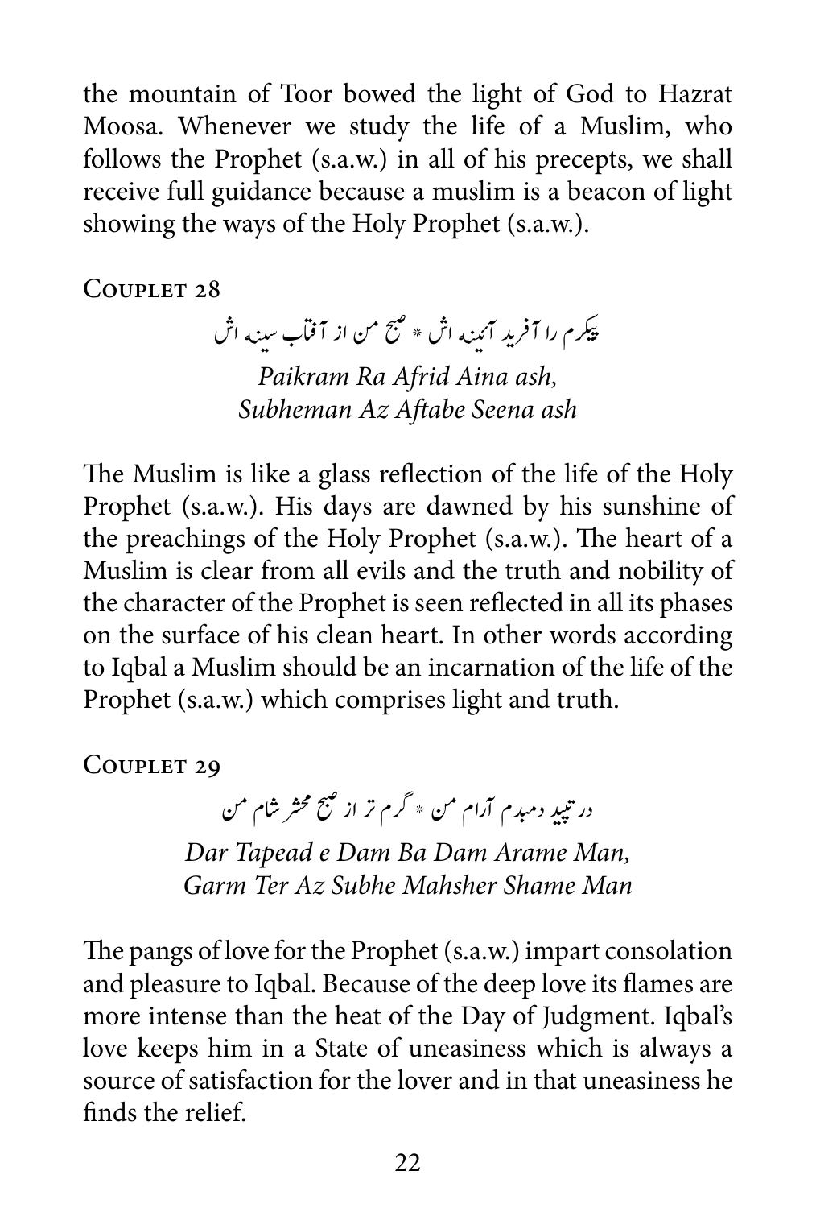the mountain of Toor bowed the light of God to Hazrat Moosa. Whenever we study the life of a Muslim, who follows the Prophet (s.a.w.) in all of his precepts, we shall receive full guidance because a muslim is a beacon of light showing the ways of the Holy Prophet (s.a.w.).

### Couplet 28

پیکرم را آفرید آئینه اش * صبح من از آفتاب سینه اش

*Paikram Ra Afrid Aina ash,*
*Subheman Az Aftabe Seena ash*

The Muslim is like a glass reflection of the life of the Holy Prophet (s.a.w.). His days are dawned by his sunshine of the preachings of the Holy Prophet (s.a.w.). The heart of a Muslim is clear from all evils and the truth and nobility of the character of the Prophet is seen reflected in all its phases on the surface of his clean heart. In other words according to Iqbal a Muslim should be an incarnation of the life of the Prophet (s.a.w.) which comprises light and truth.

### Couplet 29

در تپید دمبدم آرام من * گرم تر از صبح محشر شام من

*Dar Tapead e Dam Ba Dam Arame Man,*
*Garm Ter Az Subhe Mahsher Shame Man*

The pangs of love for the Prophet (s.a.w.) impart consolation and pleasure to Iqbal. Because of the deep love its flames are more intense than the heat of the Day of Judgment. Iqbal's love keeps him in a State of uneasiness which is always a source of satisfaction for the lover and in that uneasiness he finds the relief.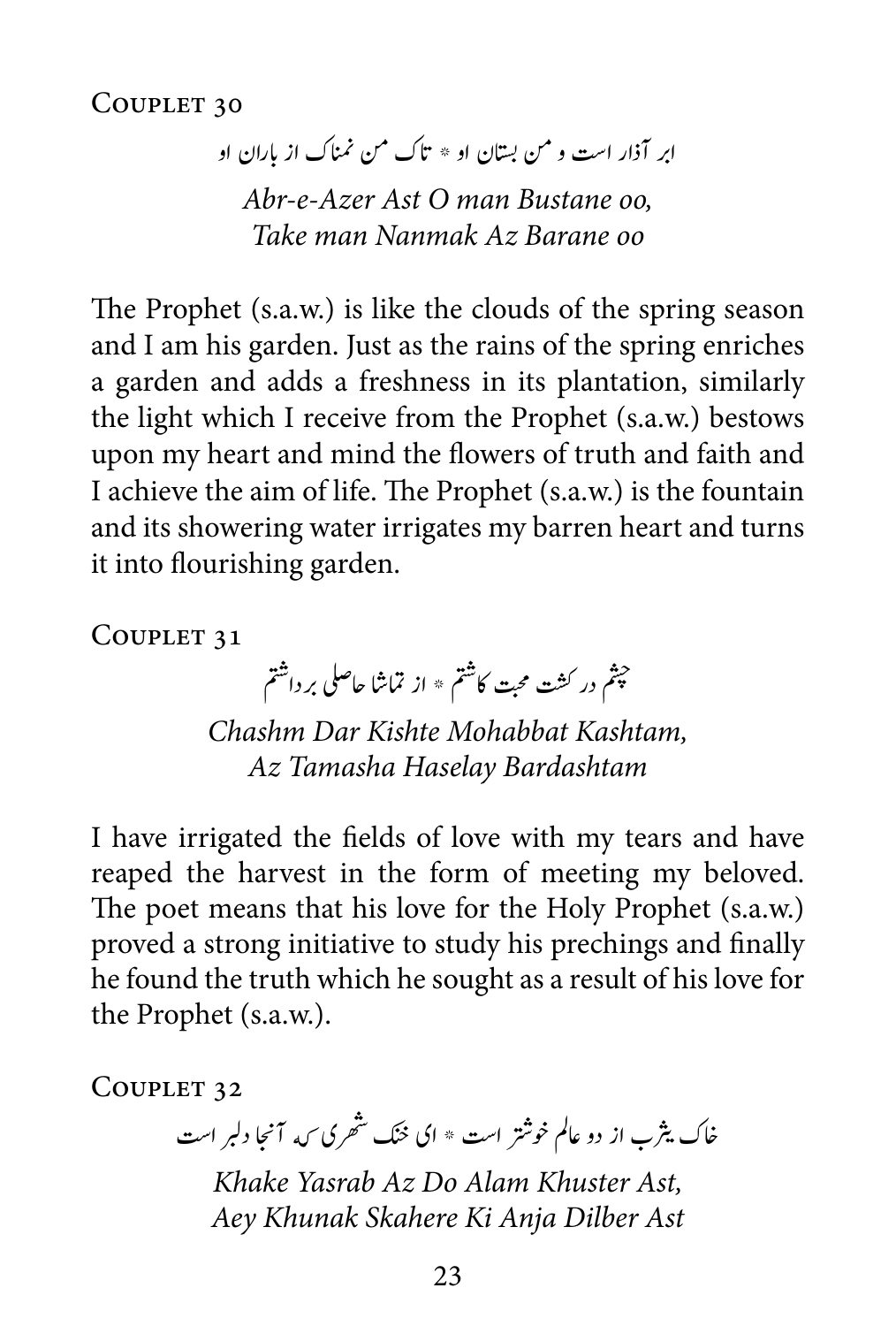## Couplet 30

ابر آذار است و من بستان او * تاک من نمناک از باران او

*Abr-e-Azer Ast O man Bustane oo,*
*Take man Nanmak Az Barane oo*

The Prophet (s.a.w.) is like the clouds of the spring season and I am his garden. Just as the rains of the spring enriches a garden and adds a freshness in its plantation, similarly the light which I receive from the Prophet (s.a.w.) bestows upon my heart and mind the flowers of truth and faith and I achieve the aim of life. The Prophet (s.a.w.) is the fountain and its showering water irrigates my barren heart and turns it into flourishing garden.

## Couplet 31

چشم در کشت محبت کاشتم * از تماشا حاصلی برداشتم

*Chashm Dar Kishte Mohabbat Kashtam,*
*Az Tamasha Haselay Bardashtam*

I have irrigated the fields of love with my tears and have reaped the harvest in the form of meeting my beloved. The poet means that his love for the Holy Prophet (s.a.w.) proved a strong initiative to study his prechings and finally he found the truth which he sought as a result of his love for the Prophet (s.a.w.).

## Couplet 32

خاک یثرب از دو عالم خوشتر است * ای خنک شهری که آنجا دلبر است

*Khake Yasrab Az Do Alam Khuster Ast,*
*Aey Khunak Skahere Ki Anja Dilber Ast*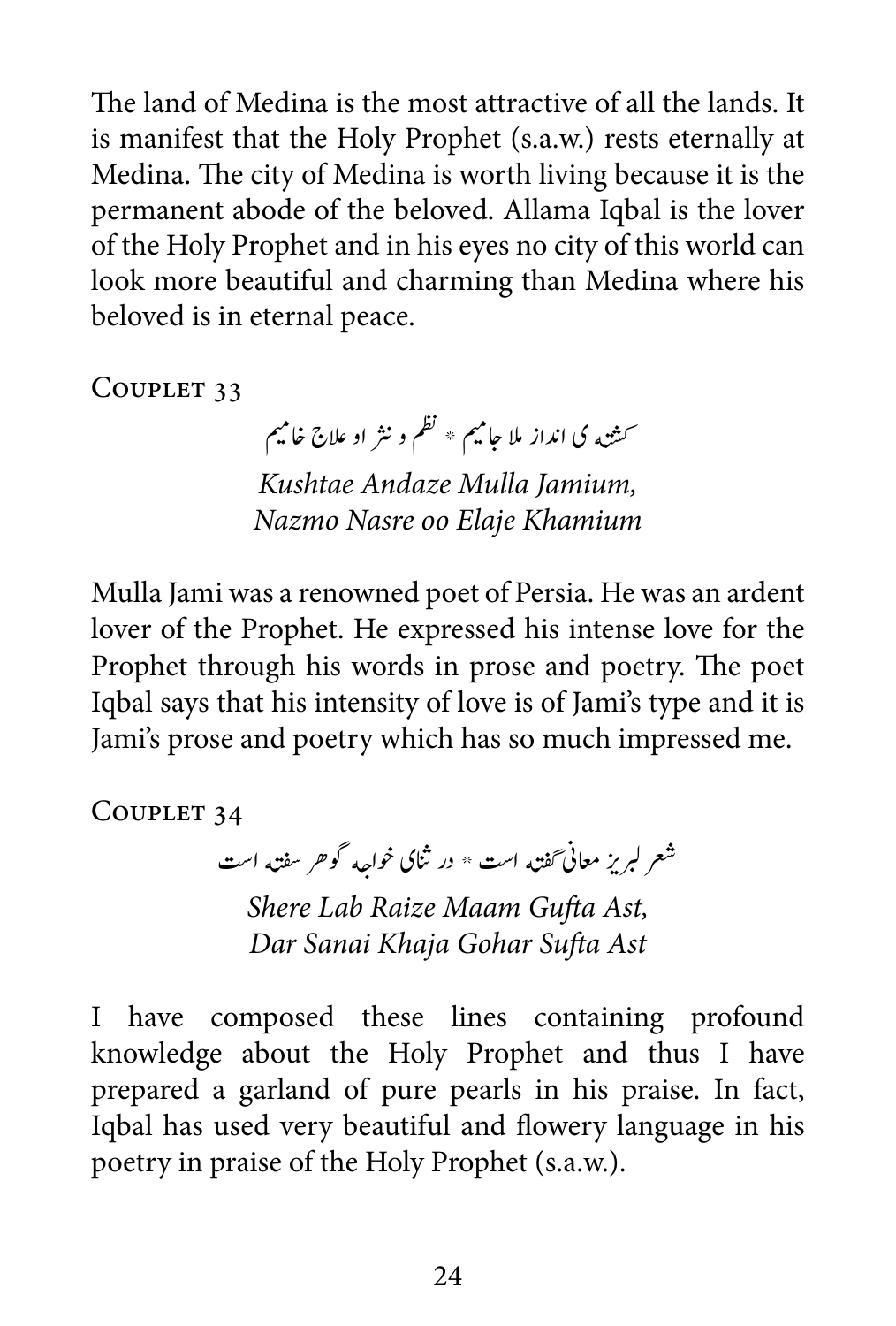The land of Medina is the most attractive of all the lands. It is manifest that the Holy Prophet (s.a.w.) rests eternally at Medina. The city of Medina is worth living because it is the permanent abode of the beloved. Allama Iqbal is the lover of the Holy Prophet and in his eyes no city of this world can look more beautiful and charming than Medina where his beloved is in eternal peace.

### Couplet 33

کشتہ ی انداز ملا جامیم * نظم و نثر او علاج خامیم

*Kushtae Andaze Mulla Jamium,*
*Nazmo Nasre oo Elaje Khamium*

Mulla Jami was a renowned poet of Persia. He was an ardent lover of the Prophet. He expressed his intense love for the Prophet through his words in prose and poetry. The poet Iqbal says that his intensity of love is of Jami's type and it is Jami's prose and poetry which has so much impressed me.

### Couplet 34

شعر لبریز معانی گفتہ است * در ثنای خواجہ گوھر سفتہ است

*Shere Lab Raize Maam Gufta Ast,*
*Dar Sanai Khaja Gohar Sufta Ast*

I have composed these lines containing profound knowledge about the Holy Prophet and thus I have prepared a garland of pure pearls in his praise. In fact, Iqbal has used very beautiful and flowery language in his poetry in praise of the Holy Prophet (s.a.w.).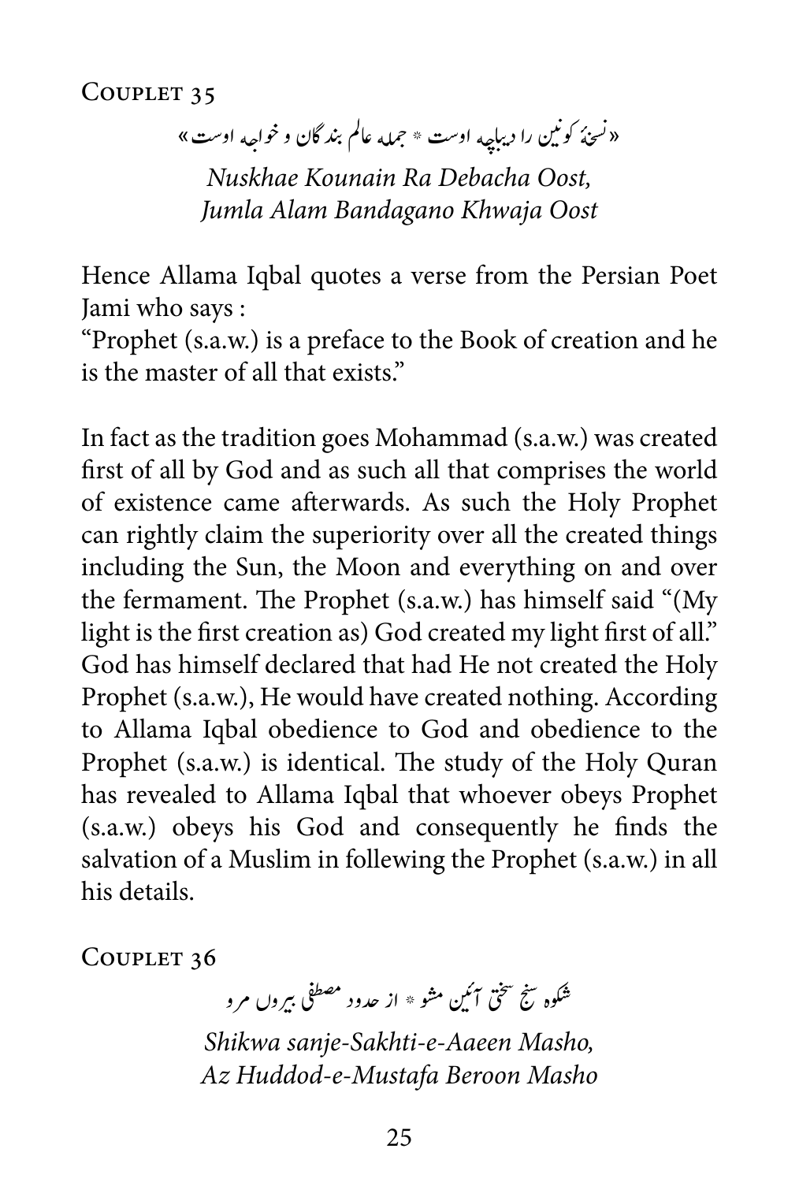### Couplet 35

«نسخۂ کونین را دیباچه اوست * جمله عالم بندگان و خواجه اوست»

*Nuskhae Kounain Ra Debacha Oost,*
*Jumla Alam Bandagano Khwaja Oost*

Hence Allama Iqbal quotes a verse from the Persian Poet Jami who says :
"Prophet (s.a.w.) is a preface to the Book of creation and he is the master of all that exists."

In fact as the tradition goes Mohammad (s.a.w.) was created first of all by God and as such all that comprises the world of existence came afterwards. As such the Holy Prophet can rightly claim the superiority over all the created things including the Sun, the Moon and everything on and over the fermament. The Prophet (s.a.w.) has himself said "(My light is the first creation as) God created my light first of all." God has himself declared that had He not created the Holy Prophet (s.a.w.), He would have created nothing. According to Allama Iqbal obedience to God and obedience to the Prophet (s.a.w.) is identical. The study of the Holy Quran has revealed to Allama Iqbal that whoever obeys Prophet (s.a.w.) obeys his God and consequently he finds the salvation of a Muslim in follewing the Prophet (s.a.w.) in all his details.

### Couplet 36

شکوه سنج سختی آئین مشو * از حدود مصطفی بیروں مرو

*Shikwa sanje-Sakhti-e-Aaeen Masho,*
*Az Huddod-e-Mustafa Beroon Masho*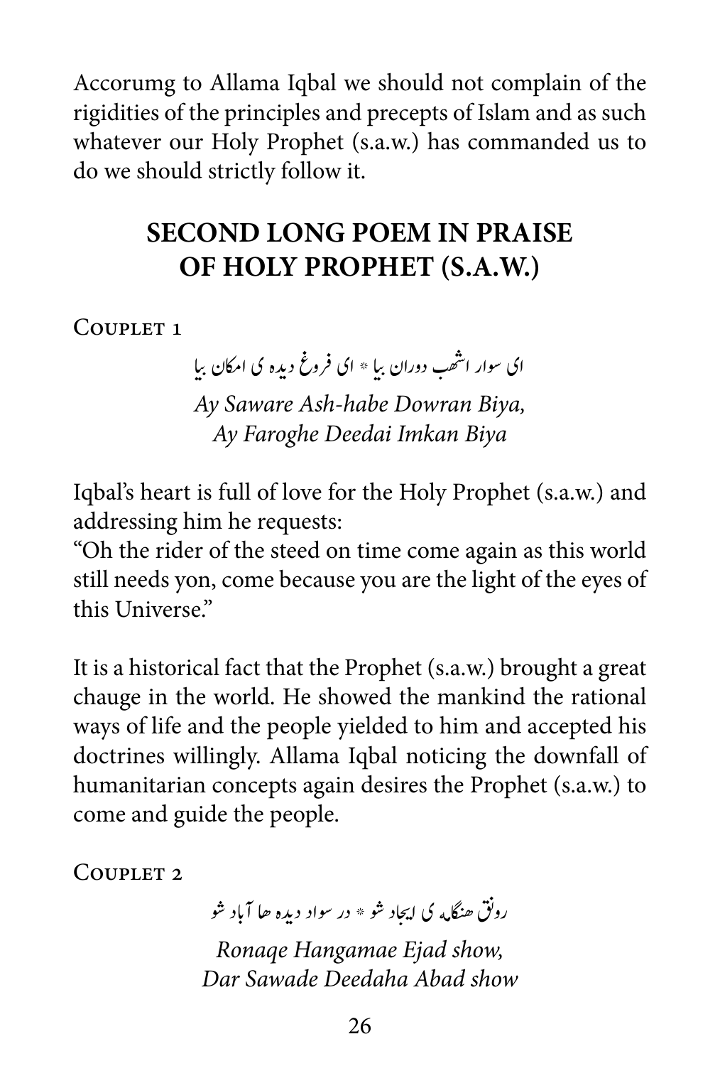Accorumg to Allama Iqbal we should not complain of the rigidities of the principles and precepts of Islam and as such whatever our Holy Prophet (s.a.w.) has commanded us to do we should strictly follow it.

## SECOND LONG POEM IN PRAISE OF HOLY PROPHET (S.A.W.)

Couplet 1

ای سوار اشهب دوران بیا * ای فروغ دیده ی امکان بیا

*Ay Saware Ash-habe Dowran Biya,*
*Ay Faroghe Deedai Imkan Biya*

Iqbal's heart is full of love for the Holy Prophet (s.a.w.) and addressing him he requests:
"Oh the rider of the steed on time come again as this world still needs yon, come because you are the light of the eyes of this Universe."

It is a historical fact that the Prophet (s.a.w.) brought a great chauge in the world. He showed the mankind the rational ways of life and the people yielded to him and accepted his doctrines willingly. Allama Iqbal noticing the downfall of humanitarian concepts again desires the Prophet (s.a.w.) to come and guide the people.

Couplet 2

رونق هنگامه ی ایجاد شو * در سواد دیده ها آباد شو

*Ronaqe Hangamae Ejad show,*
*Dar Sawade Deedaha Abad show*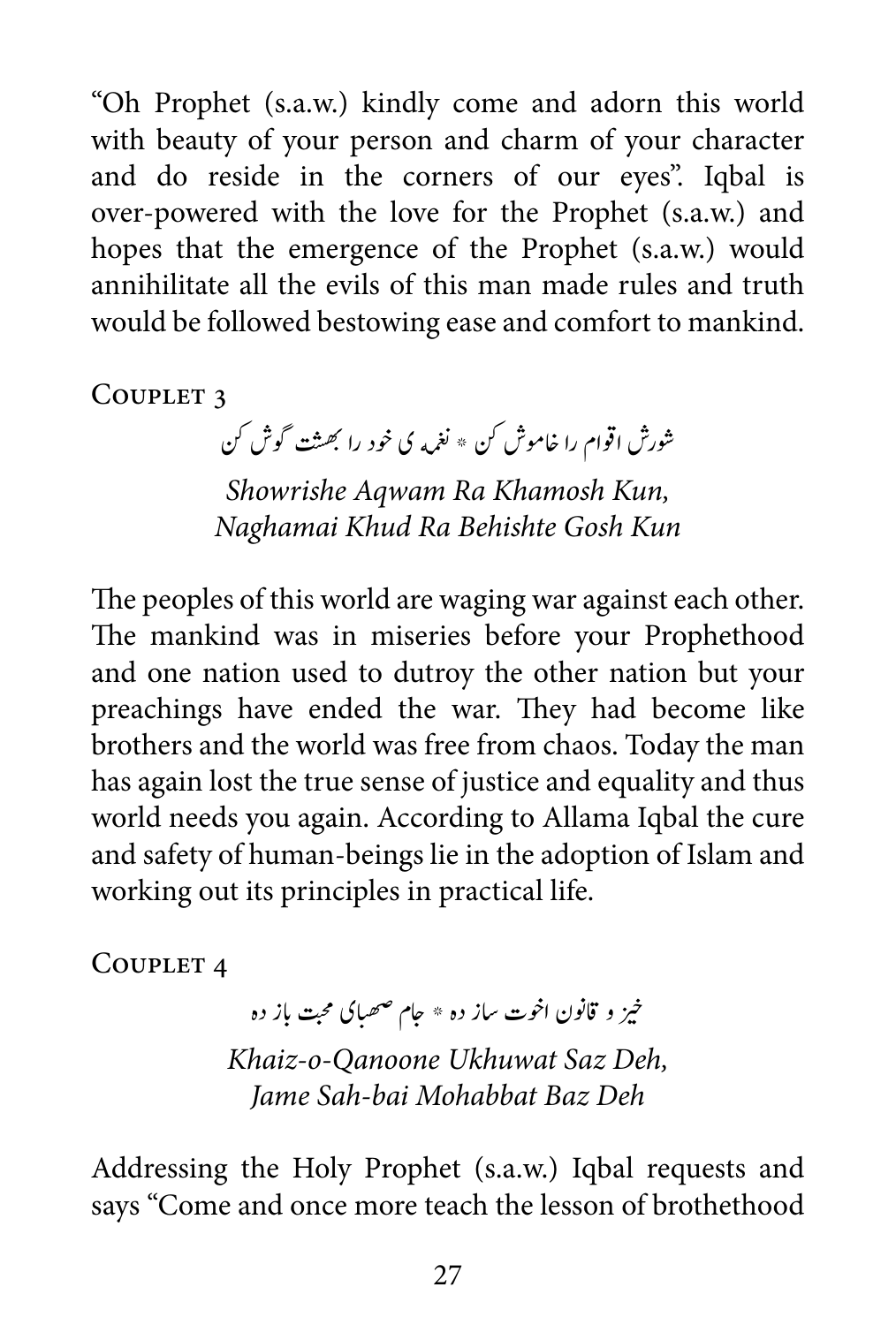"Oh Prophet (s.a.w.) kindly come and adorn this world with beauty of your person and charm of your character and do reside in the corners of our eyes". Iqbal is over-powered with the love for the Prophet (s.a.w.) and hopes that the emergence of the Prophet (s.a.w.) would annihilitate all the evils of this man made rules and truth would be followed bestowing ease and comfort to mankind.

### Couplet 3

شورش اقوام را خاموش کن * نغمہ ی خود را بهشت گوش کن

*Showrishe Aqwam Ra Khamosh Kun,*
*Naghamai Khud Ra Behishte Gosh Kun*

The peoples of this world are waging war against each other. The mankind was in miseries before your Prophethood and one nation used to dutroy the other nation but your preachings have ended the war. They had become like brothers and the world was free from chaos. Today the man has again lost the true sense of justice and equality and thus world needs you again. According to Allama Iqbal the cure and safety of human-beings lie in the adoption of Islam and working out its principles in practical life.

### Couplet 4

خیز و قانون اخوت ساز ده * جام صهبای محبت باز ده

*Khaiz-o-Qanoone Ukhuwat Saz Deh,*
*Jame Sah-bai Mohabbat Baz Deh*

Addressing the Holy Prophet (s.a.w.) Iqbal requests and says "Come and once more teach the lesson of brothethood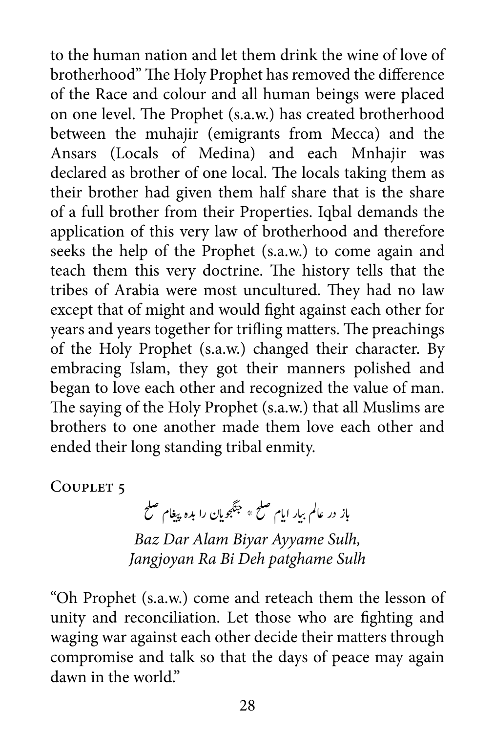to the human nation and let them drink the wine of love of brotherhood" The Holy Prophet has removed the difference of the Race and colour and all human beings were placed on one level. The Prophet (s.a.w.) has created brotherhood between the muhajir (emigrants from Mecca) and the Ansars (Locals of Medina) and each Mnhajir was declared as brother of one local. The locals taking them as their brother had given them half share that is the share of a full brother from their Properties. Iqbal demands the application of this very law of brotherhood and therefore seeks the help of the Prophet (s.a.w.) to come again and teach them this very doctrine. The history tells that the tribes of Arabia were most uncultured. They had no law except that of might and would fight against each other for years and years together for trifling matters. The preachings of the Holy Prophet (s.a.w.) changed their character. By embracing Islam, they got their manners polished and began to love each other and recognized the value of man. The saying of the Holy Prophet (s.a.w.) that all Muslims are brothers to one another made them love each other and ended their long standing tribal enmity.

### Couplet 5

باز در عالم بیار ایام صلح * جنگجویان را بده پیغام صلح

*Baz Dar Alam Biyar Ayyame Sulh,*
*Jangjoyan Ra Bi Deh patghame Sulh*

"Oh Prophet (s.a.w.) come and reteach them the lesson of unity and reconciliation. Let those who are fighting and waging war against each other decide their matters through compromise and talk so that the days of peace may again dawn in the world."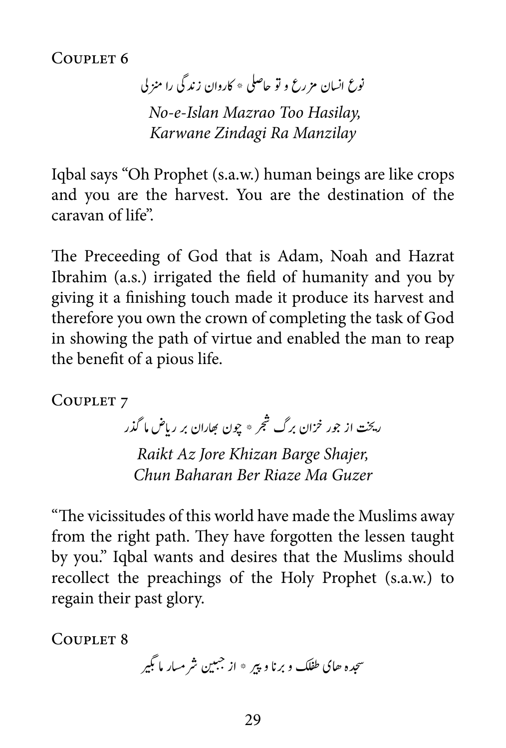### Couplet 6

نوع انسان مزرع و تو حاصلی * کاروان زندگی را منزلی

*No-e-Islan Mazrao Too Hasilay,*
*Karwane Zindagi Ra Manzilay*

Iqbal says "Oh Prophet (s.a.w.) human beings are like crops and you are the harvest. You are the destination of the caravan of life".

The Preceeding of God that is Adam, Noah and Hazrat Ibrahim (a.s.) irrigated the field of humanity and you by giving it a finishing touch made it produce its harvest and therefore you own the crown of completing the task of God in showing the path of virtue and enabled the man to reap the benefit of a pious life.

### Couplet 7

ریخت از جور خزان برگ شجر * چون بهاران بر ریاض ما گذر

*Raikt Az Jore Khizan Barge Shajer,*
*Chun Baharan Ber Riaze Ma Guzer*

"The vicissitudes of this world have made the Muslims away from the right path. They have forgotten the lessen taught by you." Iqbal wants and desires that the Muslims should recollect the preachings of the Holy Prophet (s.a.w.) to regain their past glory.

### Couplet 8

سجده های طفلک و برنا و پیر * از جبین شرمسار ما بگیر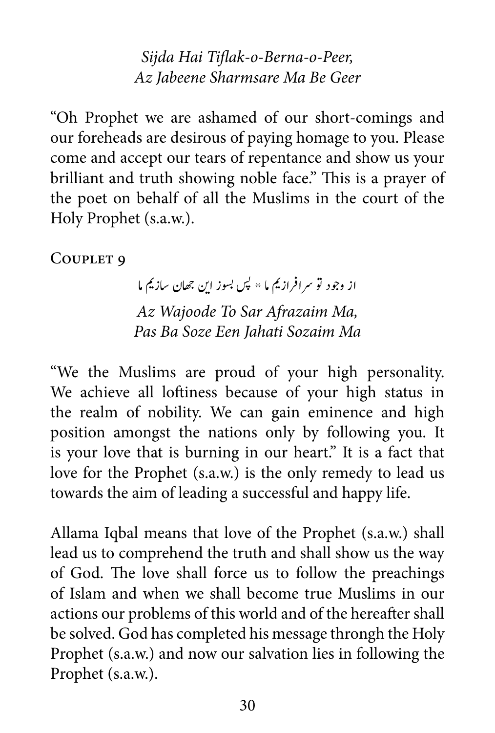*Sijda Hai Tiflak-o-Berna-o-Peer,*
*Az Jabeene Sharmsare Ma Be Geer*

"Oh Prophet we are ashamed of our short-comings and our foreheads are desirous of paying homage to you. Please come and accept our tears of repentance and show us your brilliant and truth showing noble face." This is a prayer of the poet on behalf of all the Muslims in the court of the Holy Prophet (s.a.w.).

### Couplet 9

از وجود تو سرافرازیم ما * پس بسوز این جهان سازیم ما

*Az Wajoode To Sar Afrazaim Ma,*
*Pas Ba Soze Een Jahati Sozaim Ma*

"We the Muslims are proud of your high personality. We achieve all loftiness because of your high status in the realm of nobility. We can gain eminence and high position amongst the nations only by following you. It is your love that is burning in our heart." It is a fact that love for the Prophet (s.a.w.) is the only remedy to lead us towards the aim of leading a successful and happy life.

Allama Iqbal means that love of the Prophet (s.a.w.) shall lead us to comprehend the truth and shall show us the way of God. The love shall force us to follow the preachings of Islam and when we shall become true Muslims in our actions our problems of this world and of the hereafter shall be solved. God has completed his message throngh the Holy Prophet (s.a.w.) and now our salvation lies in following the Prophet (s.a.w.).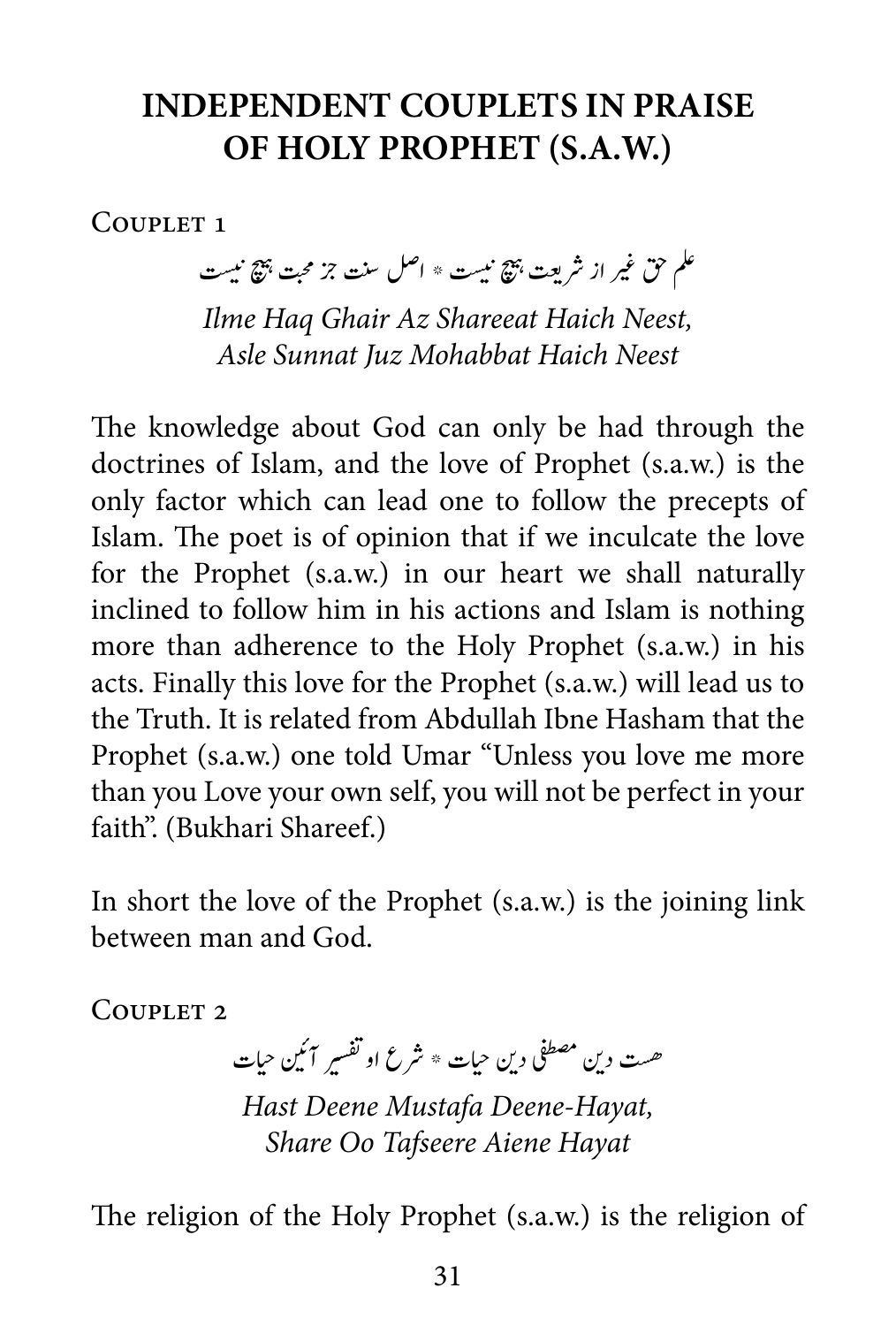## INDEPENDENT COUPLETS IN PRAISE OF HOLY PROPHET (S.A.W.)

Couplet 1

علم حق غیر از شریعت ہیچ نیست * اصل سنت جز محبت ہیچ نیست

*Ilme Haq Ghair Az Shareeat Haich Neest,*
*Asle Sunnat Juz Mohabbat Haich Neest*

The knowledge about God can only be had through the doctrines of Islam, and the love of Prophet (s.a.w.) is the only factor which can lead one to follow the precepts of Islam. The poet is of opinion that if we inculcate the love for the Prophet (s.a.w.) in our heart we shall naturally inclined to follow him in his actions and Islam is nothing more than adherence to the Holy Prophet (s.a.w.) in his acts. Finally this love for the Prophet (s.a.w.) will lead us to the Truth. It is related from Abdullah Ibne Hasham that the Prophet (s.a.w.) one told Umar "Unless you love me more than you Love your own self, you will not be perfect in your faith". (Bukhari Shareef.)

In short the love of the Prophet (s.a.w.) is the joining link between man and God.

Couplet 2

هست دین مصطفی دین حیات * شرع او تفسیر آئین حیات

*Hast Deene Mustafa Deene-Hayat,*
*Share Oo Tafseere Aiene Hayat*

The religion of the Holy Prophet (s.a.w.) is the religion of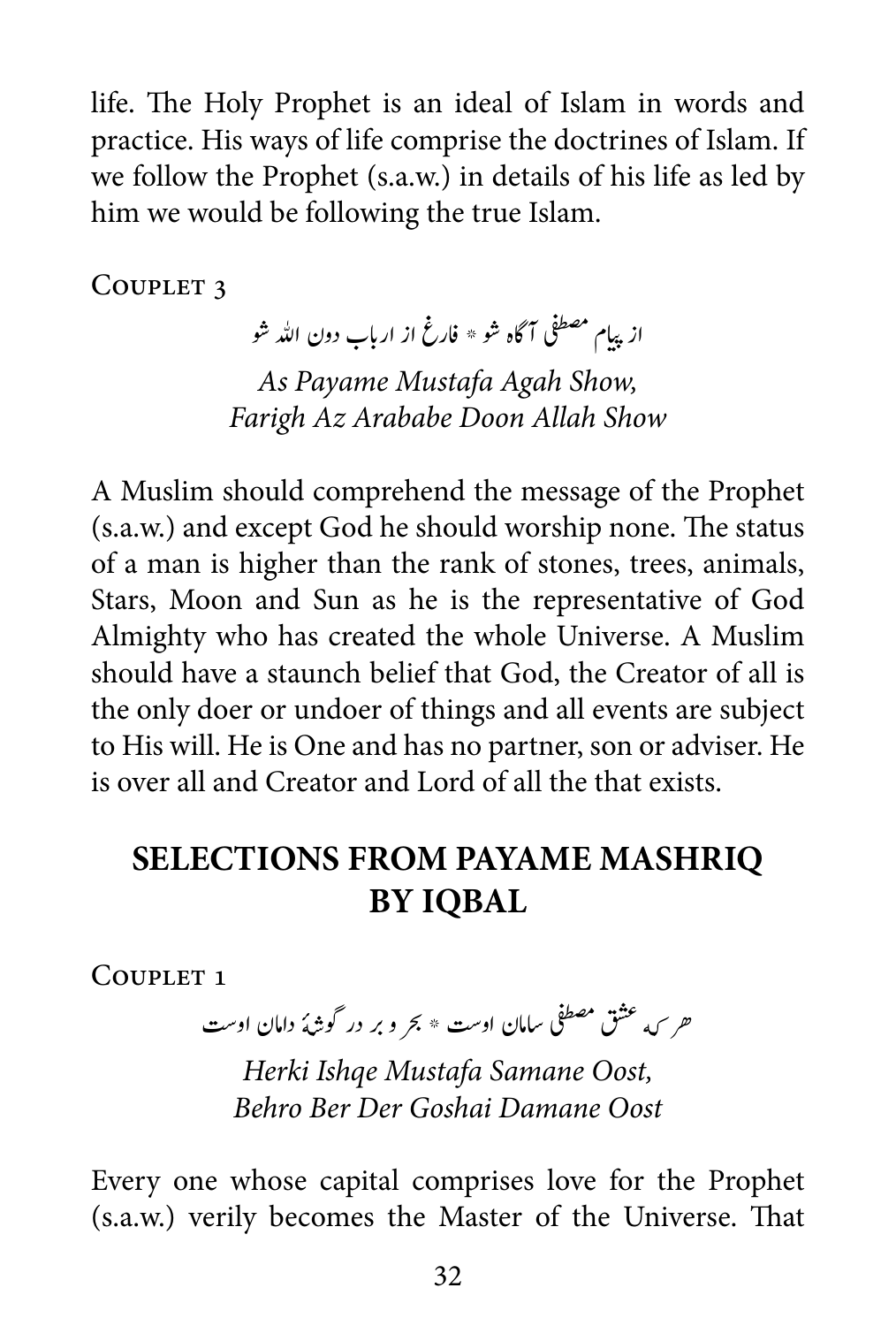life. The Holy Prophet is an ideal of Islam in words and practice. His ways of life comprise the doctrines of Islam. If we follow the Prophet (s.a.w.) in details of his life as led by him we would be following the true Islam.

Couplet 3

از پیام مصطفی آگاه شو * فارغ از ارباب دون اللہ شو

*As Payame Mustafa Agah Show,*
*Farigh Az Arababe Doon Allah Show*

A Muslim should comprehend the message of the Prophet (s.a.w.) and except God he should worship none. The status of a man is higher than the rank of stones, trees, animals, Stars, Moon and Sun as he is the representative of God Almighty who has created the whole Universe. A Muslim should have a staunch belief that God, the Creator of all is the only doer or undoer of things and all events are subject to His will. He is One and has no partner, son or adviser. He is over all and Creator and Lord of all the that exists.

## SELECTIONS FROM PAYAME MASHRIQ BY IQBAL

Couplet 1

ھر کہ عشق مصطفی سامان اوست * بحر و بر در گوشۂ دامان اوست

*Herki Ishqe Mustafa Samane Oost,*
*Behro Ber Der Goshai Damane Oost*

Every one whose capital comprises love for the Prophet (s.a.w.) verily becomes the Master of the Universe. That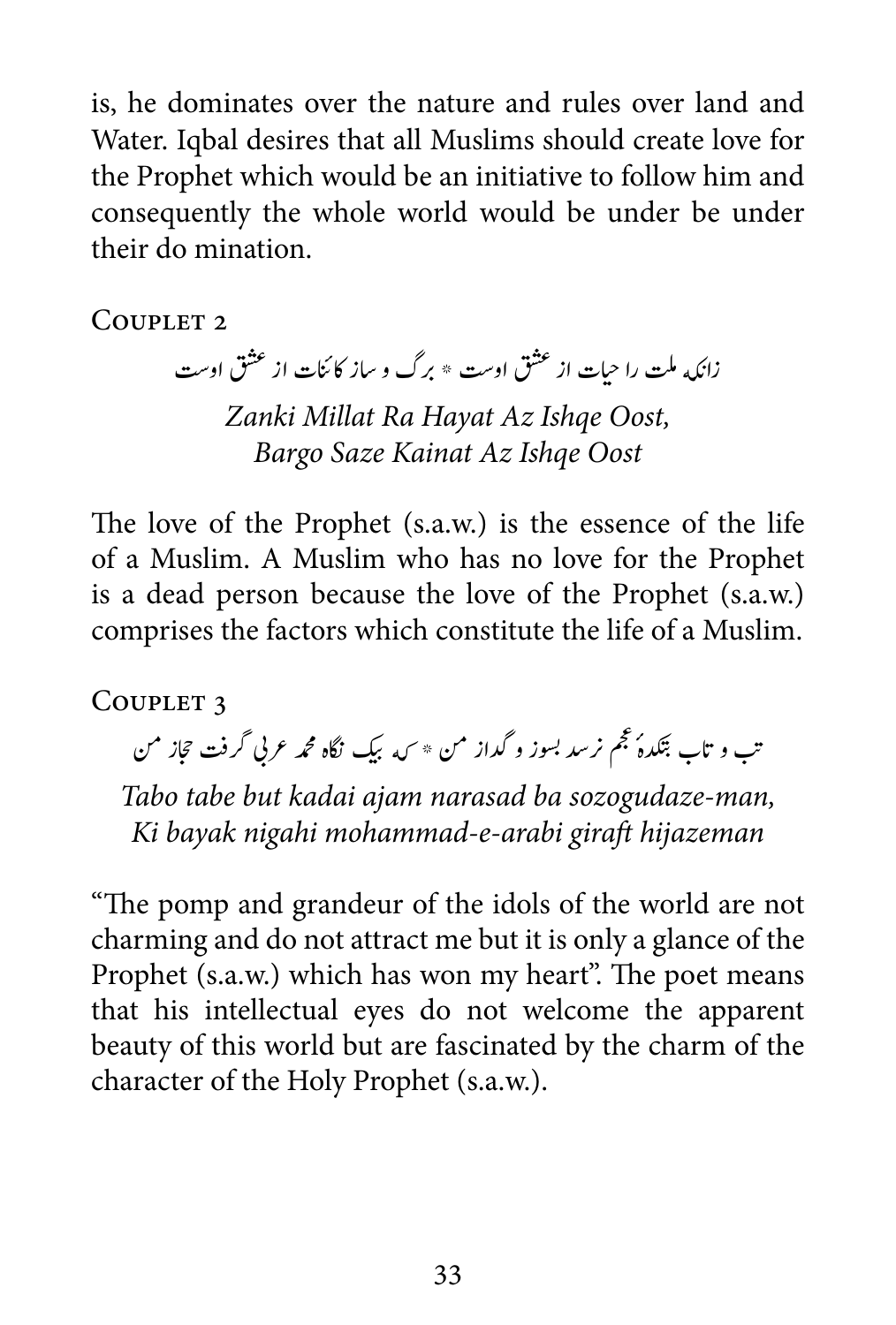is, he dominates over the nature and rules over land and Water. Iqbal desires that all Muslims should create love for the Prophet which would be an initiative to follow him and consequently the whole world would be under be under their do mination.

### Couplet 2

زانکہ ملت را حیات از عشق اوست * برگ و ساز کائنات از عشق اوست

*Zanki Millat Ra Hayat Az Ishqe Oost,*
*Bargo Saze Kainat Az Ishqe Oost*

The love of the Prophet (s.a.w.) is the essence of the life of a Muslim. A Muslim who has no love for the Prophet is a dead person because the love of the Prophet (s.a.w.) comprises the factors which constitute the life of a Muslim.

### Couplet 3

تب و تاب بتکدۂ عجم نرسد بسوز و گداز من * کہ بیک نگاہ محمد عربی گرفت حجاز من

*Tabo tabe but kadai ajam narasad ba sozogudaze-man,*
*Ki bayak nigahi mohammad-e-arabi giraft hijazeman*

"The pomp and grandeur of the idols of the world are not charming and do not attract me but it is only a glance of the Prophet (s.a.w.) which has won my heart". The poet means that his intellectual eyes do not welcome the apparent beauty of this world but are fascinated by the charm of the character of the Holy Prophet (s.a.w.).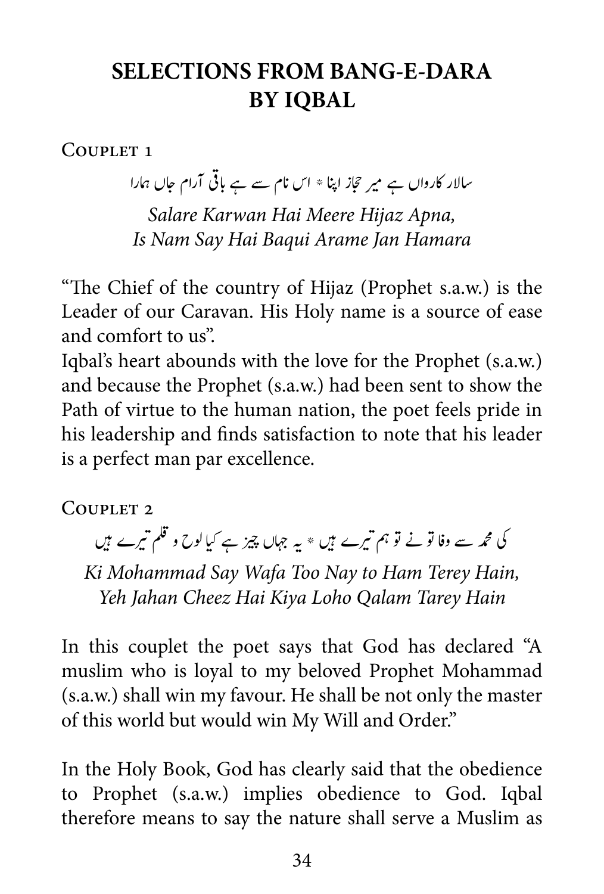# SELECTIONS FROM BANG-E-DARA BY IQBAL

Couplet 1

سالار کارواں ہے میر حجاز اپنا * اس نام سے ہے باقی آرام جاں ہمارا

*Salare Karwan Hai Meere Hijaz Apna,*
*Is Nam Say Hai Baqui Arame Jan Hamara*

"The Chief of the country of Hijaz (Prophet s.a.w.) is the Leader of our Caravan. His Holy name is a source of ease and comfort to us".

Iqbal's heart abounds with the love for the Prophet (s.a.w.) and because the Prophet (s.a.w.) had been sent to show the Path of virtue to the human nation, the poet feels pride in his leadership and finds satisfaction to note that his leader is a perfect man par excellence.

Couplet 2

کی محمد سے وفا تو نے تو ہم تیرے ہیں * یہ جہاں چیز ہے کیا لوح و قلم تیرے ہیں

*Ki Mohammad Say Wafa Too Nay to Ham Terey Hain,*
*Yeh Jahan Cheez Hai Kiya Loho Qalam Tarey Hain*

In this couplet the poet says that God has declared "A muslim who is loyal to my beloved Prophet Mohammad (s.a.w.) shall win my favour. He shall be not only the master of this world but would win My Will and Order."

In the Holy Book, God has clearly said that the obedience to Prophet (s.a.w.) implies obedience to God. Iqbal therefore means to say the nature shall serve a Muslim as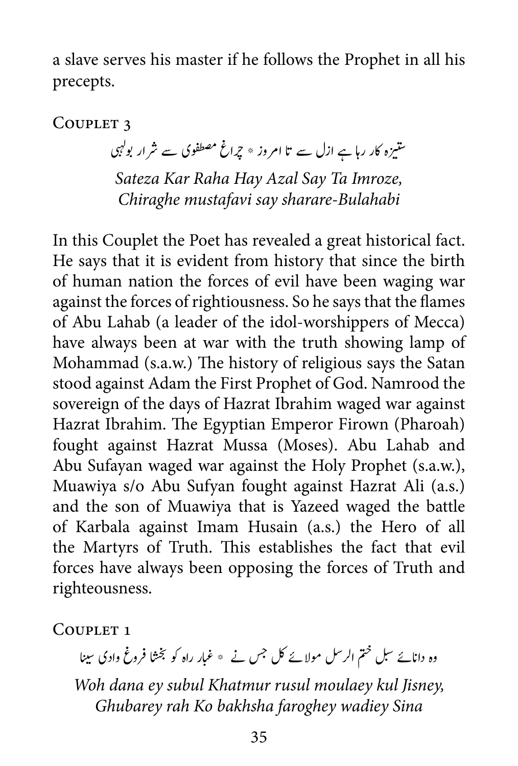a slave serves his master if he follows the Prophet in all his precepts.

### Couplet 3

ستیزہ کار رہا ہے ازل سے تا امروز * چراغ مصطفوی سے شرار بولہبی

*Sateza Kar Raha Hay Azal Say Ta Imroze,*
*Chiraghe mustafavi say sharare-Bulahabi*

In this Couplet the Poet has revealed a great historical fact. He says that it is evident from history that since the birth of human nation the forces of evil have been waging war against the forces of rightiousness. So he says that the flames of Abu Lahab (a leader of the idol-worshippers of Mecca) have always been at war with the truth showing lamp of Mohammad (s.a.w.) The history of religious says the Satan stood against Adam the First Prophet of God. Namrood the sovereign of the days of Hazrat Ibrahim waged war against Hazrat Ibrahim. The Egyptian Emperor Firown (Pharoah) fought against Hazrat Mussa (Moses). Abu Lahab and Abu Sufayan waged war against the Holy Prophet (s.a.w.), Muawiya s/o Abu Sufyan fought against Hazrat Ali (a.s.) and the son of Muawiya that is Yazeed waged the battle of Karbala against Imam Husain (a.s.) the Hero of all the Martyrs of Truth. This establishes the fact that evil forces have always been opposing the forces of Truth and righteousness.

### Couplet 1

وہ دانائے سبل ختم الرسل مولائے کل جس نے * غبار راہ کو بخشا فروغ وادی سینا

*Woh dana ey subul Khatmur rusul moulaey kul Jisney,*
*Ghubarey rah Ko bakhsha faroghey wadiey Sina*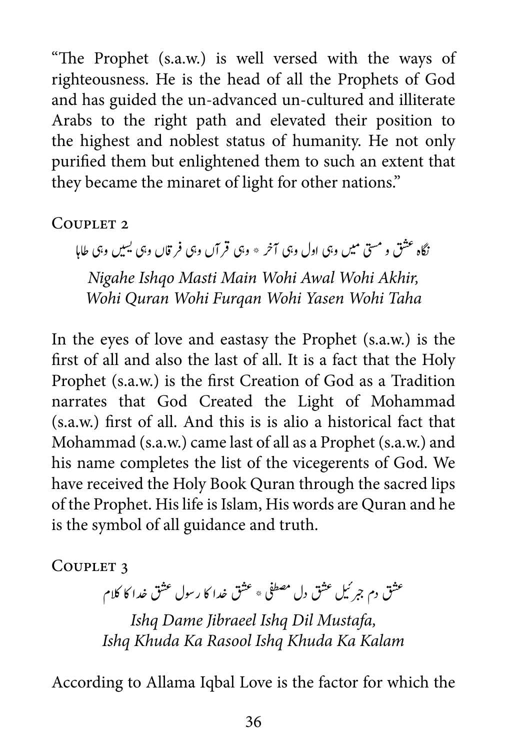"The Prophet (s.a.w.) is well versed with the ways of righteousness. He is the head of all the Prophets of God and has guided the un-advanced un-cultured and illiterate Arabs to the right path and elevated their position to the highest and noblest status of humanity. He not only purified them but enlightened them to such an extent that they became the minaret of light for other nations."

### Couplet 2

نگاہ عشق و مستی میں وہی اول وہی آخر * وہی قرآں وہی فرقاں وہی یسیں وہی طاہا

*Nigahe Ishqo Masti Main Wohi Awal Wohi Akhir,*
*Wohi Quran Wohi Furqan Wohi Yasen Wohi Taha*

In the eyes of love and eastasy the Prophet (s.a.w.) is the first of all and also the last of all. It is a fact that the Holy Prophet (s.a.w.) is the first Creation of God as a Tradition narrates that God Created the Light of Mohammad (s.a.w.) first of all. And this is is alio a historical fact that Mohammad (s.a.w.) came last of all as a Prophet (s.a.w.) and his name completes the list of the vicegerents of God. We have received the Holy Book Quran through the sacred lips of the Prophet. His life is Islam, His words are Quran and he is the symbol of all guidance and truth.

### Couplet 3

عشق دم جبرئیل عشق دل مصطفی * عشق خدا کا رسول عشق خدا کا کلام

*Ishq Dame Jibraeel Ishq Dil Mustafa,*
*Ishq Khuda Ka Rasool Ishq Khuda Ka Kalam*

According to Allama Iqbal Love is the factor for which the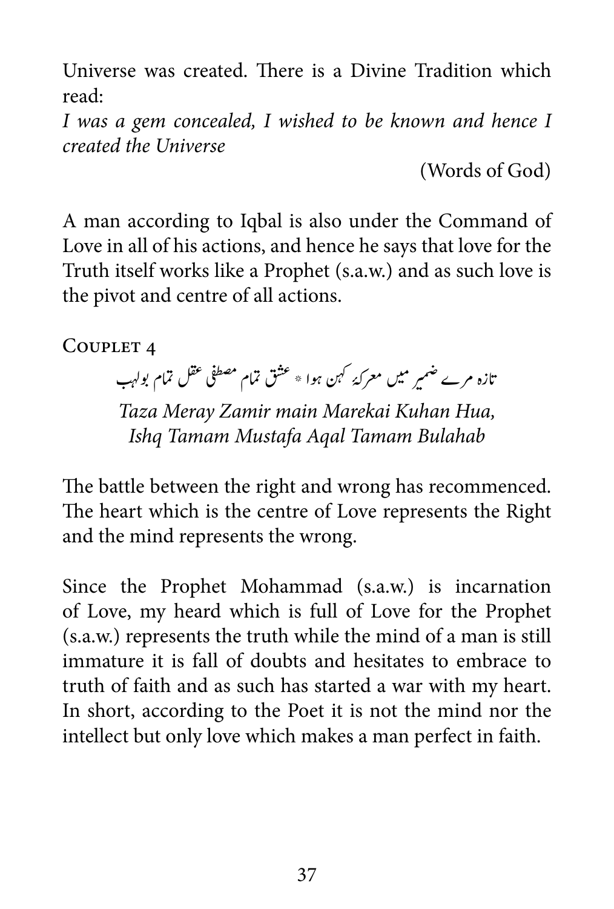Universe was created. There is a Divine Tradition which read:

*I was a gem concealed, I wished to be known and hence I created the Universe*

(Words of God)

A man according to Iqbal is also under the Command of Love in all of his actions, and hence he says that love for the Truth itself works like a Prophet (s.a.w.) and as such love is the pivot and centre of all actions.

### Couplet 4

تازہ مرے ضمیر میں معرکۂ کہن ہوا * عشق تمام مصطفیٰ عقل تمام بولہب

*Taza Meray Zamir main Marekai Kuhan Hua,*
*Ishq Tamam Mustafa Aqal Tamam Bulahab*

The battle between the right and wrong has recommenced. The heart which is the centre of Love represents the Right and the mind represents the wrong.

Since the Prophet Mohammad (s.a.w.) is incarnation of Love, my heard which is full of Love for the Prophet (s.a.w.) represents the truth while the mind of a man is still immature it is fall of doubts and hesitates to embrace to truth of faith and as such has started a war with my heart. In short, according to the Poet it is not the mind nor the intellect but only love which makes a man perfect in faith.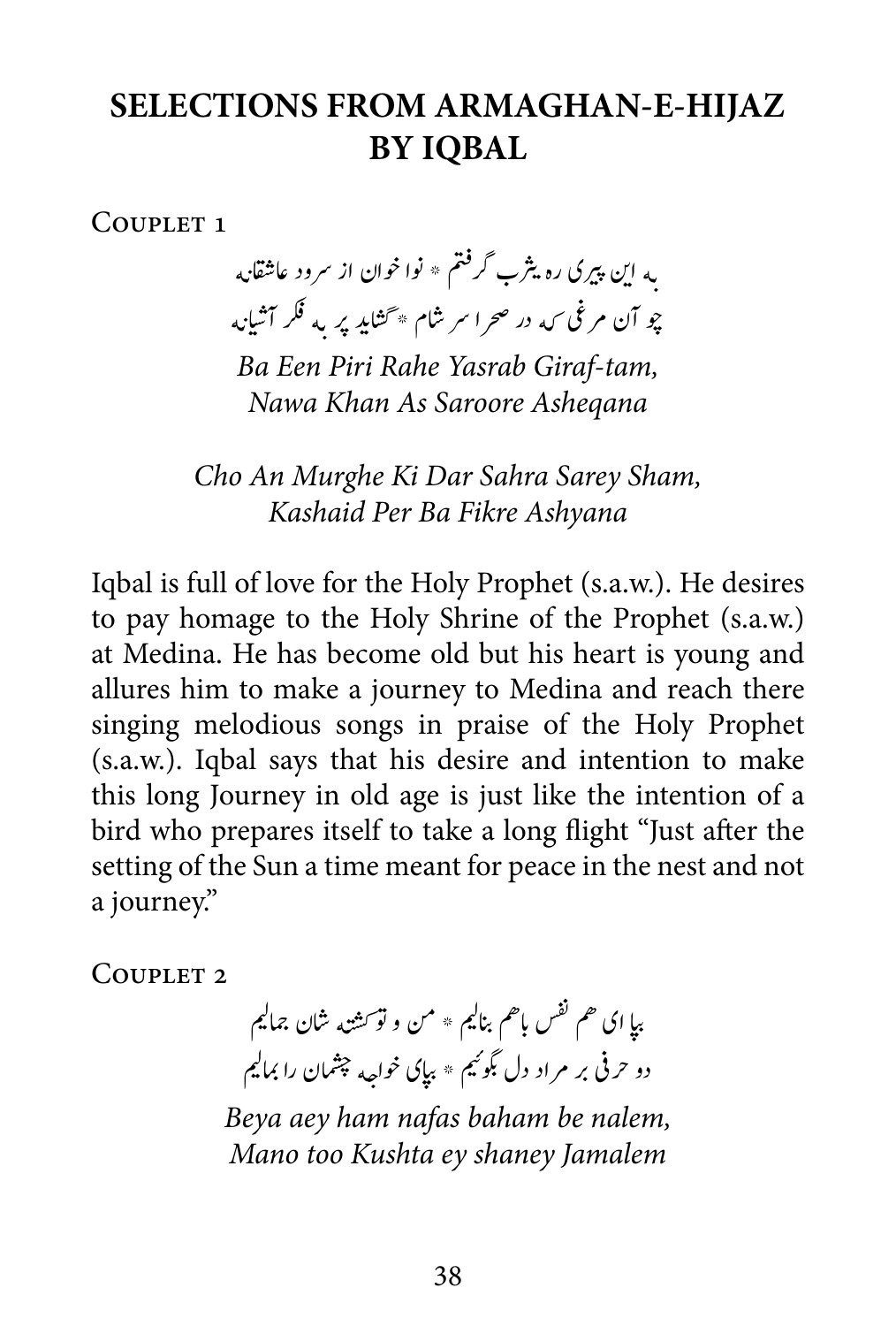# SELECTIONS FROM ARMAGHAN-E-HIJAZ BY IQBAL

Couplet 1

به این پیری ره یثرب گرفتم * نوا خوان از سرود عاشقانه
چو آن مرغی که در صحرا سر شام *گشاید پر به فکر آشیانه

*Ba Een Piri Rahe Yasrab Giraf-tam,*
*Nawa Khan As Saroore Asheqana*

*Cho An Murghe Ki Dar Sahra Sarey Sham,*
*Kashaid Per Ba Fikre Ashyana*

Iqbal is full of love for the Holy Prophet (s.a.w.). He desires to pay homage to the Holy Shrine of the Prophet (s.a.w.) at Medina. He has become old but his heart is young and allures him to make a journey to Medina and reach there singing melodious songs in praise of the Holy Prophet (s.a.w.). Iqbal says that his desire and intention to make this long Journey in old age is just like the intention of a bird who prepares itself to take a long flight "Just after the setting of the Sun a time meant for peace in the nest and not a journey."

Couplet 2

بیا ای هم نفس باهم بنالیم * من و تو کشته شان جمالیم
دو حرفی بر مراد دل بگوئیم * بپای خواجه چشمان را بمالیم

*Beya aey ham nafas baham be nalem,*
*Mano too Kushta ey shaney Jamalem*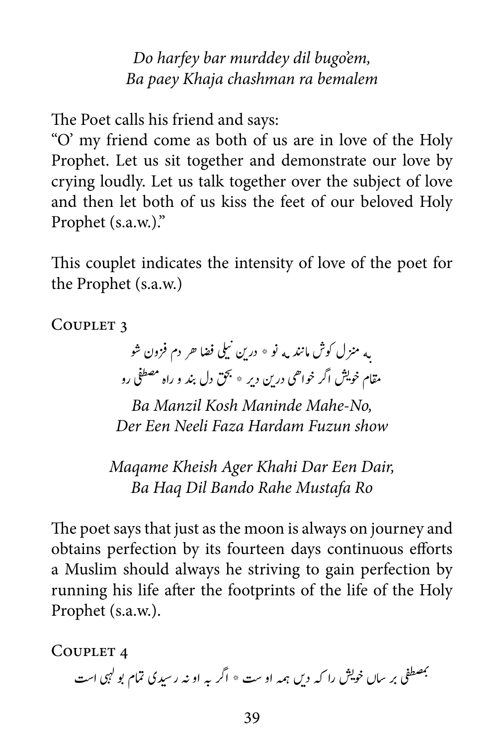*Do harfey bar murddey dil bugo'em,*
*Ba paey Khaja chashman ra bemalem*

The Poet calls his friend and says:
"O' my friend come as both of us are in love of the Holy Prophet. Let us sit together and demonstrate our love by crying loudly. Let us talk together over the subject of love and then let both of us kiss the feet of our beloved Holy Prophet (s.a.w.)."

This couplet indicates the intensity of love of the poet for the Prophet (s.a.w.)

### Couplet 3

به منزل کوش مانند مه نو * درین نیلی فضا هر دم فزون شو
مقام خویش اگر خواهی درین دیر * بحق دل بند و راه مصطفی رو

*Ba Manzil Kosh Maninde Mahe-No,*
*Der Een Neeli Faza Hardam Fuzun show*

*Maqame Kheish Ager Khahi Dar Een Dair,*
*Ba Haq Dil Bando Rahe Mustafa Ro*

The poet says that just as the moon is always on journey and obtains perfection by its fourteen days continuous efforts a Muslim should always he striving to gain perfection by running his life after the footprints of the life of the Holy Prophet (s.a.w.).

### Couplet 4

بمصطفی بر ساں خویش را کہ دیں ہمہ او ست * اگر بہ او نہ رسیدی تمام بو لہبی است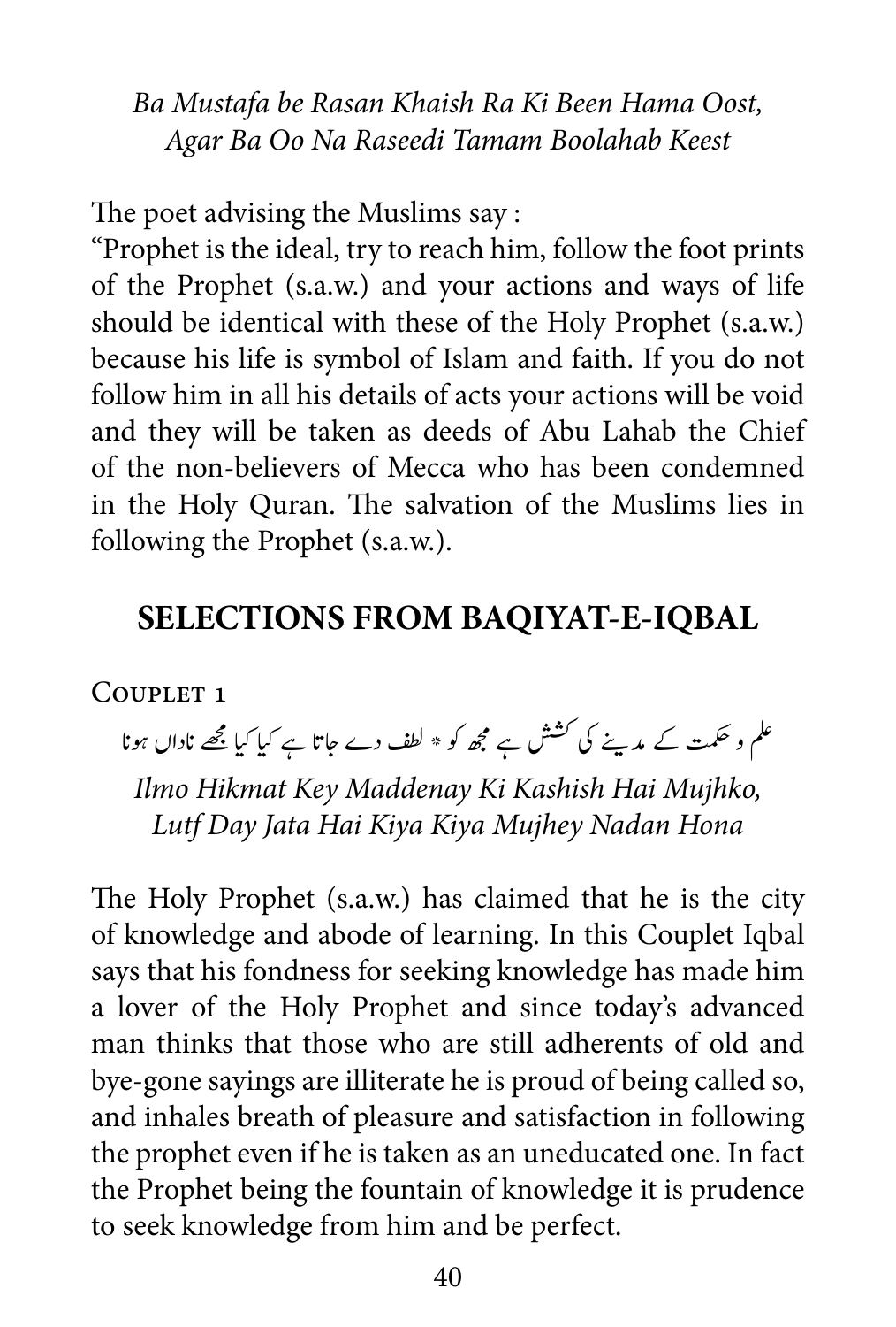*Ba Mustafa be Rasan Khaish Ra Ki Been Hama Oost,*
*Agar Ba Oo Na Raseedi Tamam Boolahab Keest*

The poet advising the Muslims say :
"Prophet is the ideal, try to reach him, follow the foot prints of the Prophet (s.a.w.) and your actions and ways of life should be identical with these of the Holy Prophet (s.a.w.) because his life is symbol of Islam and faith. If you do not follow him in all his details of acts your actions will be void and they will be taken as deeds of Abu Lahab the Chief of the non-believers of Mecca who has been condemned in the Holy Quran. The salvation of the Muslims lies in following the Prophet (s.a.w.).

## SELECTIONS FROM BAQIYAT-E-IQBAL

Couplet 1

علم و حکمت کے مدینے کی کشش ہے مجھ کو * لطف دے جاتا ہے کیا کیا مجھے ناداں ہونا

*Ilmo Hikmat Key Maddenay Ki Kashish Hai Mujhko,*
*Lutf Day Jata Hai Kiya Kiya Mujhey Nadan Hona*

The Holy Prophet (s.a.w.) has claimed that he is the city of knowledge and abode of learning. In this Couplet Iqbal says that his fondness for seeking knowledge has made him a lover of the Holy Prophet and since today's advanced man thinks that those who are still adherents of old and bye-gone sayings are illiterate he is proud of being called so, and inhales breath of pleasure and satisfaction in following the prophet even if he is taken as an uneducated one. In fact the Prophet being the fountain of knowledge it is prudence to seek knowledge from him and be perfect.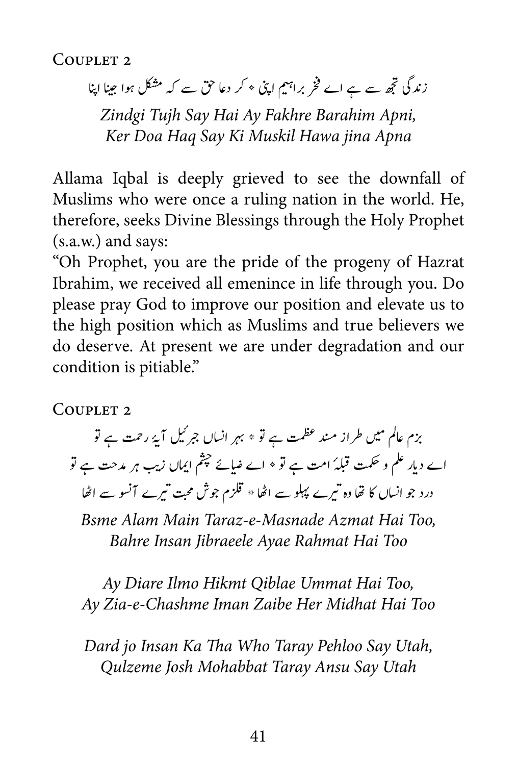Couplet 2

زندگی تجھ سے ہے اے فخر براہیم اپنی * کر دعا حق سے کہ مشکل ہوا جینا اپنا

*Zindgi Tujh Say Hai Ay Fakhre Barahim Apni,*
*Ker Doa Haq Say Ki Muskil Hawa jina Apna*

Allama Iqbal is deeply grieved to see the downfall of Muslims who were once a ruling nation in the world. He, therefore, seeks Divine Blessings through the Holy Prophet (s.a.w.) and says:
"Oh Prophet, you are the pride of the progeny of Hazrat Ibrahim, we received all emenince in life through you. Do please pray God to improve our position and elevate us to the high position which as Muslims and true believers we do deserve. At present we are under degradation and our condition is pitiable."

Couplet 2

بزم عالم میں طراز مسند عظمت ہے تو * بہر انساں جبرئیل آیۂ رحمت ہے تو
اے دیار علم و حکمت قبلۂ امت ہے تو * اے ضیائے چشم ایماں زیب ہر مدحت ہے تو
درد جو انساں کا تھا وہ تیرے پہلو سے اٹھا * قلزم جوش محبت تیرے آنسو سے اٹھا

*Bsme Alam Main Taraz-e-Masnade Azmat Hai Too,*
*Bahre Insan Jibraeele Ayae Rahmat Hai Too*

*Ay Diare Ilmo Hikmt Qiblae Ummat Hai Too,*
*Ay Zia-e-Chashme Iman Zaibe Her Midhat Hai Too*

*Dard jo Insan Ka Tha Who Taray Pehloo Say Utah,*
*Qulzeme Josh Mohabbat Taray Ansu Say Utah*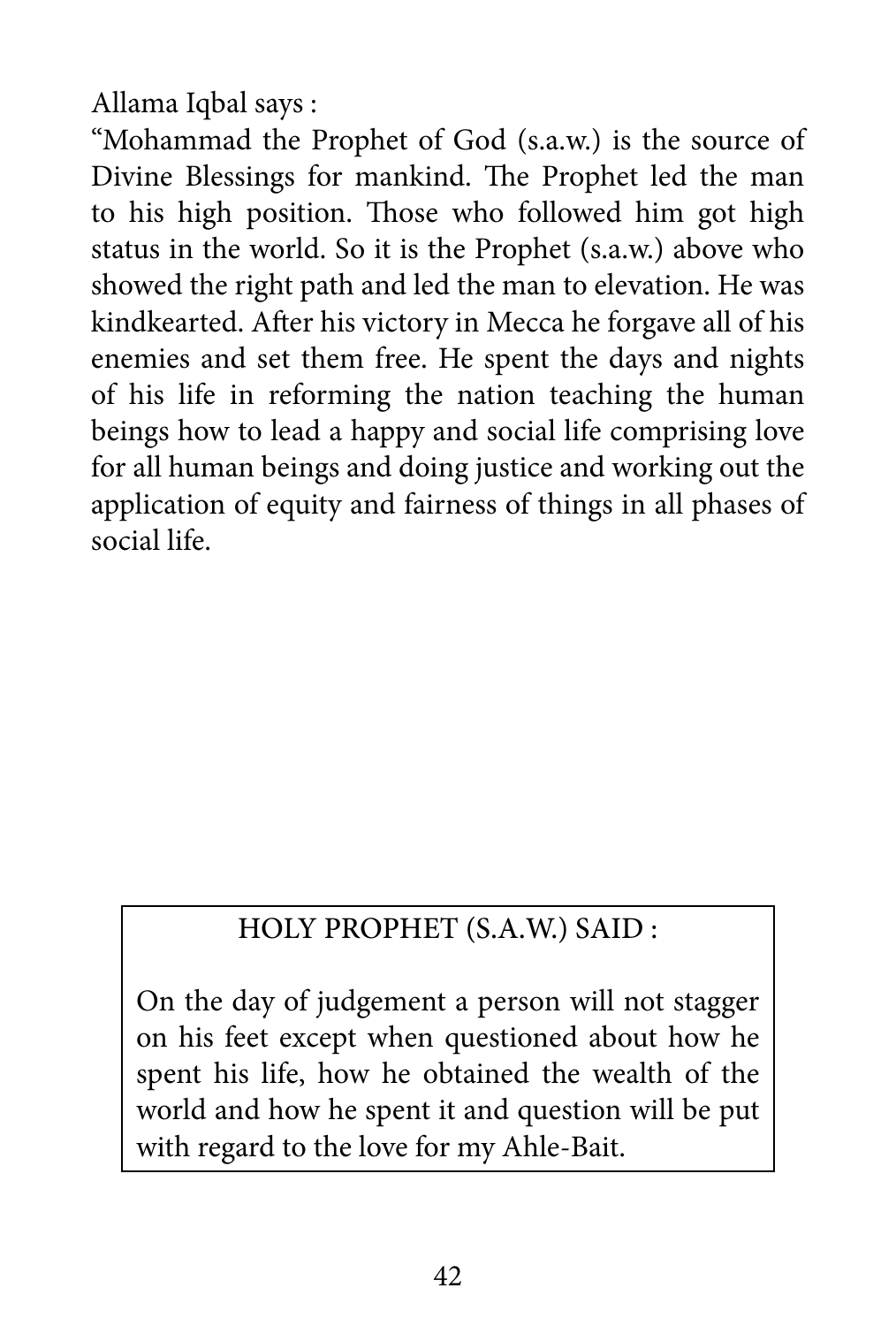Allama Iqbal says :

"Mohammad the Prophet of God (s.a.w.) is the source of Divine Blessings for mankind. The Prophet led the man to his high position. Those who followed him got high status in the world. So it is the Prophet (s.a.w.) above who showed the right path and led the man to elevation. He was kindkearted. After his victory in Mecca he forgave all of his enemies and set them free. He spent the days and nights of his life in reforming the nation teaching the human beings how to lead a happy and social life comprising love for all human beings and doing justice and working out the application of equity and fairness of things in all phases of social life.

> HOLY PROPHET (S.A.W.) SAID :
>
> On the day of judgement a person will not stagger on his feet except when questioned about how he spent his life, how he obtained the wealth of the world and how he spent it and question will be put with regard to the love for my Ahle-Bait.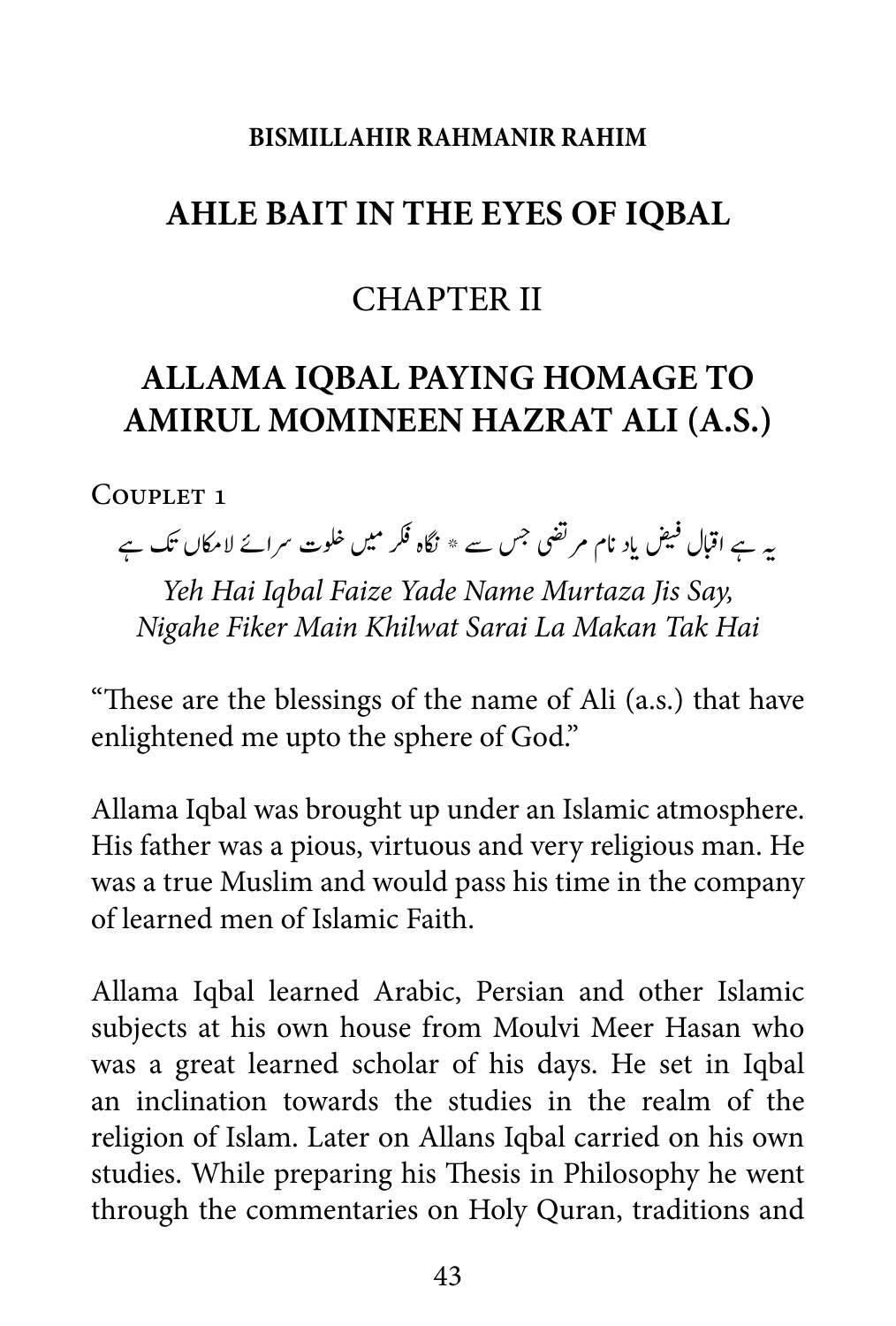**BISMILLAHIR RAHMANIR RAHIM**

# AHLE BAIT IN THE EYES OF IQBAL

## CHAPTER II

## ALLAMA IQBAL PAYING HOMAGE TO AMIRUL MOMINEEN HAZRAT ALI (A.S.)

Couplet 1

یہ ہے اقبال فیض یاد نام مرتضی جس سے * نگاہ فکر میں خلوت سرائے لامکاں تک ہے

*Yeh Hai Iqbal Faize Yade Name Murtaza Jis Say,*
*Nigahe Fiker Main Khilwat Sarai La Makan Tak Hai*

"These are the blessings of the name of Ali (a.s.) that have enlightened me upto the sphere of God."

Allama Iqbal was brought up under an Islamic atmosphere. His father was a pious, virtuous and very religious man. He was a true Muslim and would pass his time in the company of learned men of Islamic Faith.

Allama Iqbal learned Arabic, Persian and other Islamic subjects at his own house from Moulvi Meer Hasan who was a great learned scholar of his days. He set in Iqbal an inclination towards the studies in the realm of the religion of Islam. Later on Allans Iqbal carried on his own studies. While preparing his Thesis in Philosophy he went through the commentaries on Holy Quran, traditions and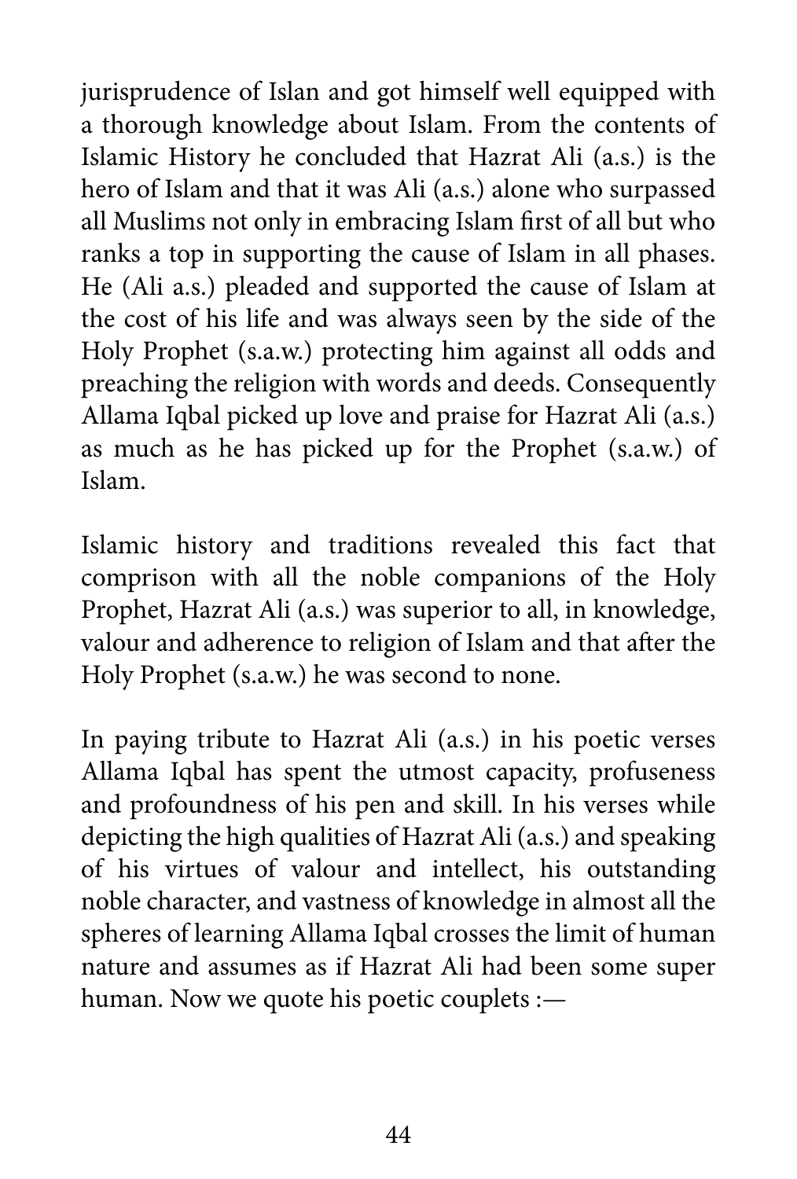jurisprudence of Islan and got himself well equipped with a thorough knowledge about Islam. From the contents of Islamic History he concluded that Hazrat Ali (a.s.) is the hero of Islam and that it was Ali (a.s.) alone who surpassed all Muslims not only in embracing Islam first of all but who ranks a top in supporting the cause of Islam in all phases. He (Ali a.s.) pleaded and supported the cause of Islam at the cost of his life and was always seen by the side of the Holy Prophet (s.a.w.) protecting him against all odds and preaching the religion with words and deeds. Consequently Allama Iqbal picked up love and praise for Hazrat Ali (a.s.) as much as he has picked up for the Prophet (s.a.w.) of Islam.

Islamic history and traditions revealed this fact that comprison with all the noble companions of the Holy Prophet, Hazrat Ali (a.s.) was superior to all, in knowledge, valour and adherence to religion of Islam and that after the Holy Prophet (s.a.w.) he was second to none.

In paying tribute to Hazrat Ali (a.s.) in his poetic verses Allama Iqbal has spent the utmost capacity, profuseness and profoundness of his pen and skill. In his verses while depicting the high qualities of Hazrat Ali (a.s.) and speaking of his virtues of valour and intellect, his outstanding noble character, and vastness of knowledge in almost all the spheres of learning Allama Iqbal crosses the limit of human nature and assumes as if Hazrat Ali had been some super human. Now we quote his poetic couplets :—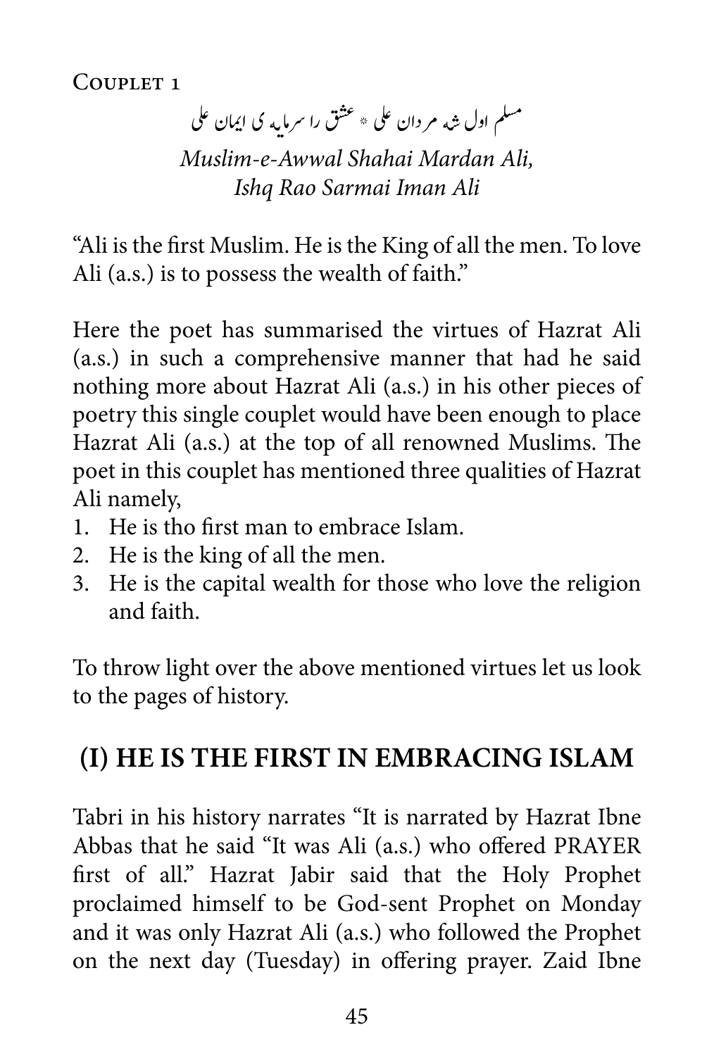Couplet 1

مسلم اول شہ مردان علی * عشق را سرمایہ ی ایمان علی

*Muslim-e-Awwal Shahai Mardan Ali,*
*Ishq Rao Sarmai Iman Ali*

"Ali is the first Muslim. He is the King of all the men. To love Ali (a.s.) is to possess the wealth of faith."

Here the poet has summarised the virtues of Hazrat Ali (a.s.) in such a comprehensive manner that had he said nothing more about Hazrat Ali (a.s.) in his other pieces of poetry this single couplet would have been enough to place Hazrat Ali (a.s.) at the top of all renowned Muslims. The poet in this couplet has mentioned three qualities of Hazrat Ali namely,

1. He is tho first man to embrace Islam.
2. He is the king of all the men.
3. He is the capital wealth for those who love the religion and faith.

To throw light over the above mentioned virtues let us look to the pages of history.

## (I) HE IS THE FIRST IN EMBRACING ISLAM

Tabri in his history narrates "It is narrated by Hazrat Ibne Abbas that he said "It was Ali (a.s.) who offered PRAYER first of all." Hazrat Jabir said that the Holy Prophet proclaimed himself to be God-sent Prophet on Monday and it was only Hazrat Ali (a.s.) who followed the Prophet on the next day (Tuesday) in offering prayer. Zaid Ibne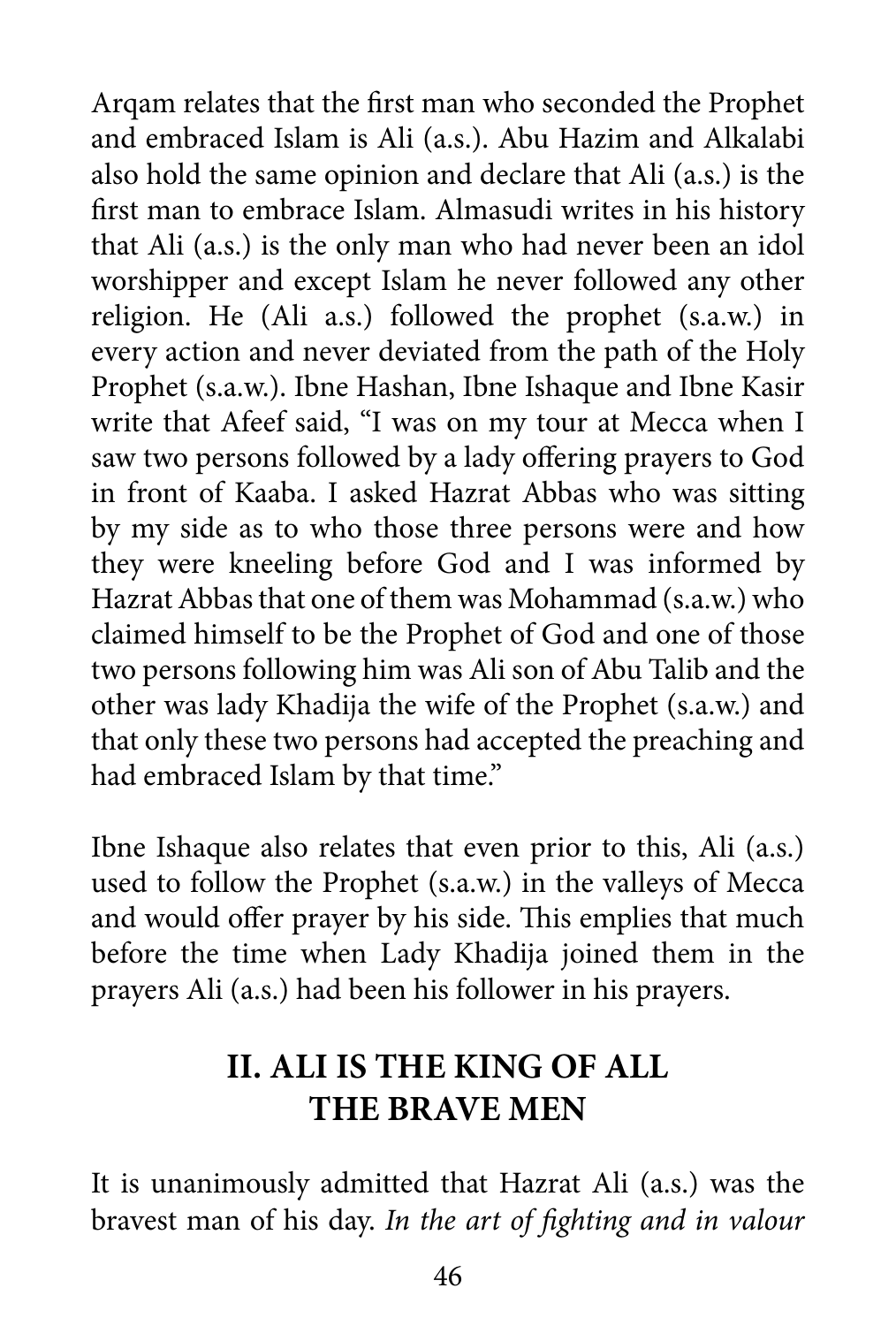Arqam relates that the first man who seconded the Prophet and embraced Islam is Ali (a.s.). Abu Hazim and Alkalabi also hold the same opinion and declare that Ali (a.s.) is the first man to embrace Islam. Almasudi writes in his history that Ali (a.s.) is the only man who had never been an idol worshipper and except Islam he never followed any other religion. He (Ali a.s.) followed the prophet (s.a.w.) in every action and never deviated from the path of the Holy Prophet (s.a.w.). Ibne Hashan, Ibne Ishaque and Ibne Kasir write that Afeef said, "I was on my tour at Mecca when I saw two persons followed by a lady offering prayers to God in front of Kaaba. I asked Hazrat Abbas who was sitting by my side as to who those three persons were and how they were kneeling before God and I was informed by Hazrat Abbas that one of them was Mohammad (s.a.w.) who claimed himself to be the Prophet of God and one of those two persons following him was Ali son of Abu Talib and the other was lady Khadija the wife of the Prophet (s.a.w.) and that only these two persons had accepted the preaching and had embraced Islam by that time."

Ibne Ishaque also relates that even prior to this, Ali (a.s.) used to follow the Prophet (s.a.w.) in the valleys of Mecca and would offer prayer by his side. This emplies that much before the time when Lady Khadija joined them in the prayers Ali (a.s.) had been his follower in his prayers.

## II. ALI IS THE KING OF ALL THE BRAVE MEN

It is unanimously admitted that Hazrat Ali (a.s.) was the bravest man of his day. *In the art of fighting and in valour*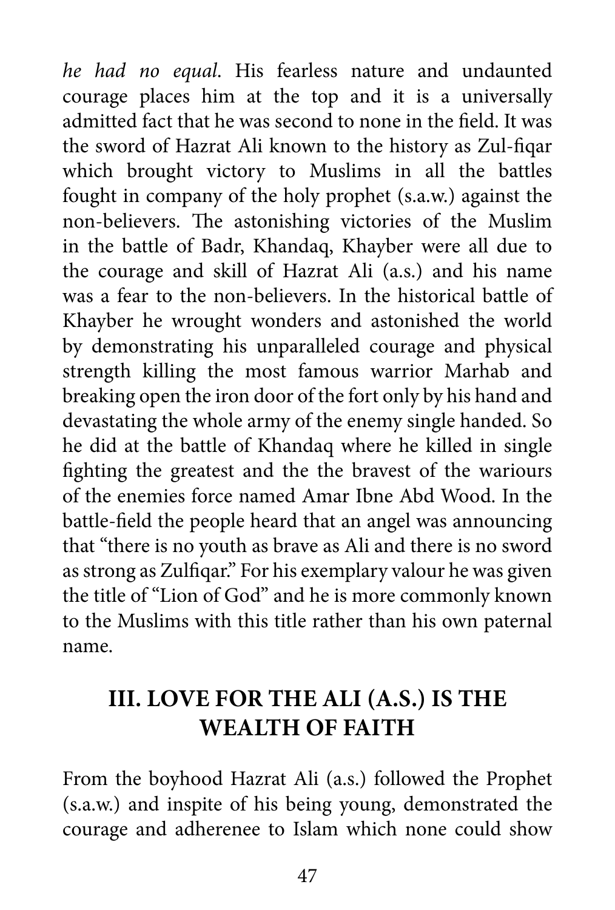*he had no equal.* His fearless nature and undaunted courage places him at the top and it is a universally admitted fact that he was second to none in the field. It was the sword of Hazrat Ali known to the history as Zul-fiqar which brought victory to Muslims in all the battles fought in company of the holy prophet (s.a.w.) against the non-believers. The astonishing victories of the Muslim in the battle of Badr, Khandaq, Khayber were all due to the courage and skill of Hazrat Ali (a.s.) and his name was a fear to the non-believers. In the historical battle of Khayber he wrought wonders and astonished the world by demonstrating his unparalleled courage and physical strength killing the most famous warrior Marhab and breaking open the iron door of the fort only by his hand and devastating the whole army of the enemy single handed. So he did at the battle of Khandaq where he killed in single fighting the greatest and the the bravest of the wariours of the enemies force named Amar Ibne Abd Wood. In the battle-field the people heard that an angel was announcing that "there is no youth as brave as Ali and there is no sword as strong as Zulfiqar." For his exemplary valour he was given the title of "Lion of God" and he is more commonly known to the Muslims with this title rather than his own paternal name.

## III. LOVE FOR THE ALI (A.S.) IS THE WEALTH OF FAITH

From the boyhood Hazrat Ali (a.s.) followed the Prophet (s.a.w.) and inspite of his being young, demonstrated the courage and adherenee to Islam which none could show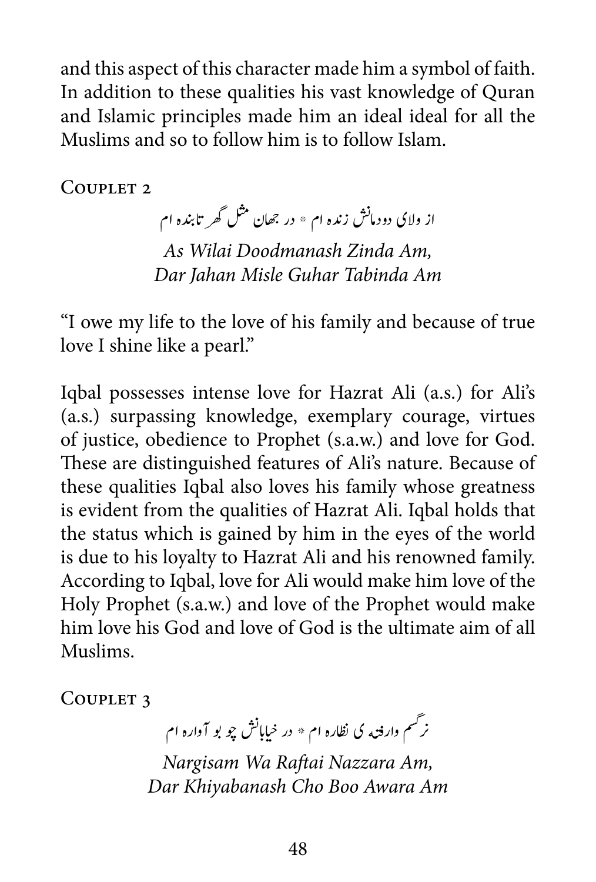and this aspect of this character made him a symbol of faith. In addition to these qualities his vast knowledge of Quran and Islamic principles made him an ideal ideal for all the Muslims and so to follow him is to follow Islam.

### Couplet 2

از ولای دودمانش زنده ام * در جهان مثل گهر تابنده ام

*As Wilai Doodmanash Zinda Am,*
*Dar Jahan Misle Guhar Tabinda Am*

"I owe my life to the love of his family and because of true love I shine like a pearl."

Iqbal possesses intense love for Hazrat Ali (a.s.) for Ali's (a.s.) surpassing knowledge, exemplary courage, virtues of justice, obedience to Prophet (s.a.w.) and love for God. These are distinguished features of Ali's nature. Because of these qualities Iqbal also loves his family whose greatness is evident from the qualities of Hazrat Ali. Iqbal holds that the status which is gained by him in the eyes of the world is due to his loyalty to Hazrat Ali and his renowned family. According to Iqbal, love for Ali would make him love of the Holy Prophet (s.a.w.) and love of the Prophet would make him love his God and love of God is the ultimate aim of all Muslims.

### Couplet 3

نرگسم وارفتهٔ نظاره ام * در خیابانش چو بو آواره ام

*Nargisam Wa Raftai Nazzara Am,*
*Dar Khiyabanash Cho Boo Awara Am*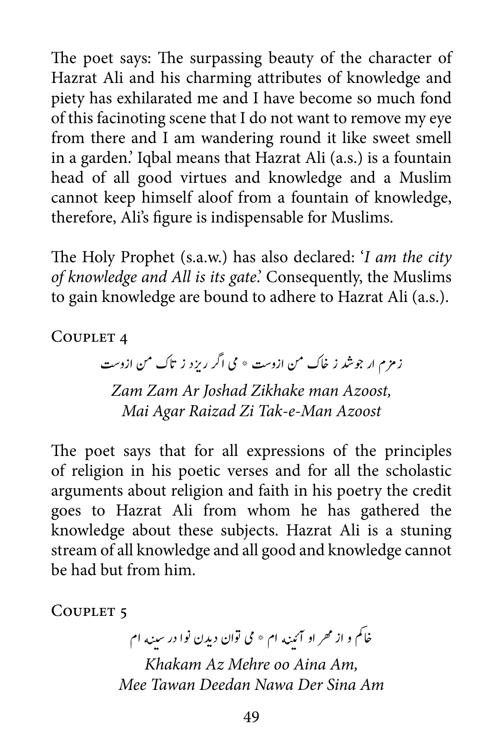The poet says: The surpassing beauty of the character of Hazrat Ali and his charming attributes of knowledge and piety has exhilarated me and I have become so much fond of this facinoting scene that I do not want to remove my eye from there and I am wandering round it like sweet smell in a garden.' Iqbal means that Hazrat Ali (a.s.) is a fountain head of all good virtues and knowledge and a Muslim cannot keep himself aloof from a fountain of knowledge, therefore, Ali's figure is indispensable for Muslims.

The Holy Prophet (s.a.w.) has also declared: '*I am the city of knowledge and All is its gate*.' Consequently, the Muslims to gain knowledge are bound to adhere to Hazrat Ali (a.s.).

### Couplet 4

زمزم ار جوشد ز خاک من ازوست * می اگر ریزد ز تاک من ازوست

*Zam Zam Ar Joshad Zikhake man Azoost,*
*Mai Agar Raizad Zi Tak-e-Man Azoost*

The poet says that for all expressions of the principles of religion in his poetic verses and for all the scholastic arguments about religion and faith in his poetry the credit goes to Hazrat Ali from whom he has gathered the knowledge about these subjects. Hazrat Ali is a stuning stream of all knowledge and all good and knowledge cannot be had but from him.

### Couplet 5

خاکم و از مهر او آئینه ام * می توان دیدن نوا در سینه ام

*Khakam Az Mehre oo Aina Am,*
*Mee Tawan Deedan Nawa Der Sina Am*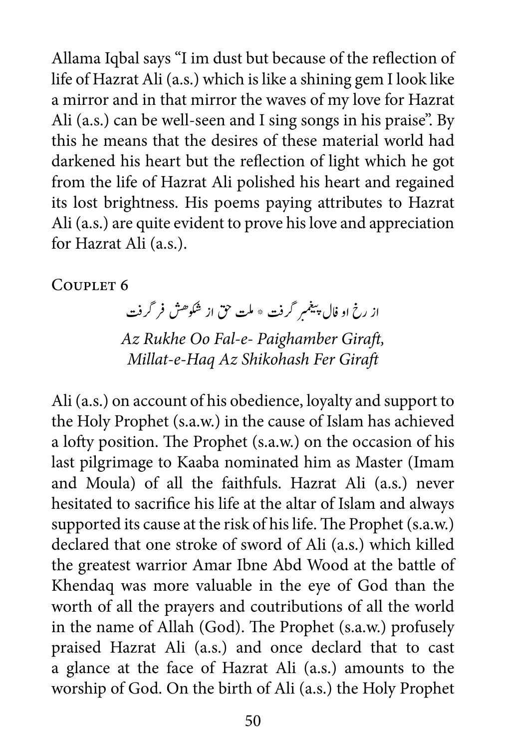Allama Iqbal says "I im dust but because of the reflection of life of Hazrat Ali (a.s.) which is like a shining gem I look like a mirror and in that mirror the waves of my love for Hazrat Ali (a.s.) can be well-seen and I sing songs in his praise". By this he means that the desires of these material world had darkened his heart but the reflection of light which he got from the life of Hazrat Ali polished his heart and regained its lost brightness. His poems paying attributes to Hazrat Ali (a.s.) are quite evident to prove his love and appreciation for Hazrat Ali (a.s.).

### Couplet 6

از رخ او فال پیغمبر گرفت * ملت حق از شکوهش فر گرفت

*Az Rukhe Oo Fal-e- Paighamber Giraft,*
*Millat-e-Haq Az Shikohash Fer Giraft*

Ali (a.s.) on account of his obedience, loyalty and support to the Holy Prophet (s.a.w.) in the cause of Islam has achieved a lofty position. The Prophet (s.a.w.) on the occasion of his last pilgrimage to Kaaba nominated him as Master (Imam and Moula) of all the faithfuls. Hazrat Ali (a.s.) never hesitated to sacrifice his life at the altar of Islam and always supported its cause at the risk of his life. The Prophet (s.a.w.) declared that one stroke of sword of Ali (a.s.) which killed the greatest warrior Amar Ibne Abd Wood at the battle of Khendaq was more valuable in the eye of God than the worth of all the prayers and coutributions of all the world in the name of Allah (God). The Prophet (s.a.w.) profusely praised Hazrat Ali (a.s.) and once declard that to cast a glance at the face of Hazrat Ali (a.s.) amounts to the worship of God. On the birth of Ali (a.s.) the Holy Prophet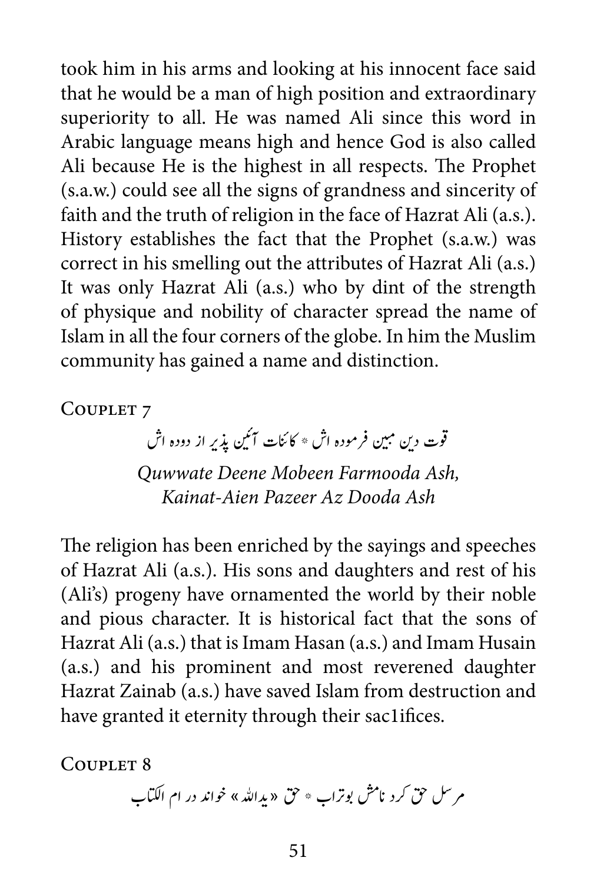took him in his arms and looking at his innocent face said that he would be a man of high position and extraordinary superiority to all. He was named Ali since this word in Arabic language means high and hence God is also called Ali because He is the highest in all respects. The Prophet (s.a.w.) could see all the signs of grandness and sincerity of faith and the truth of religion in the face of Hazrat Ali (a.s.). History establishes the fact that the Prophet (s.a.w.) was correct in his smelling out the attributes of Hazrat Ali (a.s.) It was only Hazrat Ali (a.s.) who by dint of the strength of physique and nobility of character spread the name of Islam in all the four corners of the globe. In him the Muslim community has gained a name and distinction.

### Couplet 7

قوت دین مبین فرموده اش * کائنات آئین پذیر از دوده اش

*Quwwate Deene Mobeen Farmooda Ash,*
*Kainat-Aien Pazeer Az Dooda Ash*

The religion has been enriched by the sayings and speeches of Hazrat Ali (a.s.). His sons and daughters and rest of his (Ali's) progeny have ornamented the world by their noble and pious character. It is historical fact that the sons of Hazrat Ali (a.s.) that is Imam Hasan (a.s.) and Imam Husain (a.s.) and his prominent and most reverened daughter Hazrat Zainab (a.s.) have saved Islam from destruction and have granted it eternity through their sac1ifices.

### Couplet 8

مرسل حق کرد نامش بوتراب * حق «یدالله» خواند در ام الکتاب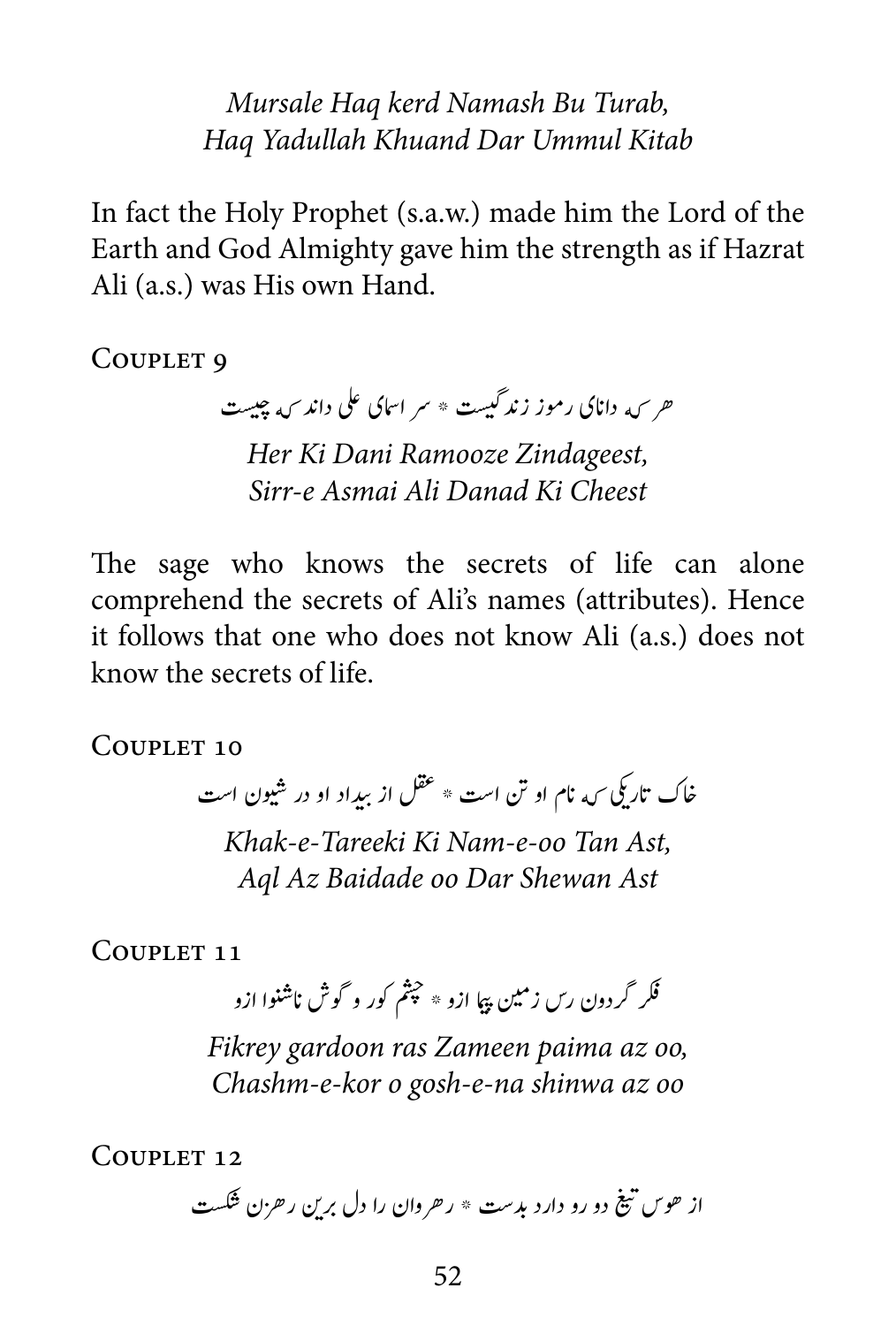*Mursale Haq kerd Namash Bu Turab,*
*Haq Yadullah Khuand Dar Ummul Kitab*

In fact the Holy Prophet (s.a.w.) made him the Lord of the Earth and God Almighty gave him the strength as if Hazrat Ali (a.s.) was His own Hand.

Couplet 9

هر که دانای رموز زندگیست * سر اسمای علی داند که چیست

*Her Ki Dani Ramooze Zindageest,*
*Sirr-e Asmai Ali Danad Ki Cheest*

The sage who knows the secrets of life can alone comprehend the secrets of Ali's names (attributes). Hence it follows that one who does not know Ali (a.s.) does not know the secrets of life.

Couplet 10

خاک تاریکی که نام او تن است * عقل از بیداد او در شیون است

*Khak-e-Tareeki Ki Nam-e-oo Tan Ast,*
*Aql Az Baidade oo Dar Shewan Ast*

Couplet 11

فکر گردون رس زمین پیما ازو * چشم کور و گوش ناشنوا ازو

*Fikrey gardoon ras Zameen paima az oo,*
*Chashm-e-kor o gosh-e-na shinwa az oo*

Couplet 12

از هوس تیغ دو رو دارد بدست * رهروان را دل برین رهزن شکست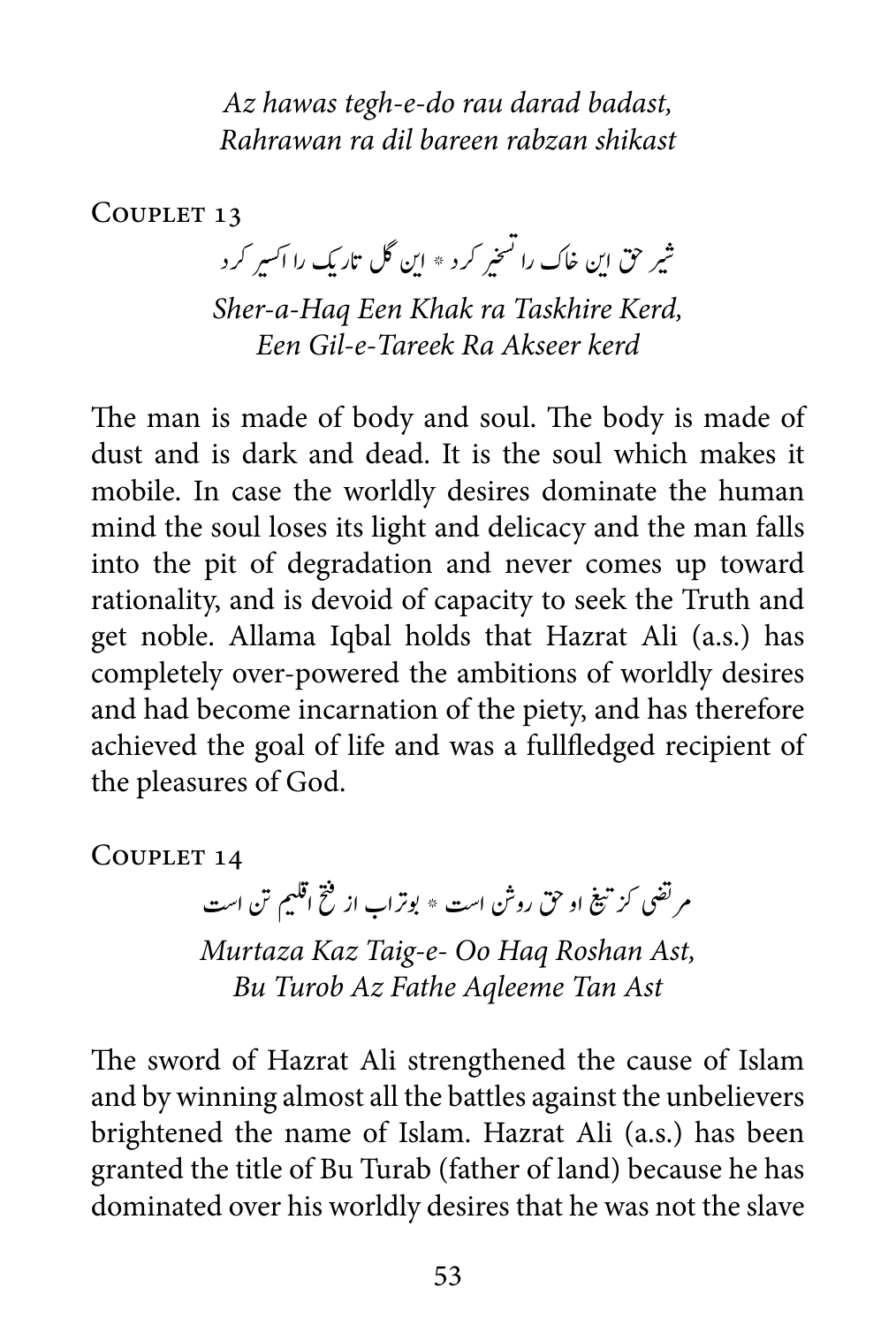*Az hawas tegh-e-do rau darad badast,*
*Rahrawan ra dil bareen rabzan shikast*

Couplet 13

شیر حق این خاک را تسخیر کرد * این گل تاریک را اکسیر کرد

*Sher-a-Haq Een Khak ra Taskhire Kerd,*
*Een Gil-e-Tareek Ra Akseer kerd*

The man is made of body and soul. The body is made of dust and is dark and dead. It is the soul which makes it mobile. In case the worldly desires dominate the human mind the soul loses its light and delicacy and the man falls into the pit of degradation and never comes up toward rationality, and is devoid of capacity to seek the Truth and get noble. Allama Iqbal holds that Hazrat Ali (a.s.) has completely over-powered the ambitions of worldly desires and had become incarnation of the piety, and has therefore achieved the goal of life and was a fullfledged recipient of the pleasures of God.

Couplet 14

مرتضی کز تیغ او حق روشن است * بوتراب از فتح اقلیم تن است

*Murtaza Kaz Taig-e- Oo Haq Roshan Ast,*
*Bu Turob Az Fathe Aqleeme Tan Ast*

The sword of Hazrat Ali strengthened the cause of Islam and by winning almost all the battles against the unbelievers brightened the name of Islam. Hazrat Ali (a.s.) has been granted the title of Bu Turab (father of land) because he has dominated over his worldly desires that he was not the slave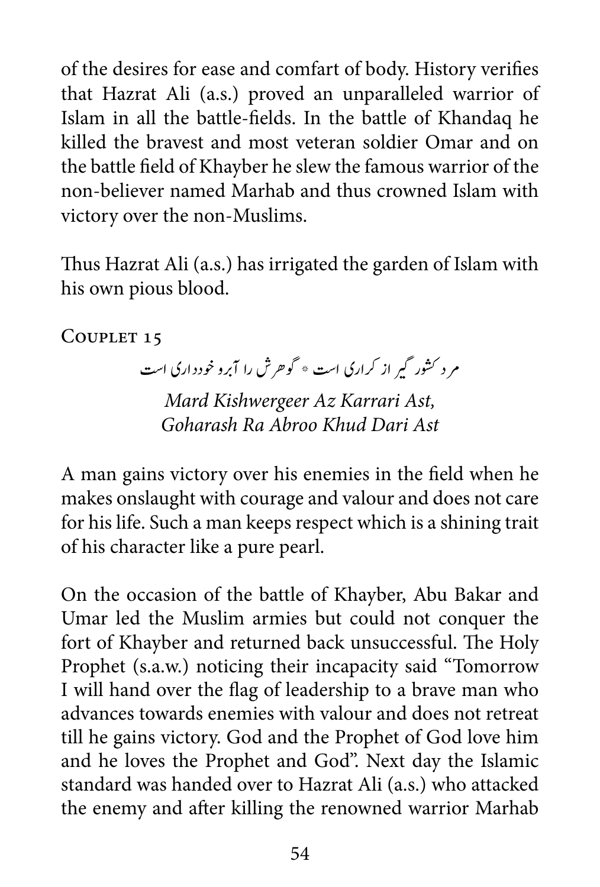of the desires for ease and comfart of body. History verifies that Hazrat Ali (a.s.) proved an unparalleled warrior of Islam in all the battle-fields. In the battle of Khandaq he killed the bravest and most veteran soldier Omar and on the battle field of Khayber he slew the famous warrior of the non-believer named Marhab and thus crowned Islam with victory over the non-Muslims.

Thus Hazrat Ali (a.s.) has irrigated the garden of Islam with his own pious blood.

### Couplet 15

مرد کشور گیر از کراری است * گوھرش را آبرو خودداری است

*Mard Kishwergeer Az Karrari Ast,*
*Goharash Ra Abroo Khud Dari Ast*

A man gains victory over his enemies in the field when he makes onslaught with courage and valour and does not care for his life. Such a man keeps respect which is a shining trait of his character like a pure pearl.

On the occasion of the battle of Khayber, Abu Bakar and Umar led the Muslim armies but could not conquer the fort of Khayber and returned back unsuccessful. The Holy Prophet (s.a.w.) noticing their incapacity said "Tomorrow I will hand over the flag of leadership to a brave man who advances towards enemies with valour and does not retreat till he gains victory. God and the Prophet of God love him and he loves the Prophet and God". Next day the Islamic standard was handed over to Hazrat Ali (a.s.) who attacked the enemy and after killing the renowned warrior Marhab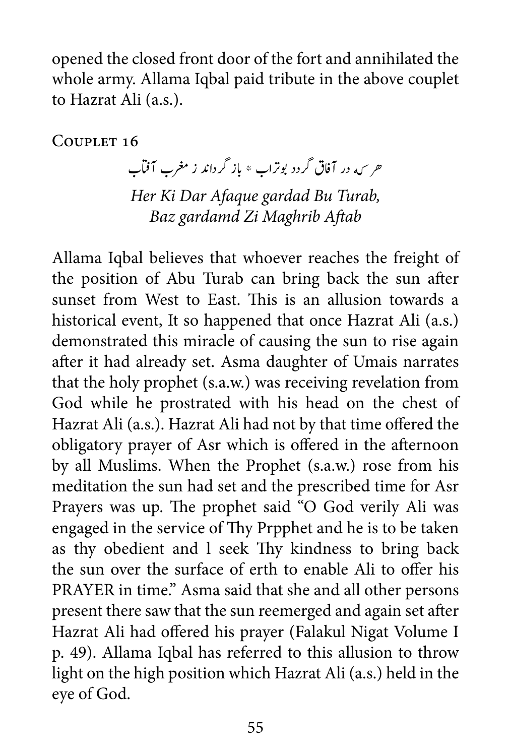opened the closed front door of the fort and annihilated the whole army. Allama Iqbal paid tribute in the above couplet to Hazrat Ali (a.s.).

## Couplet 16

هر کہ در آفاق گردد بوتراب * باز گرداند ز مغرب آفتاب

*Her Ki Dar Afaque gardad Bu Turab,*
*Baz gardamd Zi Maghrib Aftab*

Allama Iqbal believes that whoever reaches the freight of the position of Abu Turab can bring back the sun after sunset from West to East. This is an allusion towards a historical event, It so happened that once Hazrat Ali (a.s.) demonstrated this miracle of causing the sun to rise again after it had already set. Asma daughter of Umais narrates that the holy prophet (s.a.w.) was receiving revelation from God while he prostrated with his head on the chest of Hazrat Ali (a.s.). Hazrat Ali had not by that time offered the obligatory prayer of Asr which is offered in the afternoon by all Muslims. When the Prophet (s.a.w.) rose from his meditation the sun had set and the prescribed time for Asr Prayers was up. The prophet said "O God verily Ali was engaged in the service of Thy Prpphet and he is to be taken as thy obedient and l seek Thy kindness to bring back the sun over the surface of erth to enable Ali to offer his PRAYER in time." Asma said that she and all other persons present there saw that the sun reemerged and again set after Hazrat Ali had offered his prayer (Falakul Nigat Volume I p. 49). Allama Iqbal has referred to this allusion to throw light on the high position which Hazrat Ali (a.s.) held in the eye of God.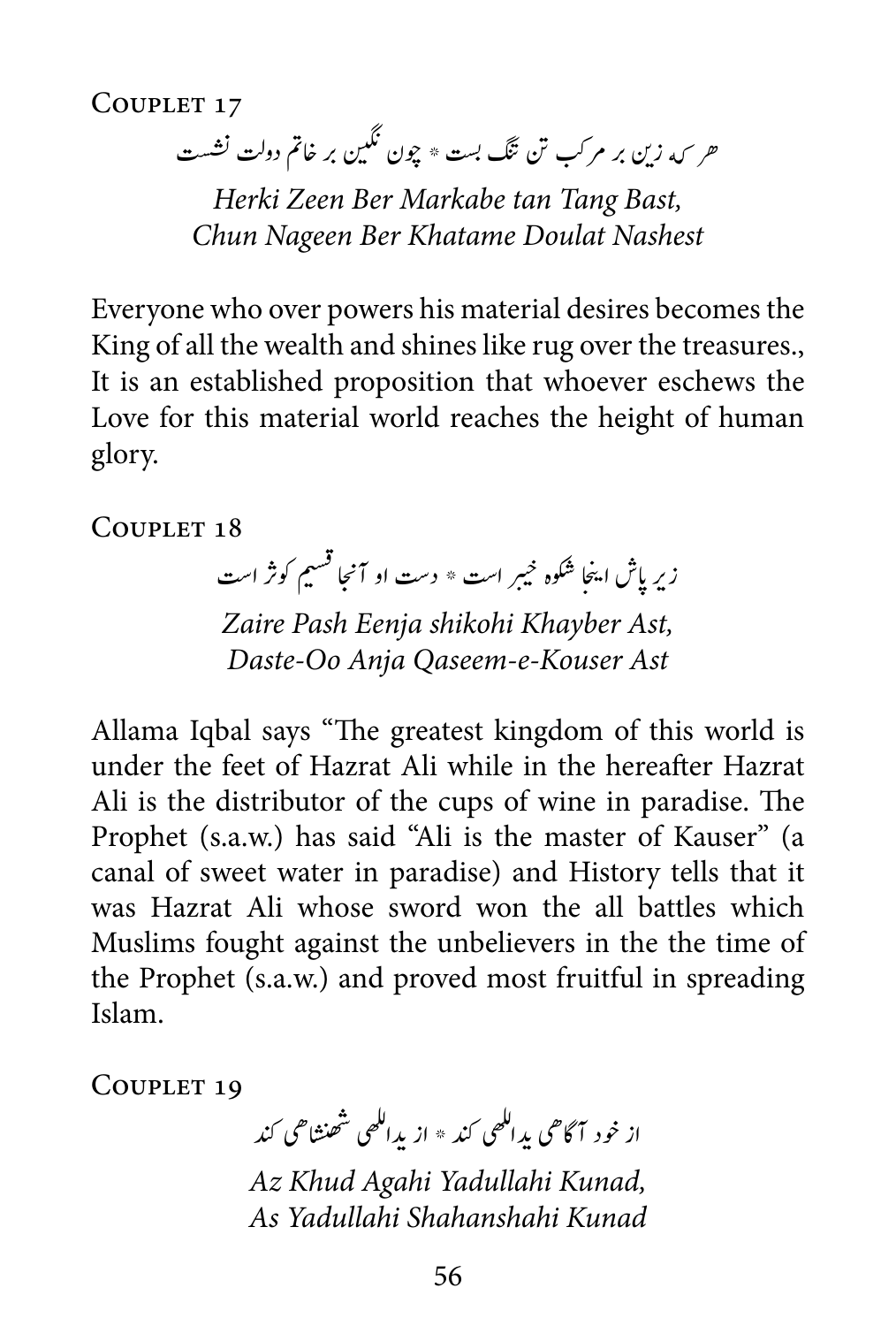### Couplet 17

ھر کہ زین بر مرکب تن تنگ بست * چون نگین بر خاتم دولت نشست

*Herki Zeen Ber Markabe tan Tang Bast,*
*Chun Nageen Ber Khatame Doulat Nashest*

Everyone who over powers his material desires becomes the King of all the wealth and shines like rug over the treasures., It is an established proposition that whoever eschews the Love for this material world reaches the height of human glory.

### Couplet 18

زیر پاش اینجا شکوہ خیبر است * دست او آنجا قسیم کوثر است

*Zaire Pash Eenja shikohi Khayber Ast,*
*Daste-Oo Anja Qaseem-e-Kouser Ast*

Allama Iqbal says "The greatest kingdom of this world is under the feet of Hazrat Ali while in the hereafter Hazrat Ali is the distributor of the cups of wine in paradise. The Prophet (s.a.w.) has said "Ali is the master of Kauser" (a canal of sweet water in paradise) and History tells that it was Hazrat Ali whose sword won the all battles which Muslims fought against the unbelievers in the the time of the Prophet (s.a.w.) and proved most fruitful in spreading Islam.

### Couplet 19

از خود آگاھی یداللھی کند * از یداللھی شھنشاھی کند

*Az Khud Agahi Yadullahi Kunad,*
*As Yadullahi Shahanshahi Kunad*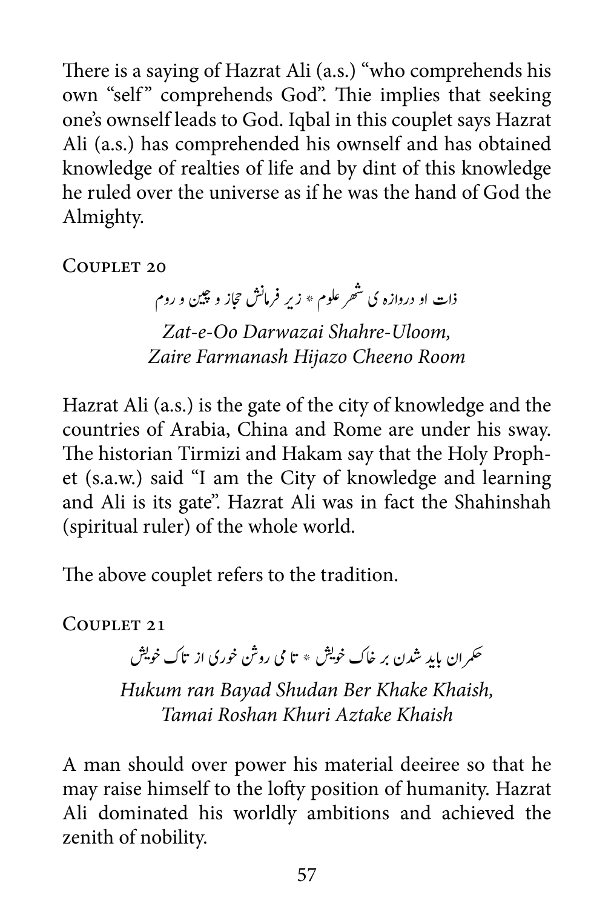There is a saying of Hazrat Ali (a.s.) "who comprehends his own "self" comprehends God". Thie implies that seeking one's ownself leads to God. Iqbal in this couplet says Hazrat Ali (a.s.) has comprehended his ownself and has obtained knowledge of realties of life and by dint of this knowledge he ruled over the universe as if he was the hand of God the Almighty.

### Couplet 20

ذات او دروازہ ی شہر علوم * زیر فرمانش حجاز و چین و روم

*Zat-e-Oo Darwazai Shahre-Uloom,*
*Zaire Farmanash Hijazo Cheeno Room*

Hazrat Ali (a.s.) is the gate of the city of knowledge and the countries of Arabia, China and Rome are under his sway. The historian Tirmizi and Hakam say that the Holy Prophet (s.a.w.) said "I am the City of knowledge and learning and Ali is its gate". Hazrat Ali was in fact the Shahinshah (spiritual ruler) of the whole world.

The above couplet refers to the tradition.

### Couplet 21

حکمران باید شدن بر خاک خویش * تا می روشن خوری از تاک خویش

*Hukum ran Bayad Shudan Ber Khake Khaish,*
*Tamai Roshan Khuri Aztake Khaish*

A man should over power his material deeiree so that he may raise himself to the lofty position of humanity. Hazrat Ali dominated his worldly ambitions and achieved the zenith of nobility.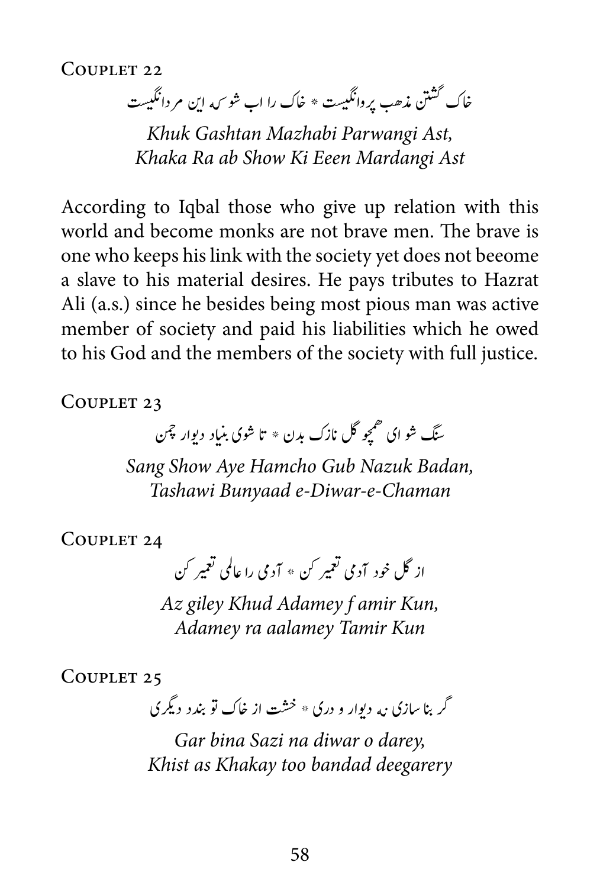COUPLET 22

خاک گشتن مذهب پروانگیست * خاک را اب شو که این مردانگیست

*Khuk Gashtan Mazhabi Parwangi Ast,*
*Khaka Ra ab Show Ki Eeen Mardangi Ast*

According to Iqbal those who give up relation with this world and become monks are not brave men. The brave is one who keeps his link with the society yet does not beeome a slave to his material desires. He pays tributes to Hazrat Ali (a.s.) since he besides being most pious man was active member of society and paid his liabilities which he owed to his God and the members of the society with full justice.

COUPLET 23

سنگ شو ای همچو گل نازک بدن * تا شوی بنیاد دیوار چمن

*Sang Show Aye Hamcho Gub Nazuk Badan,*
*Tashawi Bunyaad e-Diwar-e-Chaman*

COUPLET 24

از گل خود آدمی تعمیر کن * آدمی را عالمی تعمیر کن

*Az giley Khud Adamey f amir Kun,*
*Adamey ra aalamey Tamir Kun*

COUPLET 25

گر بنا سازی نه دیوار و دری * خشت از خاک تو بندد دیگری

*Gar bina Sazi na diwar o darey,*
*Khist as Khakay too bandad deegarery*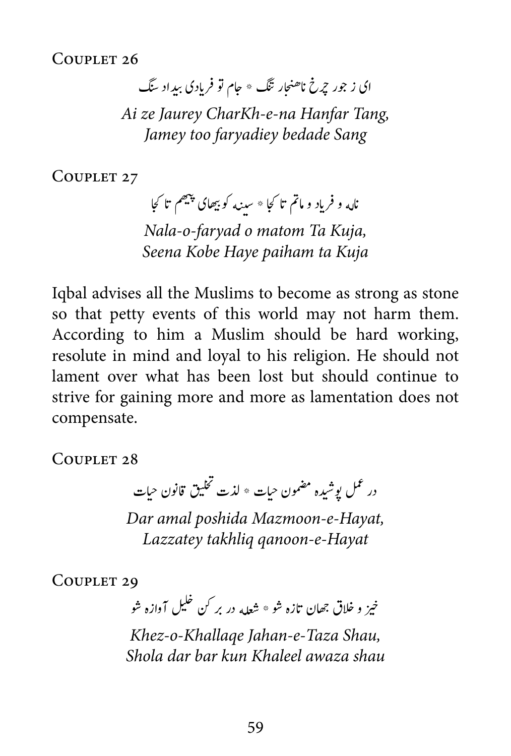### Couplet 26

ای ز جور چرخ ناهنجار تنگ * جام تو فریادی بیداد سنگ

*Ai ze Jaurey CharKh-e-na Hanfar Tang,*
*Jamey too faryadiey bedade Sang*

### Couplet 27

ناله و فریاد و ماتم تا کجا * سینه کوبیهای پیهم تا کجا

*Nala-o-faryad o matom Ta Kuja,*
*Seena Kobe Haye paiham ta Kuja*

Iqbal advises all the Muslims to become as strong as stone so that petty events of this world may not harm them. According to him a Muslim should be hard working, resolute in mind and loyal to his religion. He should not lament over what has been lost but should continue to strive for gaining more and more as lamentation does not compensate.

### Couplet 28

در عمل پوشیده مضمون حیات * لذت تخلیق قانون حیات

*Dar amal poshida Mazmoon-e-Hayat,*
*Lazzatey takhliq qanoon-e-Hayat*

### Couplet 29

خیز و خلاق جهان تازه شو * شعله در بر کن خلیل آوازه شو

*Khez-o-Khallaqe Jahan-e-Taza Shau,*
*Shola dar bar kun Khaleel awaza shau*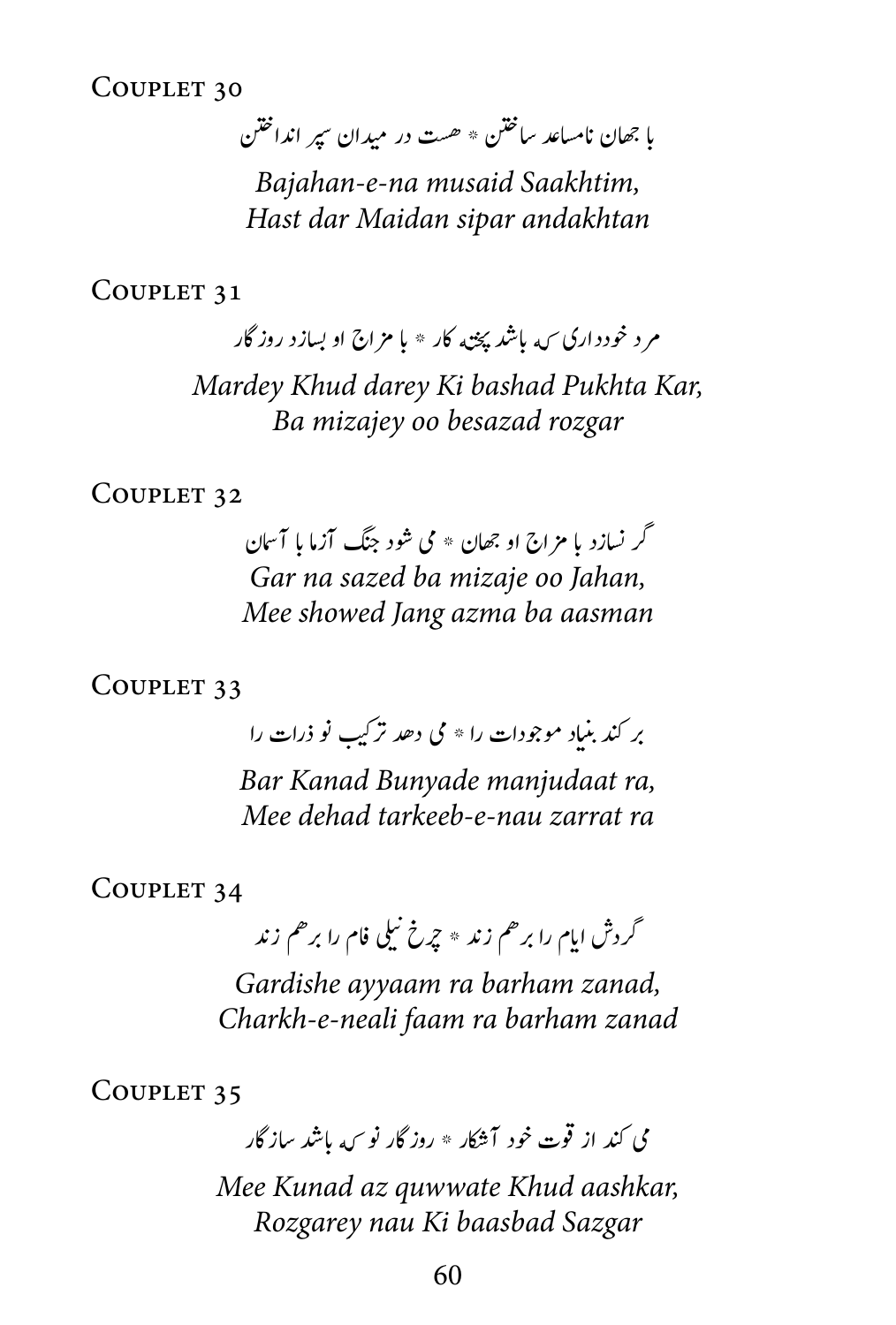COUPLET 30

با جهان نامساعد ساختن * هست در میدان سپر انداختن

*Bajahan-e-na musaid Saakhtim,*
*Hast dar Maidan sipar andakhtan*

COUPLET 31

مرد خودداری که باشد پخته کار * با مزاج او بسازد روزگار

*Mardey Khud darey Ki bashad Pukhta Kar,*
*Ba mizajey oo besazad rozgar*

COUPLET 32

گر نسازد با مزاج او جهان * می شود جنگ آزما با آسمان

*Gar na sazed ba mizaje oo Jahan,*
*Mee showed Jang azma ba aasman*

COUPLET 33

بر کند بنیاد موجودات را * می دهد ترکیب نو ذرات را

*Bar Kanad Bunyade manjudaat ra,*
*Mee dehad tarkeeb-e-nau zarrat ra*

COUPLET 34

گردش ایام را برهم زند * چرخ نیلی فام را برهم زند

*Gardishe ayyaam ra barham zanad,*
*Charkh-e-neali faam ra barham zanad*

COUPLET 35

می کند از قوت خود آشکار * روزگار نو که باشد سازگار

*Mee Kunad az quwwate Khud aashkar,*
*Rozgarey nau Ki baasbad Sazgar*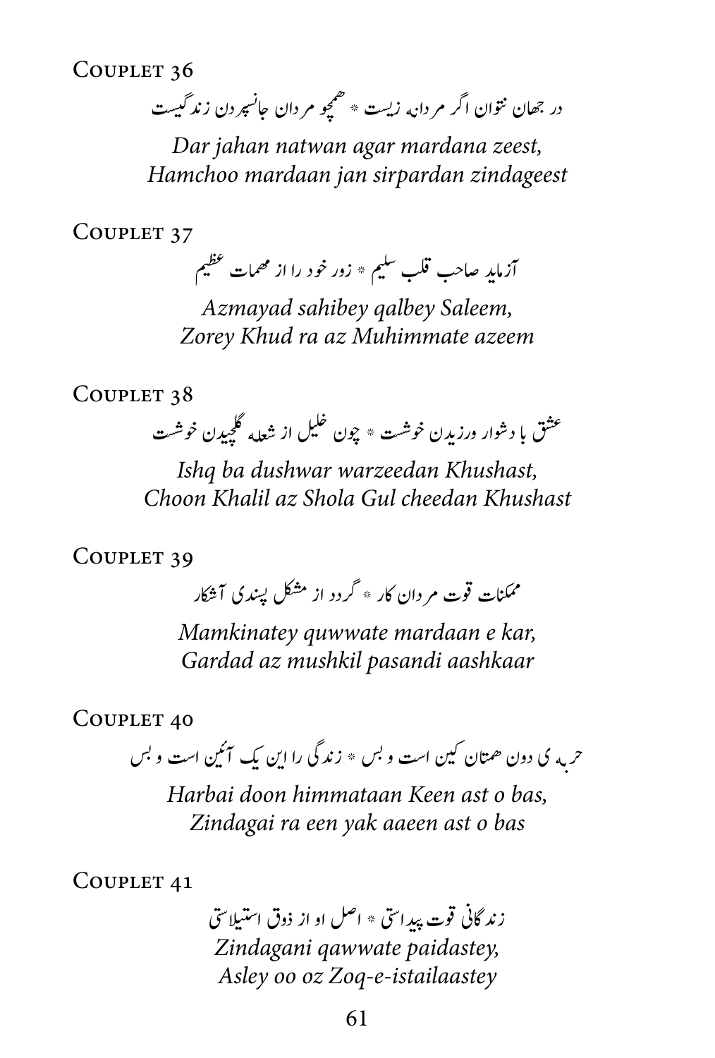COUPLET 36

در جهان نتوان اگر مردانہ زیست * همچو مردان جانسپردن زندگیست

*Dar jahan natwan agar mardana zeest,*
*Hamchoo mardaan jan sirpardan zindageest*

COUPLET 37

آزماید صاحب قلب سلیم * زور خود را از مهمات عظیم

*Azmayad sahibey qalbey Saleem,*
*Zorey Khud ra az Muhimmate azeem*

COUPLET 38

عشق با دشوار ورزیدن خوشست * چون خلیل از شعله گلچیدن خوشست

*Ishq ba dushwar warzeedan Khushast,*
*Choon Khalil az Shola Gul cheedan Khushast*

COUPLET 39

ممکنات قوت مردان کار * گردد از مشکل پسندی آشکار

*Mamkinatey quwwate mardaan e kar,*
*Gardad az mushkil pasandi aashkaar*

COUPLET 40

حربہ ی دون همتان کین است و بس * زندگی را این یک آئین است و بس

*Harbai doon himmataan Keen ast o bas,*
*Zindagai ra een yak aaeen ast o bas*

COUPLET 41

زندگانی قوت پیدا ستی * اصل او از ذوق استیلاستی

*Zindagani qawwate paidastey,*
*Asley oo oz Zoq-e-istailaastey*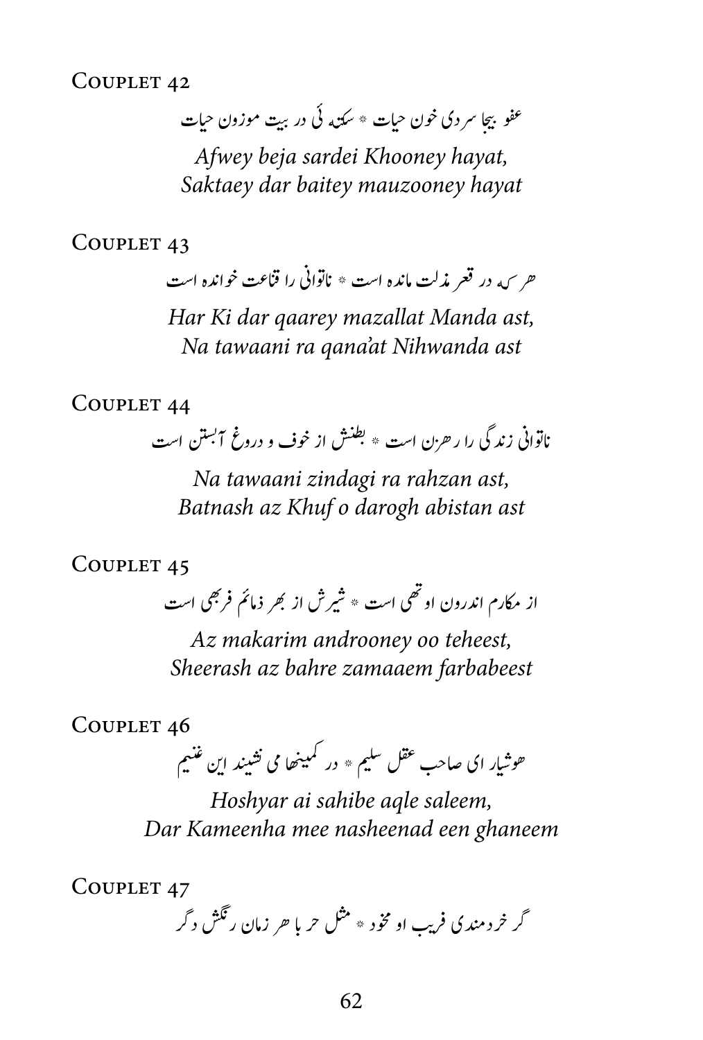Couplet 42

عفو بیجا سردی خون حیات * سکتہ ئی در بیت موزون حیات

*Afwey beja sardei Khooney hayat,*
*Saktaey dar baitey mauzooney hayat*

Couplet 43

هر کہ در قعر مذلت مانده است * ناتوانی را قناعت خوانده است

*Har Ki dar qaarey mazallat Manda ast,*
*Na tawaani ra qana'at Nihwanda ast*

Couplet 44

ناتوانی زندگی را رهزن است * بطنش از خوف و دروغ آبستن است

*Na tawaani zindagi ra rahzan ast,*
*Batnash az Khuf o darogh abistan ast*

Couplet 45

از مکارم اندرون او تهی است * شیرش از بهر ذمائم فربهی است

*Az makarim androoney oo teheest,*
*Sheerash az bahre zamaaem farbabeest*

Couplet 46

هوشیار ای صاحب عقل سلیم * در کمینها می نشیند این غنیم

*Hoshyar ai sahibe aqle saleem,*
*Dar Kameenha mee nasheenad een ghaneem*

Couplet 47

گر خردمندی فریب او مخود * مثل حر با هر زمان رنگش دگر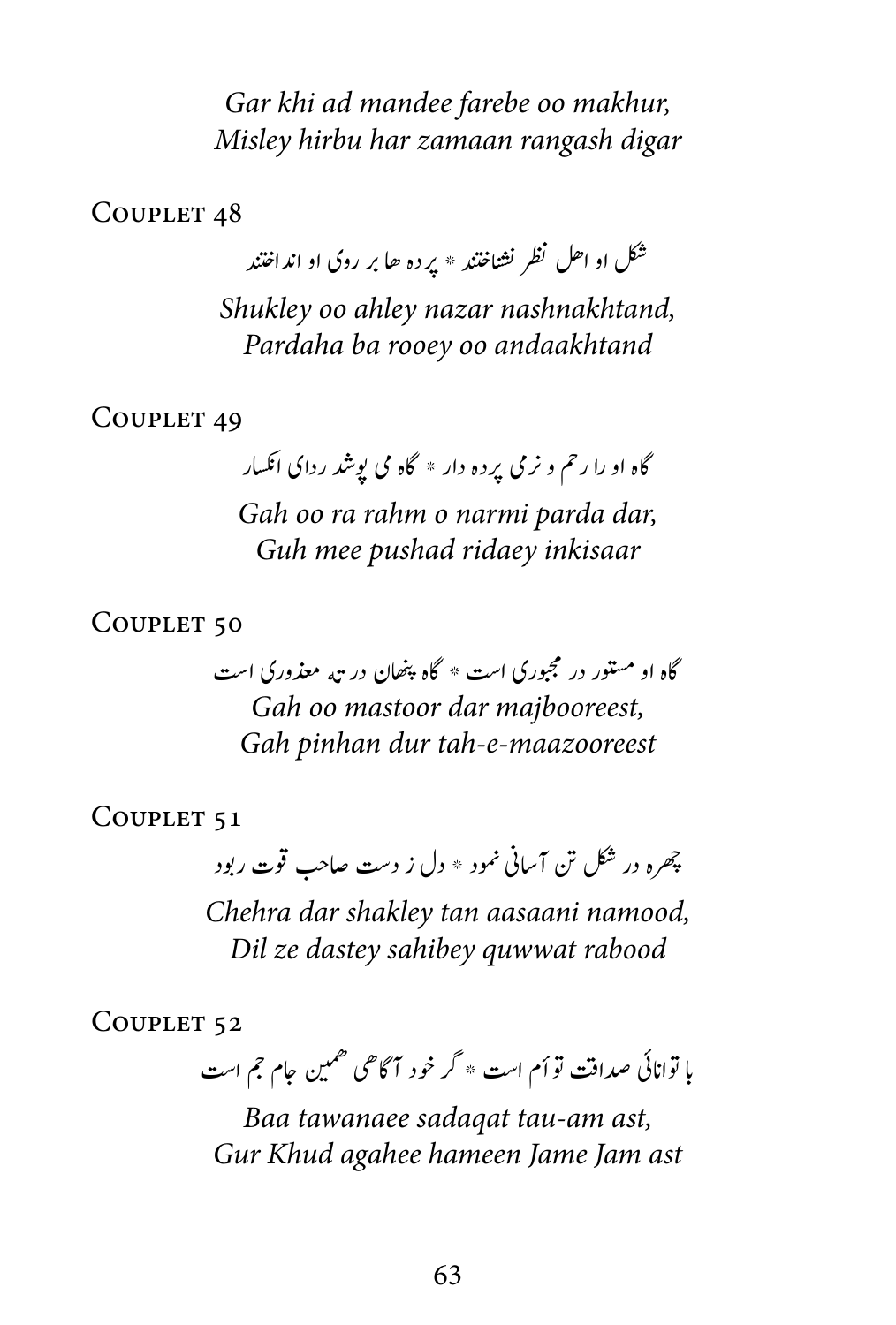*Gar khi ad mandee farebe oo makhur,*
*Misley hirbu har zamaan rangash digar*

COUPLET 48

شکل او اهل نظر نشناختند * پرده ها بر روی او انداختند

*Shukley oo ahley nazar nashnakhtand,*
*Pardaha ba rooey oo andaakhtand*

COUPLET 49

گاه او را رحم و نرمی پرده دار * گاه می پوشد ردای انکسار

*Gah oo ra rahm o narmi parda dar,*
*Guh mee pushad ridaey inkisaar*

COUPLET 50

گاه او مستور در مجبوری است * گاه پنهان در ته معذوری است

*Gah oo mastoor dar majbooreest,*
*Gah pinhan dur tah-e-maazooreest*

COUPLET 51

چهره در شکل تن آسانی نمود * دل ز دست صاحب قوت ربود

*Chehra dar shakley tan aasaani namood,*
*Dil ze dastey sahibey quwwat rabood*

COUPLET 52

با توانائی صداقت توأم است * گر خود آگاهی همین جام جم است

*Baa tawanaee sadaqat tau-am ast,*
*Gur Khud agahee hameen Jame Jam ast*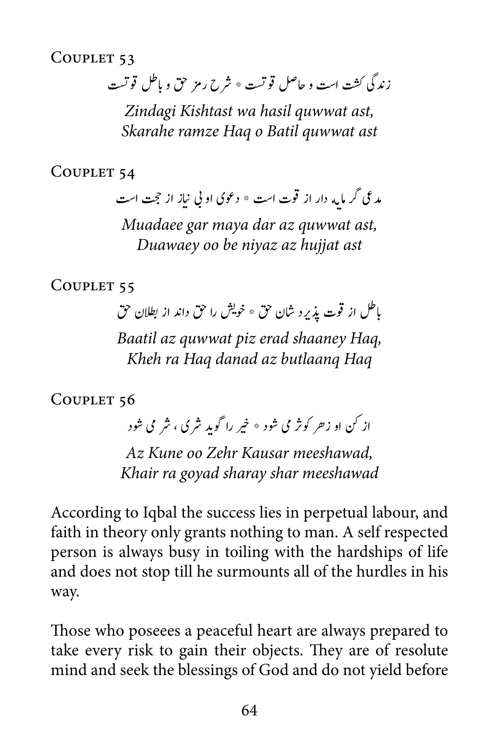Couplet 53

زندگی کشت است و حاصل قوتست * شرح رمز حق و باطل قوتست

*Zindagi Kishtast wa hasil quwwat ast,*
*Skarahe ramze Haq o Batil quwwat ast*

Couplet 54

مدعی گر مایہ دار از قوت است * دعوی او بی نیاز از حجت است

*Muadaee gar maya dar az quwwat ast,*
*Duawaey oo be niyaz az hujjat ast*

Couplet 55

باطل از قوت پذیرد شان حق * خویش را حق داند از بطلان حق

*Baatil az quwwat piz erad shaaney Haq,*
*Kheh ra Haq danad az butlaanq Haq*

Couplet 56

از کن او زهر کوثر می شود * خیر را گوید شری ، شر می شود

*Az Kune oo Zehr Kausar meeshawad,*
*Khair ra goyad sharay shar meeshawad*

According to Iqbal the success lies in perpetual labour, and faith in theory only grants nothing to man. A self respected person is always busy in toiling with the hardships of life and does not stop till he surmounts all of the hurdles in his way.

Those who poseees a peaceful heart are always prepared to take every risk to gain their objects. They are of resolute mind and seek the blessings of God and do not yield before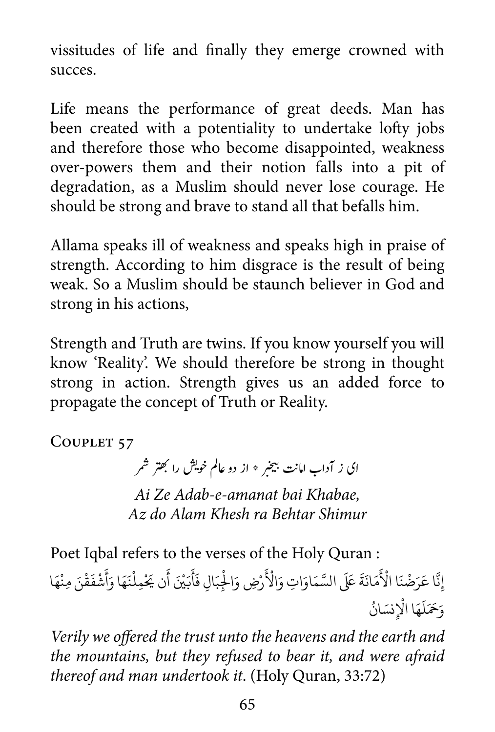vissitudes of life and finally they emerge crowned with succes.

Life means the performance of great deeds. Man has been created with a potentiality to undertake lofty jobs and therefore those who become disappointed, weakness over-powers them and their notion falls into a pit of degradation, as a Muslim should never lose courage. He should be strong and brave to stand all that befalls him.

Allama speaks ill of weakness and speaks high in praise of strength. According to him disgrace is the result of being weak. So a Muslim should be staunch believer in God and strong in his actions,

Strength and Truth are twins. If you know yourself you will know 'Reality'. We should therefore be strong in thought strong in action. Strength gives us an added force to propagate the concept of Truth or Reality.

### Couplet 57

ای ز آداب امانت بیخبر * از دو عالم خویش را بهتر شمر

*Ai Ze Adab-e-amanat bai Khabae,*
*Az do Alam Khesh ra Behtar Shimur*

Poet Iqbal refers to the verses of the Holy Quran :

إِنَّا عَرَضْنَا الْأَمَانَةَ عَلَى السَّمَاوَاتِ وَالْأَرْضِ وَالْجِبَالِ فَأَبَيْنَ أَن يَحْمِلْنَهَا وَأَشْفَقْنَ مِنْهَا وَحَمَلَهَا الْإِنسَانُ

*Verily we offered the trust unto the heavens and the earth and the mountains, but they refused to bear it, and were afraid thereof and man undertook it.* (Holy Quran, 33:72)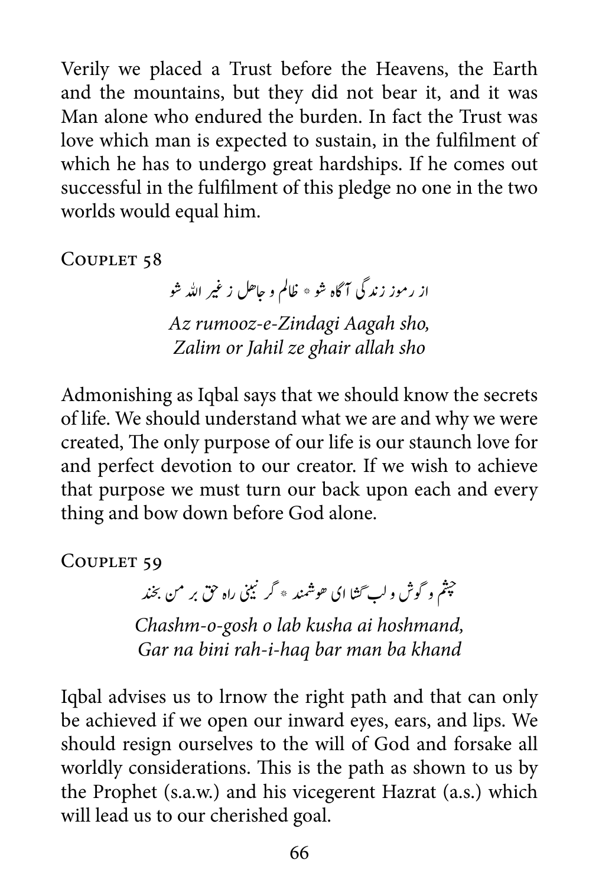Verily we placed a Trust before the Heavens, the Earth and the mountains, but they did not bear it, and it was Man alone who endured the burden. In fact the Trust was love which man is expected to sustain, in the fulfilment of which he has to undergo great hardships. If he comes out successful in the fulfilment of this pledge no one in the two worlds would equal him.

Couplet 58

از رموز زندگی آگاہ شو * ظالم و جاھل ز غیر اللہ شو

*Az rumooz-e-Zindagi Aagah sho,*
*Zalim or Jahil ze ghair allah sho*

Admonishing as Iqbal says that we should know the secrets of life. We should understand what we are and why we were created, The only purpose of our life is our staunch love for and perfect devotion to our creator. If we wish to achieve that purpose we must turn our back upon each and every thing and bow down before God alone.

Couplet 59

چشم و گوش و لب گشا ای هوشمند * گر نبینی راہ حق بر من بخند

*Chashm-o-gosh o lab kusha ai hoshmand,*
*Gar na bini rah-i-haq bar man ba khand*

Iqbal advises us to lrnow the right path and that can only be achieved if we open our inward eyes, ears, and lips. We should resign ourselves to the will of God and forsake all worldly considerations. This is the path as shown to us by the Prophet (s.a.w.) and his vicegerent Hazrat (a.s.) which will lead us to our cherished goal.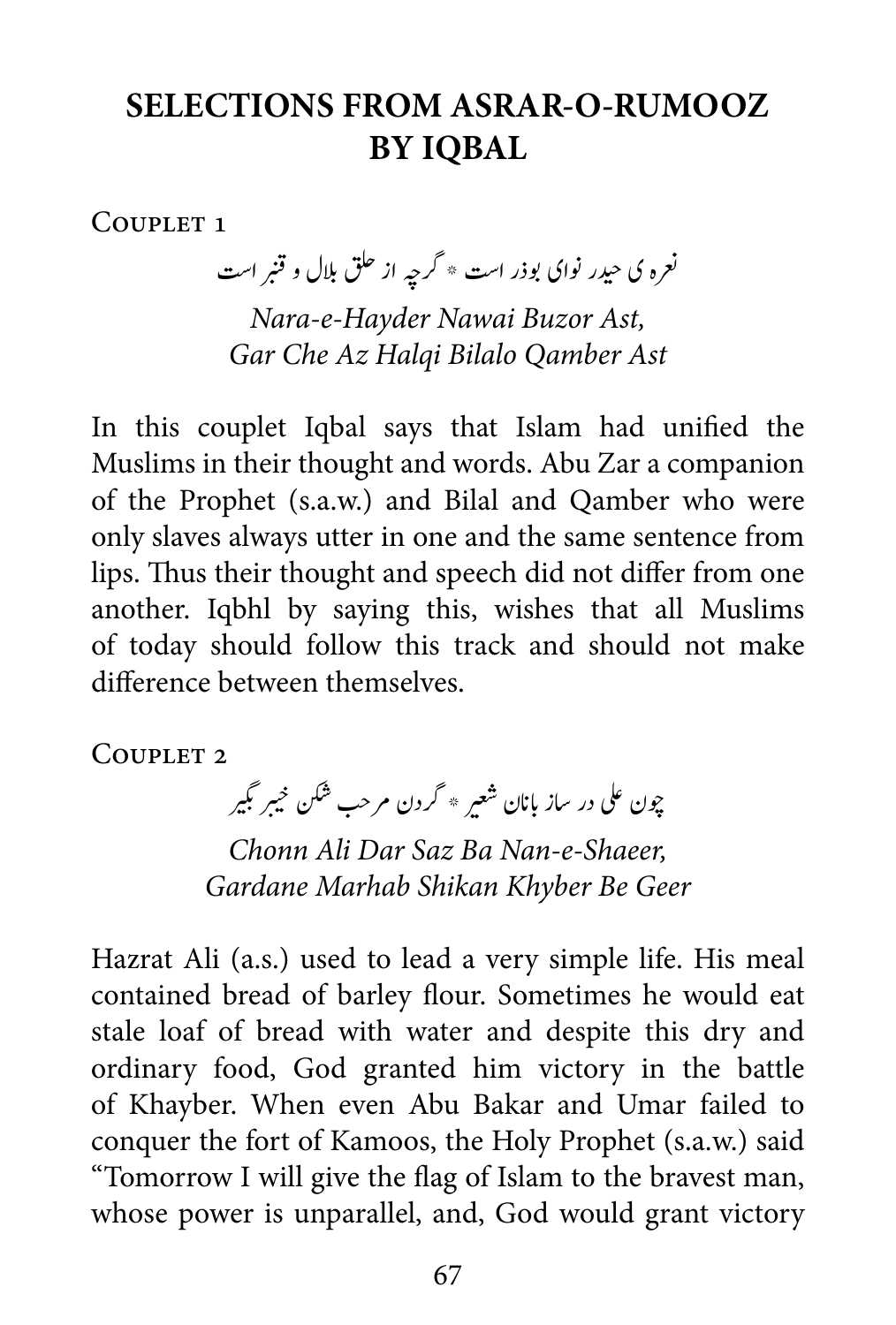# SELECTIONS FROM ASRAR-O-RUMOOZ BY IQBAL

Couplet 1

نعرہ ی حیدر نوای بوذر است * گرچہ از حلق بلال و قنبر است

*Nara-e-Hayder Nawai Buzor Ast,*
*Gar Che Az Halqi Bilalo Qamber Ast*

In this couplet Iqbal says that Islam had unified the Muslims in their thought and words. Abu Zar a companion of the Prophet (s.a.w.) and Bilal and Qamber who were only slaves always utter in one and the same sentence from lips. Thus their thought and speech did not differ from one another. Iqbhl by saying this, wishes that all Muslims of today should follow this track and should not make difference between themselves.

Couplet 2

چون علی در ساز بانان شعیر * گردن مرحب شکن خیبر بگیر

*Chonn Ali Dar Saz Ba Nan-e-Shaeer,*
*Gardane Marhab Shikan Khyber Be Geer*

Hazrat Ali (a.s.) used to lead a very simple life. His meal contained bread of barley flour. Sometimes he would eat stale loaf of bread with water and despite this dry and ordinary food, God granted him victory in the battle of Khayber. When even Abu Bakar and Umar failed to conquer the fort of Kamoos, the Holy Prophet (s.a.w.) said "Tomorrow I will give the flag of Islam to the bravest man, whose power is unparallel, and, God would grant victory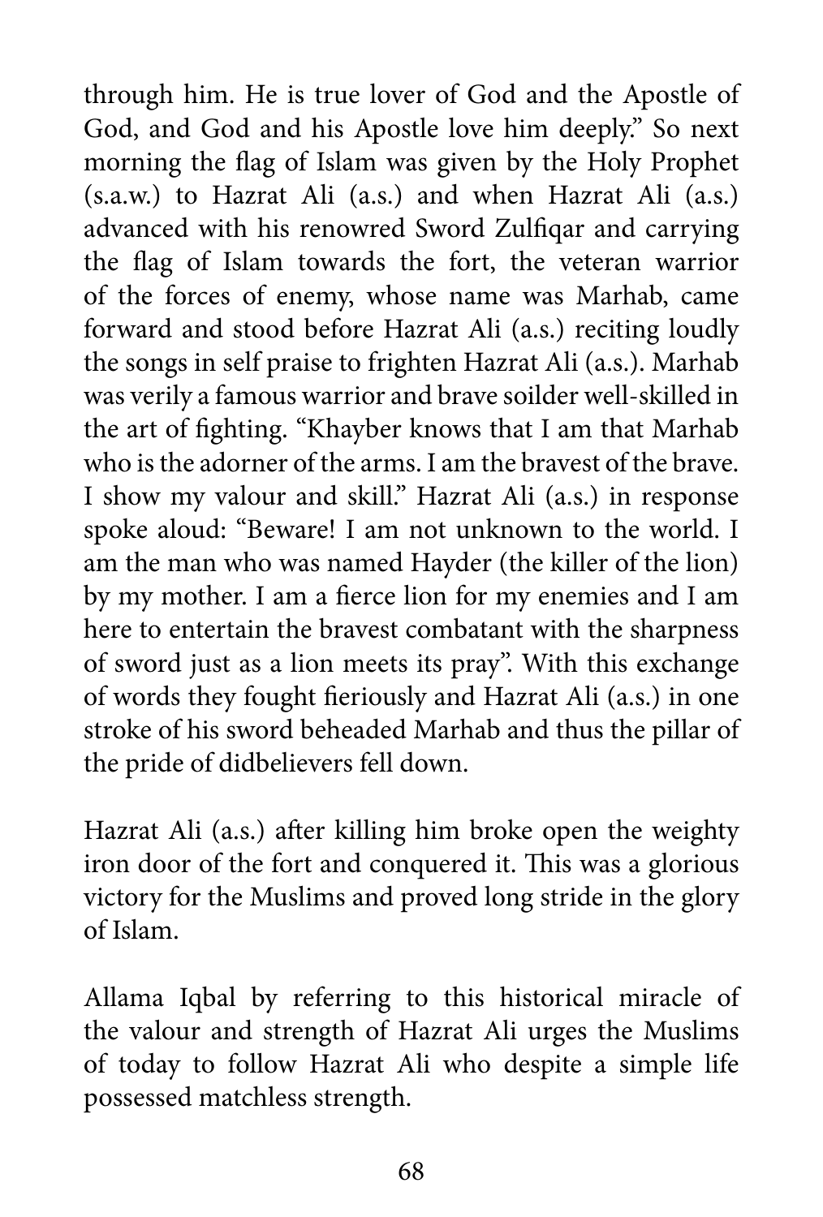through him. He is true lover of God and the Apostle of God, and God and his Apostle love him deeply." So next morning the flag of Islam was given by the Holy Prophet (s.a.w.) to Hazrat Ali (a.s.) and when Hazrat Ali (a.s.) advanced with his renowred Sword Zulfiqar and carrying the flag of Islam towards the fort, the veteran warrior of the forces of enemy, whose name was Marhab, came forward and stood before Hazrat Ali (a.s.) reciting loudly the songs in self praise to frighten Hazrat Ali (a.s.). Marhab was verily a famous warrior and brave soilder well-skilled in the art of fighting. "Khayber knows that I am that Marhab who is the adorner of the arms. I am the bravest of the brave. I show my valour and skill." Hazrat Ali (a.s.) in response spoke aloud: "Beware! I am not unknown to the world. I am the man who was named Hayder (the killer of the lion) by my mother. I am a fierce lion for my enemies and I am here to entertain the bravest combatant with the sharpness of sword just as a lion meets its pray". With this exchange of words they fought fieriously and Hazrat Ali (a.s.) in one stroke of his sword beheaded Marhab and thus the pillar of the pride of didbelievers fell down.

Hazrat Ali (a.s.) after killing him broke open the weighty iron door of the fort and conquered it. This was a glorious victory for the Muslims and proved long stride in the glory of Islam.

Allama Iqbal by referring to this historical miracle of the valour and strength of Hazrat Ali urges the Muslims of today to follow Hazrat Ali who despite a simple life possessed matchless strength.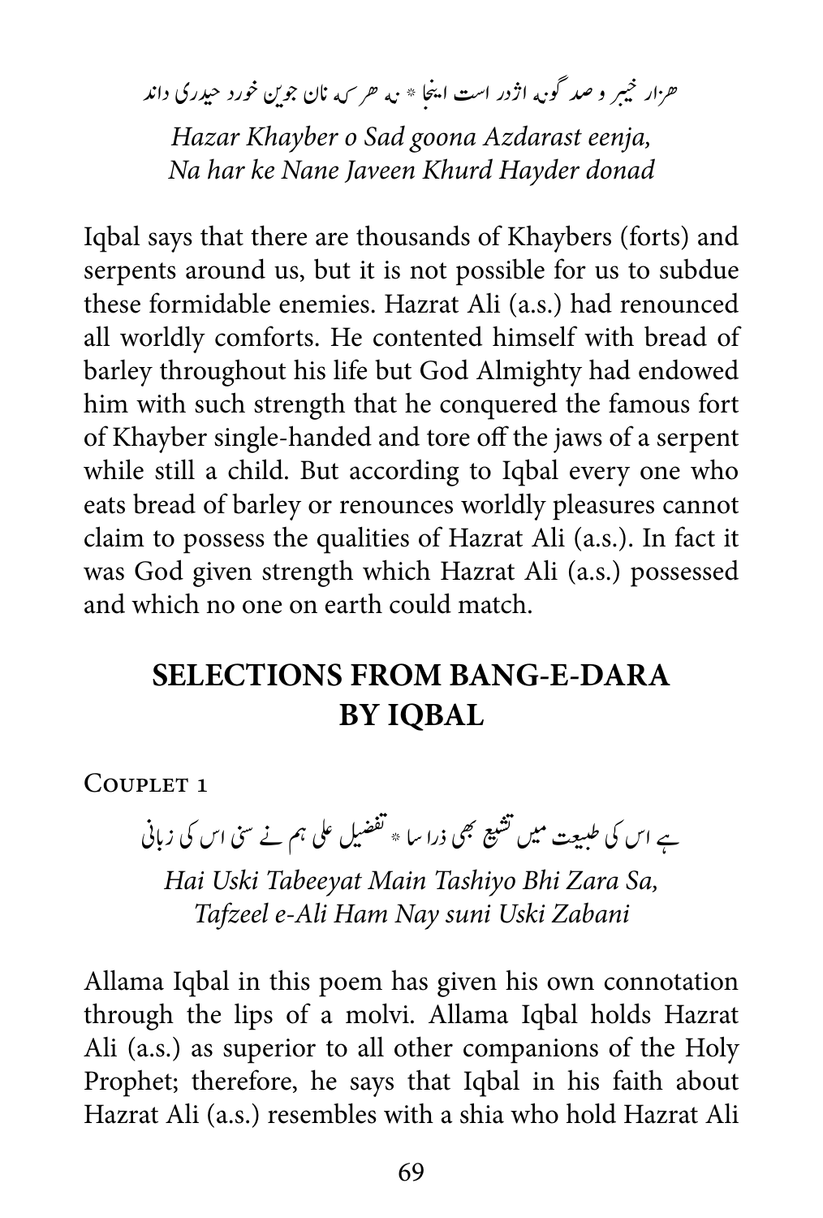ھزار خیبر و صد گونہ اژدر است اینجا * نہ ھر کہ نان جوین خورد حیدری داند

*Hazar Khayber o Sad goona Azdarast eenja,*
*Na har ke Nane Javeen Khurd Hayder donad*

Iqbal says that there are thousands of Khaybers (forts) and serpents around us, but it is not possible for us to subdue these formidable enemies. Hazrat Ali (a.s.) had renounced all worldly comforts. He contented himself with bread of barley throughout his life but God Almighty had endowed him with such strength that he conquered the famous fort of Khayber single-handed and tore off the jaws of a serpent while still a child. But according to Iqbal every one who eats bread of barley or renounces worldly pleasures cannot claim to possess the qualities of Hazrat Ali (a.s.). In fact it was God given strength which Hazrat Ali (a.s.) possessed and which no one on earth could match.

## SELECTIONS FROM BANG-E-DARA BY IQBAL

Couplet 1

ہے اس کی طبیعت میں تشیع بھی ذرا سا * تفضیل علی ہم نے سنی اس کی زبانی

*Hai Uski Tabeeyat Main Tashiyo Bhi Zara Sa,*
*Tafzeel e-Ali Ham Nay suni Uski Zabani*

Allama Iqbal in this poem has given his own connotation through the lips of a molvi. Allama Iqbal holds Hazrat Ali (a.s.) as superior to all other companions of the Holy Prophet; therefore, he says that Iqbal in his faith about Hazrat Ali (a.s.) resembles with a shia who hold Hazrat Ali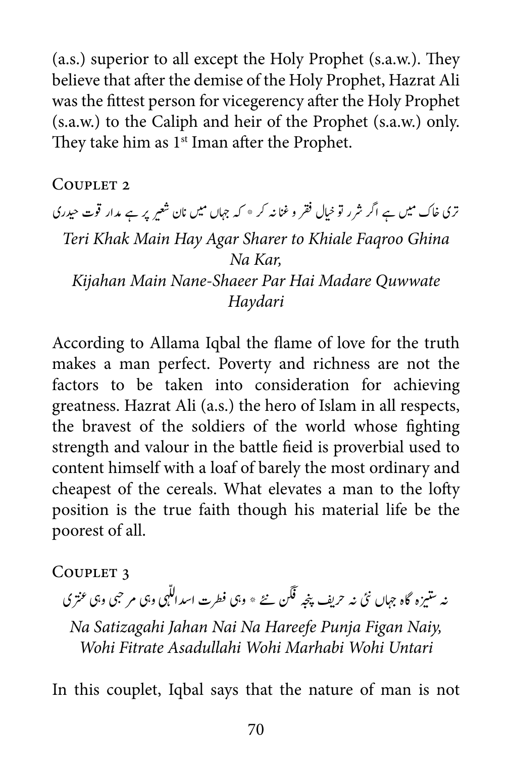(a.s.) superior to all except the Holy Prophet (s.a.w.). They believe that after the demise of the Holy Prophet, Hazrat Ali was the fittest person for vicegerency after the Holy Prophet (s.a.w.) to the Caliph and heir of the Prophet (s.a.w.) only. They take him as 1st Iman after the Prophet.

## Couplet 2

تری خاک میں ہے اگر شرر تو خیال فقر و غنا نہ کر * کہ جہاں میں نان شعیر پر ہے مدار قوت حیدری

*Teri Khak Main Hay Agar Sharer to Khiale Faqroo Ghina Na Kar,*
*Kijahan Main Nane-Shaeer Par Hai Madare Quwwate Haydari*

According to Allama Iqbal the flame of love for the truth makes a man perfect. Poverty and richness are not the factors to be taken into consideration for achieving greatness. Hazrat Ali (a.s.) the hero of Islam in all respects, the bravest of the soldiers of the world whose fighting strength and valour in the battle fieid is proverbial used to content himself with a loaf of barely the most ordinary and cheapest of the cereals. What elevates a man to the lofty position is the true faith though his material life be the poorest of all.

## Couplet 3

نہ ستیزہ گاہ جہاں نئی نہ حریف پنجہ فگن نئے * وہی فطرت اسداللّٰہی وہی مرحبی وہی عنتری

*Na Satizagahi Jahan Nai Na Hareefe Punja Figan Naiy,*
*Wohi Fitrate Asadullahi Wohi Marhabi Wohi Untari*

In this couplet, Iqbal says that the nature of man is not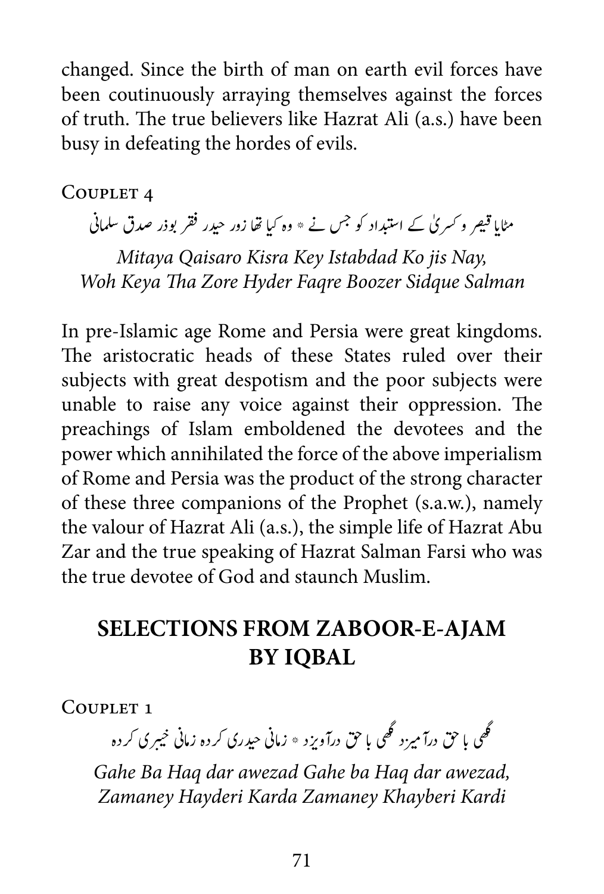changed. Since the birth of man on earth evil forces have been coutinuously arraying themselves against the forces of truth. The true believers like Hazrat Ali (a.s.) have been busy in defeating the hordes of evils.

COUPLET 4

مٹایا قیصر و کسریٰ کے استبداد کو جس نے * وہ کیا تھا زور حیدر فقر بوذر صدق سلمانی

*Mitaya Qaisaro Kisra Key Istabdad Ko jis Nay,*
*Woh Keya Tha Zore Hyder Faqre Boozer Sidque Salman*

In pre-Islamic age Rome and Persia were great kingdoms. The aristocratic heads of these States ruled over their subjects with great despotism and the poor subjects were unable to raise any voice against their oppression. The preachings of Islam emboldened the devotees and the power which annihilated the force of the above imperialism of Rome and Persia was the product of the strong character of these three companions of the Prophet (s.a.w.), namely the valour of Hazrat Ali (a.s.), the simple life of Hazrat Abu Zar and the true speaking of Hazrat Salman Farsi who was the true devotee of God and staunch Muslim.

## SELECTIONS FROM ZABOOR-E-AJAM BY IQBAL

COUPLET 1

گھی با حق درآمیزد گھی با حق درآویزد * زمانی حیدری کردہ زمانی خیبری کردہ

*Gahe Ba Haq dar awezad Gahe ba Haq dar awezad,*
*Zamaney Hayderi Karda Zamaney Khayberi Kardi*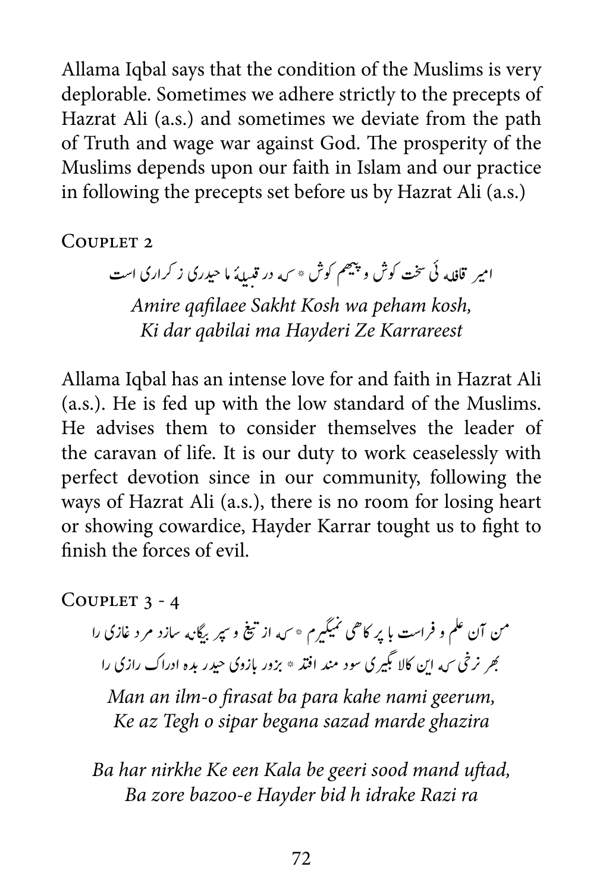Allama Iqbal says that the condition of the Muslims is very deplorable. Sometimes we adhere strictly to the precepts of Hazrat Ali (a.s.) and sometimes we deviate from the path of Truth and wage war against God. The prosperity of the Muslims depends upon our faith in Islam and our practice in following the precepts set before us by Hazrat Ali (a.s.)

### Couplet 2

امیر قافلہ ئی سخت کوش و پیہم کوش * کہ در قبیلۂ ما حیدری ز کراری است

*Amire qafilaee Sakht Kosh wa peham kosh,*
*Ki dar qabilai ma Hayderi Ze Karrareest*

Allama Iqbal has an intense love for and faith in Hazrat Ali (a.s.). He is fed up with the low standard of the Muslims. He advises them to consider themselves the leader of the caravan of life. It is our duty to work ceaselessly with perfect devotion since in our community, following the ways of Hazrat Ali (a.s.), there is no room for losing heart or showing cowardice, Hayder Karrar tought us to fight to finish the forces of evil.

### Couplet 3 - 4

من آن علم و فراست با پر کاھی نمیگیرم * کہ از تیغ و سپر بیگانہ سازد مرد غازی را

بھر نرخی کہ این کالا بگیری سود مند افتد * بزور بازوی حیدر بدہ ادراک رازی را

*Man an ilm-o firasat ba para kahe nami geerum,*
*Ke az Tegh o sipar begana sazad marde ghazira*

*Ba har nirkhe Ke een Kala be geeri sood mand uftad,*
*Ba zore bazoo-e Hayder bid h idrake Razi ra*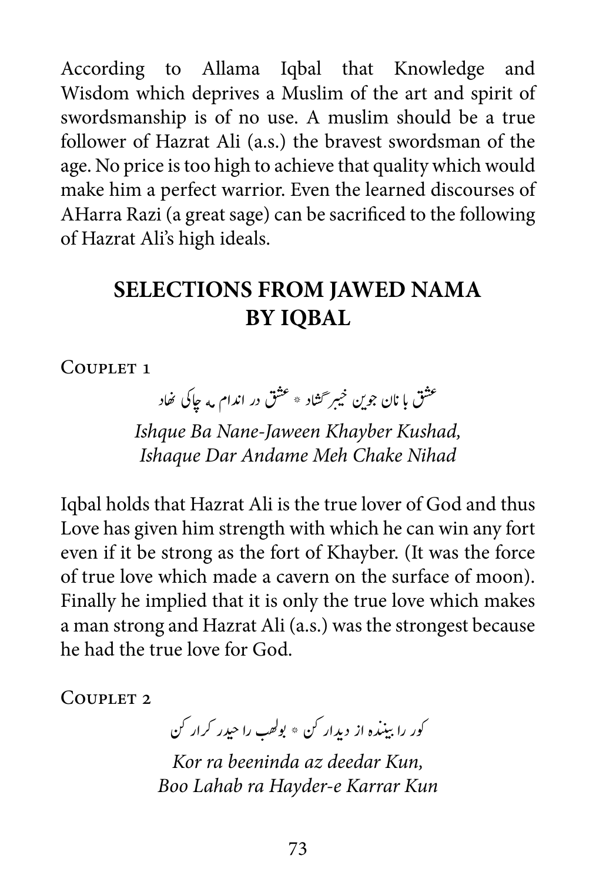According to Allama Iqbal that Knowledge and Wisdom which deprives a Muslim of the art and spirit of swordsmanship is of no use. A muslim should be a true follower of Hazrat Ali (a.s.) the bravest swordsman of the age. No price is too high to achieve that quality which would make him a perfect warrior. Even the learned discourses of AHarra Razi (a great sage) can be sacrificed to the following of Hazrat Ali's high ideals.

## SELECTIONS FROM JAWED NAMA BY IQBAL

COUPLET 1

عشق با نان جوین خیبر گشاد * عشق در اندام مہ چاکی نھاد

*Ishque Ba Nane-Jaween Khayber Kushad,*
*Ishaque Dar Andame Meh Chake Nihad*

Iqbal holds that Hazrat Ali is the true lover of God and thus Love has given him strength with which he can win any fort even if it be strong as the fort of Khayber. (It was the force of true love which made a cavern on the surface of moon). Finally he implied that it is only the true love which makes a man strong and Hazrat Ali (a.s.) was the strongest because he had the true love for God.

COUPLET 2

کور را بینندہ از دیدار کن * بولھب را حیدر کرار کن

*Kor ra beeninda az deedar Kun,*
*Boo Lahab ra Hayder-e Karrar Kun*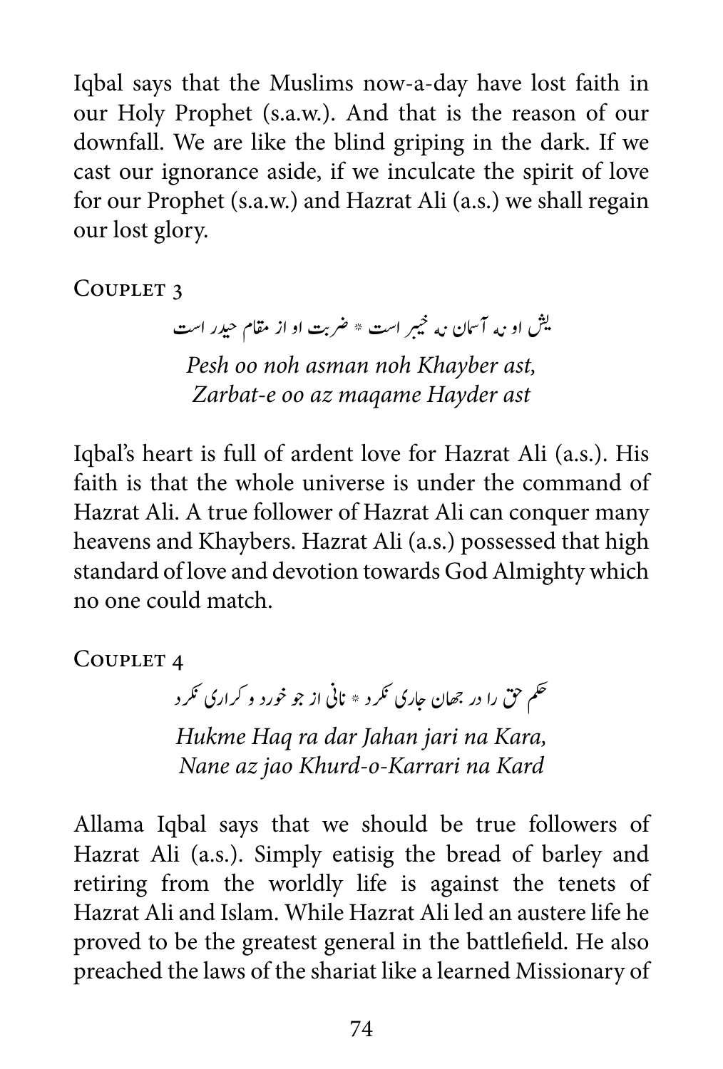Iqbal says that the Muslims now-a-day have lost faith in our Holy Prophet (s.a.w.). And that is the reason of our downfall. We are like the blind griping in the dark. If we cast our ignorance aside, if we inculcate the spirit of love for our Prophet (s.a.w.) and Hazrat Ali (a.s.) we shall regain our lost glory.

Couplet 3

یش او نہ آسمان نہ خیبر است * ضربت او از مقام حیدر است

*Pesh oo noh asman noh Khayber ast,*
*Zarbat-e oo az maqame Hayder ast*

Iqbal's heart is full of ardent love for Hazrat Ali (a.s.). His faith is that the whole universe is under the command of Hazrat Ali. A true follower of Hazrat Ali can conquer many heavens and Khaybers. Hazrat Ali (a.s.) possessed that high standard of love and devotion towards God Almighty which no one could match.

Couplet 4

حکم حق را در جھان جاری نکرد * نانی از جو خورد و کراری نکرد

*Hukme Haq ra dar Jahan jari na Kara,*
*Nane az jao Khurd-o-Karrari na Kard*

Allama Iqbal says that we should be true followers of Hazrat Ali (a.s.). Simply eatisig the bread of barley and retiring from the worldly life is against the tenets of Hazrat Ali and Islam. While Hazrat Ali led an austere life he proved to be the greatest general in the battlefield. He also preached the laws of the shariat like a learned Missionary of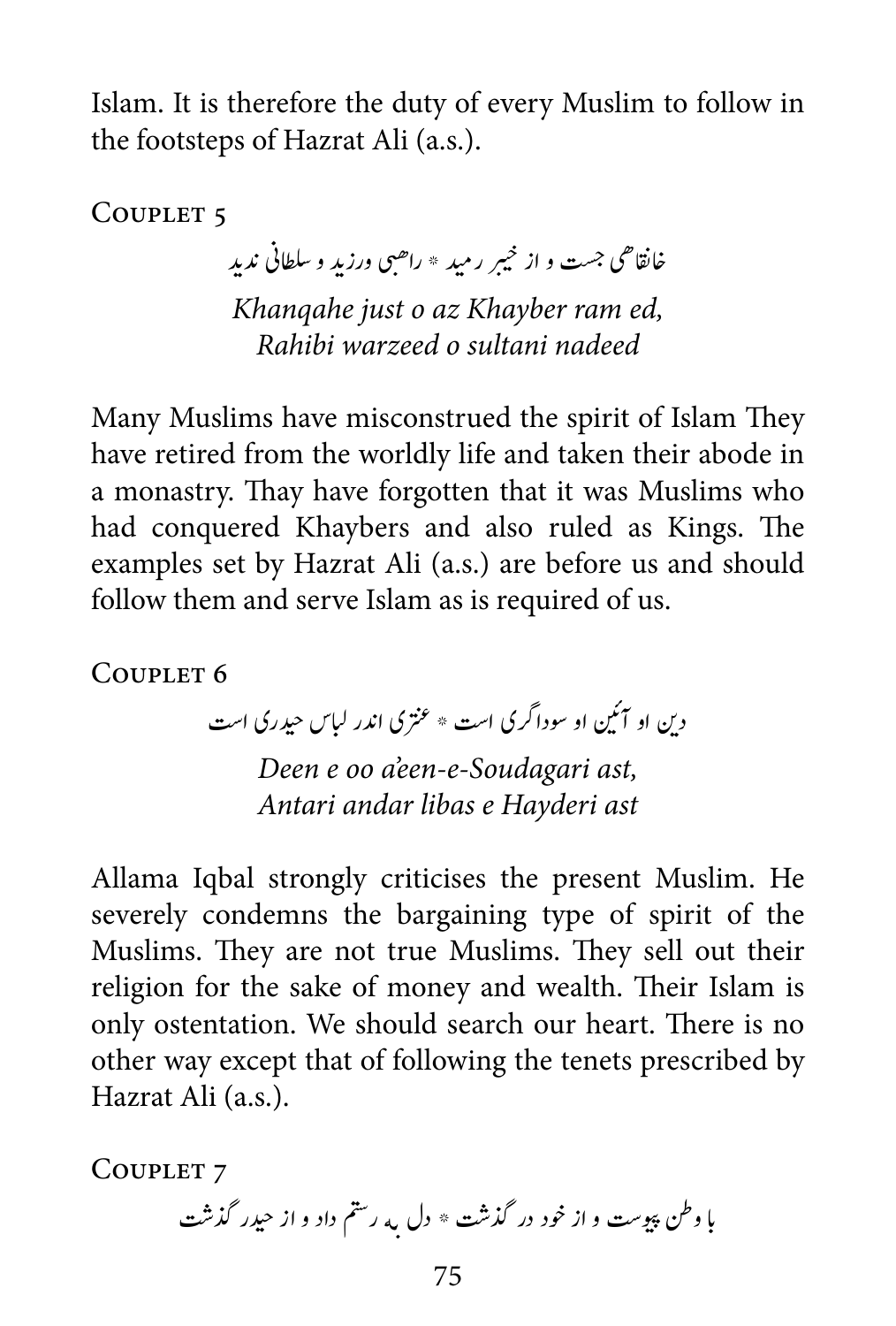Islam. It is therefore the duty of every Muslim to follow in the footsteps of Hazrat Ali (a.s.).

### Couplet 5

خانقاھی جست و از خیبر رمید * راھبی ورزید و سلطانی ندید

*Khanqahe just o az Khayber ram ed,*
*Rahibi warzeed o sultani nadeed*

Many Muslims have misconstrued the spirit of Islam They have retired from the worldly life and taken their abode in a monastry. Thay have forgotten that it was Muslims who had conquered Khaybers and also ruled as Kings. The examples set by Hazrat Ali (a.s.) are before us and should follow them and serve Islam as is required of us.

### Couplet 6

دین او آئین او سوداگری است * عنتری اندر لباس حیدری است

*Deen e oo a'een-e-Soudagari ast,*
*Antari andar libas e Hayderi ast*

Allama Iqbal strongly criticises the present Muslim. He severely condemns the bargaining type of spirit of the Muslims. They are not true Muslims. They sell out their religion for the sake of money and wealth. Their Islam is only ostentation. We should search our heart. There is no other way except that of following the tenets prescribed by Hazrat Ali (a.s.).

### Couplet 7

با وطن پیوست و از خود در گذشت * دل بہ رستم داد و از حیدر گذشت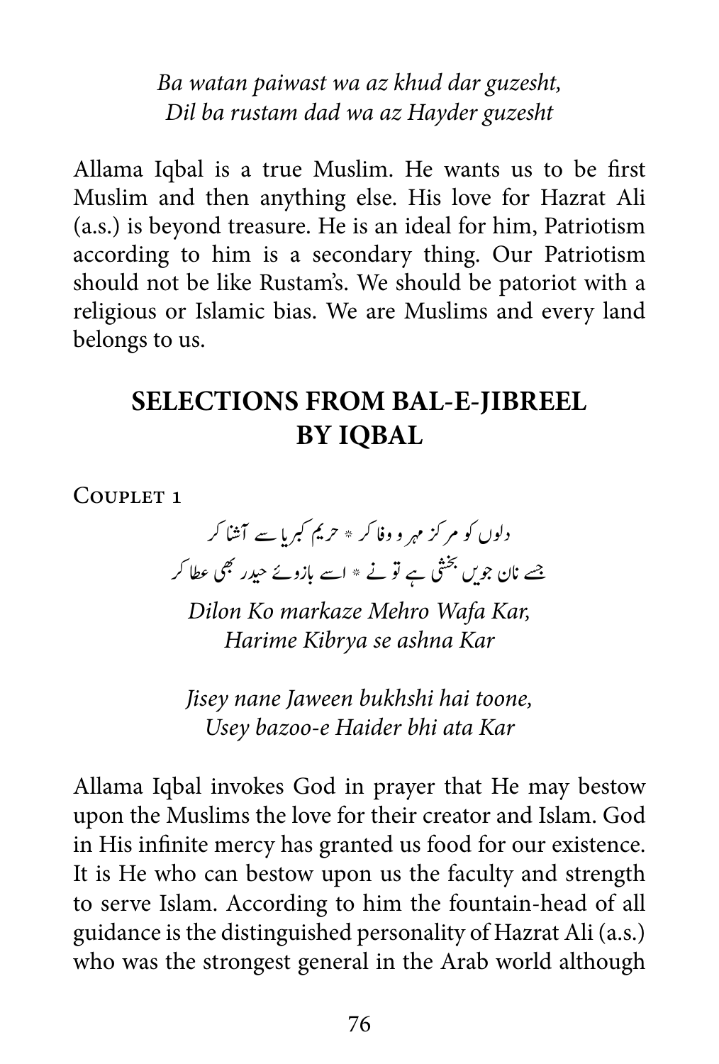*Ba watan paiwast wa az khud dar guzesht,*
*Dil ba rustam dad wa az Hayder guzesht*

Allama Iqbal is a true Muslim. He wants us to be first Muslim and then anything else. His love for Hazrat Ali (a.s.) is beyond treasure. He is an ideal for him, Patriotism according to him is a secondary thing. Our Patriotism should not be like Rustam's. We should be patoriot with a religious or Islamic bias. We are Muslims and every land belongs to us.

## SELECTIONS FROM BAL-E-JIBREEL BY IQBAL

Couplet 1

دلوں کو مرکز مہر و وفا کر * حریم کبریا سے آشنا کر
جسے نان جویں بخشی ہے تو نے * اسے بازوئے حیدر بھی عطا کر

*Dilon Ko markaze Mehro Wafa Kar,*
*Harime Kibrya se ashna Kar*

*Jisey nane Jaween bukhshi hai toone,*
*Usey bazoo-e Haider bhi ata Kar*

Allama Iqbal invokes God in prayer that He may bestow upon the Muslims the love for their creator and Islam. God in His infinite mercy has granted us food for our existence. It is He who can bestow upon us the faculty and strength to serve Islam. According to him the fountain-head of all guidance is the distinguished personality of Hazrat Ali (a.s.) who was the strongest general in the Arab world although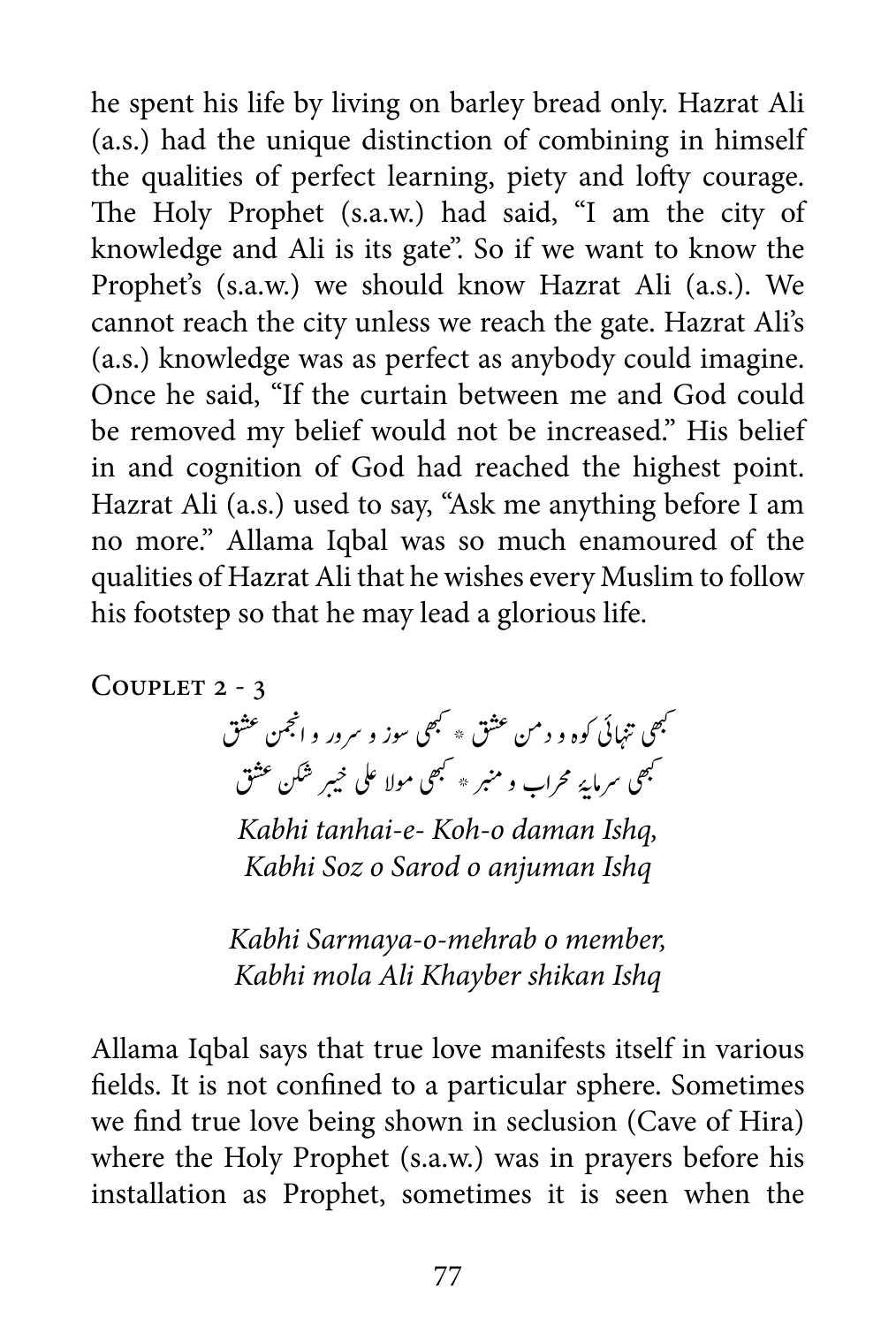he spent his life by living on barley bread only. Hazrat Ali (a.s.) had the unique distinction of combining in himself the qualities of perfect learning, piety and lofty courage. The Holy Prophet (s.a.w.) had said, "I am the city of knowledge and Ali is its gate". So if we want to know the Prophet's (s.a.w.) we should know Hazrat Ali (a.s.). We cannot reach the city unless we reach the gate. Hazrat Ali's (a.s.) knowledge was as perfect as anybody could imagine. Once he said, "If the curtain between me and God could be removed my belief would not be increased." His belief in and cognition of God had reached the highest point. Hazrat Ali (a.s.) used to say, "Ask me anything before I am no more." Allama Iqbal was so much enamoured of the qualities of Hazrat Ali that he wishes every Muslim to follow his footstep so that he may lead a glorious life.

### Couplet 2 - 3

کبھی تنہائی کوہ و دمن عشق * کبھی سوز و سرور و انجمن عشق

کبھی سرمایۂ محراب و منبر * کبھی مولا علی خیبر شکن عشق

*Kabhi tanhai-e- Koh-o daman Ishq,*
*Kabhi Soz o Sarod o anjuman Ishq*

*Kabhi Sarmaya-o-mehrab o member,*
*Kabhi mola Ali Khayber shikan Ishq*

Allama Iqbal says that true love manifests itself in various fields. It is not confined to a particular sphere. Sometimes we find true love being shown in seclusion (Cave of Hira) where the Holy Prophet (s.a.w.) was in prayers before his installation as Prophet, sometimes it is seen when the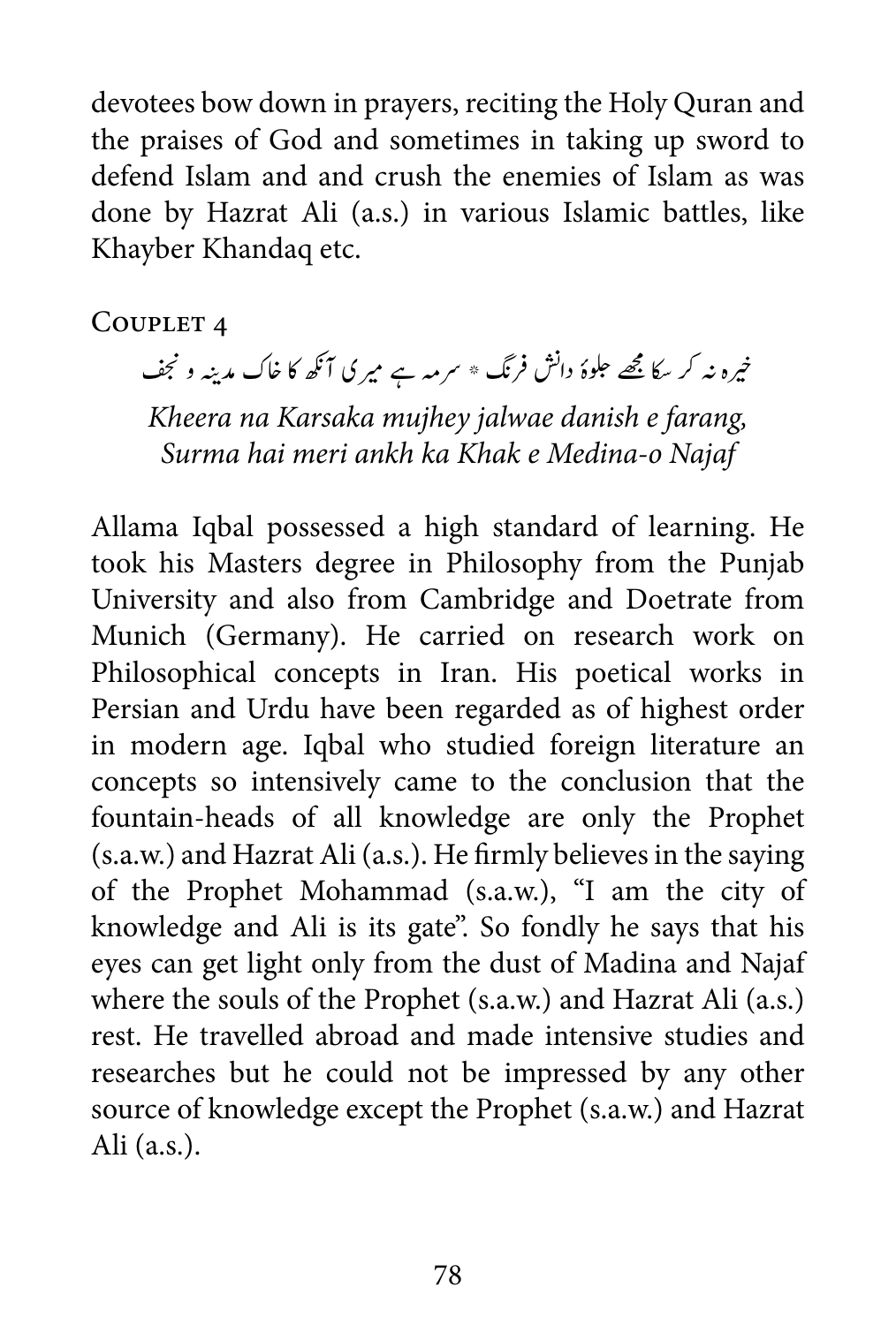devotees bow down in prayers, reciting the Holy Quran and the praises of God and sometimes in taking up sword to defend Islam and and crush the enemies of Islam as was done by Hazrat Ali (a.s.) in various Islamic battles, like Khayber Khandaq etc.

Couplet 4

خیرہ نہ کر سکا مجھے جلوۂ دانش فرنگ * سرمہ ہے میری آنکھ کا خاک مدینہ و نجف

*Kheera na Karsaka mujhey jalwae danish e farang,*
*Surma hai meri ankh ka Khak e Medina-o Najaf*

Allama Iqbal possessed a high standard of learning. He took his Masters degree in Philosophy from the Punjab University and also from Cambridge and Doetrate from Munich (Germany). He carried on research work on Philosophical concepts in Iran. His poetical works in Persian and Urdu have been regarded as of highest order in modern age. Iqbal who studied foreign literature an concepts so intensively came to the conclusion that the fountain-heads of all knowledge are only the Prophet (s.a.w.) and Hazrat Ali (a.s.). He firmly believes in the saying of the Prophet Mohammad (s.a.w.), "I am the city of knowledge and Ali is its gate". So fondly he says that his eyes can get light only from the dust of Madina and Najaf where the souls of the Prophet (s.a.w.) and Hazrat Ali (a.s.) rest. He travelled abroad and made intensive studies and researches but he could not be impressed by any other source of knowledge except the Prophet (s.a.w.) and Hazrat Ali (a.s.).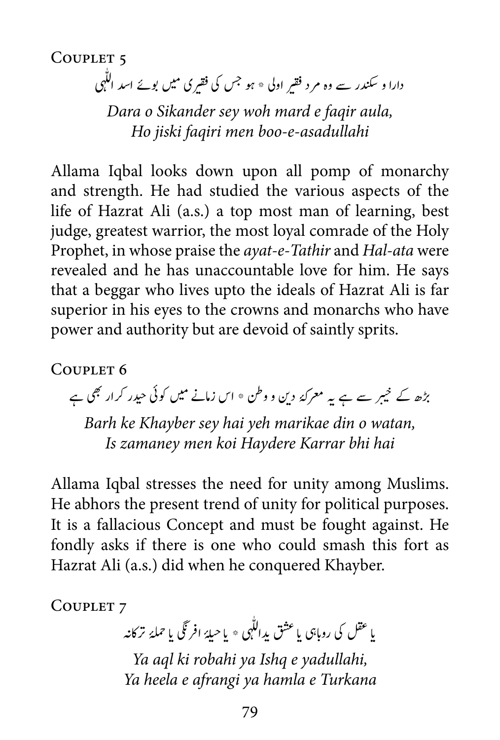## Couplet 5

دارا و سکندر سے وہ مرد فقیر اولی * ہو جس کی فقیری میں بوئے اسد اللٰہی

*Dara o Sikander sey woh mard e faqir aula,*
*Ho jiski faqiri men boo-e-asadullahi*

Allama Iqbal looks down upon all pomp of monarchy and strength. He had studied the various aspects of the life of Hazrat Ali (a.s.) a top most man of learning, best judge, greatest warrior, the most loyal comrade of the Holy Prophet, in whose praise the *ayat-e-Tathir* and *Hal-ata* were revealed and he has unaccountable love for him. He says that a beggar who lives upto the ideals of Hazrat Ali is far superior in his eyes to the crowns and monarchs who have power and authority but are devoid of saintly sprits.

## Couplet 6

بڑھ کے خیبر سے ہے یہ معرکۂ دین و وطن * اس زمانے میں کوئی حیدر کرار بھی ہے

*Barh ke Khayber sey hai yeh marikae din o watan,*
*Is zamaney men koi Haydere Karrar bhi hai*

Allama Iqbal stresses the need for unity among Muslims. He abhors the present trend of unity for political purposes. It is a fallacious Concept and must be fought against. He fondly asks if there is one who could smash this fort as Hazrat Ali (a.s.) did when he conquered Khayber.

## Couplet 7

یا عقل کی روباہی یا عشق یداللٰہی * یا حیلۂ افرنگی یا حملۂ ترکانہ

*Ya aql ki robahi ya Ishq e yadullahi,*
*Ya heela e afrangi ya hamla e Turkana*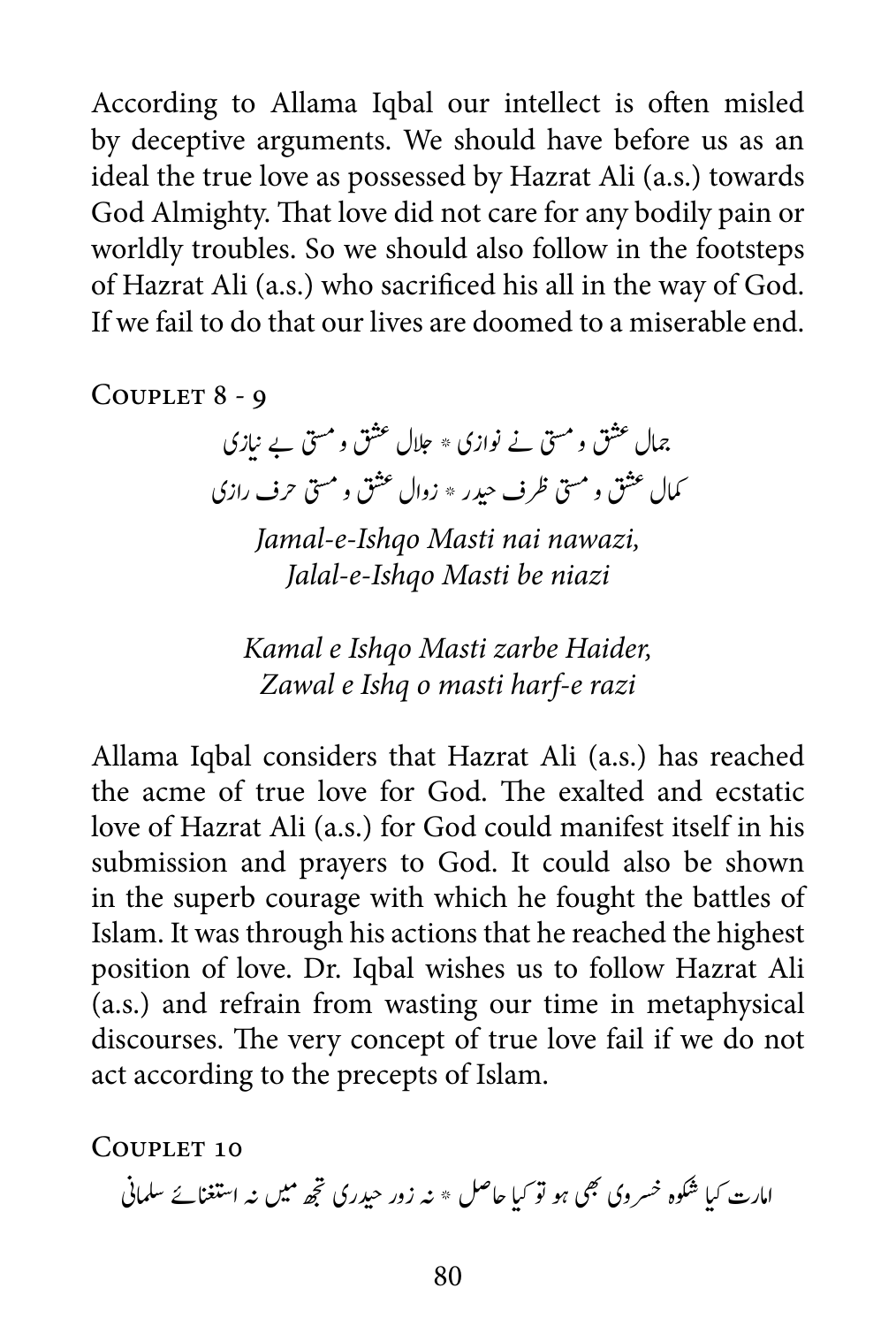According to Allama Iqbal our intellect is often misled by deceptive arguments. We should have before us as an ideal the true love as possessed by Hazrat Ali (a.s.) towards God Almighty. That love did not care for any bodily pain or worldly troubles. So we should also follow in the footsteps of Hazrat Ali (a.s.) who sacrificed his all in the way of God. If we fail to do that our lives are doomed to a miserable end.

### Couplet 8 - 9

جمال عشق و مستی نے نوازی * جلال عشق و مستی بے نیازی

کمال عشق و مستی ظرف حیدر * زوال عشق و مستی حرف رازی

*Jamal-e-Ishqo Masti nai nawazi,*
*Jalal-e-Ishqo Masti be niazi*

*Kamal e Ishqo Masti zarbe Haider,*
*Zawal e Ishq o masti harf-e razi*

Allama Iqbal considers that Hazrat Ali (a.s.) has reached the acme of true love for God. The exalted and ecstatic love of Hazrat Ali (a.s.) for God could manifest itself in his submission and prayers to God. It could also be shown in the superb courage with which he fought the battles of Islam. It was through his actions that he reached the highest position of love. Dr. Iqbal wishes us to follow Hazrat Ali (a.s.) and refrain from wasting our time in metaphysical discourses. The very concept of true love fail if we do not act according to the precepts of Islam.

### Couplet 10

امارت کیا شکوہ خسروی بھی ہو تو کیا حاصل * نہ زور حیدری تجھ میں نہ استغنائے سلمانی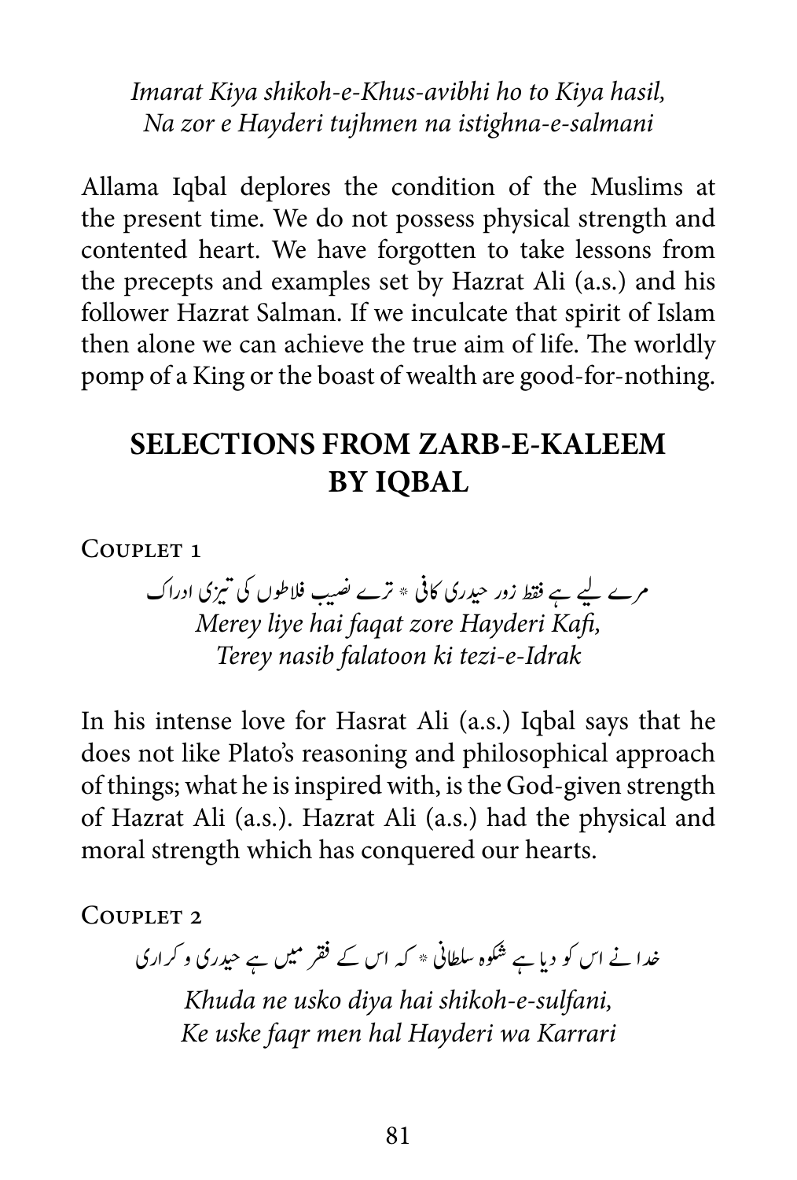*Imarat Kiya shikoh-e-Khus-avibhi ho to Kiya hasil,*
*Na zor e Hayderi tujhmen na istighna-e-salmani*

Allama Iqbal deplores the condition of the Muslims at the present time. We do not possess physical strength and contented heart. We have forgotten to take lessons from the precepts and examples set by Hazrat Ali (a.s.) and his follower Hazrat Salman. If we inculcate that spirit of Islam then alone we can achieve the true aim of life. The worldly pomp of a King or the boast of wealth are good-for-nothing.

## SELECTIONS FROM ZARB-E-KALEEM BY IQBAL

Couplet 1

مرے لیے ہے فقط زور حیدری کافی * ترے نصیب فلاطوں کی تیزی ادراک

*Merey liye hai faqat zore Hayderi Kafi,*
*Terey nasib falatoon ki tezi-e-Idrak*

In his intense love for Hasrat Ali (a.s.) Iqbal says that he does not like Plato's reasoning and philosophical approach of things; what he is inspired with, is the God-given strength of Hazrat Ali (a.s.). Hazrat Ali (a.s.) had the physical and moral strength which has conquered our hearts.

Couplet 2

خدا نے اس کو دیا ہے شکوہ سلطانی * کہ اس کے فقر میں ہے حیدری و کراری

*Khuda ne usko diya hai shikoh-e-sulfani,*
*Ke uske faqr men hal Hayderi wa Karrari*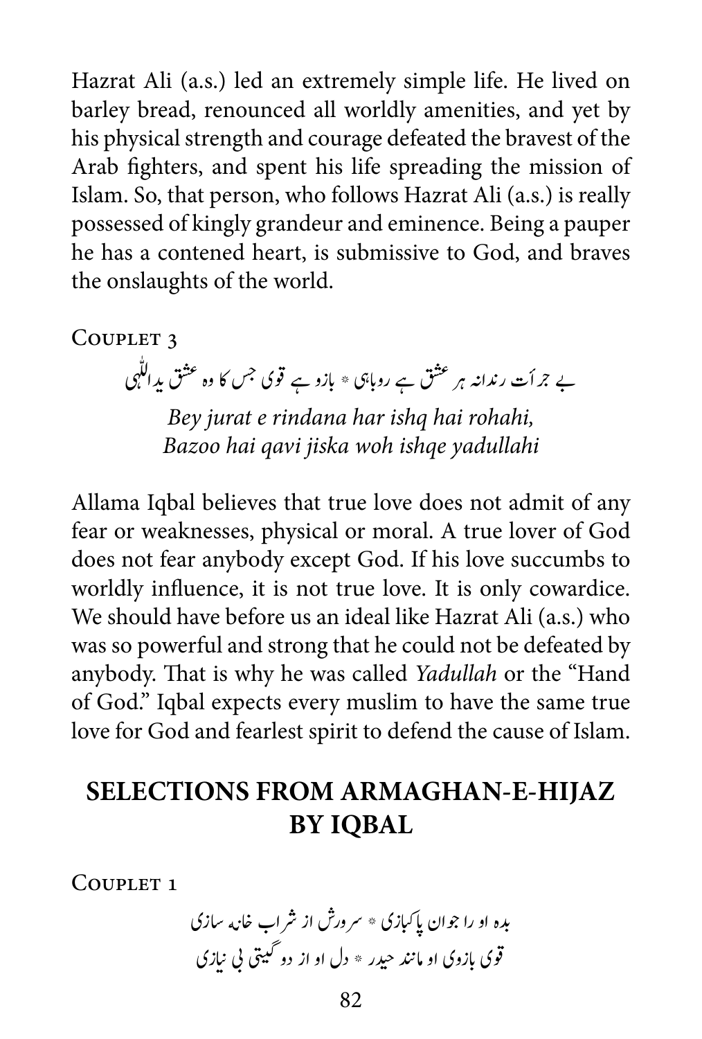Hazrat Ali (a.s.) led an extremely simple life. He lived on barley bread, renounced all worldly amenities, and yet by his physical strength and courage defeated the bravest of the Arab fighters, and spent his life spreading the mission of Islam. So, that person, who follows Hazrat Ali (a.s.) is really possessed of kingly grandeur and eminence. Being a pauper he has a contened heart, is submissive to God, and braves the onslaughts of the world.

Couplet 3

بے جرأت رندانہ ہر عشق ہے روباہی * بازو ہے قوی جس کا وہ عشق یداللّٰہی

*Bey jurat e rindana har ishq hai rohahi,*
*Bazoo hai qavi jiska woh ishqe yadullahi*

Allama Iqbal believes that true love does not admit of any fear or weaknesses, physical or moral. A true lover of God does not fear anybody except God. If his love succumbs to worldly influence, it is not true love. It is only cowardice. We should have before us an ideal like Hazrat Ali (a.s.) who was so powerful and strong that he could not be defeated by anybody. That is why he was called *Yadullah* or the "Hand of God." Iqbal expects every muslim to have the same true love for God and fearlest spirit to defend the cause of Islam.

## SELECTIONS FROM ARMAGHAN-E-HIJAZ BY IQBAL

Couplet 1

بده او را جوان پاکبازی * سرورش از شراب خانه سازی
قوی بازوی او مانند حیدر * دل او از دو گیتی بی نیازی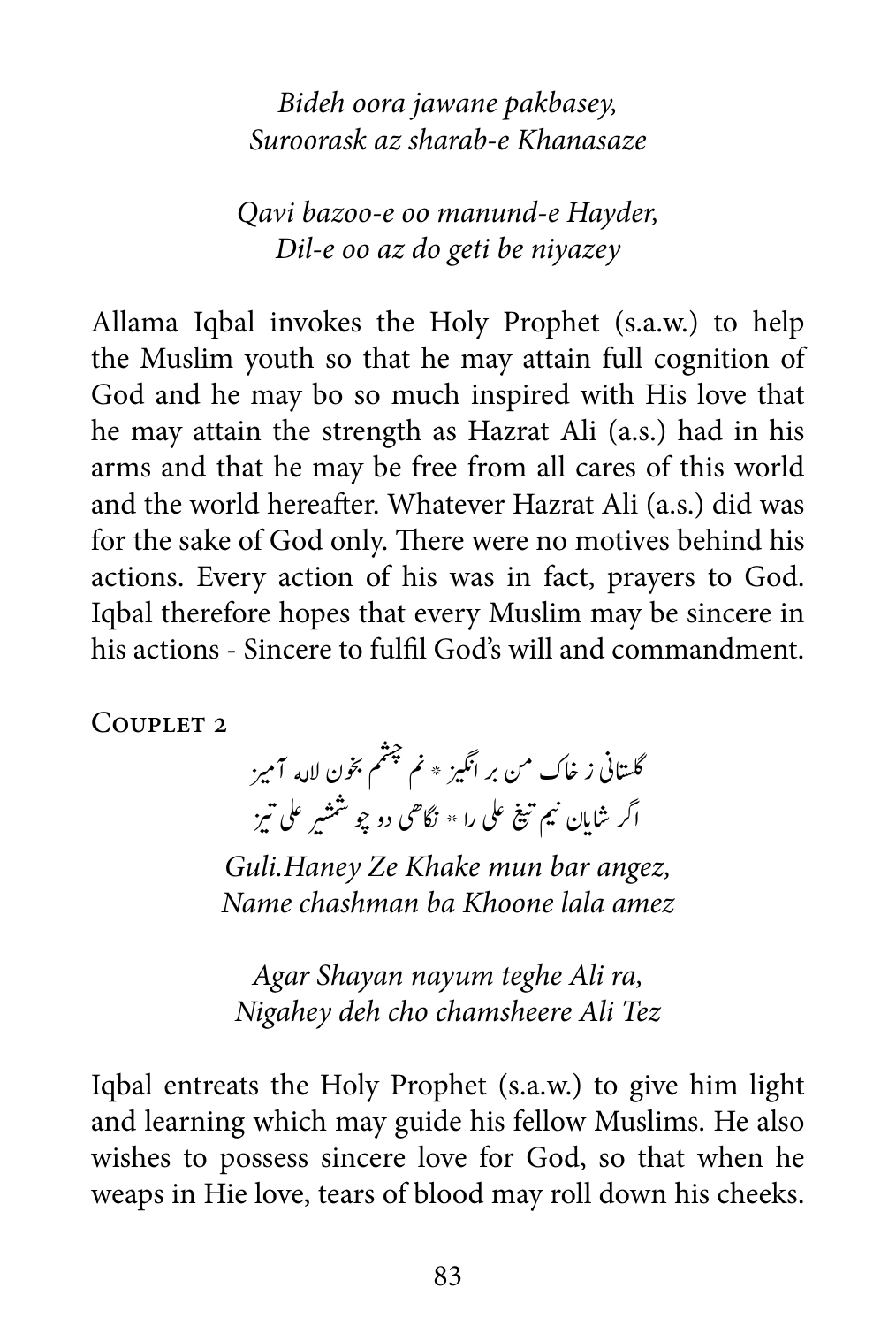*Bideh oora jawane pakbasey,*
*Suroorask az sharab-e Khanasaze*

*Qavi bazoo-e oo manund-e Hayder,*
*Dil-e oo az do geti be niyazey*

Allama Iqbal invokes the Holy Prophet (s.a.w.) to help the Muslim youth so that he may attain full cognition of God and he may bo so much inspired with His love that he may attain the strength as Hazrat Ali (a.s.) had in his arms and that he may be free from all cares of this world and the world hereafter. Whatever Hazrat Ali (a.s.) did was for the sake of God only. There were no motives behind his actions. Every action of his was in fact, prayers to God. Iqbal therefore hopes that every Muslim may be sincere in his actions - Sincere to fulfil God's will and commandment.

Couplet 2

گلستانی ز خاک من بر انگیز * نم چشمم بخون لاله آمیز
اگر شایان نیم تیغ علی را * نگاهی دو چو شمشیر علی تیز

*Guli.Haney Ze Khake mun bar angez,*
*Name chashman ba Khoone lala amez*

*Agar Shayan nayum teghe Ali ra,*
*Nigahey deh cho chamsheere Ali Tez*

Iqbal entreats the Holy Prophet (s.a.w.) to give him light and learning which may guide his fellow Muslims. He also wishes to possess sincere love for God, so that when he weaps in Hie love, tears of blood may roll down his cheeks.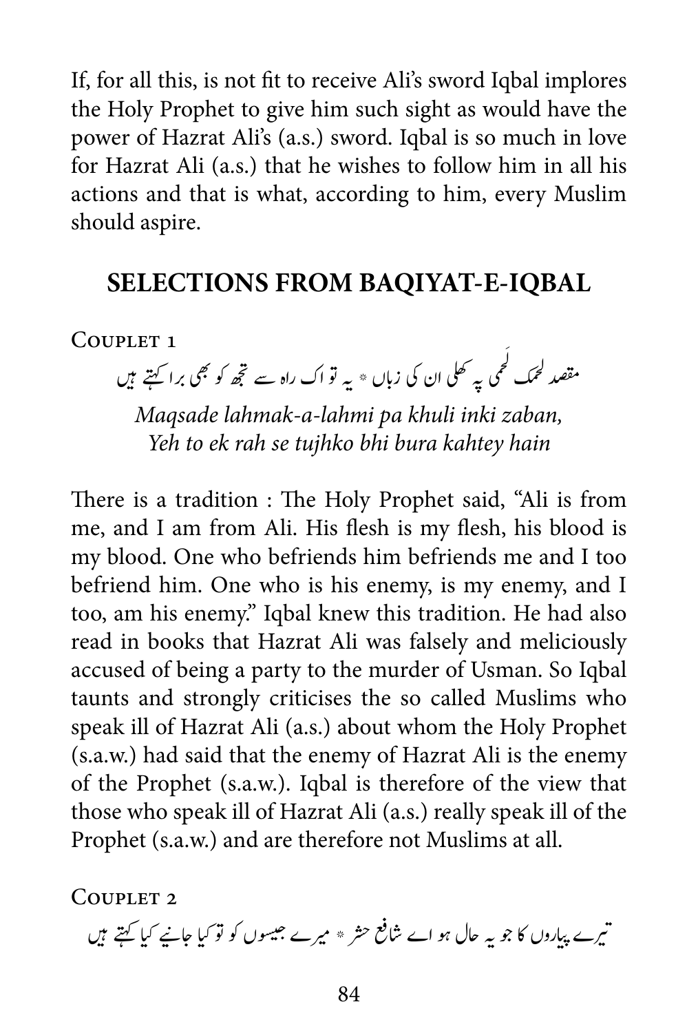If, for all this, is not fit to receive Ali's sword Iqbal implores the Holy Prophet to give him such sight as would have the power of Hazrat Ali's (a.s.) sword. Iqbal is so much in love for Hazrat Ali (a.s.) that he wishes to follow him in all his actions and that is what, according to him, every Muslim should aspire.

## SELECTIONS FROM BAQIYAT-E-IQBAL

COUPLET 1

مقصد لحمک لَحمی پہ کھلی ان کی زباں \* یہ تو اک راہ سے تجھ کو بھی برا کہتے ہیں

*Maqsade lahmak-a-lahmi pa khuli inki zaban,*
*Yeh to ek rah se tujhko bhi bura kahtey hain*

There is a tradition : The Holy Prophet said, "Ali is from me, and I am from Ali. His flesh is my flesh, his blood is my blood. One who befriends him befriends me and I too befriend him. One who is his enemy, is my enemy, and I too, am his enemy." Iqbal knew this tradition. He had also read in books that Hazrat Ali was falsely and meliciously accused of being a party to the murder of Usman. So Iqbal taunts and strongly criticises the so called Muslims who speak ill of Hazrat Ali (a.s.) about whom the Holy Prophet (s.a.w.) had said that the enemy of Hazrat Ali is the enemy of the Prophet (s.a.w.). Iqbal is therefore of the view that those who speak ill of Hazrat Ali (a.s.) really speak ill of the Prophet (s.a.w.) and are therefore not Muslims at all.

COUPLET 2

تیرے پیاروں کا جو یہ حال ہو اے شافع حشر \* میرے جیسوں کو تو کیا جانیے کیا کہتے ہیں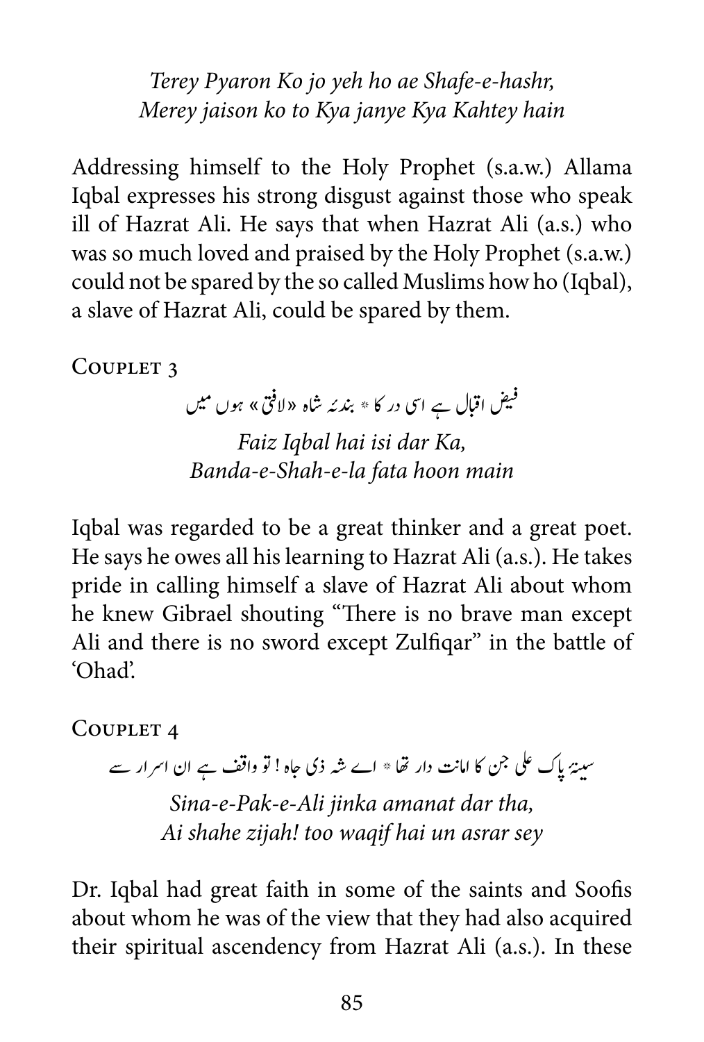*Terey Pyaron Ko jo yeh ho ae Shafe-e-hashr,*
*Merey jaison ko to Kya janye Kya Kahtey hain*

Addressing himself to the Holy Prophet (s.a.w.) Allama Iqbal expresses his strong disgust against those who speak ill of Hazrat Ali. He says that when Hazrat Ali (a.s.) who was so much loved and praised by the Holy Prophet (s.a.w.) could not be spared by the so called Muslims how ho (Iqbal), a slave of Hazrat Ali, could be spared by them.

### Couplet 3

فیض اقبال ہے اسی در کا * بندۂ شاہ «لافتی» ہوں میں

*Faiz Iqbal hai isi dar Ka,*
*Banda-e-Shah-e-la fata hoon main*

Iqbal was regarded to be a great thinker and a great poet. He says he owes all his learning to Hazrat Ali (a.s.). He takes pride in calling himself a slave of Hazrat Ali about whom he knew Gibrael shouting "There is no brave man except Ali and there is no sword except Zulfiqar" in the battle of 'Ohad'.

### Couplet 4

سینۂ پاک علی جن کا امانت دار تھا * اے شہ ذی جاہ ! تو واقف ہے ان اسرار سے

*Sina-e-Pak-e-Ali jinka amanat dar tha,*
*Ai shahe zijah! too waqif hai un asrar sey*

Dr. Iqbal had great faith in some of the saints and Soofis about whom he was of the view that they had also acquired their spiritual ascendency from Hazrat Ali (a.s.). In these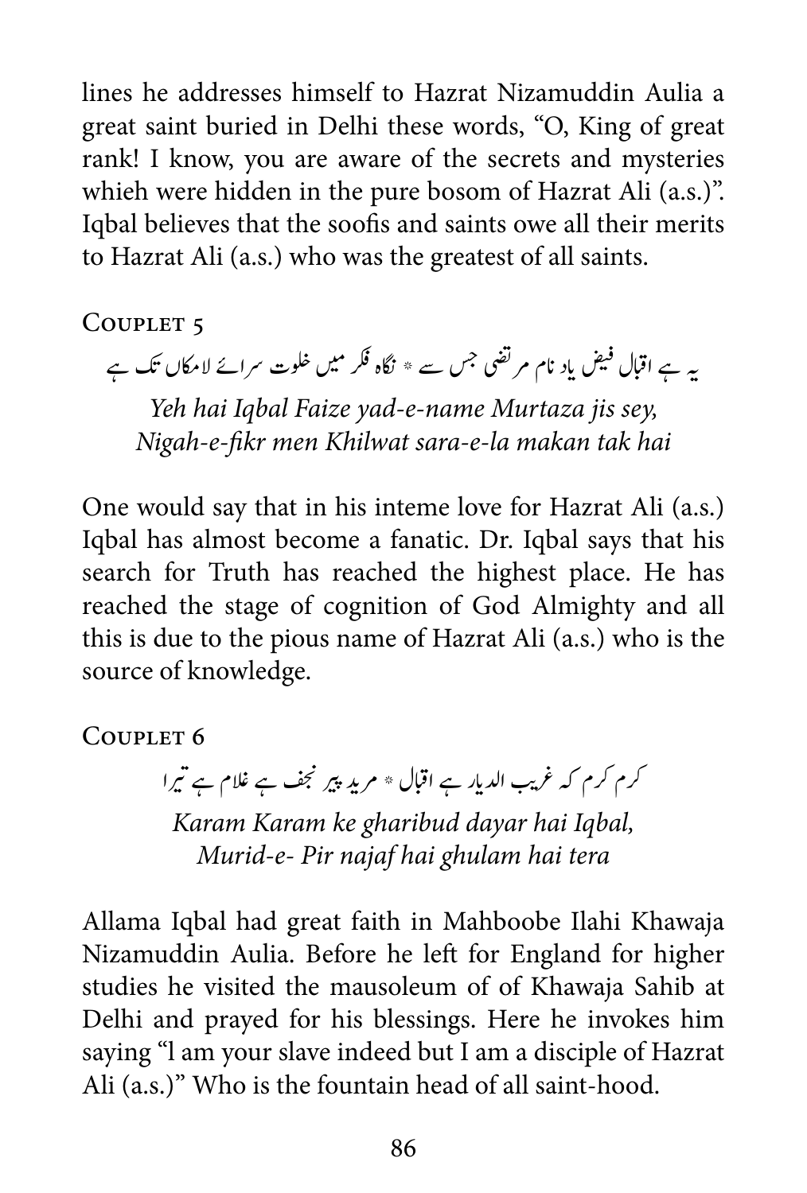lines he addresses himself to Hazrat Nizamuddin Aulia a great saint buried in Delhi these words, "O, King of great rank! I know, you are aware of the secrets and mysteries whieh were hidden in the pure bosom of Hazrat Ali (a.s.)". Iqbal believes that the soofis and saints owe all their merits to Hazrat Ali (a.s.) who was the greatest of all saints.

### Couplet 5

یہ ہے اقبال فیض یاد نام مرتضیٰ جس سے * نگاہ فکر میں خلوت سرائے لامکاں تک ہے

*Yeh hai Iqbal Faize yad-e-name Murtaza jis sey,*
*Nigah-e-fikr men Khilwat sara-e-la makan tak hai*

One would say that in his inteme love for Hazrat Ali (a.s.) Iqbal has almost become a fanatic. Dr. Iqbal says that his search for Truth has reached the highest place. He has reached the stage of cognition of God Almighty and all this is due to the pious name of Hazrat Ali (a.s.) who is the source of knowledge.

### Couplet 6

کرم کرم کہ غریب الدیار ہے اقبال * مرید پیر نجف ہے غلام ہے تیرا

*Karam Karam ke gharibud dayar hai Iqbal,*
*Murid-e- Pir najaf hai ghulam hai tera*

Allama Iqbal had great faith in Mahboobe Ilahi Khawaja Nizamuddin Aulia. Before he left for England for higher studies he visited the mausoleum of of Khawaja Sahib at Delhi and prayed for his blessings. Here he invokes him saying "l am your slave indeed but I am a disciple of Hazrat Ali (a.s.)" Who is the fountain head of all saint-hood.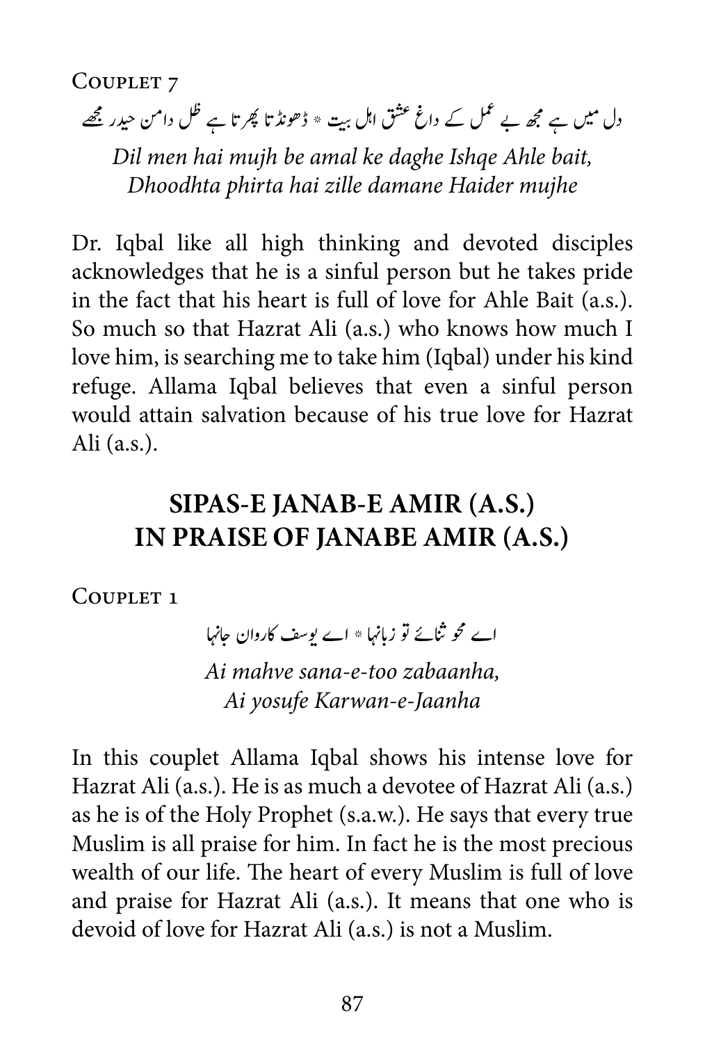Couplet 7

دل میں ہے مجھ بے عمل کے داغ عشق اہل بیت * ڈھونڈتا پھرتا ہے ظل دامن حیدر مجھے

*Dil men hai mujh be amal ke daghe Ishqe Ahle bait,*
*Dhoodhta phirta hai zille damane Haider mujhe*

Dr. Iqbal like all high thinking and devoted disciples acknowledges that he is a sinful person but he takes pride in the fact that his heart is full of love for Ahle Bait (a.s.). So much so that Hazrat Ali (a.s.) who knows how much I love him, is searching me to take him (Iqbal) under his kind refuge. Allama Iqbal believes that even a sinful person would attain salvation because of his true love for Hazrat Ali (a.s.).

## SIPAS-E JANAB-E AMIR (A.S.)
## IN PRAISE OF JANABE AMIR (A.S.)

Couplet 1

اے محو ثنائے تو زبانہا * اے یوسف کاروان جانہا

*Ai mahve sana-e-too zabaanha,*
*Ai yosufe Karwan-e-Jaanha*

In this couplet Allama Iqbal shows his intense love for Hazrat Ali (a.s.). He is as much a devotee of Hazrat Ali (a.s.) as he is of the Holy Prophet (s.a.w.). He says that every true Muslim is all praise for him. In fact he is the most precious wealth of our life. The heart of every Muslim is full of love and praise for Hazrat Ali (a.s.). It means that one who is devoid of love for Hazrat Ali (a.s.) is not a Muslim.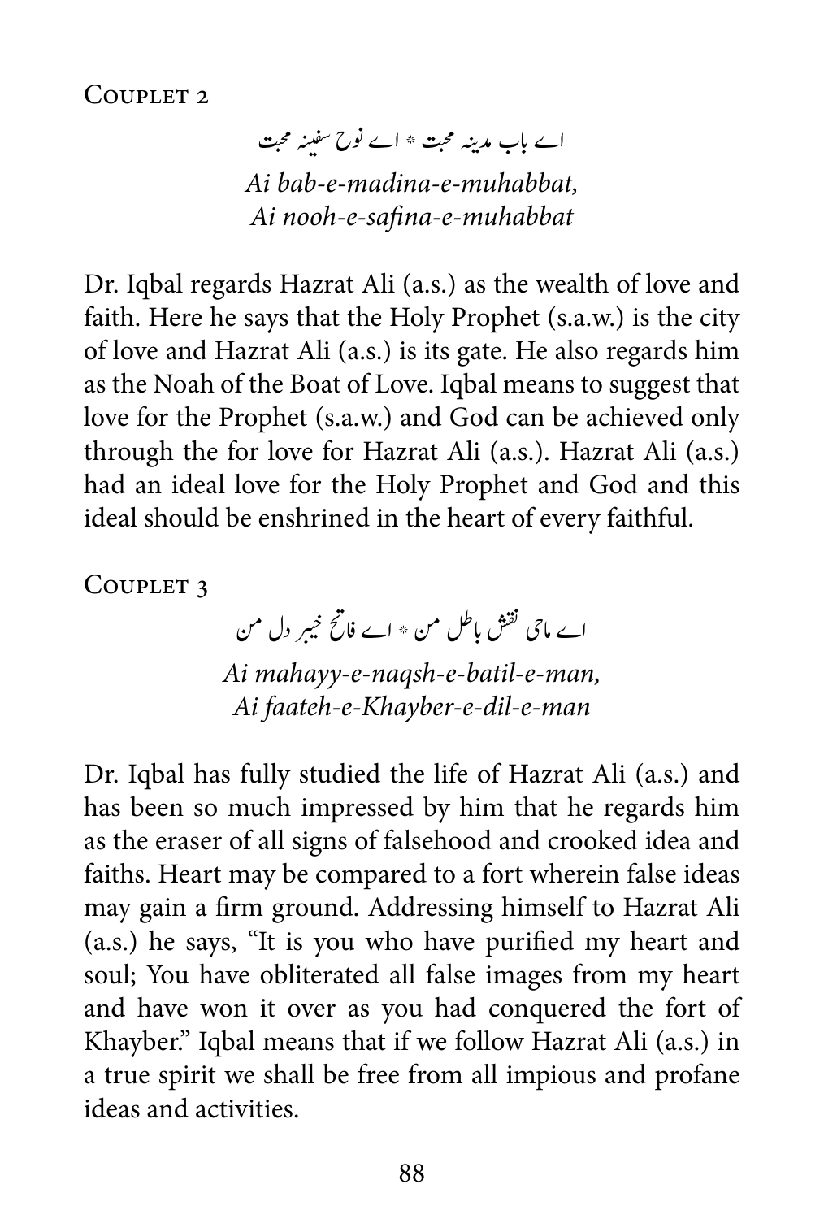## Couplet 2

اے باب مدینہ محبت * اے نوح سفینہ محبت

*Ai bab-e-madina-e-muhabbat,*
*Ai nooh-e-safina-e-muhabbat*

Dr. Iqbal regards Hazrat Ali (a.s.) as the wealth of love and faith. Here he says that the Holy Prophet (s.a.w.) is the city of love and Hazrat Ali (a.s.) is its gate. He also regards him as the Noah of the Boat of Love. Iqbal means to suggest that love for the Prophet (s.a.w.) and God can be achieved only through the for love for Hazrat Ali (a.s.). Hazrat Ali (a.s.) had an ideal love for the Holy Prophet and God and this ideal should be enshrined in the heart of every faithful.

## Couplet 3

اے ماحی نقش باطل من * اے فاتح خیبر دل من

*Ai mahayy-e-naqsh-e-batil-e-man,*
*Ai faateh-e-Khayber-e-dil-e-man*

Dr. Iqbal has fully studied the life of Hazrat Ali (a.s.) and has been so much impressed by him that he regards him as the eraser of all signs of falsehood and crooked idea and faiths. Heart may be compared to a fort wherein false ideas may gain a firm ground. Addressing himself to Hazrat Ali (a.s.) he says, "It is you who have purified my heart and soul; You have obliterated all false images from my heart and have won it over as you had conquered the fort of Khayber." Iqbal means that if we follow Hazrat Ali (a.s.) in a true spirit we shall be free from all impious and profane ideas and activities.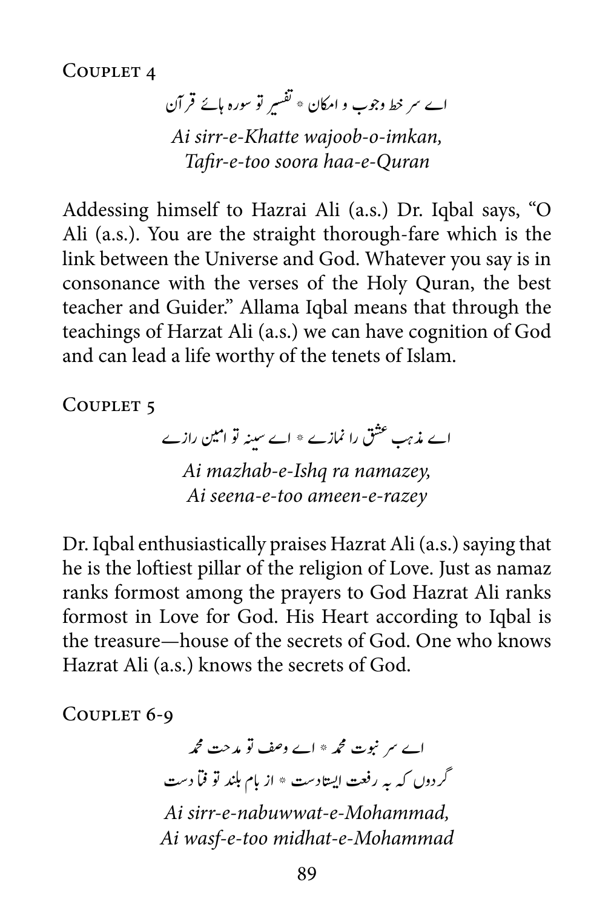Couplet 4

اے سر خط وجوب و امکان * تفسیر تو سورہ ہائے قرآن

*Ai sirr-e-Khatte wajoob-o-imkan,*
*Tafir-e-too soora haa-e-Quran*

Addessing himself to Hazrai Ali (a.s.) Dr. Iqbal says, "O Ali (a.s.). You are the straight thorough-fare which is the link between the Universe and God. Whatever you say is in consonance with the verses of the Holy Quran, the best teacher and Guider." Allama Iqbal means that through the teachings of Harzat Ali (a.s.) we can have cognition of God and can lead a life worthy of the tenets of Islam.

Couplet 5

اے مذہب عشق را نمازے * اے سینہ تو امین رازے

*Ai mazhab-e-Ishq ra namazey,*
*Ai seena-e-too ameen-e-razey*

Dr. Iqbal enthusiastically praises Hazrat Ali (a.s.) saying that he is the loftiest pillar of the religion of Love. Just as namaz ranks formost among the prayers to God Hazrat Ali ranks formost in Love for God. His Heart according to Iqbal is the treasure—house of the secrets of God. One who knows Hazrat Ali (a.s.) knows the secrets of God.

Couplet 6-9

اے سر نبوت محمد * اے وصف تو مدحت محمد

گردوں کہ بہ رفعت ایستادست * از بام بلند تو فتادست

*Ai sirr-e-nabuwwat-e-Mohammad,*
*Ai wasf-e-too midhat-e-Mohammad*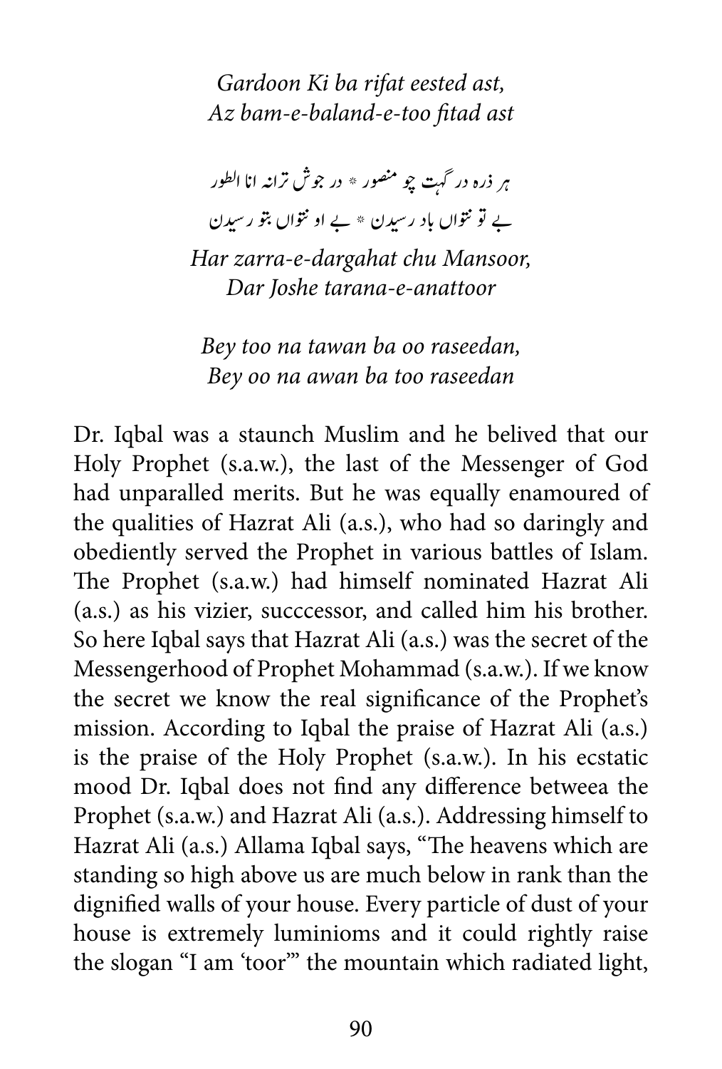*Gardoon Ki ba rifat eested ast,*
*Az bam-e-baland-e-too fitad ast*

ہر ذرہ در گہت چو منصور * در جوش ترانہ انا الطور

بے تو نتواں باد رسیدن * بے او نتواں بتو رسیدن

*Har zarra-e-dargahat chu Mansoor,*
*Dar Joshe tarana-e-anattoor*

*Bey too na tawan ba oo raseedan,*
*Bey oo na awan ba too raseedan*

Dr. Iqbal was a staunch Muslim and he belived that our Holy Prophet (s.a.w.), the last of the Messenger of God had unparalled merits. But he was equally enamoured of the qualities of Hazrat Ali (a.s.), who had so daringly and obediently served the Prophet in various battles of Islam. The Prophet (s.a.w.) had himself nominated Hazrat Ali (a.s.) as his vizier, succcessor, and called him his brother. So here Iqbal says that Hazrat Ali (a.s.) was the secret of the Messengerhood of Prophet Mohammad (s.a.w.). If we know the secret we know the real significance of the Prophet's mission. According to Iqbal the praise of Hazrat Ali (a.s.) is the praise of the Holy Prophet (s.a.w.). In his ecstatic mood Dr. Iqbal does not find any difference betweea the Prophet (s.a.w.) and Hazrat Ali (a.s.). Addressing himself to Hazrat Ali (a.s.) Allama Iqbal says, "The heavens which are standing so high above us are much below in rank than the dignified walls of your house. Every particle of dust of your house is extremely luminioms and it could rightly raise the slogan "I am 'toor'" the mountain which radiated light,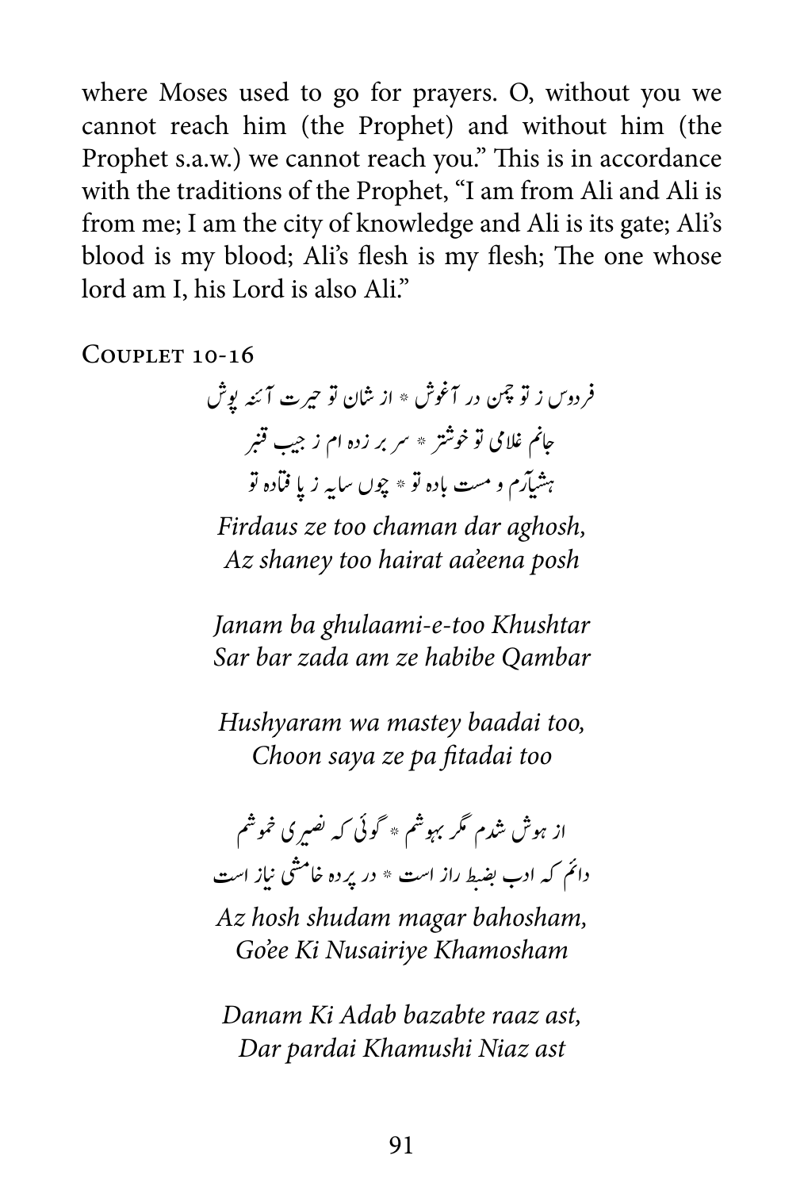where Moses used to go for prayers. O, without you we cannot reach him (the Prophet) and without him (the Prophet s.a.w.) we cannot reach you." This is in accordance with the traditions of the Prophet, "I am from Ali and Ali is from me; I am the city of knowledge and Ali is its gate; Ali's blood is my blood; Ali's flesh is my flesh; The one whose lord am I, his Lord is also Ali."

### Couplet 10-16

فردوس ز تو چمن در آغوش * از شان تو حیرت آئنہ پوش

جانم غلامی تو خوشتر * سر بر زدہ ام ز جیب قنبر

ہشیارم و مست بادہ تو * چوں سایہ ز پا فتادہ تو

*Firdaus ze too chaman dar aghosh,*
*Az shaney too hairat aa'eena posh*

*Janam ba ghulaami-e-too Khushtar*
*Sar bar zada am ze habibe Qambar*

*Hushyaram wa mastey baadai too,*
*Choon saya ze pa fitadai too*

از ہوش شدم مگر بہوشم * گوئی کہ نصیری خموشم

دانم کہ ادب بضبط راز است * در پردہ خامشی نیاز است

*Az hosh shudam magar bahosham,*
*Go'ee Ki Nusairiye Khamosham*

*Danam Ki Adab bazabte raaz ast,*
*Dar pardai Khamushi Niaz ast*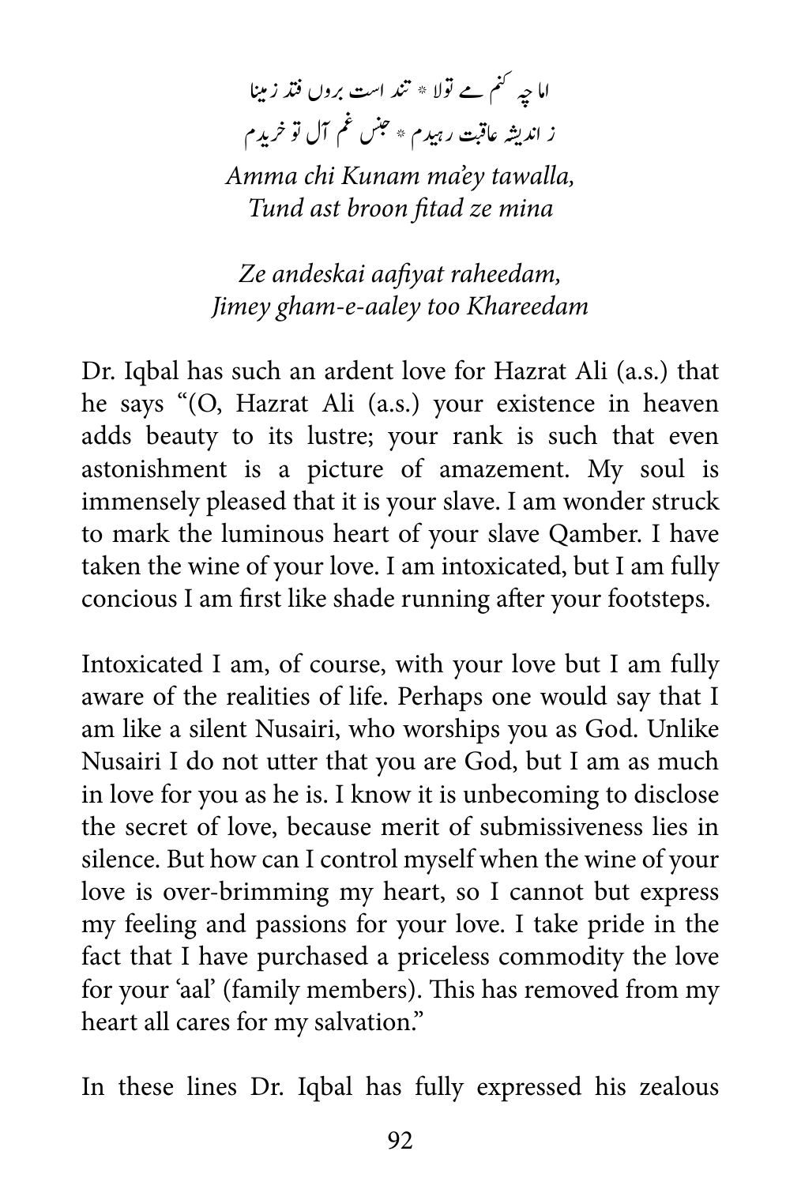اما چہ کنم مے تولا * تند است بروں فتد زمینا
ز اندیشہ عاقبت رہیدم * جنس غم آل تو خریدم

*Amma chi Kunam ma'ey tawalla,*
*Tund ast broon fitad ze mina*

*Ze andeskai aafiyat raheedam,*
*Jimey gham-e-aaley too Khareedam*

Dr. Iqbal has such an ardent love for Hazrat Ali (a.s.) that he says "(O, Hazrat Ali (a.s.) your existence in heaven adds beauty to its lustre; your rank is such that even astonishment is a picture of amazement. My soul is immensely pleased that it is your slave. I am wonder struck to mark the luminous heart of your slave Qamber. I have taken the wine of your love. I am intoxicated, but I am fully concious I am first like shade running after your footsteps.

Intoxicated I am, of course, with your love but I am fully aware of the realities of life. Perhaps one would say that I am like a silent Nusairi, who worships you as God. Unlike Nusairi I do not utter that you are God, but I am as much in love for you as he is. I know it is unbecoming to disclose the secret of love, because merit of submissiveness lies in silence. But how can I control myself when the wine of your love is over-brimming my heart, so I cannot but express my feeling and passions for your love. I take pride in the fact that I have purchased a priceless commodity the love for your 'aal' (family members). This has removed from my heart all cares for my salvation."

In these lines Dr. Iqbal has fully expressed his zealous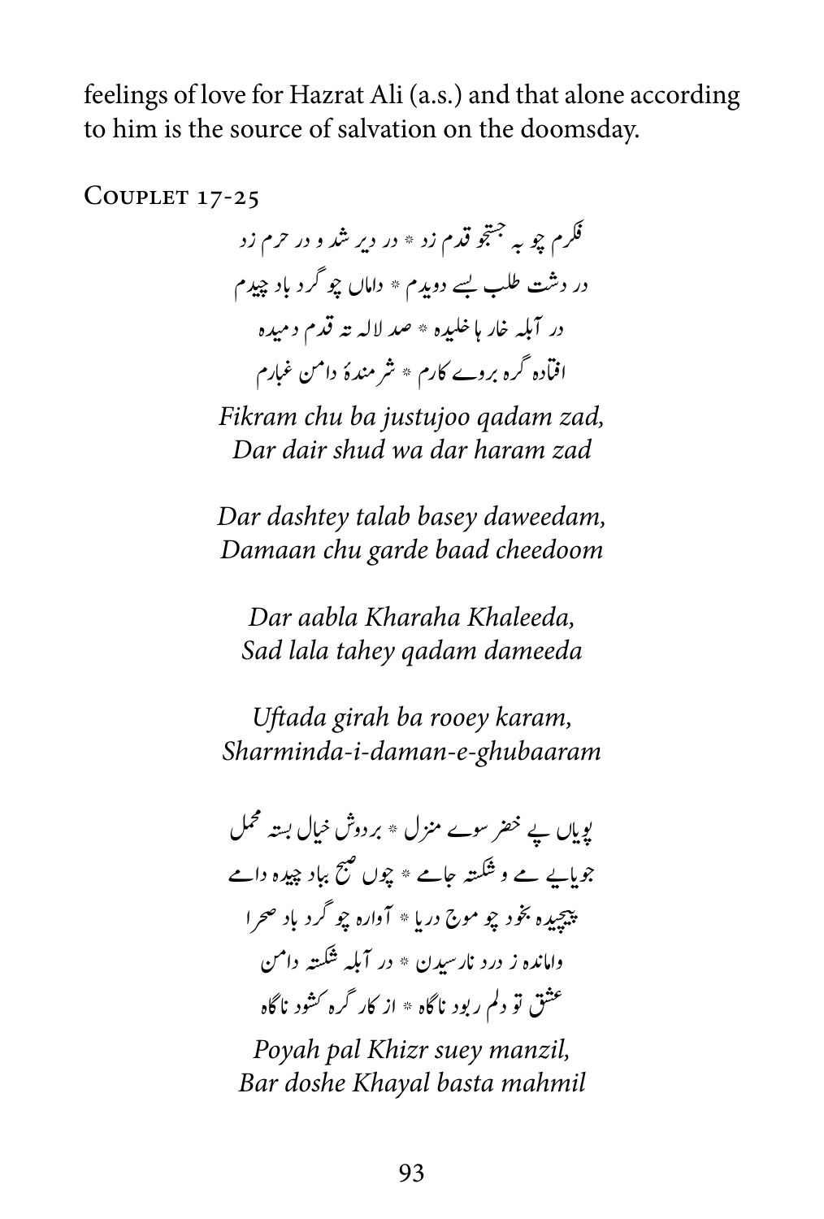feelings of love for Hazrat Ali (a.s.) and that alone according to him is the source of salvation on the doomsday.

## Couplet 17-25

فکرم چو بہ جستجو قدم زد * در دیر شد و در حرم زد

در دشت طلب بسے دویدم * داماں چو گرد باد چیدم

در آبلہ خار ہا خلیدہ * صد لالہ تہ قدم دمیدہ

افتادہ گرہ بروے کارم * شرمندۂ دامن غبارم

*Fikram chu ba justujoo qadam zad,*
*Dar dair shud wa dar haram zad*

*Dar dashtey talab basey daweedam,*
*Damaan chu garde baad cheedoom*

*Dar aabla Kharaha Khaleeda,*
*Sad lala tahey qadam dameeda*

*Uftada girah ba rooey karam,*
*Sharminda-i-daman-e-ghubaaram*

پویاں پے خضر سوے منزل * بر دوش خیال بستہ محمل

جویاے مے و شکستہ جامے * چوں صبح بباد چیدہ دامے

پیچیدہ بخود چو موج دریا * آوارہ چو گرد باد صحرا

واماندہ ز درد نارسیدن * در آبلہ شکستہ دامن

عشق تو دلم ربود ناگاہ * از کار گرہ کشود ناگاہ

*Poyah pal Khizr suey manzil,*
*Bar doshe Khayal basta mahmil*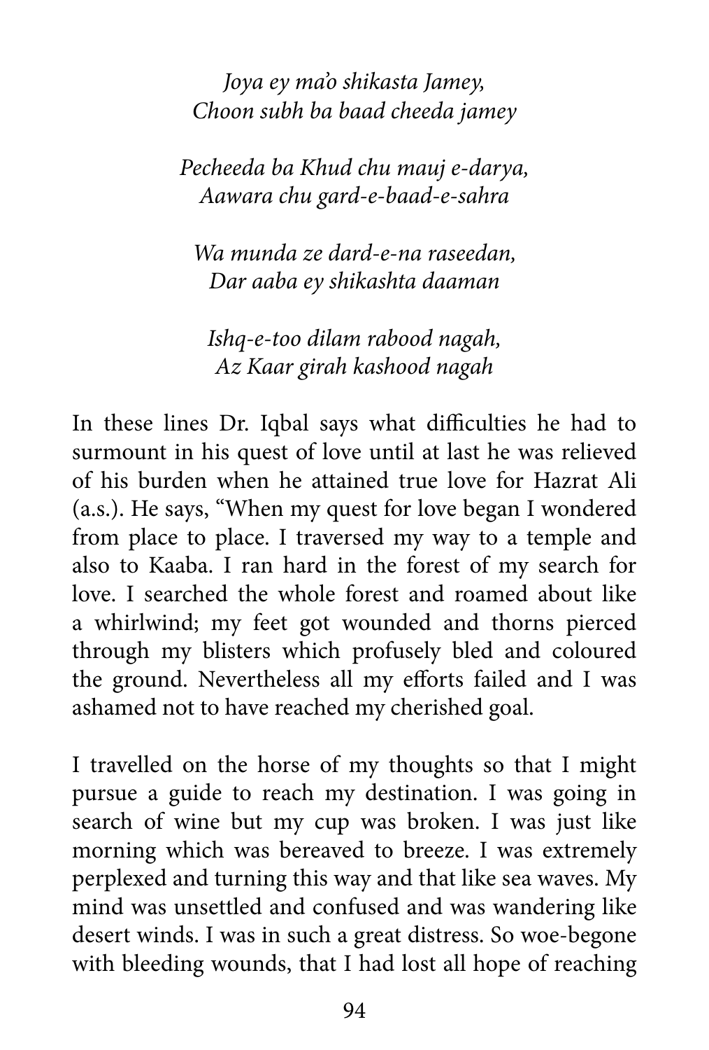*Joya ey ma'o shikasta Jamey,*
*Choon subh ba baad cheeda jamey*

*Pecheeda ba Khud chu mauj e-darya,*
*Aawara chu gard-e-baad-e-sahra*

*Wa munda ze dard-e-na raseedan,*
*Dar aaba ey shikashta daaman*

*Ishq-e-too dilam rabood nagah,*
*Az Kaar girah kashood nagah*

In these lines Dr. Iqbal says what difficulties he had to surmount in his quest of love until at last he was relieved of his burden when he attained true love for Hazrat Ali (a.s.). He says, "When my quest for love began I wondered from place to place. I traversed my way to a temple and also to Kaaba. I ran hard in the forest of my search for love. I searched the whole forest and roamed about like a whirlwind; my feet got wounded and thorns pierced through my blisters which profusely bled and coloured the ground. Nevertheless all my efforts failed and I was ashamed not to have reached my cherished goal.

I travelled on the horse of my thoughts so that I might pursue a guide to reach my destination. I was going in search of wine but my cup was broken. I was just like morning which was bereaved to breeze. I was extremely perplexed and turning this way and that like sea waves. My mind was unsettled and confused and was wandering like desert winds. I was in such a great distress. So woe-begone with bleeding wounds, that I had lost all hope of reaching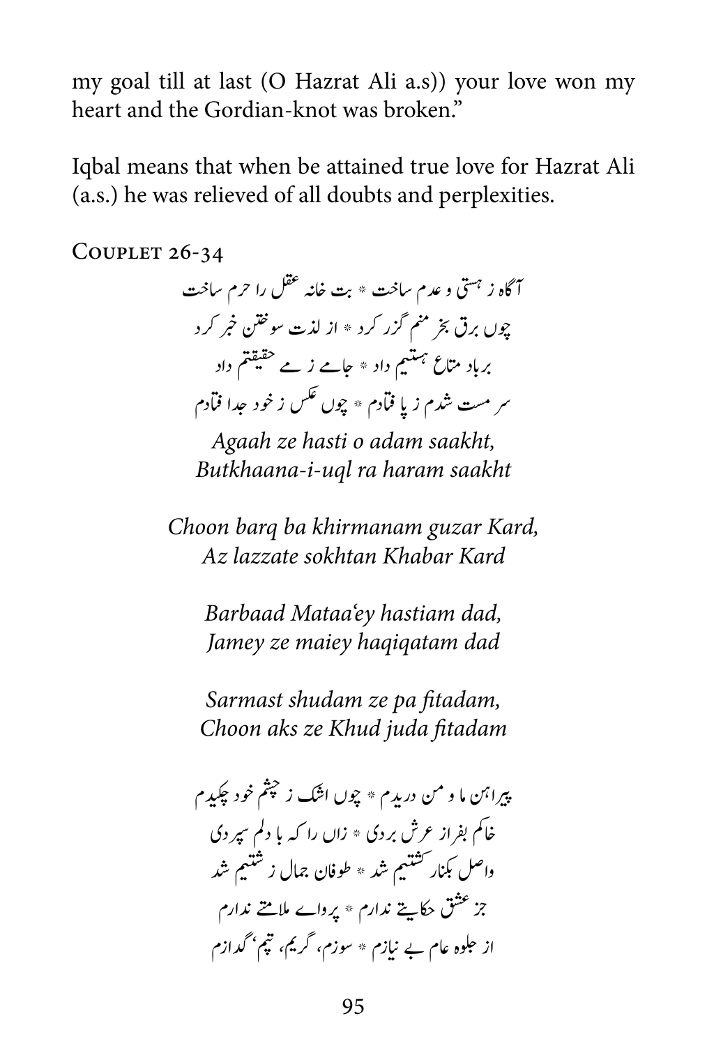my goal till at last (O Hazrat Ali a.s)) your love won my heart and the Gordian-knot was broken."

Iqbal means that when be attained true love for Hazrat Ali (a.s.) he was relieved of all doubts and perplexities.

### Couplet 26-34

آگاہ ز ہستی و عدم ساخت * بت خانہ عقل را حرم ساخت
چوں برق بخرمنم گزر کرد * از لذت سوختن خبر کرد
برباد متاع ہستیم داد * جامے ز مے حقیقتم داد
سرمست شدم ز پا فتادم * چوں عکس ز خود جدا فتادم

*Agaah ze hasti o adam saakht,*
*Butkhaana-i-uql ra haram saakht*

*Choon barq ba khirmanam guzar Kard,*
*Az lazzate sokhtan Khabar Kard*

*Barbaad Mataa'ey hastiam dad,*
*Jamey ze maiey haqiqatam dad*

*Sarmast shudam ze pa fitadam,*
*Choon aks ze Khud juda fitadam*

پیراہن ما و من دریدم * چوں اشک ز چشم خود چکیدم
خاکم بفراز عرش بردی * زاں را کہ با دلم سپردی
واصل بکنار کشتیم شد * طوفان جمال ز شتیم شد
جز عشق حکایتے ندارم * پروائے ملامتے ندارم
از جلوہ عام بے نیازم * سوزم، گریم، تپم، گدازم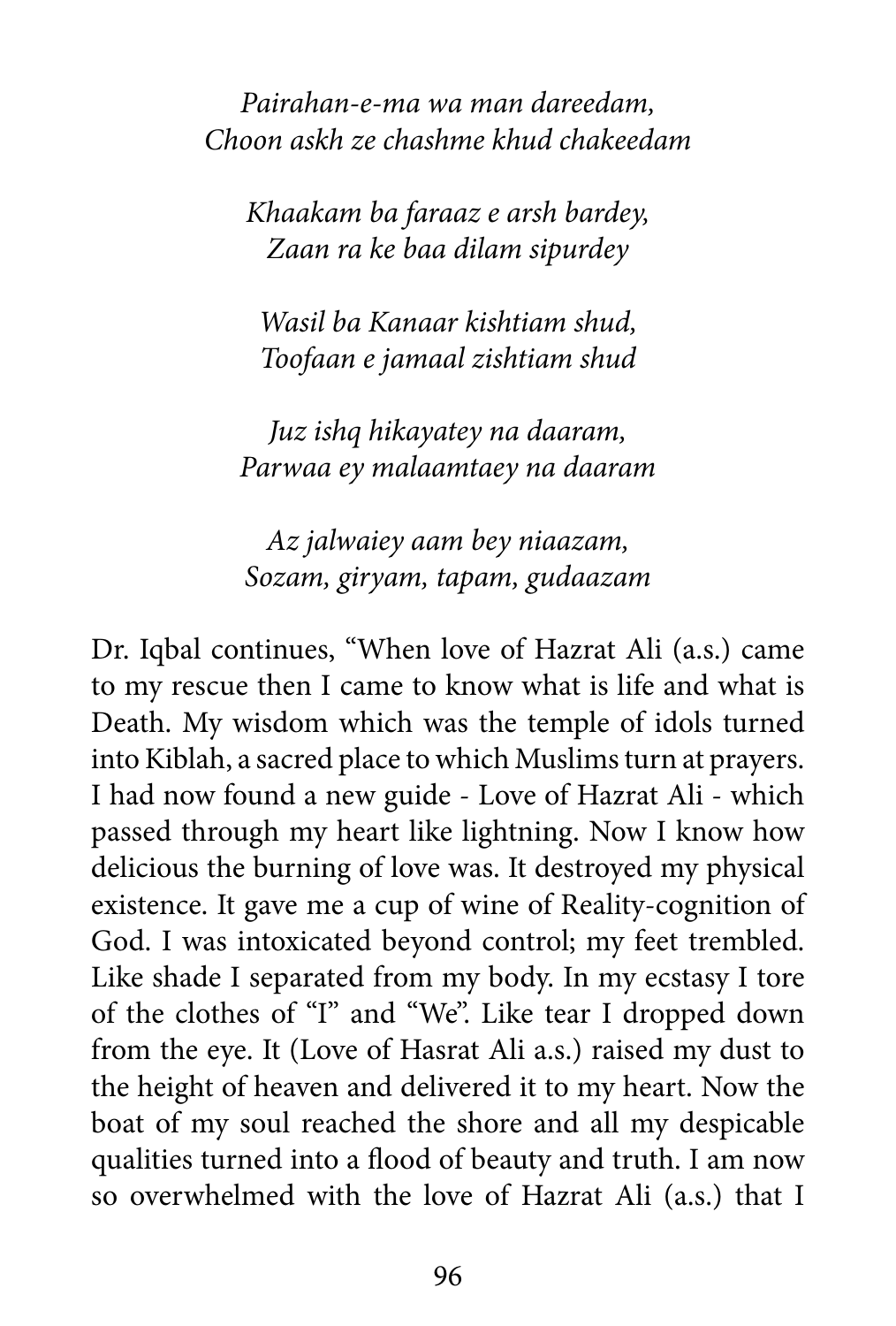*Pairahan-e-ma wa man dareedam,*
*Choon askh ze chashme khud chakeedam*

*Khaakam ba faraaz e arsh bardey,*
*Zaan ra ke baa dilam sipurdey*

*Wasil ba Kanaar kishtiam shud,*
*Toofaan e jamaal zishtiam shud*

*Juz ishq hikayatey na daaram,*
*Parwaa ey malaamtaey na daaram*

*Az jalwaiey aam bey niaazam,*
*Sozam, giryam, tapam, gudaazam*

Dr. Iqbal continues, "When love of Hazrat Ali (a.s.) came to my rescue then I came to know what is life and what is Death. My wisdom which was the temple of idols turned into Kiblah, a sacred place to which Muslims turn at prayers. I had now found a new guide - Love of Hazrat Ali - which passed through my heart like lightning. Now I know how delicious the burning of love was. It destroyed my physical existence. It gave me a cup of wine of Reality-cognition of God. I was intoxicated beyond control; my feet trembled. Like shade I separated from my body. In my ecstasy I tore of the clothes of "I" and "We". Like tear I dropped down from the eye. It (Love of Hasrat Ali a.s.) raised my dust to the height of heaven and delivered it to my heart. Now the boat of my soul reached the shore and all my despicable qualities turned into a flood of beauty and truth. I am now so overwhelmed with the love of Hazrat Ali (a.s.) that I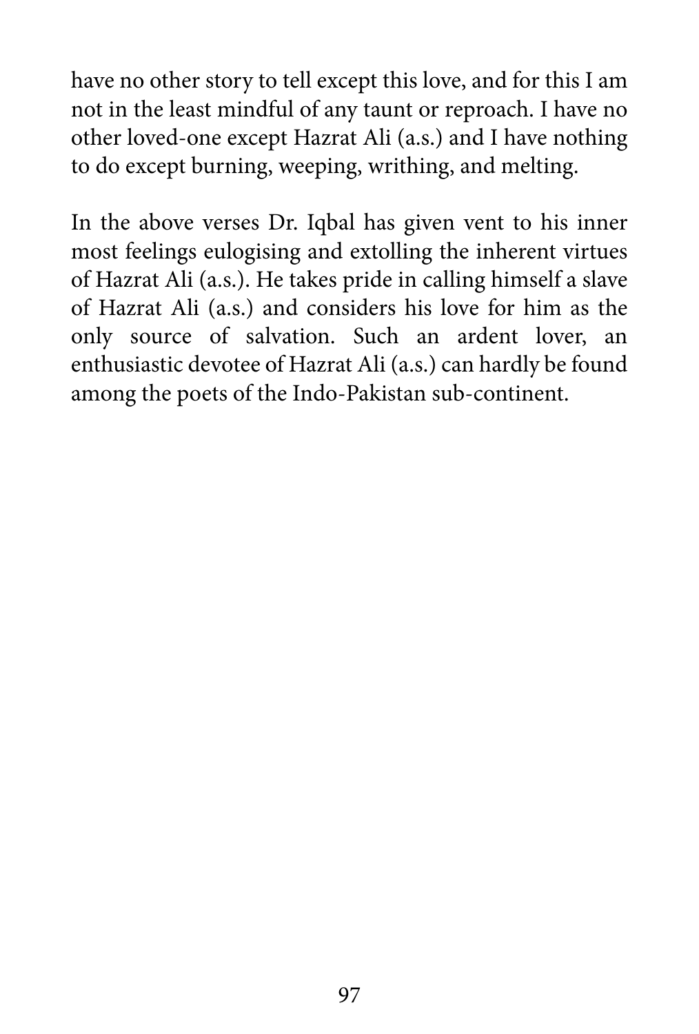have no other story to tell except this love, and for this I am not in the least mindful of any taunt or reproach. I have no other loved-one except Hazrat Ali (a.s.) and I have nothing to do except burning, weeping, writhing, and melting.

In the above verses Dr. Iqbal has given vent to his inner most feelings eulogising and extolling the inherent virtues of Hazrat Ali (a.s.). He takes pride in calling himself a slave of Hazrat Ali (a.s.) and considers his love for him as the only source of salvation. Such an ardent lover, an enthusiastic devotee of Hazrat Ali (a.s.) can hardly be found among the poets of the Indo-Pakistan sub-continent.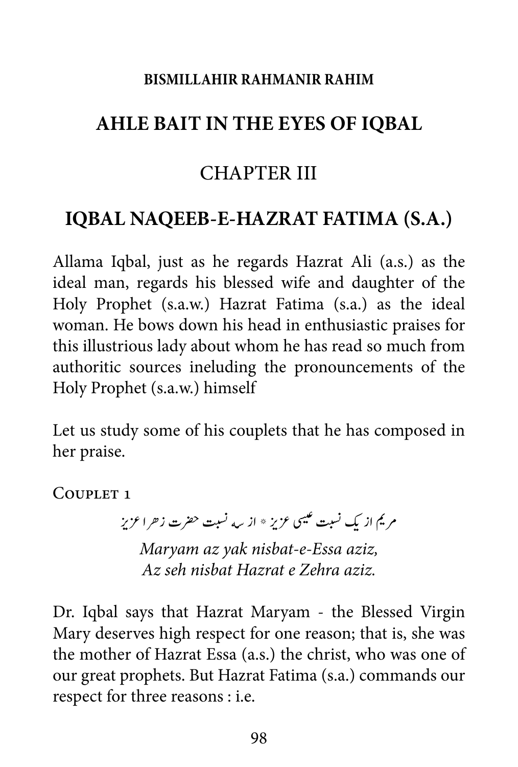**BISMILLAHIR RAHMANIR RAHIM**

# AHLE BAIT IN THE EYES OF IQBAL

## CHAPTER III

## IQBAL NAQEEB-E-HAZRAT FATIMA (S.A.)

Allama Iqbal, just as he regards Hazrat Ali (a.s.) as the ideal man, regards his blessed wife and daughter of the Holy Prophet (s.a.w.) Hazrat Fatima (s.a.) as the ideal woman. He bows down his head in enthusiastic praises for this illustrious lady about whom he has read so much from authoritic sources ineluding the pronouncements of the Holy Prophet (s.a.w.) himself

Let us study some of his couplets that he has composed in her praise.

Couplet 1

مریم از یک نسبت عیسی عزیز * از سہ نسبت حضرت زہرا عزیز

*Maryam az yak nisbat-e-Essa aziz,*
*Az seh nisbat Hazrat e Zehra aziz.*

Dr. Iqbal says that Hazrat Maryam - the Blessed Virgin Mary deserves high respect for one reason; that is, she was the mother of Hazrat Essa (a.s.) the christ, who was one of our great prophets. But Hazrat Fatima (s.a.) commands our respect for three reasons : i.e.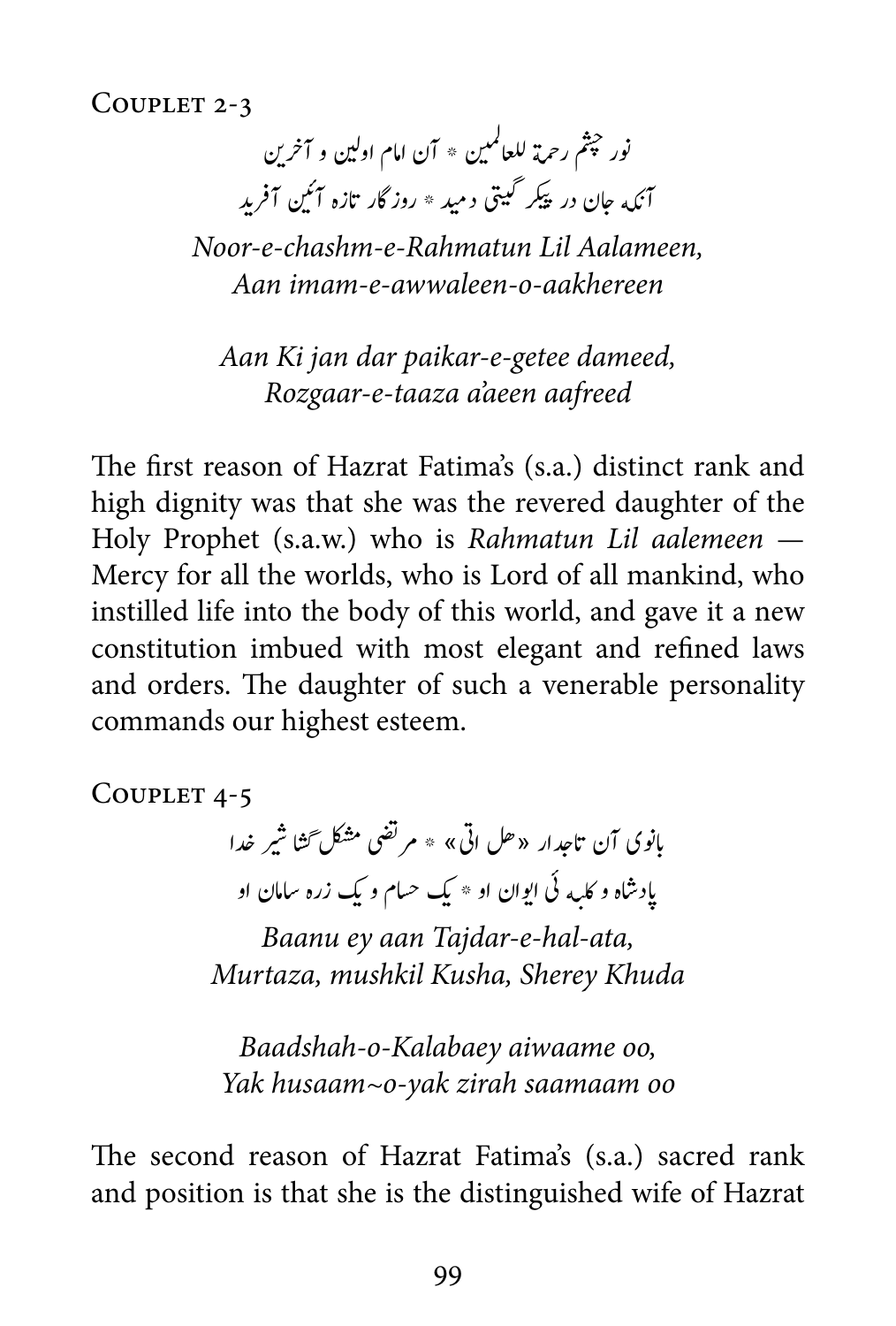### Couplet 2-3

نور چشم رحمة للعالمین * آن امام اولین و آخرین

آنکہ جان در پیکر گیتی دمید * روزگار تازہ آئین آفرید

*Noor-e-chashm-e-Rahmatun Lil Aalameen,*
*Aan imam-e-awwaleen-o-aakhereen*

*Aan Ki jan dar paikar-e-getee dameed,*
*Rozgaar-e-taaza a'aeen aafreed*

The first reason of Hazrat Fatima's (s.a.) distinct rank and high dignity was that she was the revered daughter of the Holy Prophet (s.a.w.) who is *Rahmatun Lil aalemeen* — Mercy for all the worlds, who is Lord of all mankind, who instilled life into the body of this world, and gave it a new constitution imbued with most elegant and refined laws and orders. The daughter of such a venerable personality commands our highest esteem.

### Couplet 4-5

بانوی آن تاجدار «ھل اتیٰ» * مرتضیٰ مشکل گشا شیر خدا

پادشاہ و کلبہ ئی ایوان او * یک حسام و یک زرہ سامان او

*Baanu ey aan Tajdar-e-hal-ata,*
*Murtaza, mushkil Kusha, Sherey Khuda*

*Baadshah-o-Kalabaey aiwaame oo,*
*Yak husaam~o-yak zirah saamaam oo*

The second reason of Hazrat Fatima's (s.a.) sacred rank and position is that she is the distinguished wife of Hazrat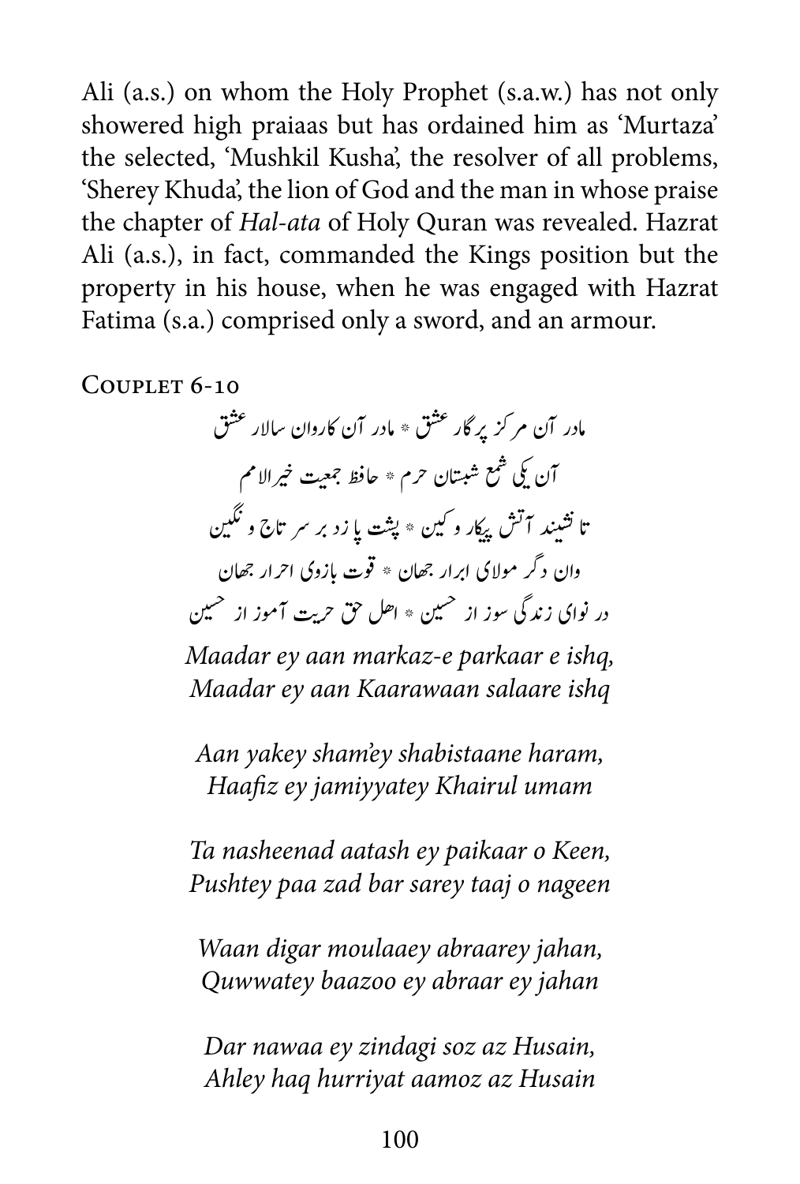Ali (a.s.) on whom the Holy Prophet (s.a.w.) has not only showered high praiaas but has ordained him as 'Murtaza' the selected, 'Mushkil Kusha', the resolver of all problems, 'Sherey Khuda', the lion of God and the man in whose praise the chapter of *Hal-ata* of Holy Quran was revealed. Hazrat Ali (a.s.), in fact, commanded the Kings position but the property in his house, when he was engaged with Hazrat Fatima (s.a.) comprised only a sword, and an armour.

### Couplet 6-10

مادر آن مرکز پرگار عشق * مادر آن کاروان سالار عشق

آن یکی شمع شبستان حرم * حافظ جمعیت خیرالامم

تا نشیند آتش پیکار و کین * پشت پا زد بر سر تاج و نگین

وان دگر مولای ابرار جهان * قوت بازوی احرار جهان

در نوای زندگی سوز از حسین * اهل حق حریت آموز از حسین

*Maadar ey aan markaz-e parkaar e ishq,*
*Maadar ey aan Kaarawaan salaare ishq*

*Aan yakey sham'ey shabistaane haram,*
*Haafiz ey jamiyyatey Khairul umam*

*Ta nasheenad aatash ey paikaar o Keen,*
*Pushtey paa zad bar sarey taaj o nageen*

*Waan digar moulaaey abraarey jahan,*
*Quwwatey baazoo ey abraar ey jahan*

*Dar nawaa ey zindagi soz az Husain,*
*Ahley haq hurriyat aamoz az Husain*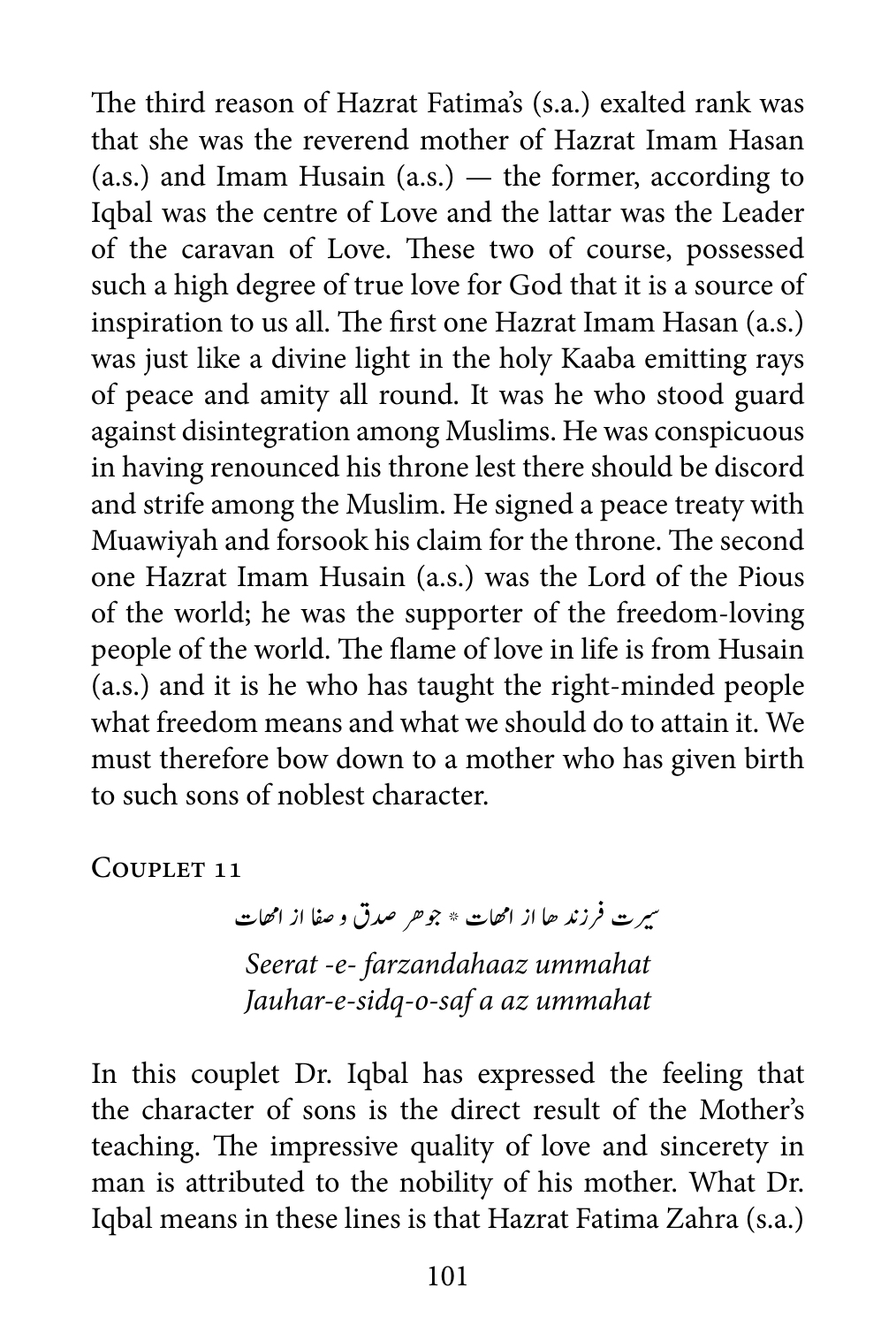The third reason of Hazrat Fatima's (s.a.) exalted rank was that she was the reverend mother of Hazrat Imam Hasan (a.s.) and Imam Husain (a.s.) — the former, according to Iqbal was the centre of Love and the lattar was the Leader of the caravan of Love. These two of course, possessed such a high degree of true love for God that it is a source of inspiration to us all. The first one Hazrat Imam Hasan (a.s.) was just like a divine light in the holy Kaaba emitting rays of peace and amity all round. It was he who stood guard against disintegration among Muslims. He was conspicuous in having renounced his throne lest there should be discord and strife among the Muslim. He signed a peace treaty with Muawiyah and forsook his claim for the throne. The second one Hazrat Imam Husain (a.s.) was the Lord of the Pious of the world; he was the supporter of the freedom-loving people of the world. The flame of love in life is from Husain (a.s.) and it is he who has taught the right-minded people what freedom means and what we should do to attain it. We must therefore bow down to a mother who has given birth to such sons of noblest character.

### Couplet 11

سیرت فرزند ها از امهات * جوهر صدق و صفا از امهات

*Seerat -e- farzandahaaz ummahat*
*Jauhar-e-sidq-o-saf a az ummahat*

In this couplet Dr. Iqbal has expressed the feeling that the character of sons is the direct result of the Mother's teaching. The impressive quality of love and sincerety in man is attributed to the nobility of his mother. What Dr. Iqbal means in these lines is that Hazrat Fatima Zahra (s.a.)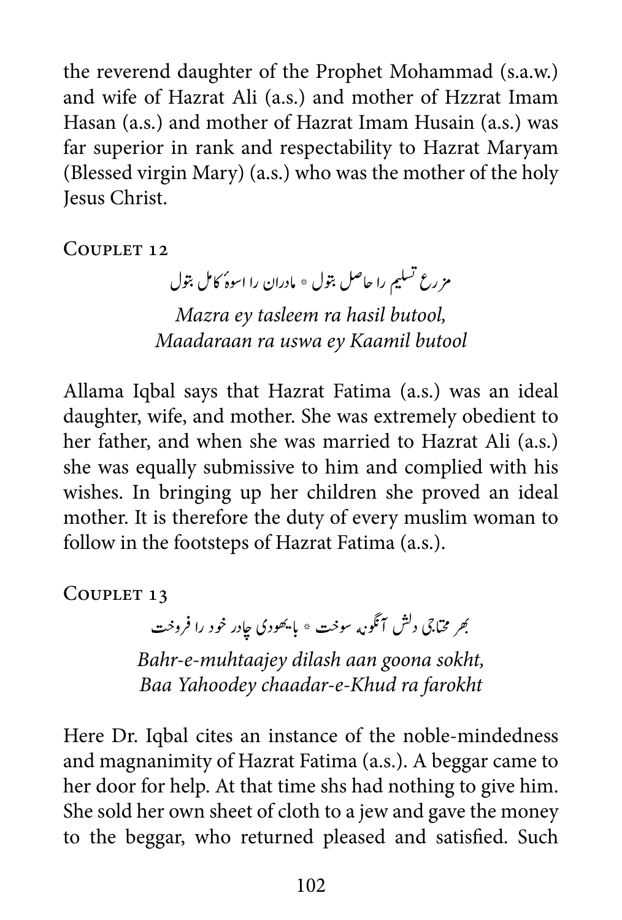the reverend daughter of the Prophet Mohammad (s.a.w.) and wife of Hazrat Ali (a.s.) and mother of Hzzrat Imam Hasan (a.s.) and mother of Hazrat Imam Husain (a.s.) was far superior in rank and respectability to Hazrat Maryam (Blessed virgin Mary) (a.s.) who was the mother of the holy Jesus Christ.

### Couplet 12

مزرع تسلیم را حاصل بتول * مادران را اسوۂ کامل بتول

*Mazra ey tasleem ra hasil butool,*
*Maadaraan ra uswa ey Kaamil butool*

Allama Iqbal says that Hazrat Fatima (a.s.) was an ideal daughter, wife, and mother. She was extremely obedient to her father, and when she was married to Hazrat Ali (a.s.) she was equally submissive to him and complied with his wishes. In bringing up her children she proved an ideal mother. It is therefore the duty of every muslim woman to follow in the footsteps of Hazrat Fatima (a.s.).

### Couplet 13

بهر محتاجی دلش آنگونه سوخت * بایهودی چادر خود را فروخت

*Bahr-e-muhtaajey dilash aan goona sokht,*
*Baa Yahoodey chaadar-e-Khud ra farokht*

Here Dr. Iqbal cites an instance of the noble-mindedness and magnanimity of Hazrat Fatima (a.s.). A beggar came to her door for help. At that time shs had nothing to give him. She sold her own sheet of cloth to a jew and gave the money to the beggar, who returned pleased and satisfied. Such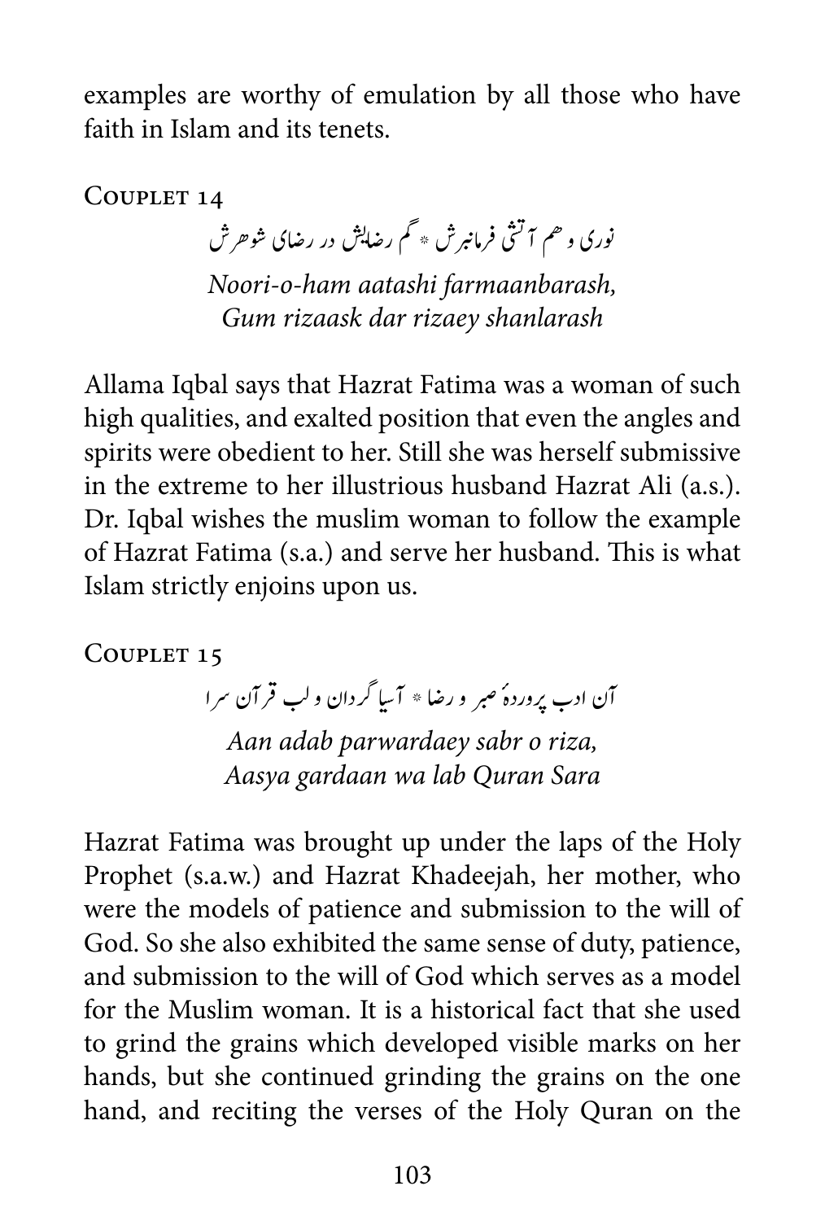examples are worthy of emulation by all those who have faith in Islam and its tenets.

### Couplet 14

نوری و ھم آتشی فرمانبرش * گم رضایش در رضای شوھرش

*Noori-o-ham aatashi farmaanbarash,*
*Gum rizaask dar rizaey shanlarash*

Allama Iqbal says that Hazrat Fatima was a woman of such high qualities, and exalted position that even the angles and spirits were obedient to her. Still she was herself submissive in the extreme to her illustrious husband Hazrat Ali (a.s.). Dr. Iqbal wishes the muslim woman to follow the example of Hazrat Fatima (s.a.) and serve her husband. This is what Islam strictly enjoins upon us.

### Couplet 15

آن ادب پروردۂ صبر و رضا * آسیا گردان و لب قرآن سرا

*Aan adab parwardaey sabr o riza,*
*Aasya gardaan wa lab Quran Sara*

Hazrat Fatima was brought up under the laps of the Holy Prophet (s.a.w.) and Hazrat Khadeejah, her mother, who were the models of patience and submission to the will of God. So she also exhibited the same sense of duty, patience, and submission to the will of God which serves as a model for the Muslim woman. It is a historical fact that she used to grind the grains which developed visible marks on her hands, but she continued grinding the grains on the one hand, and reciting the verses of the Holy Quran on the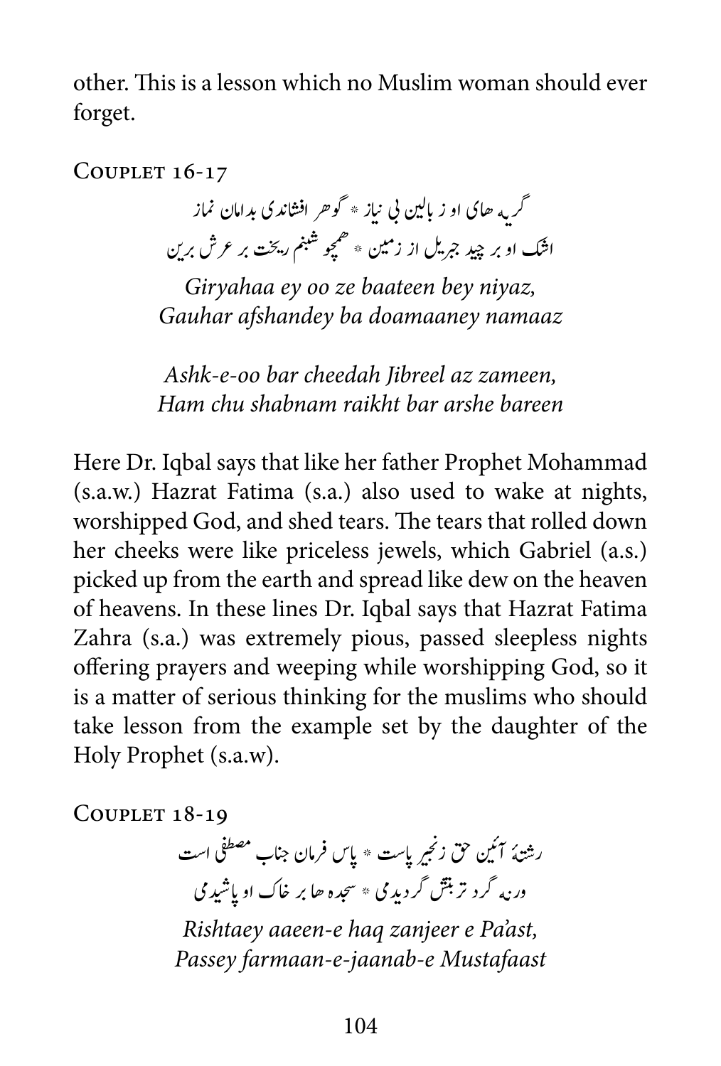other. This is a lesson which no Muslim woman should ever forget.

### Couplet 16-17

گریہ ھای او ز بالین بی نیاز * گوھر افشاندی بداماں نماز
اشک او بر چید جبریل از زمین * ھمچو شبنم ریخت بر عرش برین

*Giryahaa ey oo ze baateen bey niyaz,*
*Gauhar afshandey ba doamaaney namaaz*

*Ashk-e-oo bar cheedah Jibreel az zameen,*
*Ham chu shabnam raikht bar arshe bareen*

Here Dr. Iqbal says that like her father Prophet Mohammad (s.a.w.) Hazrat Fatima (s.a.) also used to wake at nights, worshipped God, and shed tears. The tears that rolled down her cheeks were like priceless jewels, which Gabriel (a.s.) picked up from the earth and spread like dew on the heaven of heavens. In these lines Dr. Iqbal says that Hazrat Fatima Zahra (s.a.) was extremely pious, passed sleepless nights offering prayers and weeping while worshipping God, so it is a matter of serious thinking for the muslims who should take lesson from the example set by the daughter of the Holy Prophet (s.a.w).

### Couplet 18-19

رشتۂ آئین حق زنجیر پاست * پاس فرمان جناب مصطفی است
ورنہ گرد تربتش گردیدمی * سجدہ ھا بر خاک او پاشیدمی

*Rishtaey aaeen-e haq zanjeer e Pa'ast,*
*Passey farmaan-e-jaanab-e Mustafaast*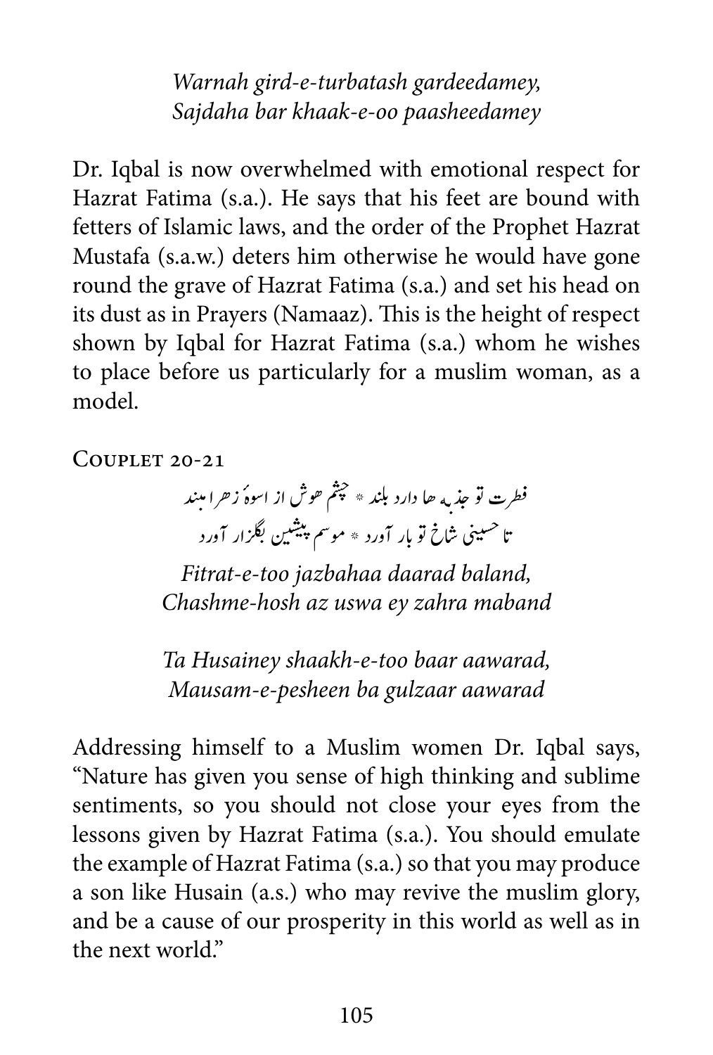*Warnah gird-e-turbatash gardeedamey,*
*Sajdaha bar khaak-e-oo paasheedamey*

Dr. Iqbal is now overwhelmed with emotional respect for Hazrat Fatima (s.a.). He says that his feet are bound with fetters of Islamic laws, and the order of the Prophet Hazrat Mustafa (s.a.w.) deters him otherwise he would have gone round the grave of Hazrat Fatima (s.a.) and set his head on its dust as in Prayers (Namaaz). This is the height of respect shown by Iqbal for Hazrat Fatima (s.a.) whom he wishes to place before us particularly for a muslim woman, as a model.

### Couplet 20-21

فطرت تو جذبہ ھا دارد بلند * چشم ھوش از اسوۂ زھرا مبند
تا حسینی شاخ تو بار آورد * موسم پیشین بگلزار آورد

*Fitrat-e-too jazbahaa daarad baland,*
*Chashme-hosh az uswa ey zahra maband*

*Ta Husainey shaakh-e-too baar aawarad,*
*Mausam-e-pesheen ba gulzaar aawarad*

Addressing himself to a Muslim women Dr. Iqbal says, "Nature has given you sense of high thinking and sublime sentiments, so you should not close your eyes from the lessons given by Hazrat Fatima (s.a.). You should emulate the example of Hazrat Fatima (s.a.) so that you may produce a son like Husain (a.s.) who may revive the muslim glory, and be a cause of our prosperity in this world as well as in the next world."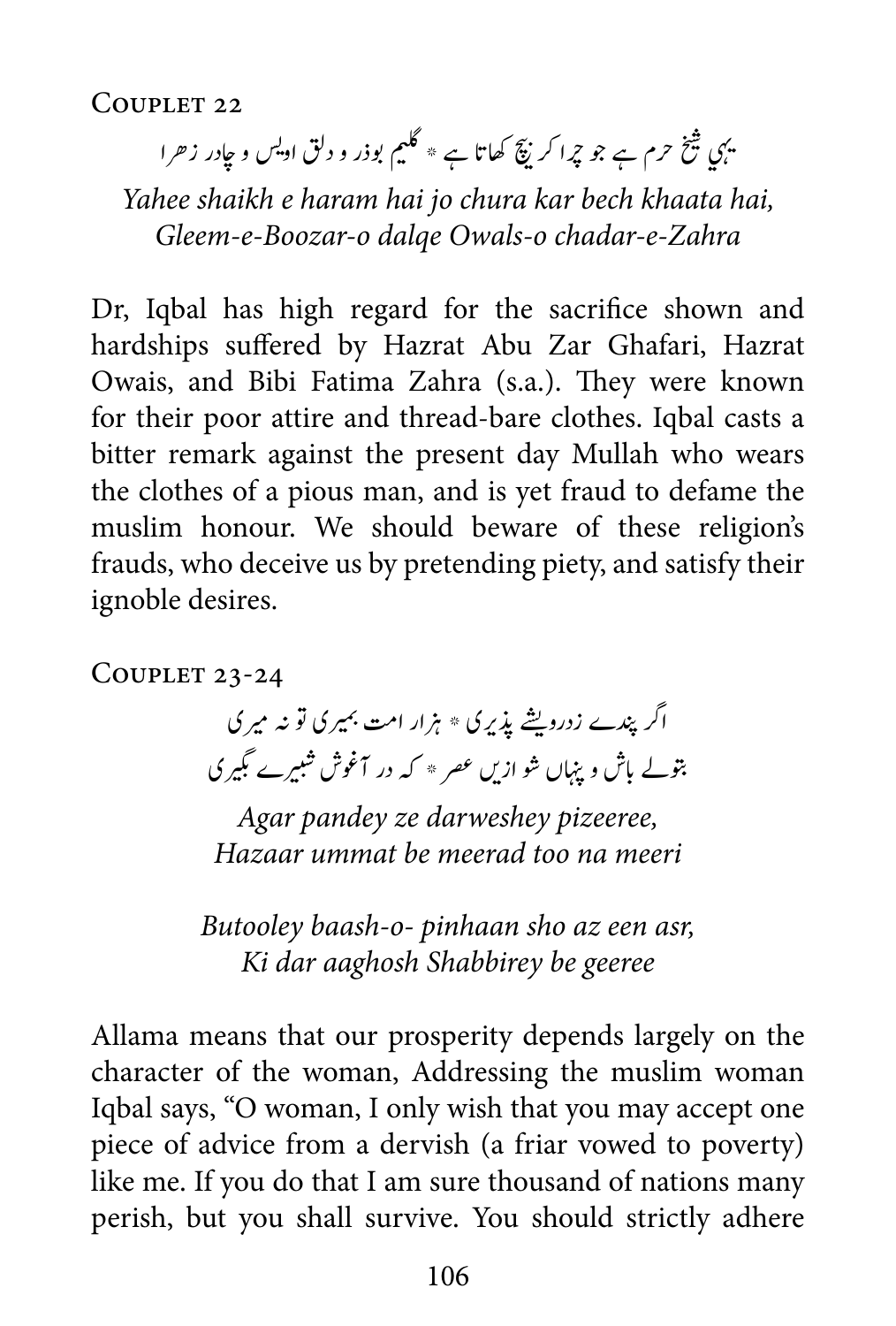## Couplet 22

یہی شیخ حرم ہے جو چرا کر بیچ کھاتا ہے * گلیم بوذر و دلق اویس و چادر زہرا

*Yahee shaikh e haram hai jo chura kar bech khaata hai,*
*Gleem-e-Boozar-o dalqe Owals-o chadar-e-Zahra*

Dr, Iqbal has high regard for the sacrifice shown and hardships suffered by Hazrat Abu Zar Ghafari, Hazrat Owais, and Bibi Fatima Zahra (s.a.). They were known for their poor attire and thread-bare clothes. Iqbal casts a bitter remark against the present day Mullah who wears the clothes of a pious man, and is yet fraud to defame the muslim honour. We should beware of these religion's frauds, who deceive us by pretending piety, and satisfy their ignoble desires.

## Couplet 23-24

اگر پندے زدرویشے پذیری * ہزار امت بمیری تو نہ میری
بتولے باش و پنہاں شو ازیں عصر * کہ در آغوش شبیرے بگیری

*Agar pandey ze darweshey pizeeree,*
*Hazaar ummat be meerad too na meeri*

*Butooley baash-o- pinhaan sho az een asr,*
*Ki dar aaghosh Shabbirey be geeree*

Allama means that our prosperity depends largely on the character of the woman, Addressing the muslim woman Iqbal says, "O woman, I only wish that you may accept one piece of advice from a dervish (a friar vowed to poverty) like me. If you do that I am sure thousand of nations many perish, but you shall survive. You should strictly adhere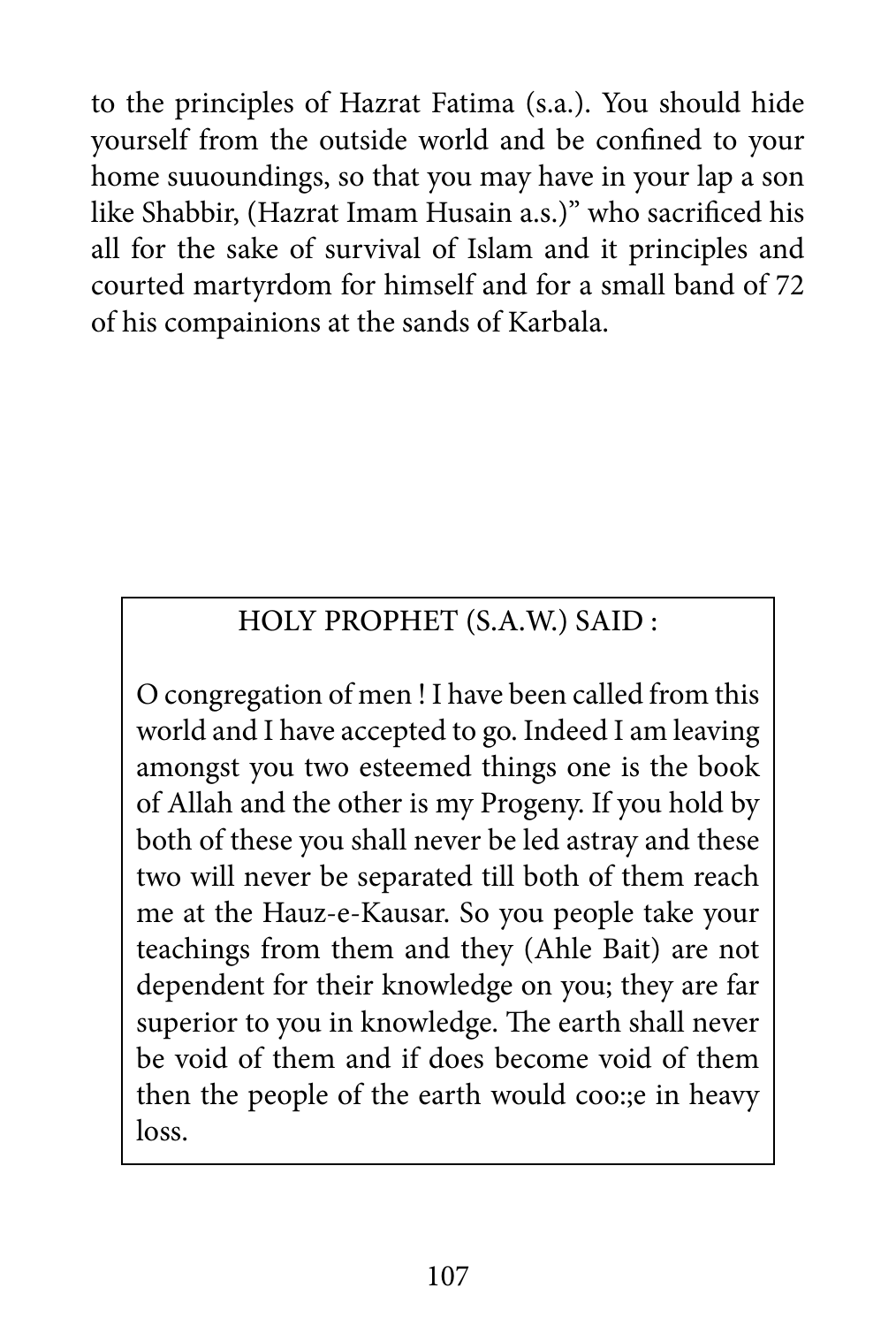to the principles of Hazrat Fatima (s.a.). You should hide yourself from the outside world and be confined to your home suuoundings, so that you may have in your lap a son like Shabbir, (Hazrat Imam Husain a.s.)" who sacrificed his all for the sake of survival of Islam and it principles and courted martyrdom for himself and for a small band of 72 of his compainions at the sands of Karbala.

> HOLY PROPHET (S.A.W.) SAID :
>
> O congregation of men ! I have been called from this world and I have accepted to go. Indeed I am leaving amongst you two esteemed things one is the book of Allah and the other is my Progeny. If you hold by both of these you shall never be led astray and these two will never be separated till both of them reach me at the Hauz-e-Kausar. So you people take your teachings from them and they (Ahle Bait) are not dependent for their knowledge on you; they are far superior to you in knowledge. The earth shall never be void of them and if does become void of them then the people of the earth would coo:;e in heavy loss.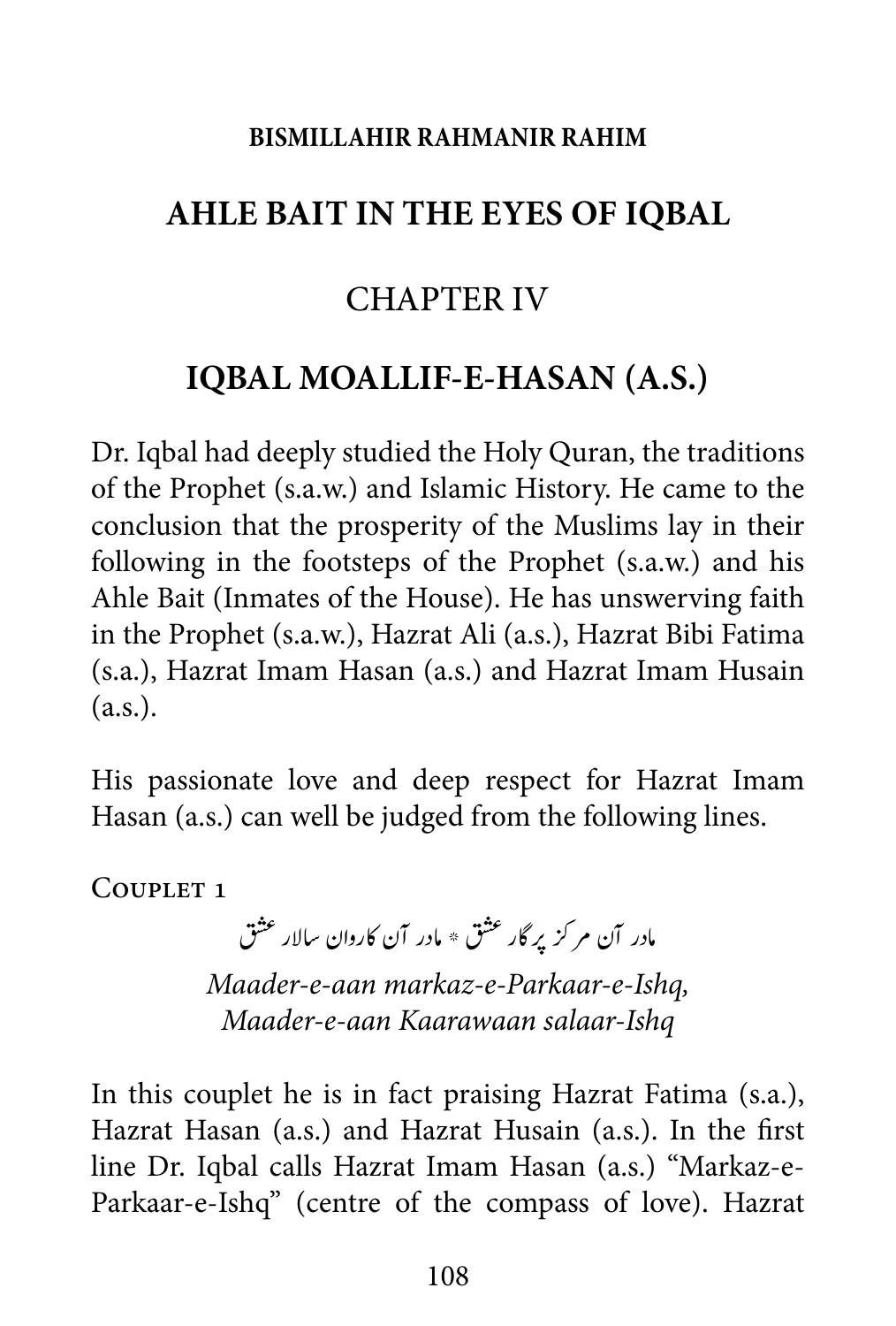**BISMILLAHIR RAHMANIR RAHIM**

# AHLE BAIT IN THE EYES OF IQBAL

## CHAPTER IV

## IQBAL MOALLIF-E-HASAN (A.S.)

Dr. Iqbal had deeply studied the Holy Quran, the traditions of the Prophet (s.a.w.) and Islamic History. He came to the conclusion that the prosperity of the Muslims lay in their following in the footsteps of the Prophet (s.a.w.) and his Ahle Bait (Inmates of the House). He has unswerving faith in the Prophet (s.a.w.), Hazrat Ali (a.s.), Hazrat Bibi Fatima (s.a.), Hazrat Imam Hasan (a.s.) and Hazrat Imam Husain (a.s.).

His passionate love and deep respect for Hazrat Imam Hasan (a.s.) can well be judged from the following lines.

Couplet 1

مادر آن مرکز پرگار عشق * مادر آن کاروان سالار عشق

*Maader-e-aan markaz-e-Parkaar-e-Ishq,*
*Maader-e-aan Kaarawaan salaar-Ishq*

In this couplet he is in fact praising Hazrat Fatima (s.a.), Hazrat Hasan (a.s.) and Hazrat Husain (a.s.). In the first line Dr. Iqbal calls Hazrat Imam Hasan (a.s.) "Markaz-e-Parkaar-e-Ishq" (centre of the compass of love). Hazrat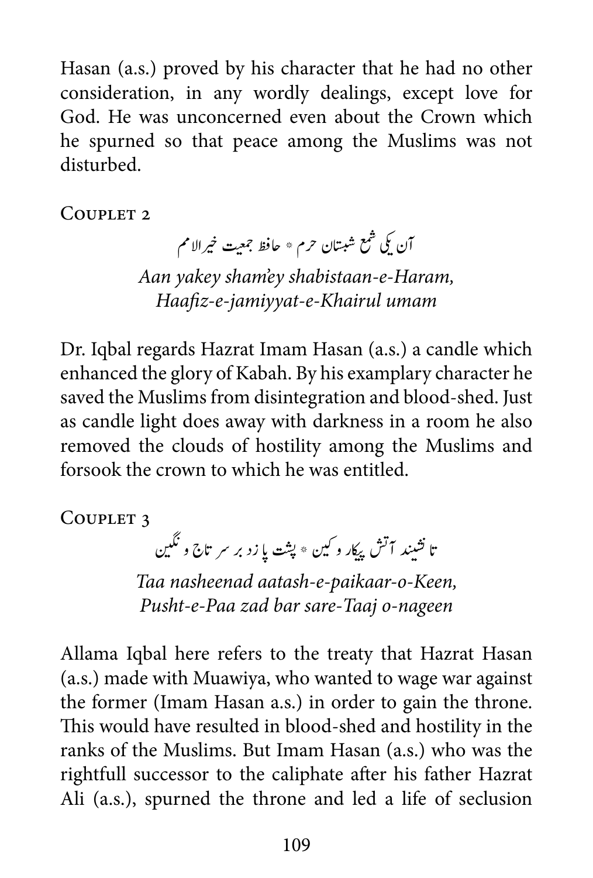Hasan (a.s.) proved by his character that he had no other consideration, in any wordly dealings, except love for God. He was unconcerned even about the Crown which he spurned so that peace among the Muslims was not disturbed.

## Couplet 2

آن یکی شمع شبستان حرم * حافظ جمعیت خیرالامم

*Aan yakey sham'ey shabistaan-e-Haram,*
*Haafiz-e-jamiyyat-e-Khairul umam*

Dr. Iqbal regards Hazrat Imam Hasan (a.s.) a candle which enhanced the glory of Kabah. By his examplary character he saved the Muslims from disintegration and blood-shed. Just as candle light does away with darkness in a room he also removed the clouds of hostility among the Muslims and forsook the crown to which he was entitled.

## Couplet 3

تا نشیند آتش پیکار و کین * پشت پا زد بر سر تاج و نگین

*Taa nasheenad aatash-e-paikaar-o-Keen,*
*Pusht-e-Paa zad bar sare-Taaj o-nageen*

Allama Iqbal here refers to the treaty that Hazrat Hasan (a.s.) made with Muawiya, who wanted to wage war against the former (Imam Hasan a.s.) in order to gain the throne. This would have resulted in blood-shed and hostility in the ranks of the Muslims. But Imam Hasan (a.s.) who was the rightfull successor to the caliphate after his father Hazrat Ali (a.s.), spurned the throne and led a life of seclusion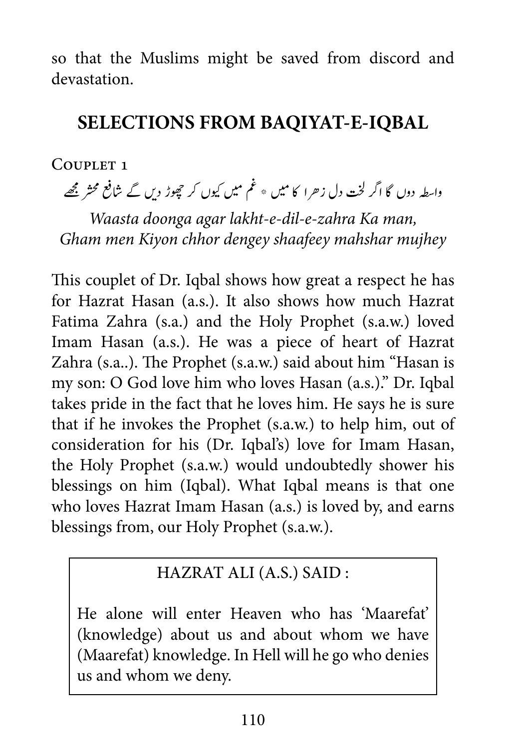so that the Muslims might be saved from discord and devastation.

## SELECTIONS FROM BAQIYAT-E-IQBAL

COUPLET 1

واسطہ دوں گا اگر لخت دل زہرا کا میں ٭ غم میں کیوں کر چھوڑ دیں گے شافع محشر مجھے

*Waasta doonga agar lakht-e-dil-e-zahra Ka man,*
*Gham men Kiyon chhor dengey shaafeey mahshar mujhey*

This couplet of Dr. Iqbal shows how great a respect he has for Hazrat Hasan (a.s.). It also shows how much Hazrat Fatima Zahra (s.a.) and the Holy Prophet (s.a.w.) loved Imam Hasan (a.s.). He was a piece of heart of Hazrat Zahra (s.a..). The Prophet (s.a.w.) said about him "Hasan is my son: O God love him who loves Hasan (a.s.)." Dr. Iqbal takes pride in the fact that he loves him. He says he is sure that if he invokes the Prophet (s.a.w.) to help him, out of consideration for his (Dr. Iqbal's) love for Imam Hasan, the Holy Prophet (s.a.w.) would undoubtedly shower his blessings on him (Iqbal). What Iqbal means is that one who loves Hazrat Imam Hasan (a.s.) is loved by, and earns blessings from, our Holy Prophet (s.a.w.).

> HAZRAT ALI (A.S.) SAID :
>
> He alone will enter Heaven who has 'Maarefat' (knowledge) about us and about whom we have (Maarefat) knowledge. In Hell will he go who denies us and whom we deny.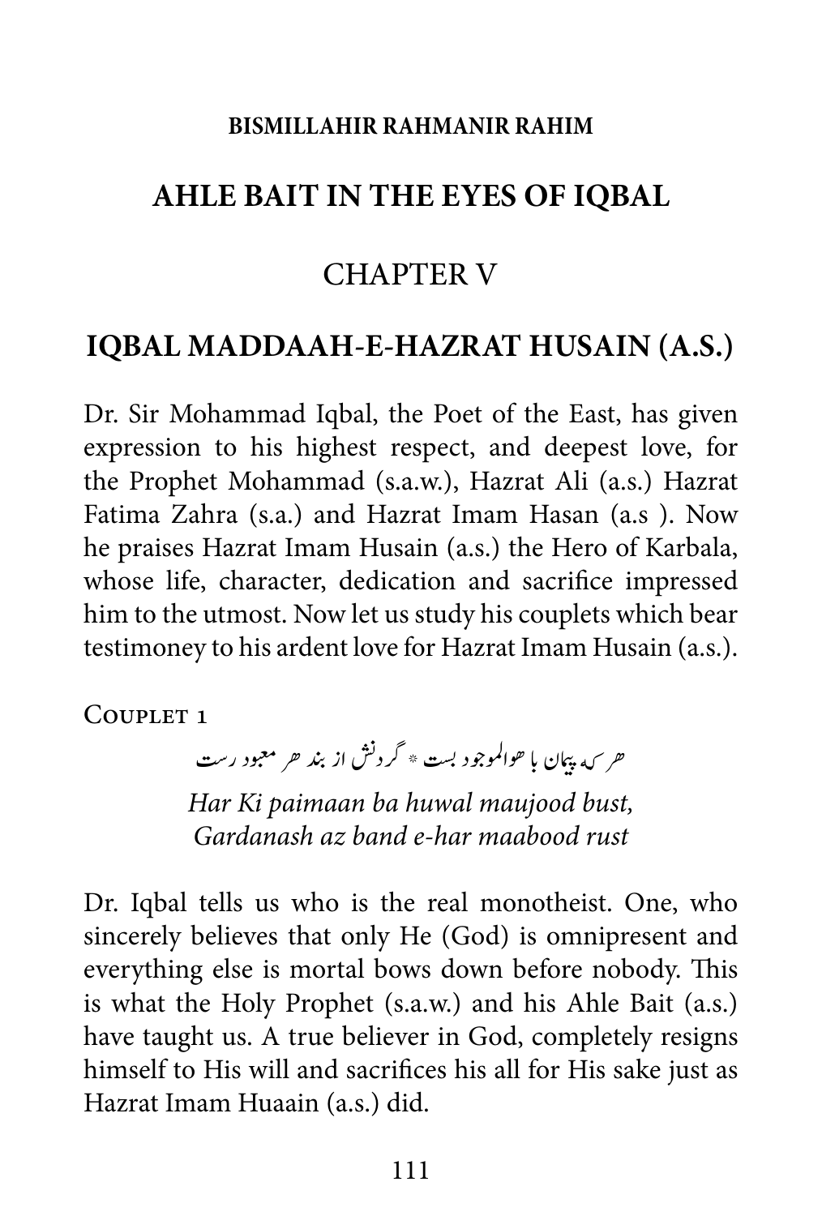**BISMILLAHIR RAHMANIR RAHIM**

## AHLE BAIT IN THE EYES OF IQBAL

## CHAPTER V

## IQBAL MADDAAH-E-HAZRAT HUSAIN (A.S.)

Dr. Sir Mohammad Iqbal, the Poet of the East, has given expression to his highest respect, and deepest love, for the Prophet Mohammad (s.a.w.), Hazrat Ali (a.s.) Hazrat Fatima Zahra (s.a.) and Hazrat Imam Hasan (a.s ). Now he praises Hazrat Imam Husain (a.s.) the Hero of Karbala, whose life, character, dedication and sacrifice impressed him to the utmost. Now let us study his couplets which bear testimoney to his ardent love for Hazrat Imam Husain (a.s.).

COUPLET 1

هر کہ پیمان با هوالموجود بست * گردنش از بند هر معبود رست

*Har Ki paimaan ba huwal maujood bust,*
*Gardanash az band e-har maabood rust*

Dr. Iqbal tells us who is the real monotheist. One, who sincerely believes that only He (God) is omnipresent and everything else is mortal bows down before nobody. This is what the Holy Prophet (s.a.w.) and his Ahle Bait (a.s.) have taught us. A true believer in God, completely resigns himself to His will and sacrifices his all for His sake just as Hazrat Imam Huaain (a.s.) did.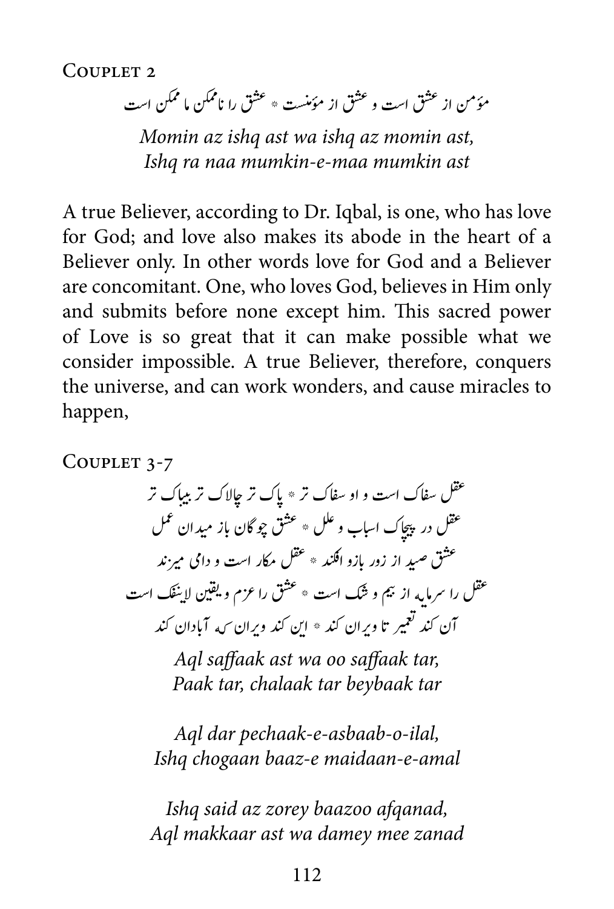Couplet 2

مؤمن از عشق است و عشق از مؤمنست * عشق را ناممکن ما ممکن است

*Momin az ishq ast wa ishq az momin ast,*
*Ishq ra naa mumkin-e-maa mumkin ast*

A true Believer, according to Dr. Iqbal, is one, who has love for God; and love also makes its abode in the heart of a Believer only. In other words love for God and a Believer are concomitant. One, who loves God, believes in Him only and submits before none except him. This sacred power of Love is so great that it can make possible what we consider impossible. A true Believer, therefore, conquers the universe, and can work wonders, and cause miracles to happen,

Couplet 3-7

عقل سفاک است و او سفاک تر * پاک تر چالاک تر بیباک تر

عقل در پیچاک اسباب و علل * عشق چوگان باز میدان عمل

عشق صید از زور بازو افکند * عقل مکار است و دامی میزند

عقل را سرمایه از بیم و شک است * عشق را عزم ویقین لاینفک است

آن کند تعمیر تا ویران کند * این کند ویران که آبادان کند

*Aql saffaak ast wa oo saffaak tar,*
*Paak tar, chalaak tar beybaak tar*

*Aql dar pechaak-e-asbaab-o-ilal,*
*Ishq chogaan baaz-e maidaan-e-amal*

*Ishq said az zorey baazoo afqanad,*
*Aql makkaar ast wa damey mee zanad*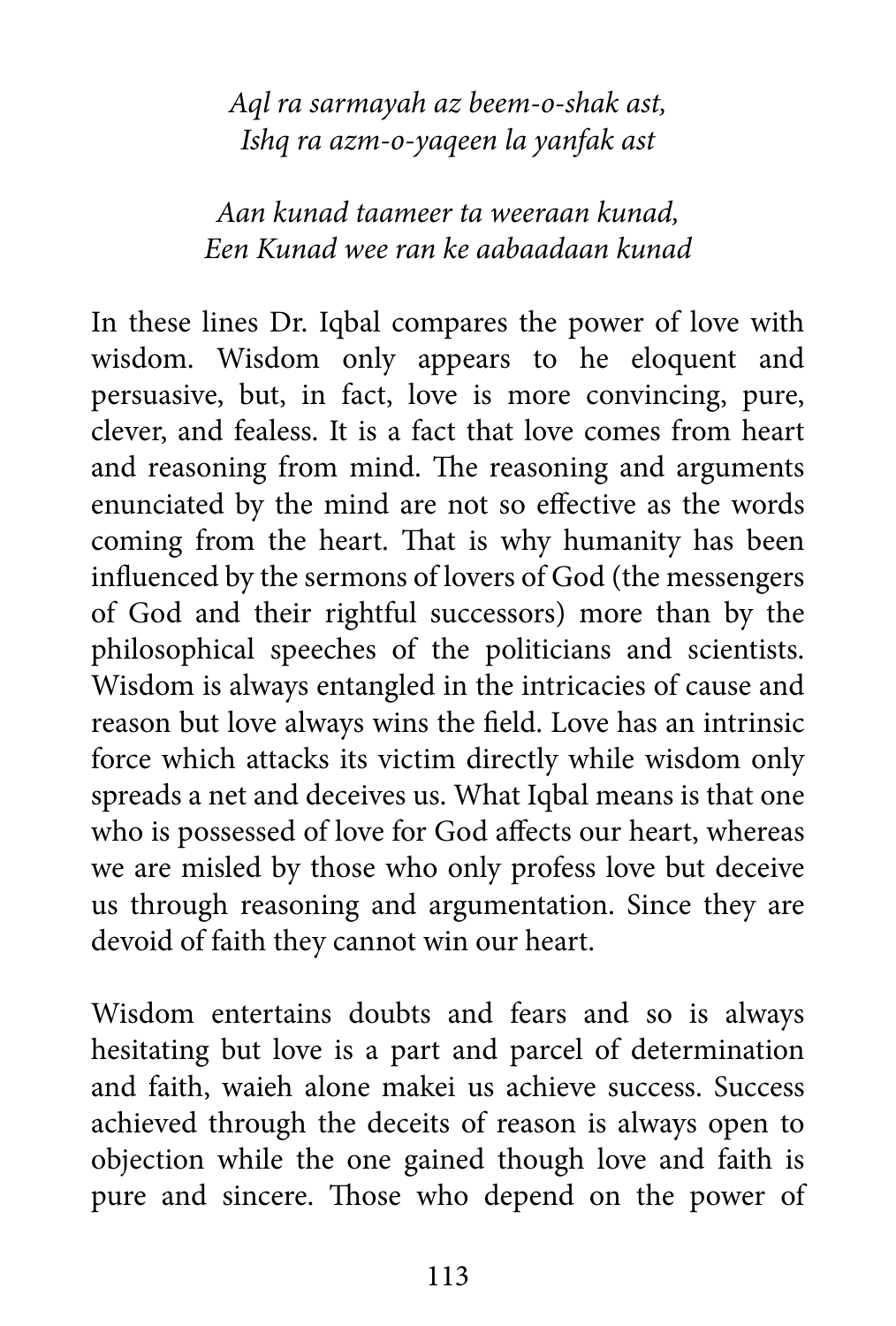*Aql ra sarmayah az beem-o-shak ast,*
*Ishq ra azm-o-yaqeen la yanfak ast*

*Aan kunad taameer ta weeraan kunad,*
*Een Kunad wee ran ke aabaadaan kunad*

In these lines Dr. Iqbal compares the power of love with wisdom. Wisdom only appears to he eloquent and persuasive, but, in fact, love is more convincing, pure, clever, and fealess. It is a fact that love comes from heart and reasoning from mind. The reasoning and arguments enunciated by the mind are not so effective as the words coming from the heart. That is why humanity has been influenced by the sermons of lovers of God (the messengers of God and their rightful successors) more than by the philosophical speeches of the politicians and scientists. Wisdom is always entangled in the intricacies of cause and reason but love always wins the field. Love has an intrinsic force which attacks its victim directly while wisdom only spreads a net and deceives us. What Iqbal means is that one who is possessed of love for God affects our heart, whereas we are misled by those who only profess love but deceive us through reasoning and argumentation. Since they are devoid of faith they cannot win our heart.

Wisdom entertains doubts and fears and so is always hesitating but love is a part and parcel of determination and faith, waieh alone makei us achieve success. Success achieved through the deceits of reason is always open to objection while the one gained though love and faith is pure and sincere. Those who depend on the power of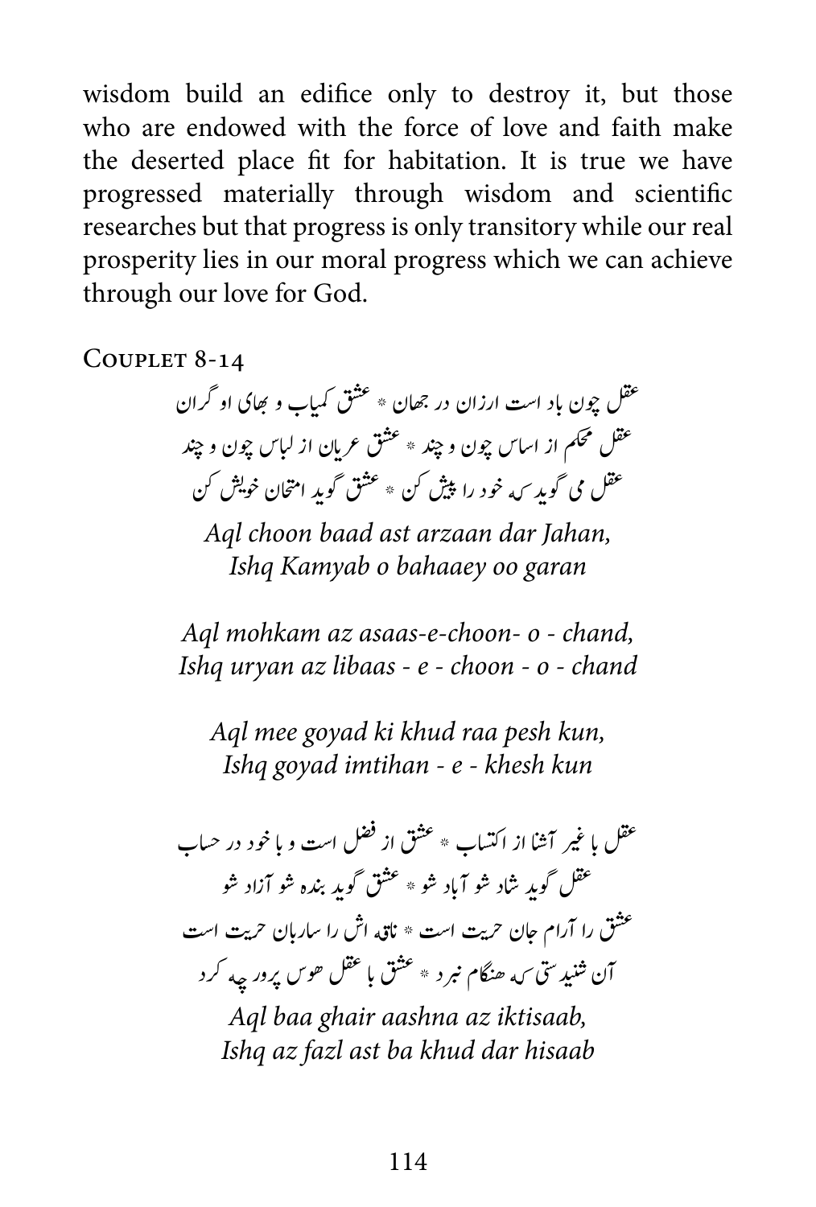wisdom build an edifice only to destroy it, but those who are endowed with the force of love and faith make the deserted place fit for habitation. It is true we have progressed materially through wisdom and scientific researches but that progress is only transitory while our real prosperity lies in our moral progress which we can achieve through our love for God.

Couplet 8-14

عقل چون باد است ارزان در جهان * عشق کمیاب و بهای او گران

عقل محکم از اساس چون و چند * عشق عریان از لباس چون و چند

عقل می گوید کہ خود را پیش کن * عشق گوید امتحان خویش کن

*Aql choon baad ast arzaan dar Jahan,*
*Ishq Kamyab o bahaaey oo garan*

*Aql mohkam az asaas-e-choon- o - chand,*
*Ishq uryan az libaas - e - choon - o - chand*

*Aql mee goyad ki khud raa pesh kun,*
*Ishq goyad imtihan - e - khesh kun*

عقل با غیر آشنا از اکتساب * عشق از فضل است و با خود در حساب

عقل گوید شاد شو آباد شو * عشق گوید بندہ شو آزاد شو

عشق را آرام جان حریت است * ناقہ اش را ساربان حریت است

آن شنیدستی کہ هنگام نبرد * عشق با عقل هوس پرور چہ کرد

*Aql baa ghair aashna az iktisaab,*
*Ishq az fazl ast ba khud dar hisaab*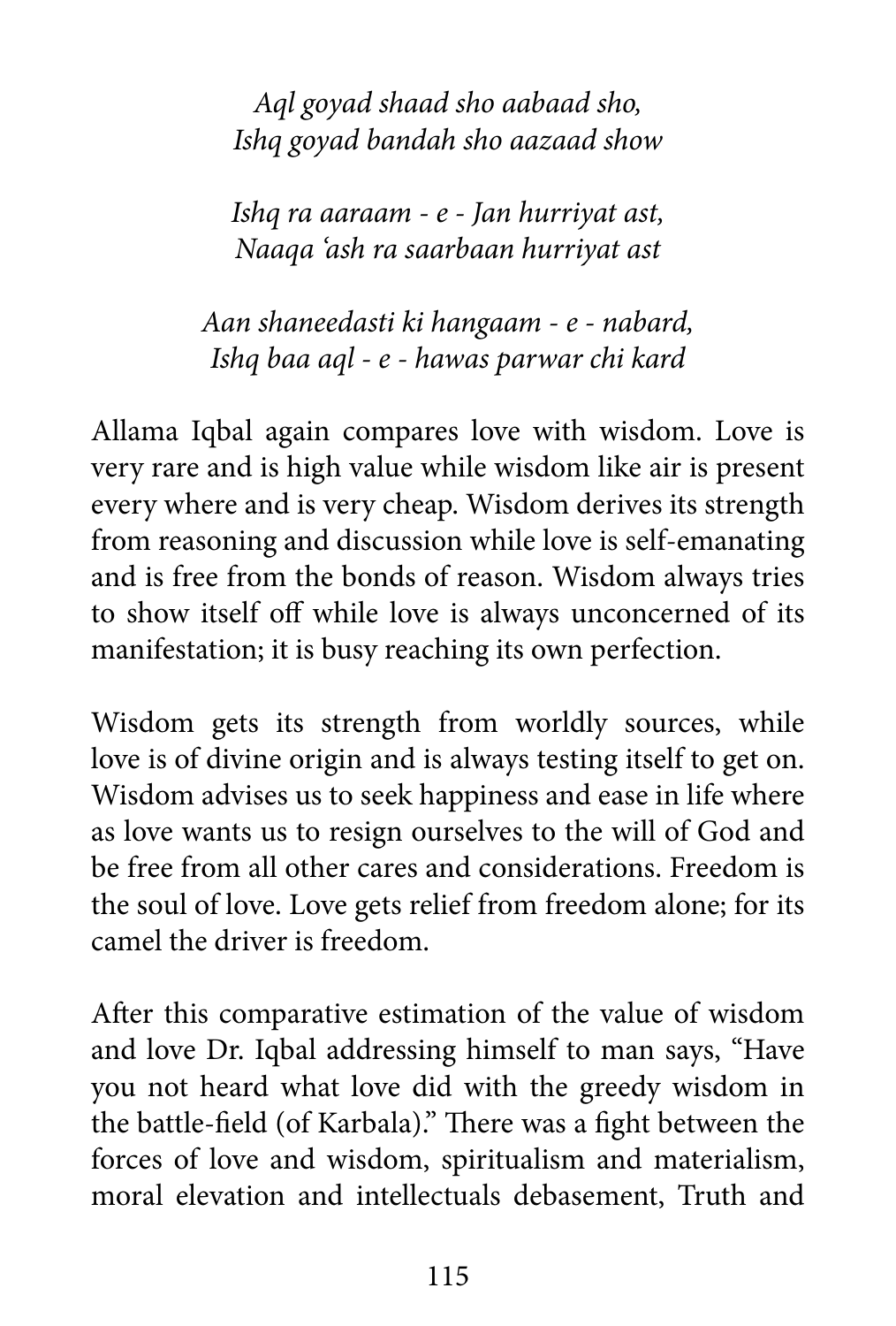*Aql goyad shaad sho aabaad sho,*
*Ishq goyad bandah sho aazaad show*

*Ishq ra aaraam - e - Jan hurriyat ast,*
*Naaqa 'ash ra saarbaan hurriyat ast*

*Aan shaneedasti ki hangaam - e - nabard,*
*Ishq baa aql - e - hawas parwar chi kard*

Allama Iqbal again compares love with wisdom. Love is very rare and is high value while wisdom like air is present every where and is very cheap. Wisdom derives its strength from reasoning and discussion while love is self-emanating and is free from the bonds of reason. Wisdom always tries to show itself off while love is always unconcerned of its manifestation; it is busy reaching its own perfection.

Wisdom gets its strength from worldly sources, while love is of divine origin and is always testing itself to get on. Wisdom advises us to seek happiness and ease in life where as love wants us to resign ourselves to the will of God and be free from all other cares and considerations. Freedom is the soul of love. Love gets relief from freedom alone; for its camel the driver is freedom.

After this comparative estimation of the value of wisdom and love Dr. Iqbal addressing himself to man says, "Have you not heard what love did with the greedy wisdom in the battle-field (of Karbala)." There was a fight between the forces of love and wisdom, spiritualism and materialism, moral elevation and intellectuals debasement, Truth and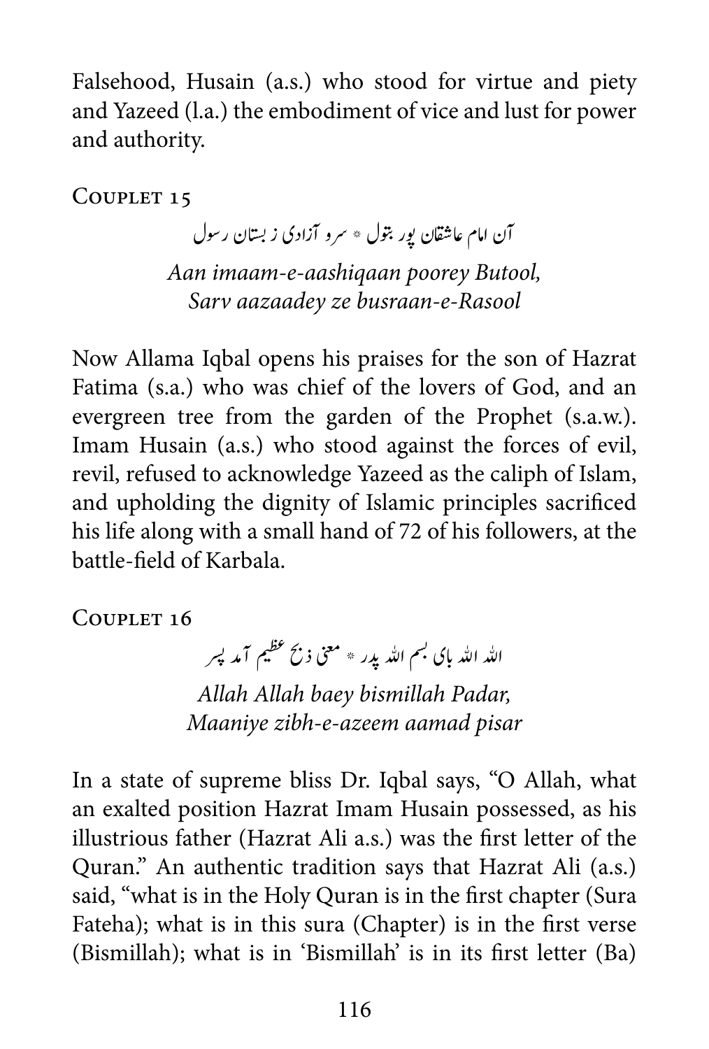Falsehood, Husain (a.s.) who stood for virtue and piety and Yazeed (l.a.) the embodiment of vice and lust for power and authority.

### Couplet 15

آن امام عاشقان پور بتول * سرو آزادی ز بستان رسول

*Aan imaam-e-aashiqaan poorey Butool,*
*Sarv aazaadey ze busraan-e-Rasool*

Now Allama Iqbal opens his praises for the son of Hazrat Fatima (s.a.) who was chief of the lovers of God, and an evergreen tree from the garden of the Prophet (s.a.w.). Imam Husain (a.s.) who stood against the forces of evil, revil, refused to acknowledge Yazeed as the caliph of Islam, and upholding the dignity of Islamic principles sacrificed his life along with a small hand of 72 of his followers, at the battle-field of Karbala.

### Couplet 16

الله الله بای بسم الله پدر * معنی ذبح عظیم آمد پسر

*Allah Allah baey bismillah Padar,*
*Maaniye zibh-e-azeem aamad pisar*

In a state of supreme bliss Dr. Iqbal says, "O Allah, what an exalted position Hazrat Imam Husain possessed, as his illustrious father (Hazrat Ali a.s.) was the first letter of the Quran." An authentic tradition says that Hazrat Ali (a.s.) said, "what is in the Holy Quran is in the first chapter (Sura Fateha); what is in this sura (Chapter) is in the first verse (Bismillah); what is in 'Bismillah' is in its first letter (Ba)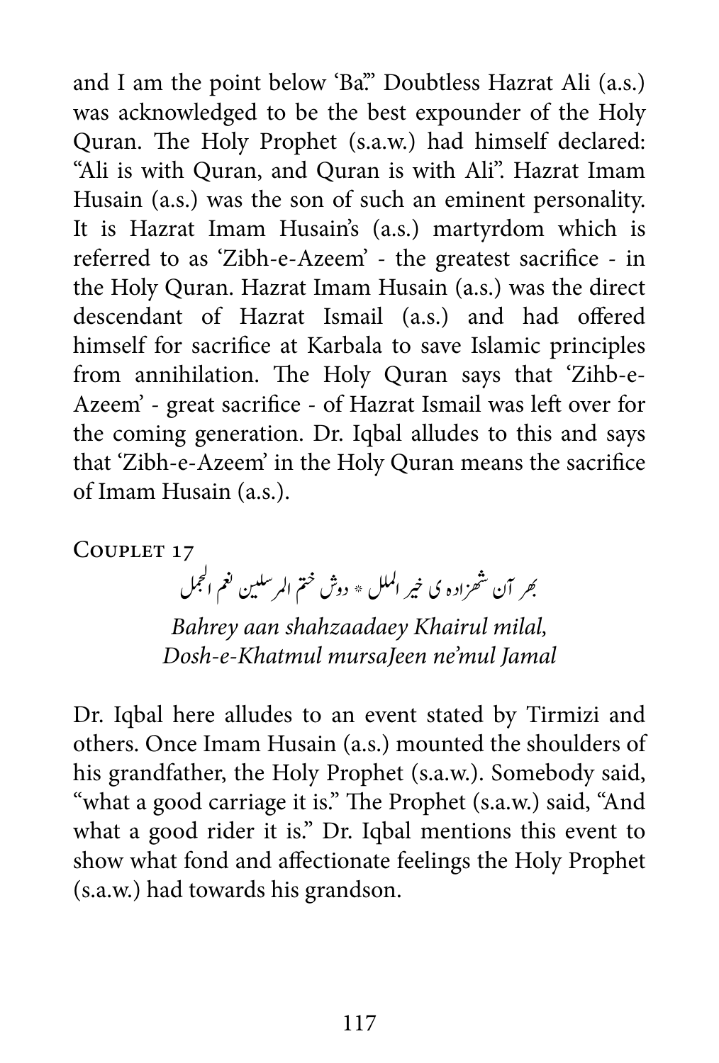and I am the point below 'Ba'." Doubtless Hazrat Ali (a.s.) was acknowledged to be the best expounder of the Holy Quran. The Holy Prophet (s.a.w.) had himself declared: "Ali is with Quran, and Quran is with Ali". Hazrat Imam Husain (a.s.) was the son of such an eminent personality. It is Hazrat Imam Husain's (a.s.) martyrdom which is referred to as 'Zibh-e-Azeem' - the greatest sacrifice - in the Holy Quran. Hazrat Imam Husain (a.s.) was the direct descendant of Hazrat Ismail (a.s.) and had offered himself for sacrifice at Karbala to save Islamic principles from annihilation. The Holy Quran says that 'Zihb-e-Azeem' - great sacrifice - of Hazrat Ismail was left over for the coming generation. Dr. Iqbal alludes to this and says that 'Zibh-e-Azeem' in the Holy Quran means the sacrifice of Imam Husain (a.s.).

## Couplet 17

بهر آن شهزاده ی خیر الملل * دوش ختم المرسلین نعم الجمل

*Bahrey aan shahzaadaey Khairul milal,*
*Dosh-e-Khatmul mursaJeen ne'mul Jamal*

Dr. Iqbal here alludes to an event stated by Tirmizi and others. Once Imam Husain (a.s.) mounted the shoulders of his grandfather, the Holy Prophet (s.a.w.). Somebody said, "what a good carriage it is." The Prophet (s.a.w.) said, "And what a good rider it is." Dr. Iqbal mentions this event to show what fond and affectionate feelings the Holy Prophet (s.a.w.) had towards his grandson.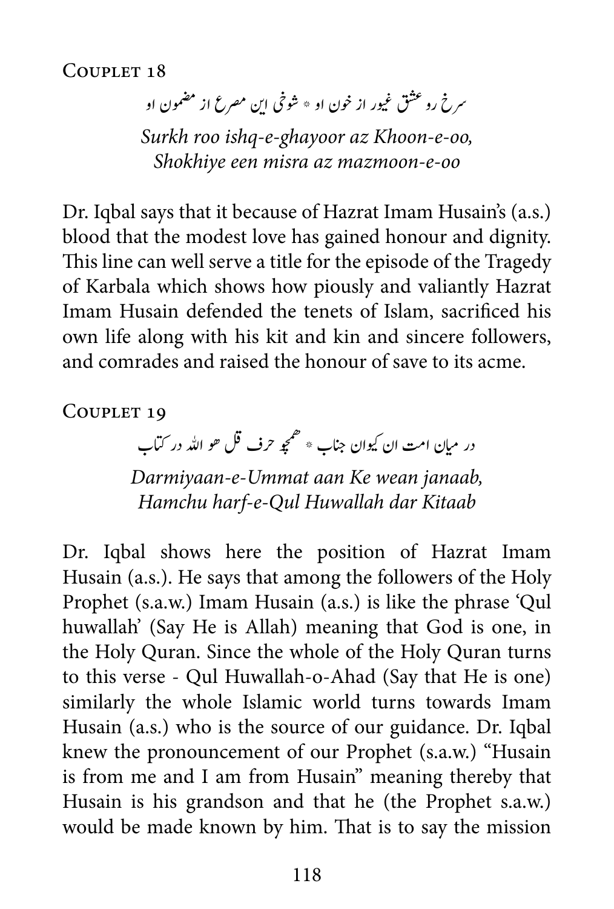### Couplet 18

سرخ رو عشق غیور از خون او * شوخی این مصرع از مضمون او

*Surkh roo ishq-e-ghayoor az Khoon-e-oo,*
*Shokhiye een misra az mazmoon-e-oo*

Dr. Iqbal says that it because of Hazrat Imam Husain's (a.s.) blood that the modest love has gained honour and dignity. This line can well serve a title for the episode of the Tragedy of Karbala which shows how piously and valiantly Hazrat Imam Husain defended the tenets of Islam, sacrificed his own life along with his kit and kin and sincere followers, and comrades and raised the honour of save to its acme.

### Couplet 19

در میان امت ان کیوان جناب * ھمچو حرف قل ھو اللہ در کتاب

*Darmiyaan-e-Ummat aan Ke wean janaab,*
*Hamchu harf-e-Qul Huwallah dar Kitaab*

Dr. Iqbal shows here the position of Hazrat Imam Husain (a.s.). He says that among the followers of the Holy Prophet (s.a.w.) Imam Husain (a.s.) is like the phrase 'Qul huwallah' (Say He is Allah) meaning that God is one, in the Holy Quran. Since the whole of the Holy Quran turns to this verse - Qul Huwallah-o-Ahad (Say that He is one) similarly the whole Islamic world turns towards Imam Husain (a.s.) who is the source of our guidance. Dr. Iqbal knew the pronouncement of our Prophet (s.a.w.) "Husain is from me and I am from Husain" meaning thereby that Husain is his grandson and that he (the Prophet s.a.w.) would be made known by him. That is to say the mission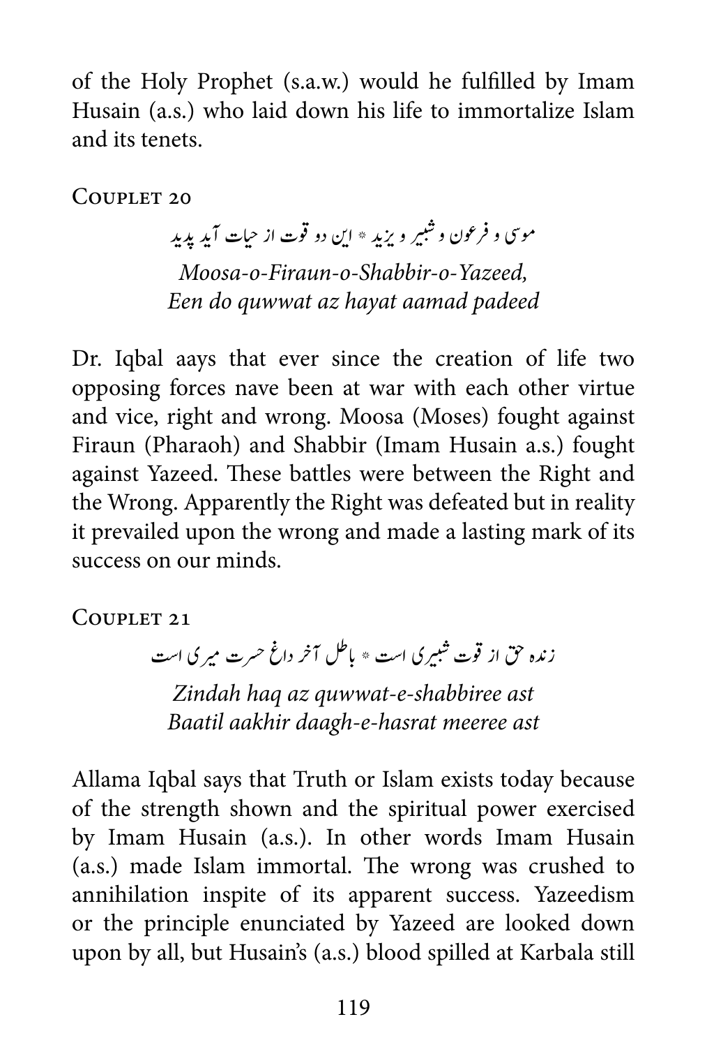of the Holy Prophet (s.a.w.) would he fulfilled by Imam Husain (a.s.) who laid down his life to immortalize Islam and its tenets.

### Couplet 20

موسی و فرعون و شبیر و یزید * این دو قوت از حیات آید پدید

*Moosa-o-Firaun-o-Shabbir-o-Yazeed,*
*Een do quwwat az hayat aamad padeed*

Dr. Iqbal aays that ever since the creation of life two opposing forces nave been at war with each other virtue and vice, right and wrong. Moosa (Moses) fought against Firaun (Pharaoh) and Shabbir (Imam Husain a.s.) fought against Yazeed. These battles were between the Right and the Wrong. Apparently the Right was defeated but in reality it prevailed upon the wrong and made a lasting mark of its success on our minds.

### Couplet 21

زنده حق از قوت شبیری است * باطل آخر داغ حسرت میری است

*Zindah haq az quwwat-e-shabbiree ast*
*Baatil aakhir daagh-e-hasrat meeree ast*

Allama Iqbal says that Truth or Islam exists today because of the strength shown and the spiritual power exercised by Imam Husain (a.s.). In other words Imam Husain (a.s.) made Islam immortal. The wrong was crushed to annihilation inspite of its apparent success. Yazeedism or the principle enunciated by Yazeed are looked down upon by all, but Husain's (a.s.) blood spilled at Karbala still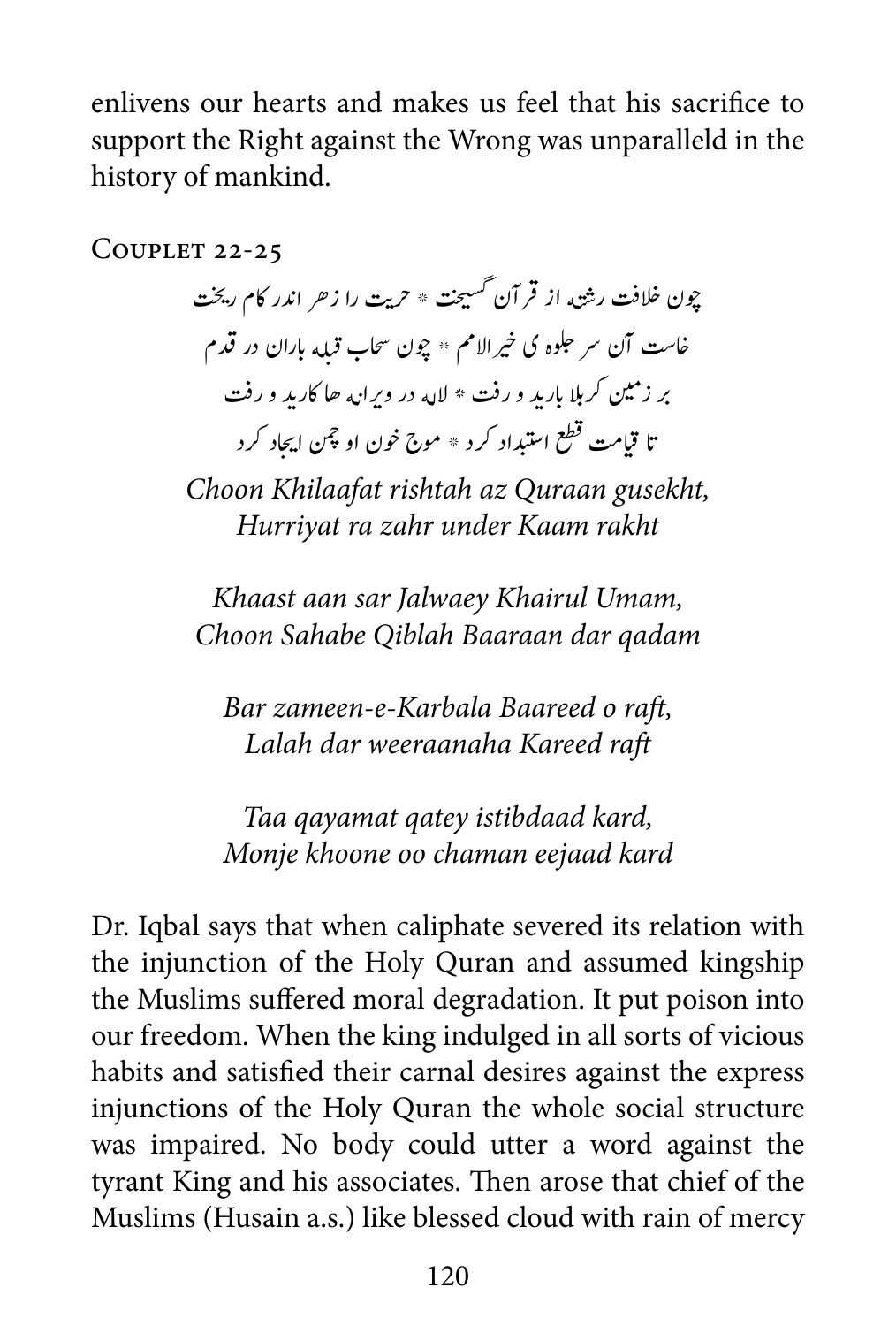enlivens our hearts and makes us feel that his sacrifice to support the Right against the Wrong was unparalleld in the history of mankind.

### Couplet 22-25

چون خلافت رشتہ از قرآن گسیخت * حریت را زهر اندر کام ریخت

خاست آن سر جلوه ی خیرالامم * چون سحاب قبلہ باران در قدم

بر زمین کربلا بارید و رفت * لالہ در ویرانہ ها کارید و رفت

تا قیامت قطع استبداد کرد * موج خون او چمن ایجاد کرد

*Choon Khilaafat rishtah az Quraan gusekht,*
*Hurriyat ra zahr under Kaam rakht*

*Khaast aan sar Jalwaey Khairul Umam,*
*Choon Sahabe Qiblah Baaraan dar qadam*

*Bar zameen-e-Karbala Baareed o raft,*
*Lalah dar weeraanaha Kareed raft*

*Taa qayamat qatey istibdaad kard,*
*Monje khoone oo chaman eejaad kard*

Dr. Iqbal says that when caliphate severed its relation with the injunction of the Holy Quran and assumed kingship the Muslims suffered moral degradation. It put poison into our freedom. When the king indulged in all sorts of vicious habits and satisfied their carnal desires against the express injunctions of the Holy Quran the whole social structure was impaired. No body could utter a word against the tyrant King and his associates. Then arose that chief of the Muslims (Husain a.s.) like blessed cloud with rain of mercy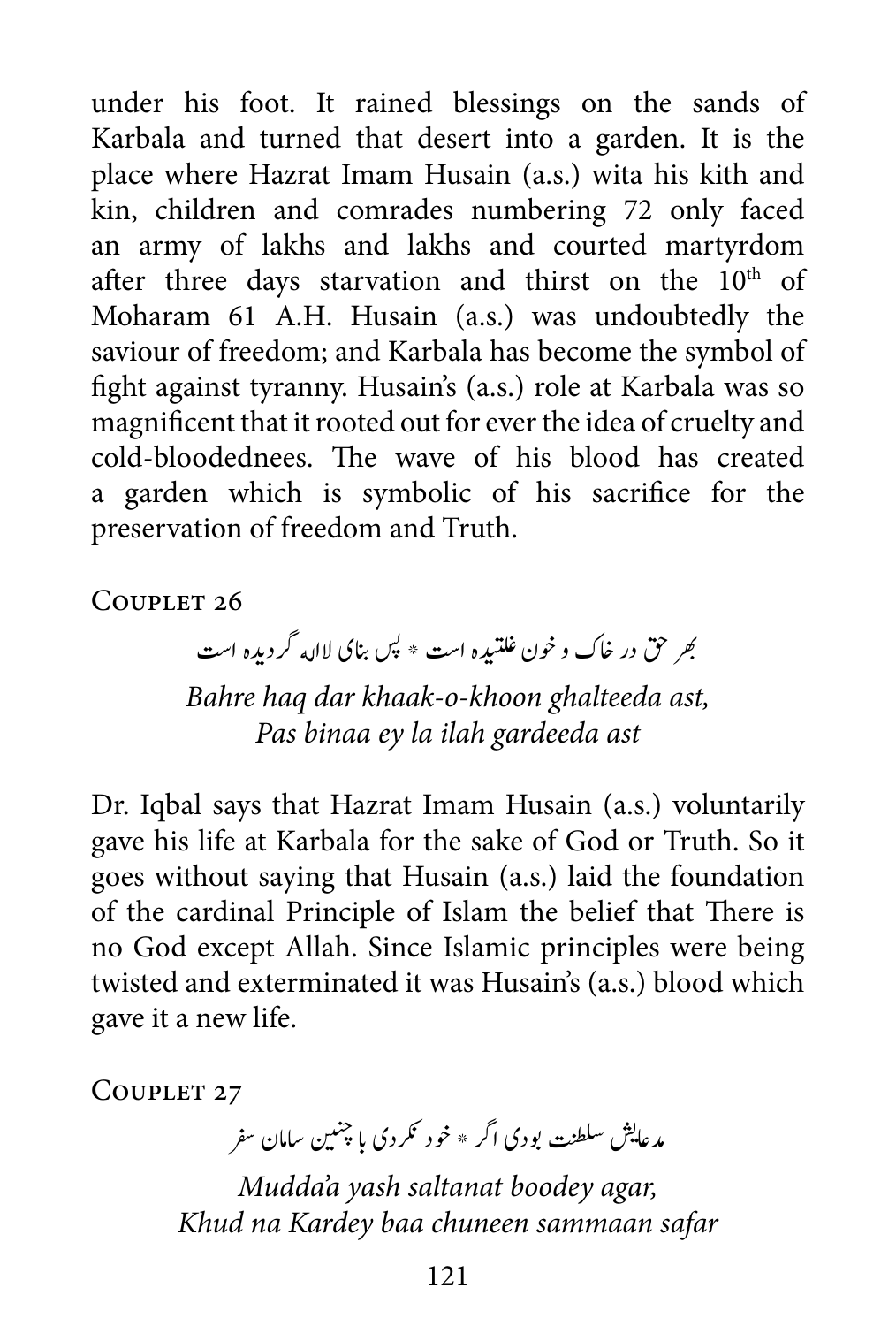under his foot. It rained blessings on the sands of Karbala and turned that desert into a garden. It is the place where Hazrat Imam Husain (a.s.) wita his kith and kin, children and comrades numbering 72 only faced an army of lakhs and lakhs and courted martyrdom after three days starvation and thirst on the 10th of Moharam 61 A.H. Husain (a.s.) was undoubtedly the saviour of freedom; and Karbala has become the symbol of fight against tyranny. Husain's (a.s.) role at Karbala was so magnificent that it rooted out for ever the idea of cruelty and cold-bloodednees. The wave of his blood has created a garden which is symbolic of his sacrifice for the preservation of freedom and Truth.

### Couplet 26

بھر حق در خاک و خون غلتیدہ است * پس بنای لاالہ گردیدہ است

*Bahre haq dar khaak-o-khoon ghalteeda ast,*
*Pas binaa ey la ilah gardeeda ast*

Dr. Iqbal says that Hazrat Imam Husain (a.s.) voluntarily gave his life at Karbala for the sake of God or Truth. So it goes without saying that Husain (a.s.) laid the foundation of the cardinal Principle of Islam the belief that There is no God except Allah. Since Islamic principles were being twisted and exterminated it was Husain's (a.s.) blood which gave it a new life.

### Couplet 27

مدعایش سلطنت بودی اگر * خود نکردی با چنین سامان سفر

*Mudda'a yash saltanat boodey agar,*
*Khud na Kardey baa chuneen sammaan safar*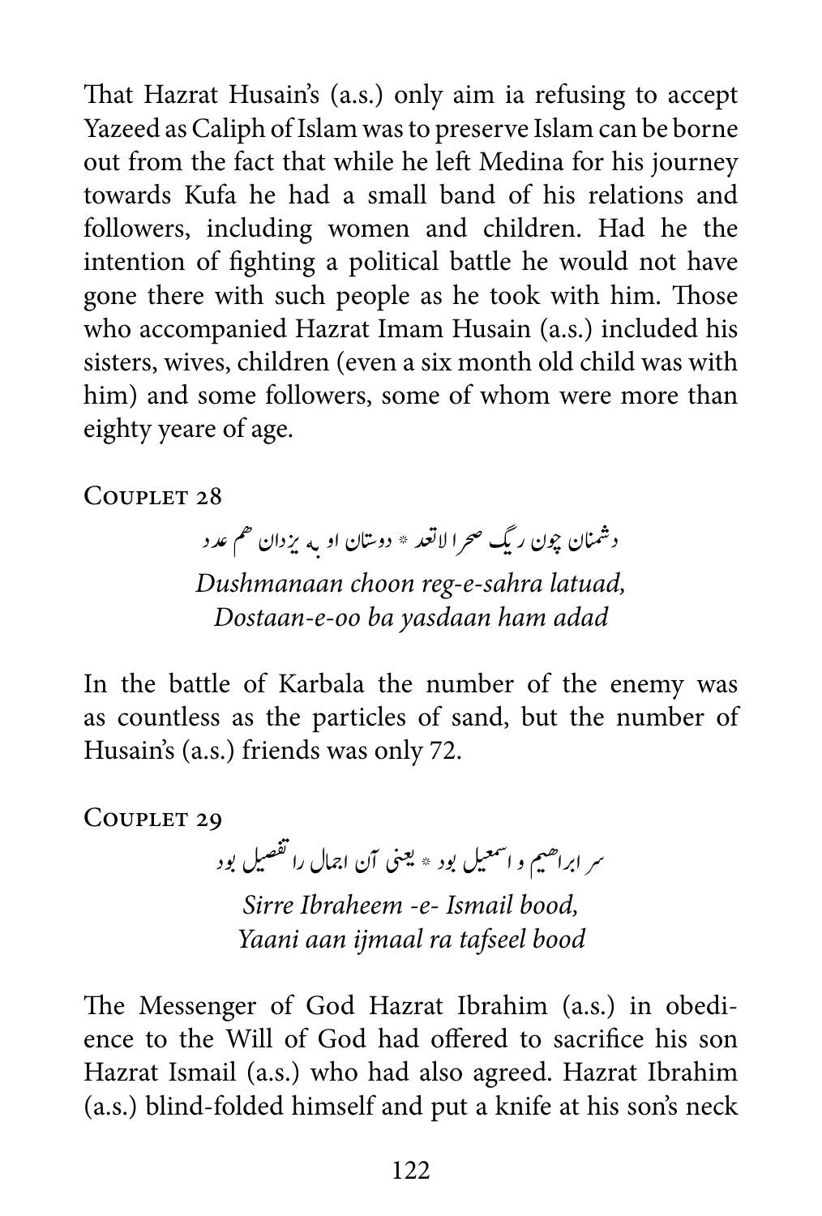That Hazrat Husain's (a.s.) only aim ia refusing to accept Yazeed as Caliph of Islam was to preserve Islam can be borne out from the fact that while he left Medina for his journey towards Kufa he had a small band of his relations and followers, including women and children. Had he the intention of fighting a political battle he would not have gone there with such people as he took with him. Those who accompanied Hazrat Imam Husain (a.s.) included his sisters, wives, children (even a six month old child was with him) and some followers, some of whom were more than eighty yeare of age.

COUPLET 28

دشمنان چون ریگ صحرا لاتعد * دوستان او بہ یزدان ھم عدد

*Dushmanaan choon reg-e-sahra latuad,*
*Dostaan-e-oo ba yasdaan ham adad*

In the battle of Karbala the number of the enemy was as countless as the particles of sand, but the number of Husain's (a.s.) friends was only 72.

COUPLET 29

سر ابراھیم و اسمعیل بود * یعنی آن اجمال را تفصیل بود

*Sirre Ibraheem -e- Ismail bood,*
*Yaani aan ijmaal ra tafseel bood*

The Messenger of God Hazrat Ibrahim (a.s.) in obedience to the Will of God had offered to sacrifice his son Hazrat Ismail (a.s.) who had also agreed. Hazrat Ibrahim (a.s.) blind-folded himself and put a knife at his son's neck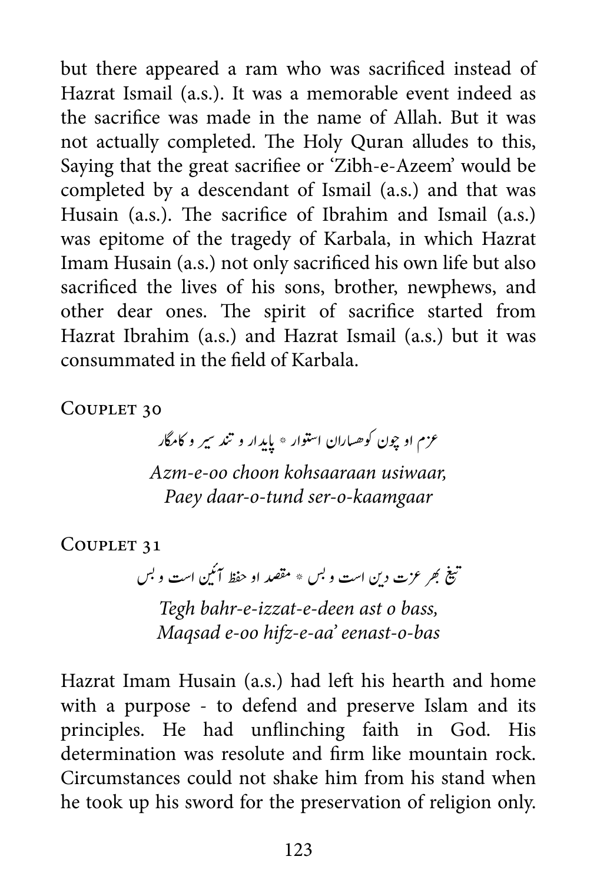but there appeared a ram who was sacrificed instead of Hazrat Ismail (a.s.). It was a memorable event indeed as the sacrifice was made in the name of Allah. But it was not actually completed. The Holy Quran alludes to this, Saying that the great sacrifiee or 'Zibh-e-Azeem' would be completed by a descendant of Ismail (a.s.) and that was Husain (a.s.). The sacrifice of Ibrahim and Ismail (a.s.) was epitome of the tragedy of Karbala, in which Hazrat Imam Husain (a.s.) not only sacrificed his own life but also sacrificed the lives of his sons, brother, newphews, and other dear ones. The spirit of sacrifice started from Hazrat Ibrahim (a.s.) and Hazrat Ismail (a.s.) but it was consummated in the field of Karbala.

### Couplet 30

عزم او چون کوهساران استوار * پایدار و تند سیر و کامگار

*Azm-e-oo choon kohsaaraan usiwaar,*
*Paey daar-o-tund ser-o-kaamgaar*

### Couplet 31

تیغ بهر عزت دین است و بس * مقصد او حفظ آئین است و بس

*Tegh bahr-e-izzat-e-deen ast o bass,*
*Maqsad e-oo hifz-e-aa' eenast-o-bas*

Hazrat Imam Husain (a.s.) had left his hearth and home with a purpose - to defend and preserve Islam and its principles. He had unflinching faith in God. His determination was resolute and firm like mountain rock. Circumstances could not shake him from his stand when he took up his sword for the preservation of religion only.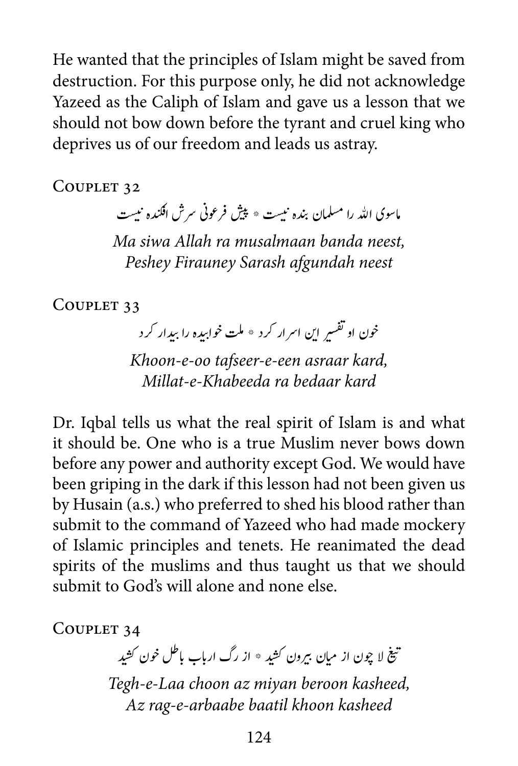He wanted that the principles of Islam might be saved from destruction. For this purpose only, he did not acknowledge Yazeed as the Caliph of Islam and gave us a lesson that we should not bow down before the tyrant and cruel king who deprives us of our freedom and leads us astray.

Couplet 32

ماسوی اللہ را مسلمان بندہ نیست * پیش فرعونی سرش افگندہ نیست

*Ma siwa Allah ra musalmaan banda neest,*
*Peshey Firauney Sarash afgundah neest*

Couplet 33

خون او تفسیر این اسرار کرد * ملت خوابیدہ را بیدار کرد

*Khoon-e-oo tafseer-e-een asraar kard,*
*Millat-e-Khabeeda ra bedaar kard*

Dr. Iqbal tells us what the real spirit of Islam is and what it should be. One who is a true Muslim never bows down before any power and authority except God. We would have been griping in the dark if this lesson had not been given us by Husain (a.s.) who preferred to shed his blood rather than submit to the command of Yazeed who had made mockery of Islamic principles and tenets. He reanimated the dead spirits of the muslims and thus taught us that we should submit to God's will alone and none else.

Couplet 34

تیغ لا چون از میان بیرون کشید * از رگ ارباب باطل خون کشید

*Tegh-e-Laa choon az miyan beroon kasheed,*
*Az rag-e-arbaabe baatil khoon kasheed*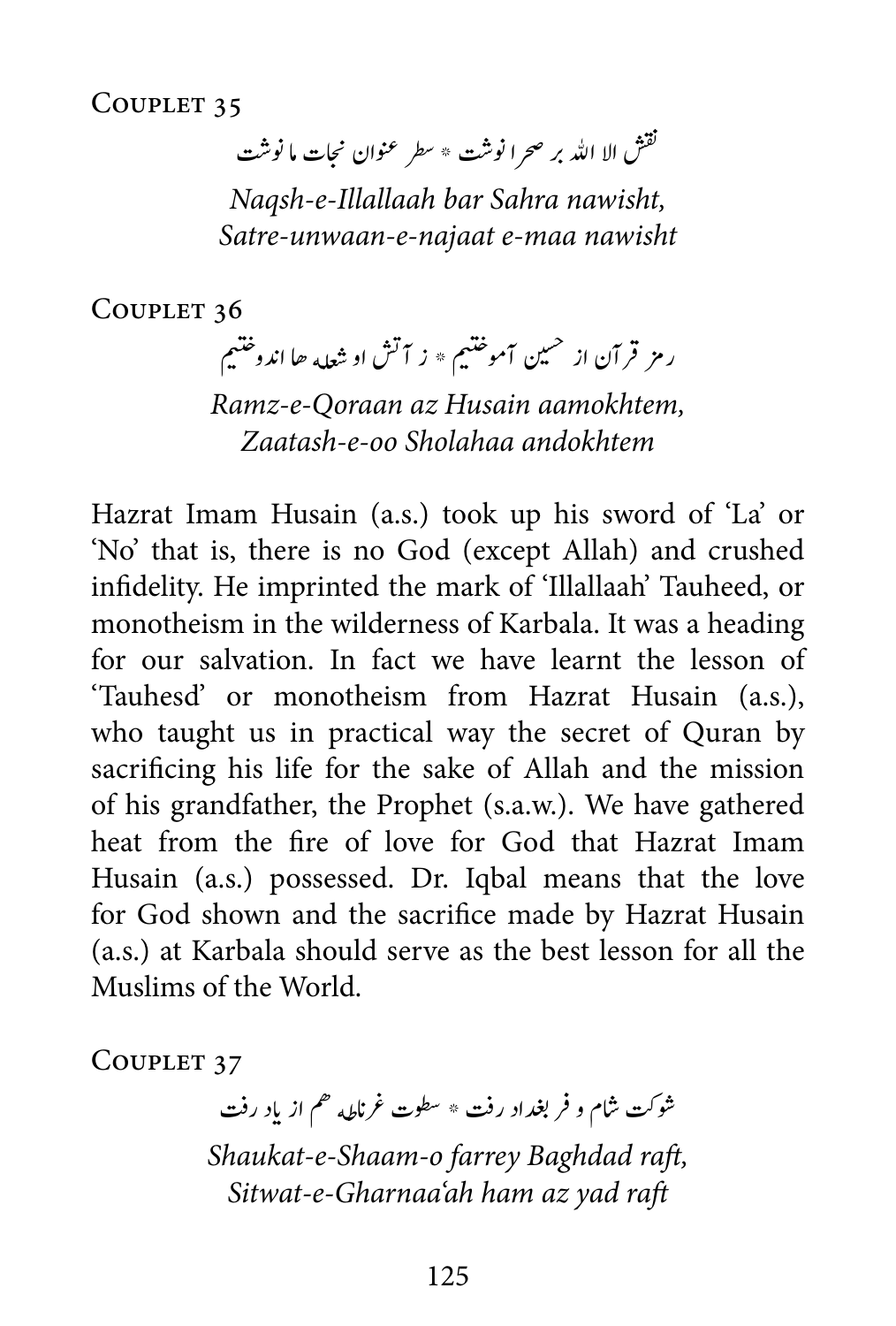Couplet 35

نقش الا اللہ بر صحرا نوشت * سطر عنوان نجات ما نوشت

*Naqsh-e-Illallaah bar Sahra nawisht,*
*Satre-unwaan-e-najaat e-maa nawisht*

Couplet 36

رمز قرآن از حسین آموختیم * ز آتش او شعلہ ھا اندوختیم

*Ramz-e-Qoraan az Husain aamokhtem,*
*Zaatash-e-oo Sholahaa andokhtem*

Hazrat Imam Husain (a.s.) took up his sword of 'La' or 'No' that is, there is no God (except Allah) and crushed infidelity. He imprinted the mark of 'Illallaah' Tauheed, or monotheism in the wilderness of Karbala. It was a heading for our salvation. In fact we have learnt the lesson of 'Tauhesd' or monotheism from Hazrat Husain (a.s.), who taught us in practical way the secret of Quran by sacrificing his life for the sake of Allah and the mission of his grandfather, the Prophet (s.a.w.). We have gathered heat from the fire of love for God that Hazrat Imam Husain (a.s.) possessed. Dr. Iqbal means that the love for God shown and the sacrifice made by Hazrat Husain (a.s.) at Karbala should serve as the best lesson for all the Muslims of the World.

Couplet 37

شوکت شام و فر بغداد رفت * سطوت غرناطہ ھم از یاد رفت

*Shaukat-e-Shaam-o farrey Baghdad raft,*
*Sitwat-e-Gharnaa'ah ham az yad raft*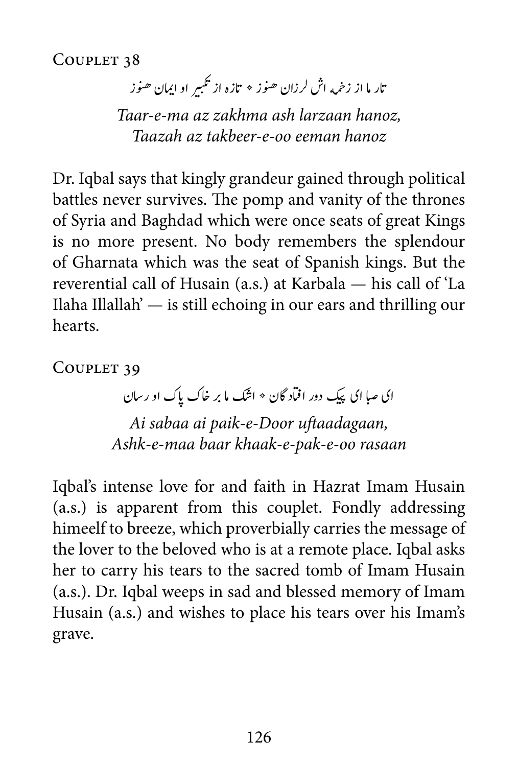## Couplet 38

تار ما از زخمہ اش لرزان ھنوز * تازہ از تکبیر او ایمان ھنوز

*Taar-e-ma az zakhma ash larzaan hanoz,*
*Taazah az takbeer-e-oo eeman hanoz*

Dr. Iqbal says that kingly grandeur gained through political battles never survives. The pomp and vanity of the thrones of Syria and Baghdad which were once seats of great Kings is no more present. No body remembers the splendour of Gharnata which was the seat of Spanish kings. But the reverential call of Husain (a.s.) at Karbala — his call of 'La Ilaha Illallah' — is still echoing in our ears and thrilling our hearts.

## Couplet 39

ای صبا ای پیک دور افتادگان * اشک ما بر خاک پاک او رسان

*Ai sabaa ai paik-e-Door uftaadagaan,*
*Ashk-e-maa baar khaak-e-pak-e-oo rasaan*

Iqbal's intense love for and faith in Hazrat Imam Husain (a.s.) is apparent from this couplet. Fondly addressing himeelf to breeze, which proverbially carries the message of the lover to the beloved who is at a remote place. Iqbal asks her to carry his tears to the sacred tomb of Imam Husain (a.s.). Dr. Iqbal weeps in sad and blessed memory of Imam Husain (a.s.) and wishes to place his tears over his Imam's grave.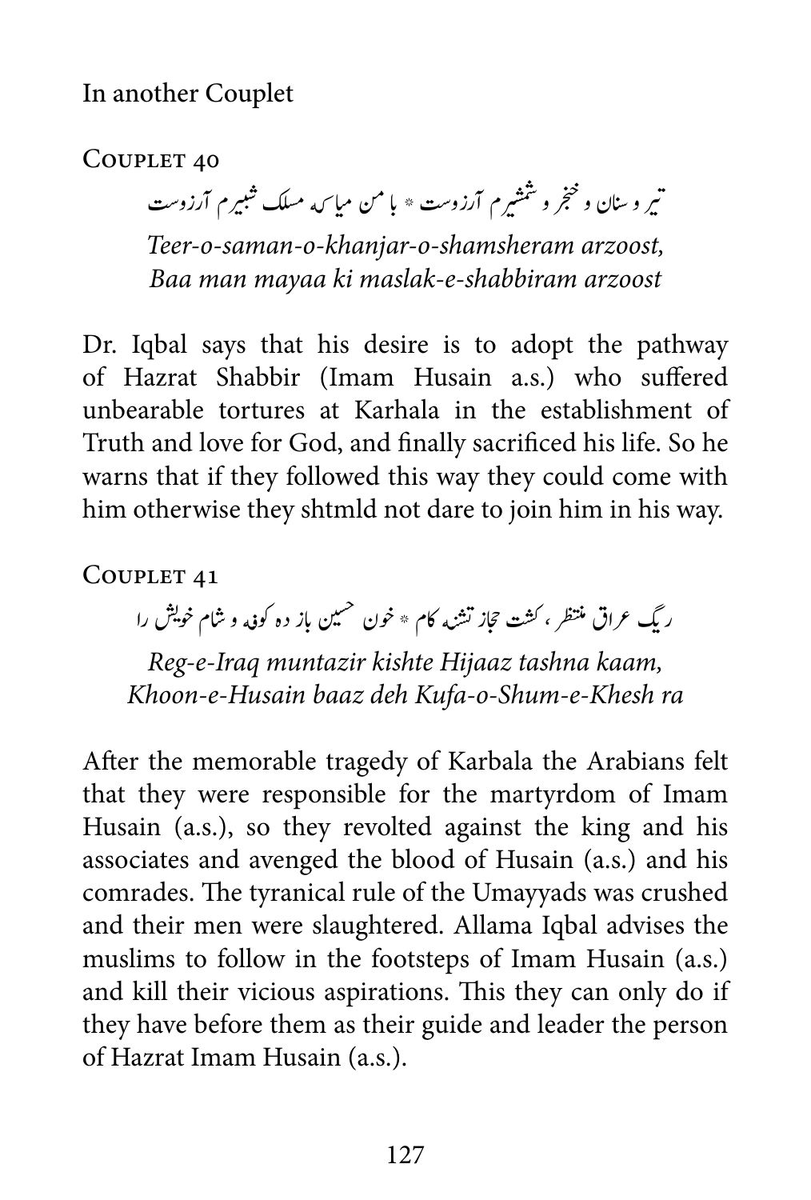In another Couplet

### Couplet 40

تیر و سنان و خنجر و شمشیرم آرزوست * با من میا کہ مسلک شبیرم آرزوست

*Teer-o-saman-o-khanjar-o-shamsheram arzoost,*
*Baa man mayaa ki maslak-e-shabbiram arzoost*

Dr. Iqbal says that his desire is to adopt the pathway of Hazrat Shabbir (Imam Husain a.s.) who suffered unbearable tortures at Karhala in the establishment of Truth and love for God, and finally sacrificed his life. So he warns that if they followed this way they could come with him otherwise they shtmld not dare to join him in his way.

### Couplet 41

ریگ عراق منتظر ، کشت حجاز تشنہ کام * خون حسین باز دہ کوفہ و شام خویش را

*Reg-e-Iraq muntazir kishte Hijaaz tashna kaam,*
*Khoon-e-Husain baaz deh Kufa-o-Shum-e-Khesh ra*

After the memorable tragedy of Karbala the Arabians felt that they were responsible for the martyrdom of Imam Husain (a.s.), so they revolted against the king and his associates and avenged the blood of Husain (a.s.) and his comrades. The tyranical rule of the Umayyads was crushed and their men were slaughtered. Allama Iqbal advises the muslims to follow in the footsteps of Imam Husain (a.s.) and kill their vicious aspirations. This they can only do if they have before them as their guide and leader the person of Hazrat Imam Husain (a.s.).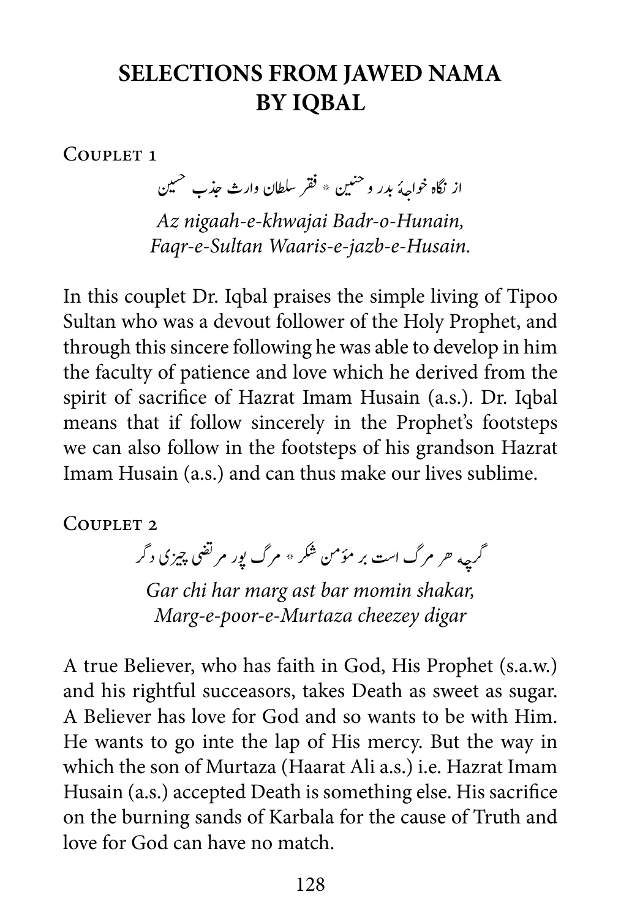## SELECTIONS FROM JAWED NAMA BY IQBAL

COUPLET 1

از نگاه خواجۂ بدر و حنین * فقر سلطان وارث جذب حسین

*Az nigaah-e-khwajai Badr-o-Hunain,*
*Faqr-e-Sultan Waaris-e-jazb-e-Husain.*

In this couplet Dr. Iqbal praises the simple living of Tipoo Sultan who was a devout follower of the Holy Prophet, and through this sincere following he was able to develop in him the faculty of patience and love which he derived from the spirit of sacrifice of Hazrat Imam Husain (a.s.). Dr. Iqbal means that if follow sincerely in the Prophet's footsteps we can also follow in the footsteps of his grandson Hazrat Imam Husain (a.s.) and can thus make our lives sublime.

COUPLET 2

گرچہ ھر مرگ است بر مؤمن شکر * مرگ پور مرتضی چیزی دگر

*Gar chi har marg ast bar momin shakar,*
*Marg-e-poor-e-Murtaza cheezey digar*

A true Believer, who has faith in God, His Prophet (s.a.w.) and his rightful succeasors, takes Death as sweet as sugar. A Believer has love for God and so wants to be with Him. He wants to go inte the lap of His mercy. But the way in which the son of Murtaza (Haarat Ali a.s.) i.e. Hazrat Imam Husain (a.s.) accepted Death is something else. His sacrifice on the burning sands of Karbala for the cause of Truth and love for God can have no match.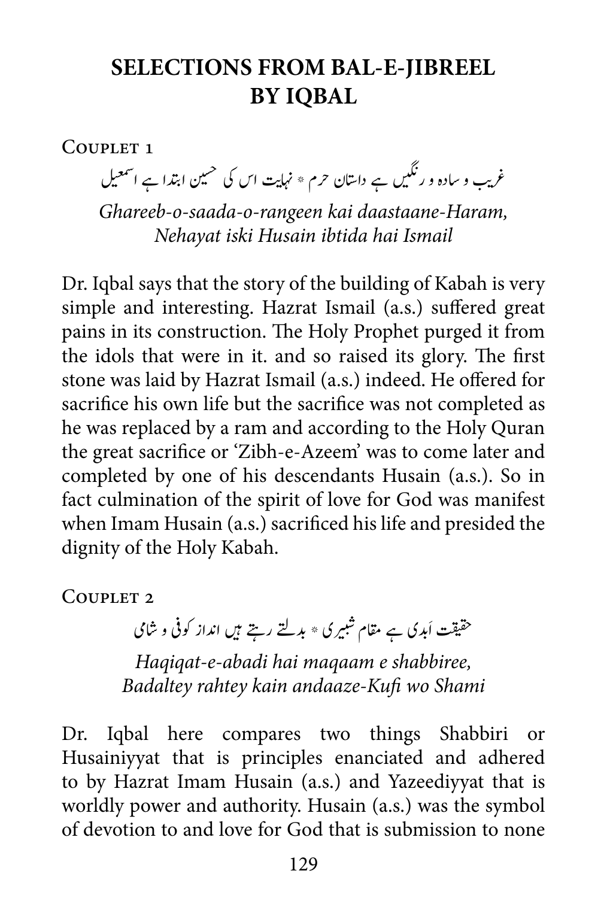# SELECTIONS FROM BAL-E-JIBREEL BY IQBAL

Couplet 1

غریب و سادہ و رنگیں ہے داستان حرم * نہایت اس کی حسین ابتدا ہے اسمٰعیل

*Ghareeb-o-saada-o-rangeen kai daastaane-Haram,*
*Nehayat iski Husain ibtida hai Ismail*

Dr. Iqbal says that the story of the building of Kabah is very simple and interesting. Hazrat Ismail (a.s.) suffered great pains in its construction. The Holy Prophet purged it from the idols that were in it. and so raised its glory. The first stone was laid by Hazrat Ismail (a.s.) indeed. He offered for sacrifice his own life but the sacrifice was not completed as he was replaced by a ram and according to the Holy Quran the great sacrifice or 'Zibh-e-Azeem' was to come later and completed by one of his descendants Husain (a.s.). So in fact culmination of the spirit of love for God was manifest when Imam Husain (a.s.) sacrificed his life and presided the dignity of the Holy Kabah.

Couplet 2

حقیقت اَبدی ہے مقام شبیری * بدلتے رہتے ہیں انداز کوفی و شامی

*Haqiqat-e-abadi hai maqaam e shabbiree,*
*Badaltey rahtey kain andaaze-Kufi wo Shami*

Dr. Iqbal here compares two things Shabbiri or Husainiyyat that is principles enanciated and adhered to by Hazrat Imam Husain (a.s.) and Yazeediyyat that is worldly power and authority. Husain (a.s.) was the symbol of devotion to and love for God that is submission to none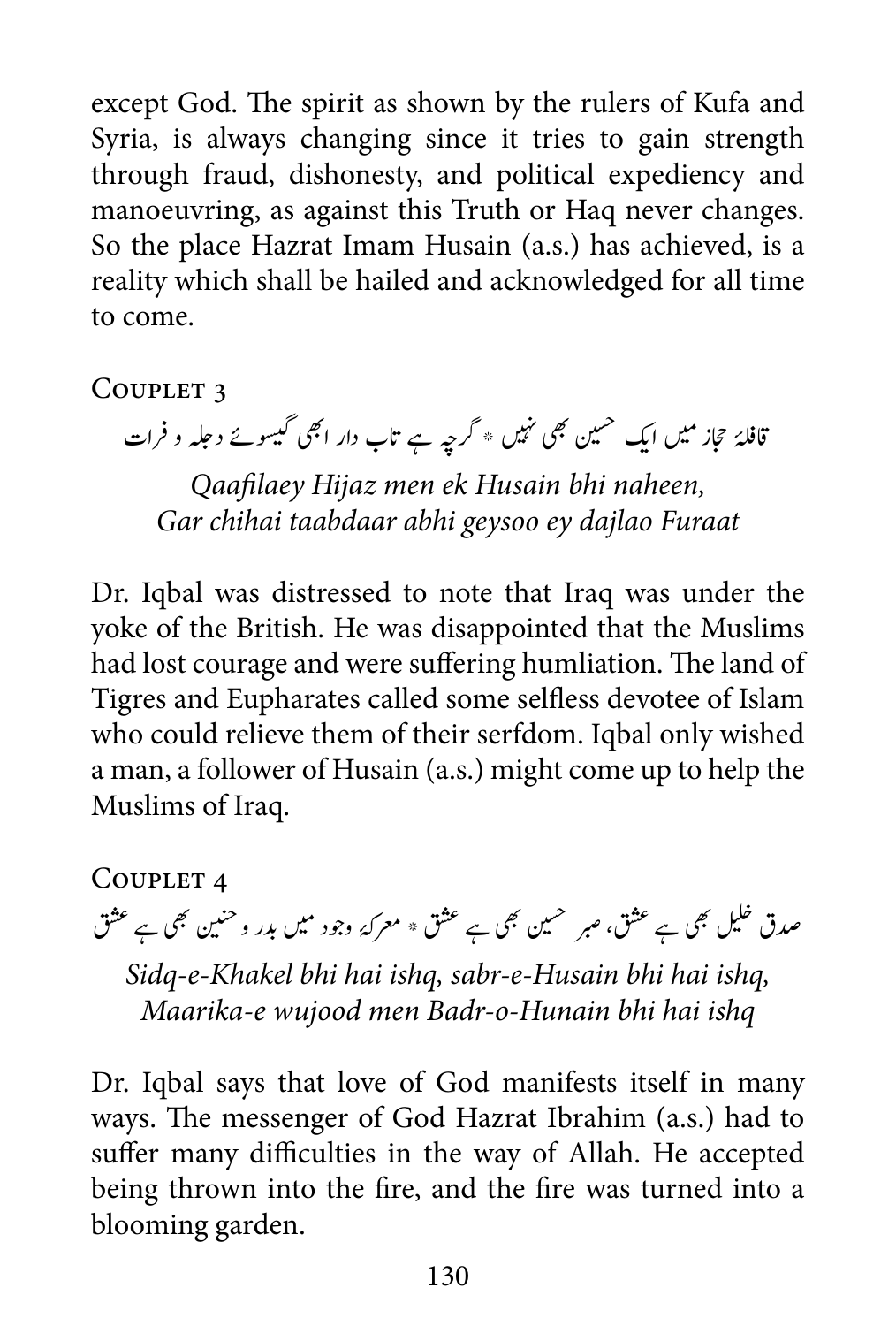except God. The spirit as shown by the rulers of Kufa and Syria, is always changing since it tries to gain strength through fraud, dishonesty, and political expediency and manoeuvring, as against this Truth or Haq never changes. So the place Hazrat Imam Husain (a.s.) has achieved, is a reality which shall be hailed and acknowledged for all time to come.

### Couplet 3

قافلۂ حجاز میں ایک حسین بھی نہیں * گرچہ ہے تاب دار ابھی گیسوئے دجلہ و فرات

*Qaafilaey Hijaz men ek Husain bhi naheen,*
*Gar chihai taabdaar abhi geysoo ey dajlao Furaat*

Dr. Iqbal was distressed to note that Iraq was under the yoke of the British. He was disappointed that the Muslims had lost courage and were suffering humliation. The land of Tigres and Eupharates called some selfless devotee of Islam who could relieve them of their serfdom. Iqbal only wished a man, a follower of Husain (a.s.) might come up to help the Muslims of Iraq.

### Couplet 4

صدق خلیل بھی ہے عشق، صبر حسین بھی ہے عشق * معرکۂ وجود میں بدر و حنین بھی ہے عشق

*Sidq-e-Khakel bhi hai ishq, sabr-e-Husain bhi hai ishq,*
*Maarika-e wujood men Badr-o-Hunain bhi hai ishq*

Dr. Iqbal says that love of God manifests itself in many ways. The messenger of God Hazrat Ibrahim (a.s.) had to suffer many difficulties in the way of Allah. He accepted being thrown into the fire, and the fire was turned into a blooming garden.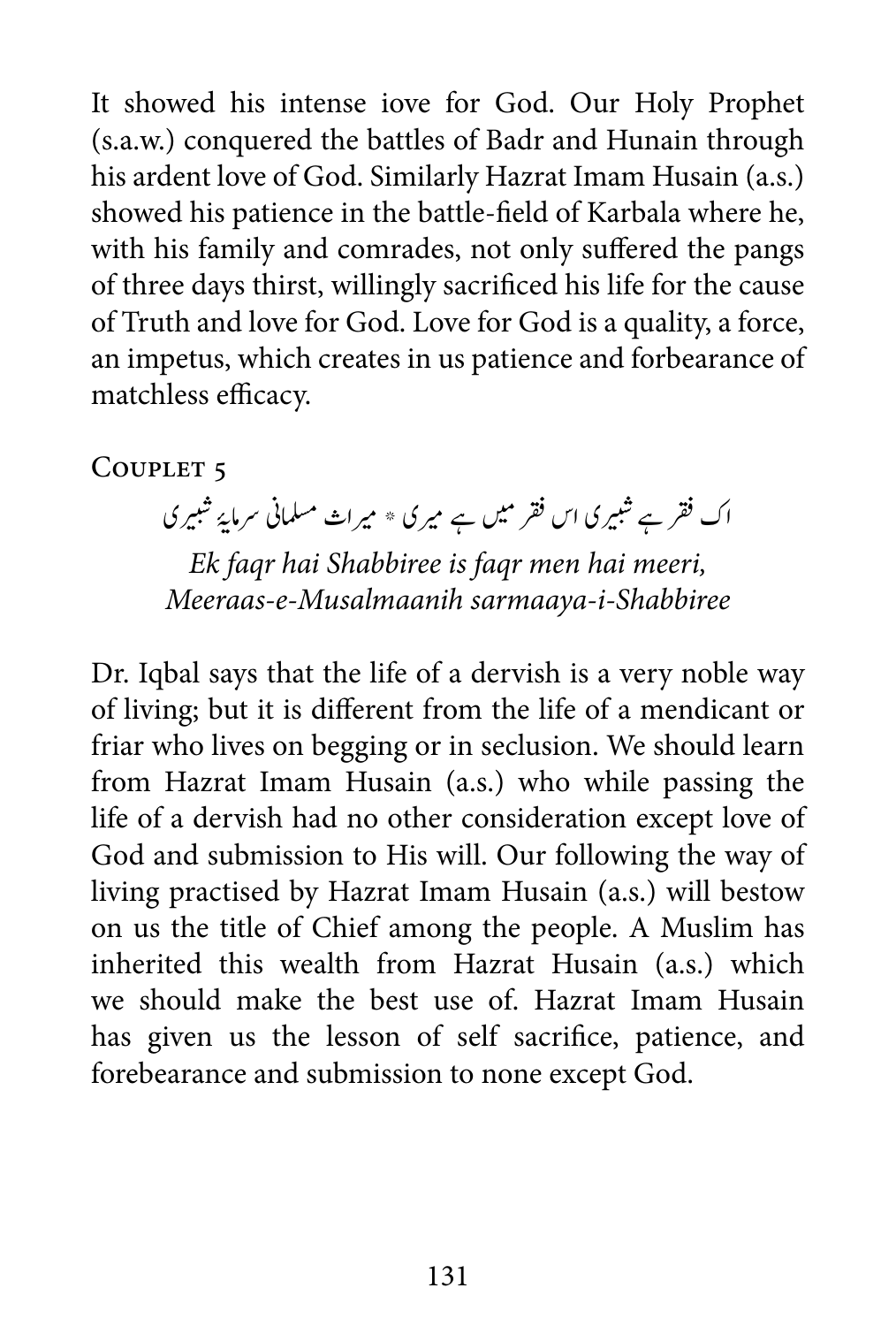It showed his intense iove for God. Our Holy Prophet (s.a.w.) conquered the battles of Badr and Hunain through his ardent love of God. Similarly Hazrat Imam Husain (a.s.) showed his patience in the battle-field of Karbala where he, with his family and comrades, not only suffered the pangs of three days thirst, willingly sacrificed his life for the cause of Truth and love for God. Love for God is a quality, a force, an impetus, which creates in us patience and forbearance of matchless efficacy.

### Couplet 5

اک فقر ہے شبیری اس فقر میں ہے میری * میراث مسلمانی سرمایۂ شبیری

*Ek faqr hai Shabbiree is faqr men hai meeri,*
*Meeraas-e-Musalmaanih sarmaaya-i-Shabbiree*

Dr. Iqbal says that the life of a dervish is a very noble way of living; but it is different from the life of a mendicant or friar who lives on begging or in seclusion. We should learn from Hazrat Imam Husain (a.s.) who while passing the life of a dervish had no other consideration except love of God and submission to His will. Our following the way of living practised by Hazrat Imam Husain (a.s.) will bestow on us the title of Chief among the people. A Muslim has inherited this wealth from Hazrat Husain (a.s.) which we should make the best use of. Hazrat Imam Husain has given us the lesson of self sacrifice, patience, and forebearance and submission to none except God.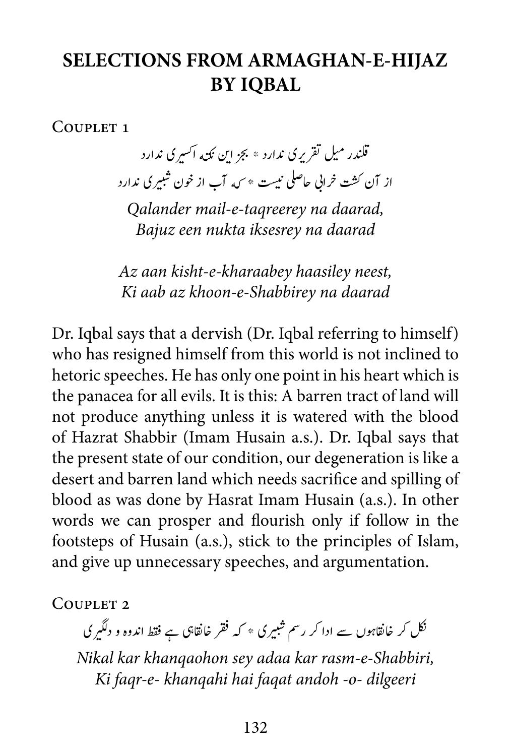# SELECTIONS FROM ARMAGHAN-E-HIJAZ BY IQBAL

COUPLET 1

قلندر میل تقریری ندارد * بجز این نکتہ اکسیری ندارد
از آن کشت خرابی حاصلی نیست * کہ آب از خون شبیری ندارد

*Qalander mail-e-taqreerey na daarad,*
*Bajuz een nukta iksesrey na daarad*

*Az aan kisht-e-kharaabey haasiley neest,*
*Ki aab az khoon-e-Shabbirey na daarad*

Dr. Iqbal says that a dervish (Dr. Iqbal referring to himself) who has resigned himself from this world is not inclined to hetoric speeches. He has only one point in his heart which is the panacea for all evils. It is this: A barren tract of land will not produce anything unless it is watered with the blood of Hazrat Shabbir (Imam Husain a.s.). Dr. Iqbal says that the present state of our condition, our degeneration is like a desert and barren land which needs sacrifice and spilling of blood as was done by Hasrat Imam Husain (a.s.). In other words we can prosper and flourish only if follow in the footsteps of Husain (a.s.), stick to the principles of Islam, and give up unnecessary speeches, and argumentation.

COUPLET 2

نکل کر خانقاہوں سے ادا کر رسم شبیری * کہ فقر خانقاہی ہے فقط اندوہ و دلگیری

*Nikal kar khanqaohon sey adaa kar rasm-e-Shabbiri,*
*Ki faqr-e- khanqahi hai faqat andoh -o- dilgeeri*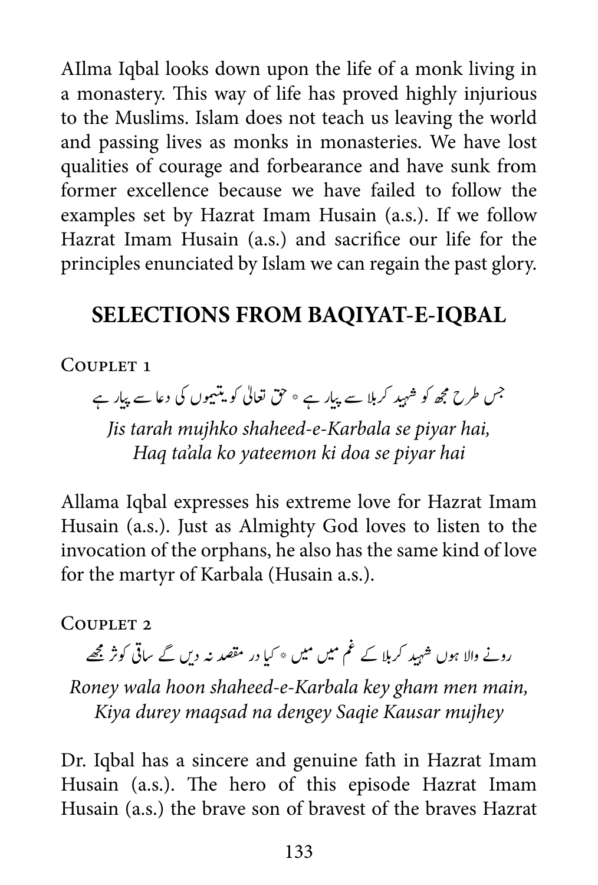AIlma Iqbal looks down upon the life of a monk living in a monastery. This way of life has proved highly injurious to the Muslims. Islam does not teach us leaving the world and passing lives as monks in monasteries. We have lost qualities of courage and forbearance and have sunk from former excellence because we have failed to follow the examples set by Hazrat Imam Husain (a.s.). If we follow Hazrat Imam Husain (a.s.) and sacrifice our life for the principles enunciated by Islam we can regain the past glory.

## SELECTIONS FROM BAQIYAT-E-IQBAL

Couplet 1

جس طرح مجھ کو شہید کربلا سے پیار ہے * حق تعالیٰ کو یتیموں کی دعا سے پیار ہے

*Jis tarah mujhko shaheed-e-Karbala se piyar hai,*
*Haq ta'ala ko yateemon ki doa se piyar hai*

Allama Iqbal expresses his extreme love for Hazrat Imam Husain (a.s.). Just as Almighty God loves to listen to the invocation of the orphans, he also has the same kind of love for the martyr of Karbala (Husain a.s.).

Couplet 2

رونے والا ہوں شہید کربلا کے غم میں میں * کیا در مقصد نہ دیں گے ساقی کوثر مجھے

*Roney wala hoon shaheed-e-Karbala key gham men main,*
*Kiya durey maqsad na dengey Saqie Kausar mujhey*

Dr. Iqbal has a sincere and genuine fath in Hazrat Imam Husain (a.s.). The hero of this episode Hazrat Imam Husain (a.s.) the brave son of bravest of the braves Hazrat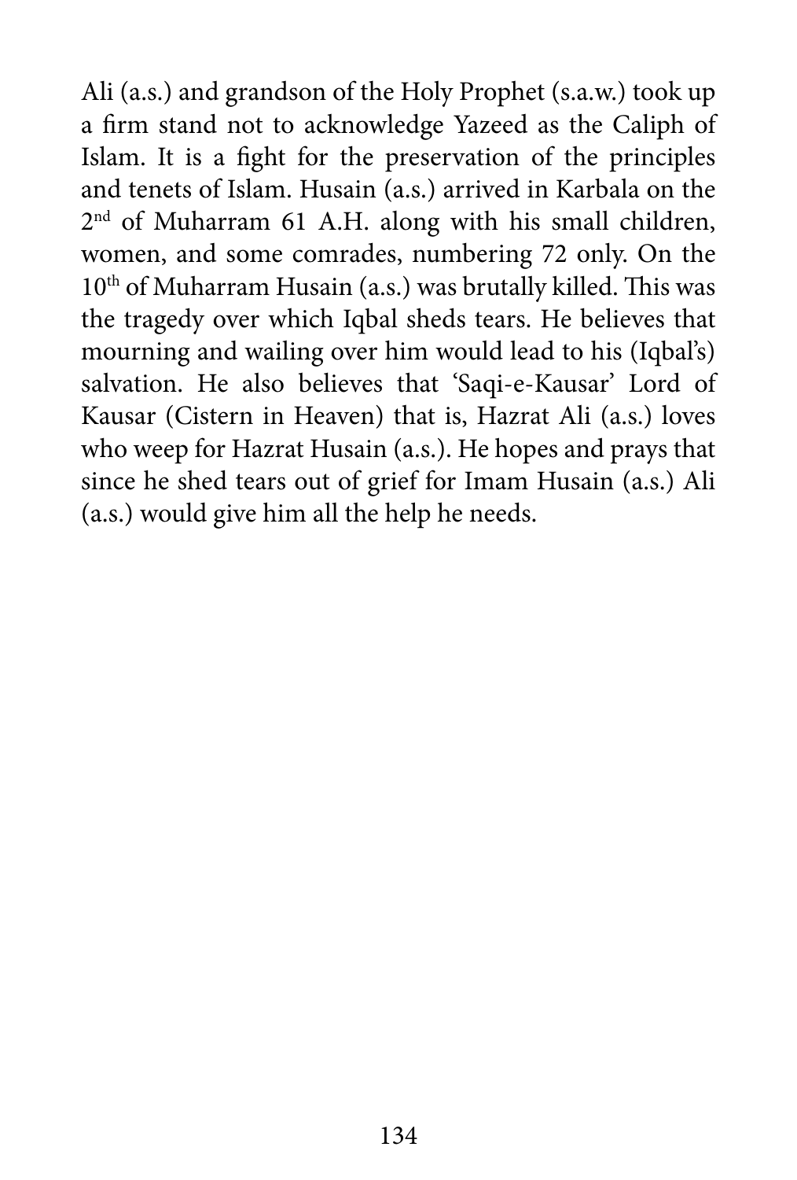Ali (a.s.) and grandson of the Holy Prophet (s.a.w.) took up a firm stand not to acknowledge Yazeed as the Caliph of Islam. It is a fight for the preservation of the principles and tenets of Islam. Husain (a.s.) arrived in Karbala on the 2nd of Muharram 61 A.H. along with his small children, women, and some comrades, numbering 72 only. On the 10th of Muharram Husain (a.s.) was brutally killed. This was the tragedy over which Iqbal sheds tears. He believes that mourning and wailing over him would lead to his (Iqbal's) salvation. He also believes that 'Saqi-e-Kausar' Lord of Kausar (Cistern in Heaven) that is, Hazrat Ali (a.s.) loves who weep for Hazrat Husain (a.s.). He hopes and prays that since he shed tears out of grief for Imam Husain (a.s.) Ali (a.s.) would give him all the help he needs.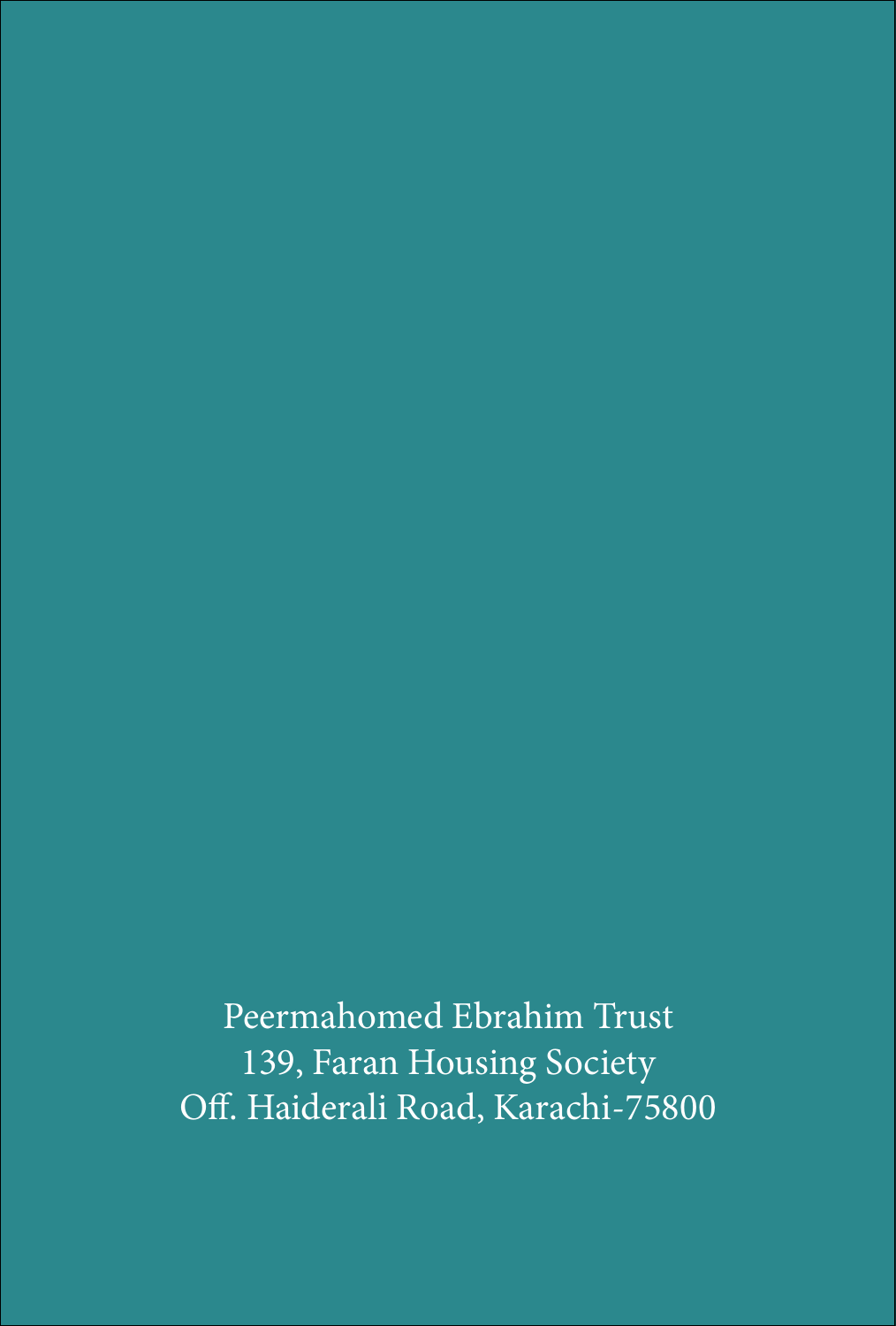Peermahomed Ebrahim Trust
139, Faran Housing Society
Off. Haiderali Road, Karachi-75800